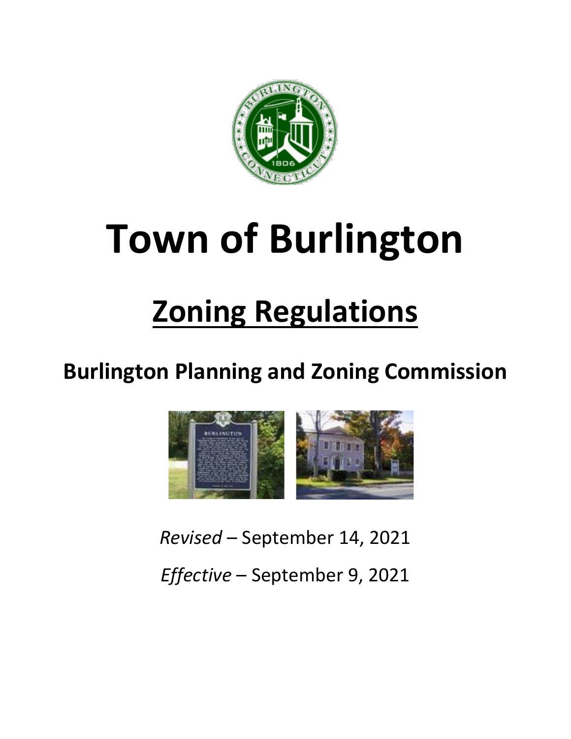# Town of Burlington

## Zoning Regulations

### Burlington Planning and Zoning Commission

*Revised* – September 14, 2021

*Effective* – September 9, 2021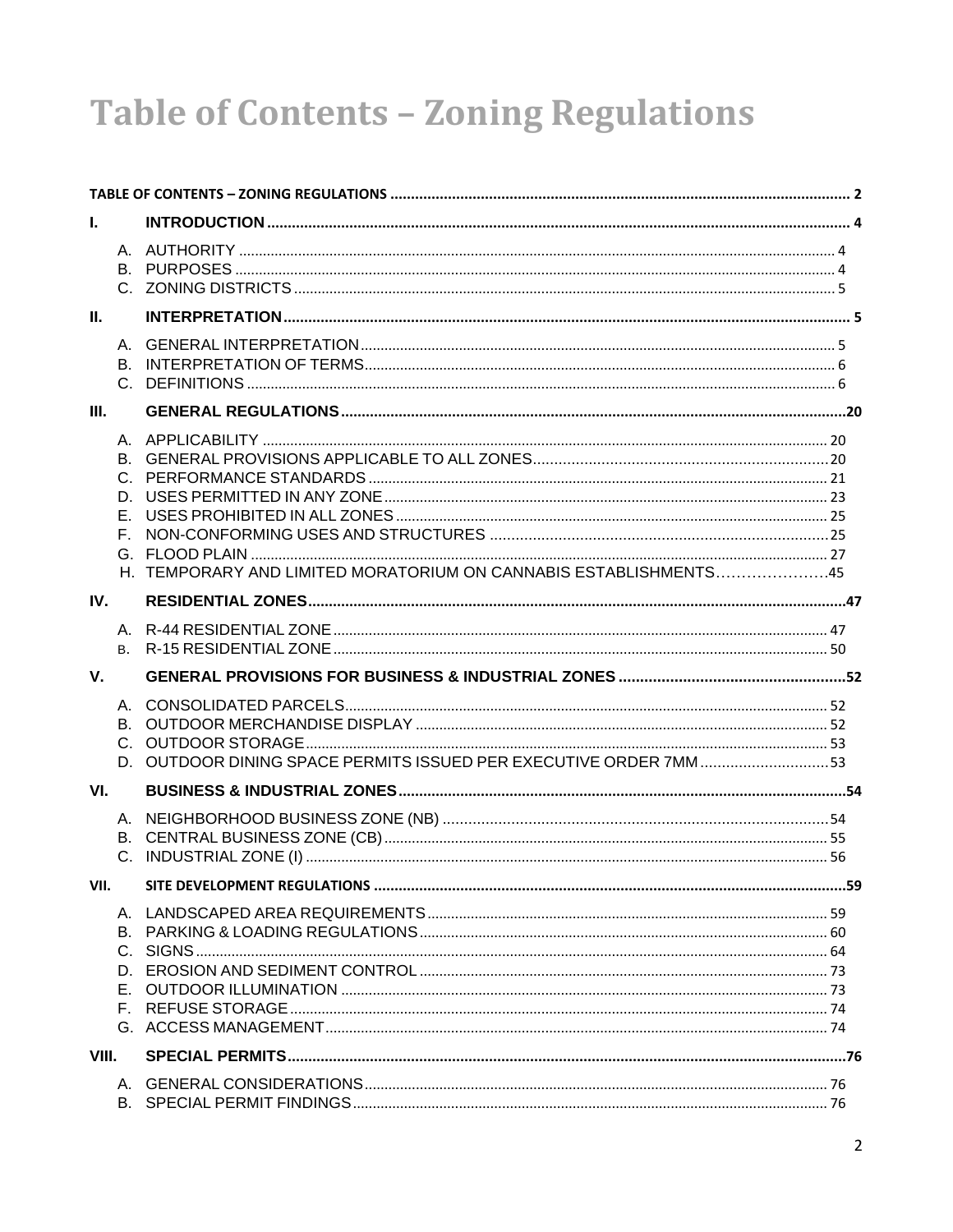# Table of Contents – Zoning Regulations

TABLE OF CONTENTS – ZONING REGULATIONS ............ 2

**I. INTRODUCTION** ............ 4

- A. AUTHORITY ............ 4
- B. PURPOSES ............ 4
- C. ZONING DISTRICTS ............ 5

**II. INTERPRETATION** ............ 5

- A. GENERAL INTERPRETATION ............ 5
- B. INTERPRETATION OF TERMS ............ 6
- C. DEFINITIONS ............ 6

**III. GENERAL REGULATIONS** ............ 20

- A. APPLICABILITY ............ 20
- B. GENERAL PROVISIONS APPLICABLE TO ALL ZONES ............ 20
- C. PERFORMANCE STANDARDS ............ 21
- D. USES PERMITTED IN ANY ZONE ............ 23
- E. USES PROHIBITED IN ALL ZONES ............ 25
- F. NON-CONFORMING USES AND STRUCTURES ............ 25
- G. FLOOD PLAIN ............ 27
- H. TEMPORARY AND LIMITED MORATORIUM ON CANNABIS ESTABLISHMENTS ............ 45

**IV. RESIDENTIAL ZONES** ............ 47

- A. R-44 RESIDENTIAL ZONE ............ 47
- B. R-15 RESIDENTIAL ZONE ............ 50

**V. GENERAL PROVISIONS FOR BUSINESS & INDUSTRIAL ZONES** ............ 52

- A. CONSOLIDATED PARCELS ............ 52
- B. OUTDOOR MERCHANDISE DISPLAY ............ 52
- C. OUTDOOR STORAGE ............ 53
- D. OUTDOOR DINING SPACE PERMITS ISSUED PER EXECUTIVE ORDER 7MM ............ 53

**VI. BUSINESS & INDUSTRIAL ZONES** ............ 54

- A. NEIGHBORHOOD BUSINESS ZONE (NB) ............ 54
- B. CENTRAL BUSINESS ZONE (CB) ............ 55
- C. INDUSTRIAL ZONE (I) ............ 56

**VII. SITE DEVELOPMENT REGULATIONS** ............ 59

- A. LANDSCAPED AREA REQUIREMENTS ............ 59
- B. PARKING & LOADING REGULATIONS ............ 60
- C. SIGNS ............ 64
- D. EROSION AND SEDIMENT CONTROL ............ 73
- E. OUTDOOR ILLUMINATION ............ 73
- F. REFUSE STORAGE ............ 74
- G. ACCESS MANAGEMENT ............ 74

**VIII. SPECIAL PERMITS** ............ 76

- A. GENERAL CONSIDERATIONS ............ 76
- B. SPECIAL PERMIT FINDINGS ............ 76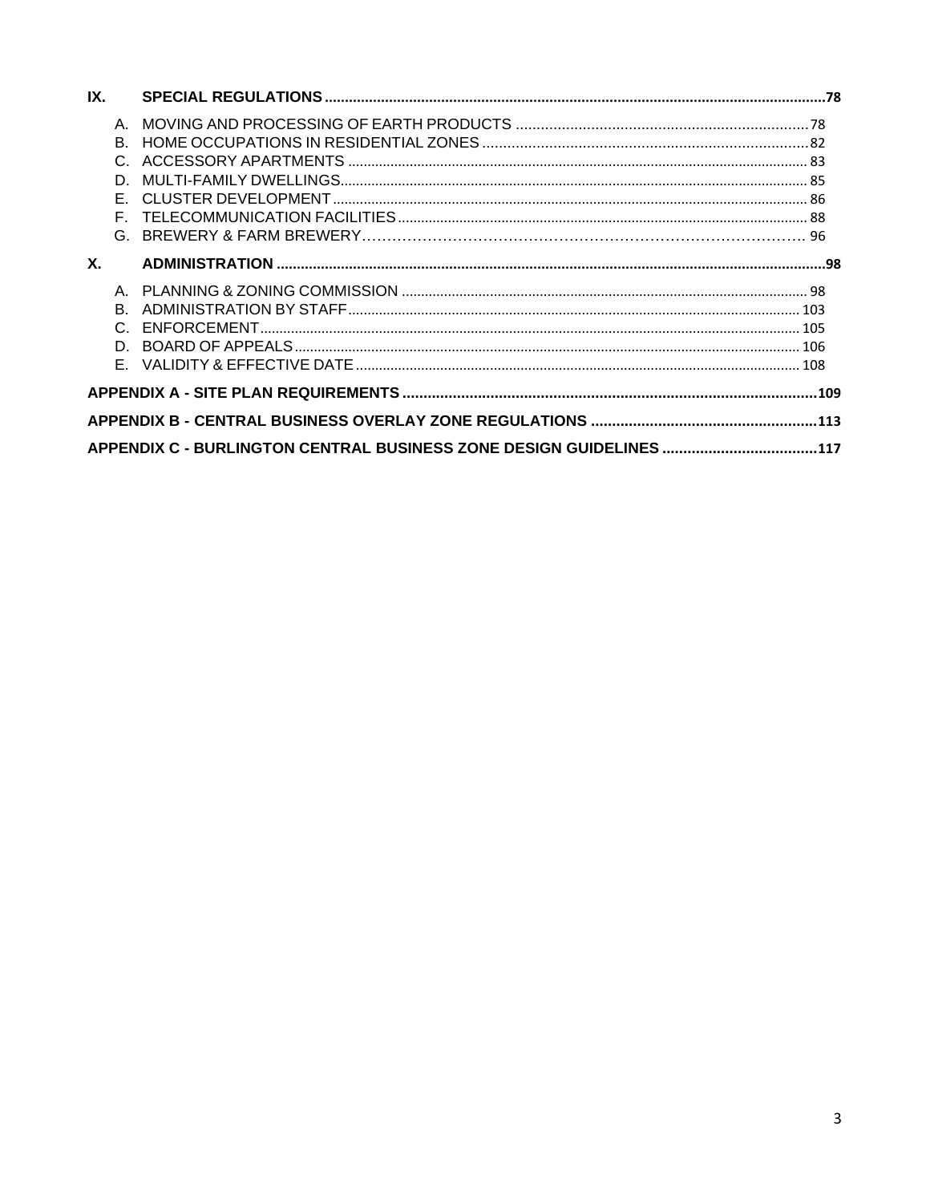**IX. SPECIAL REGULATIONS** ..... **78**

- A. MOVING AND PROCESSING OF EARTH PRODUCTS ..... 78
- B. HOME OCCUPATIONS IN RESIDENTIAL ZONES ..... 82
- C. ACCESSORY APARTMENTS ..... 83
- D. MULTI-FAMILY DWELLINGS ..... 85
- E. CLUSTER DEVELOPMENT ..... 86
- F. TELECOMMUNICATION FACILITIES ..... 88
- G. BREWERY & FARM BREWERY ..... 96

**X. ADMINISTRATION** ..... **98**

- A. PLANNING & ZONING COMMISSION ..... 98
- B. ADMINISTRATION BY STAFF ..... 103
- C. ENFORCEMENT ..... 105
- D. BOARD OF APPEALS ..... 106
- E. VALIDITY & EFFECTIVE DATE ..... 108

**APPENDIX A - SITE PLAN REQUIREMENTS** ..... **109**

**APPENDIX B - CENTRAL BUSINESS OVERLAY ZONE REGULATIONS** ..... **113**

**APPENDIX C - BURLINGTON CENTRAL BUSINESS ZONE DESIGN GUIDELINES** ..... **117**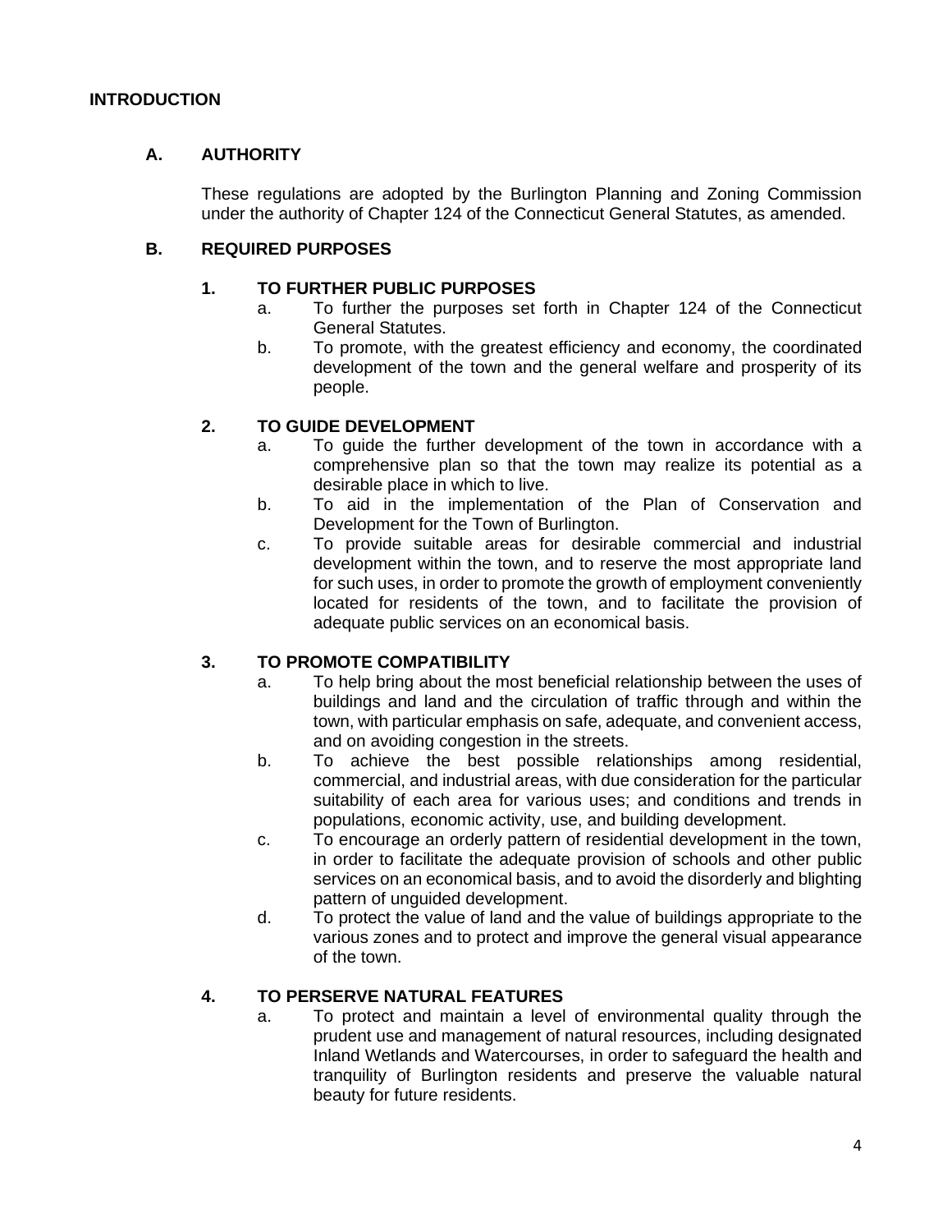# INTRODUCTION

## A. AUTHORITY

These regulations are adopted by the Burlington Planning and Zoning Commission under the authority of Chapter 124 of the Connecticut General Statutes, as amended.

## B. REQUIRED PURPOSES

### 1. TO FURTHER PUBLIC PURPOSES

a. To further the purposes set forth in Chapter 124 of the Connecticut General Statutes.

b. To promote, with the greatest efficiency and economy, the coordinated development of the town and the general welfare and prosperity of its people.

### 2. TO GUIDE DEVELOPMENT

a. To guide the further development of the town in accordance with a comprehensive plan so that the town may realize its potential as a desirable place in which to live.

b. To aid in the implementation of the Plan of Conservation and Development for the Town of Burlington.

c. To provide suitable areas for desirable commercial and industrial development within the town, and to reserve the most appropriate land for such uses, in order to promote the growth of employment conveniently located for residents of the town, and to facilitate the provision of adequate public services on an economical basis.

### 3. TO PROMOTE COMPATIBILITY

a. To help bring about the most beneficial relationship between the uses of buildings and land and the circulation of traffic through and within the town, with particular emphasis on safe, adequate, and convenient access, and on avoiding congestion in the streets.

b. To achieve the best possible relationships among residential, commercial, and industrial areas, with due consideration for the particular suitability of each area for various uses; and conditions and trends in populations, economic activity, use, and building development.

c. To encourage an orderly pattern of residential development in the town, in order to facilitate the adequate provision of schools and other public services on an economical basis, and to avoid the disorderly and blighting pattern of unguided development.

d. To protect the value of land and the value of buildings appropriate to the various zones and to protect and improve the general visual appearance of the town.

### 4. TO PERSERVE NATURAL FEATURES

a. To protect and maintain a level of environmental quality through the prudent use and management of natural resources, including designated Inland Wetlands and Watercourses, in order to safeguard the health and tranquility of Burlington residents and preserve the valuable natural beauty for future residents.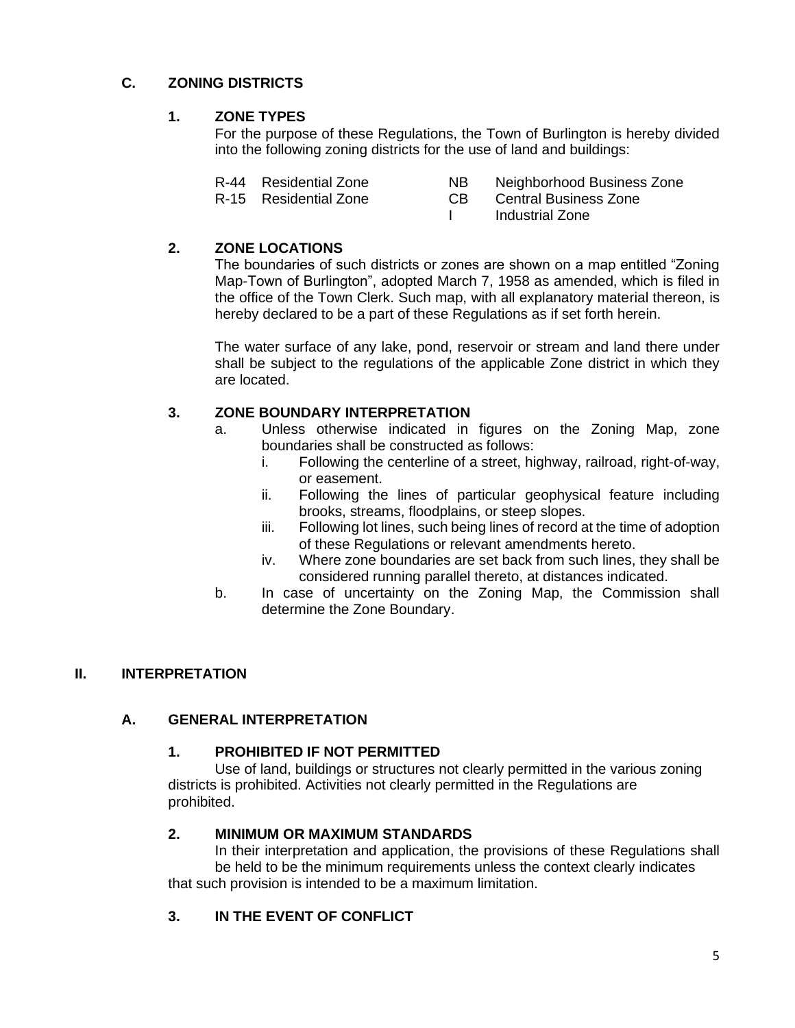### C. ZONING DISTRICTS

#### 1. ZONE TYPES

For the purpose of these Regulations, the Town of Burlington is hereby divided into the following zoning districts for the use of land and buildings:

| | | | |
|---|---|---|---|
| R-44 | Residential Zone | NB | Neighborhood Business Zone |
| R-15 | Residential Zone | CB | Central Business Zone |
| | | I | Industrial Zone |

#### 2. ZONE LOCATIONS

The boundaries of such districts or zones are shown on a map entitled "Zoning Map-Town of Burlington", adopted March 7, 1958 as amended, which is filed in the office of the Town Clerk. Such map, with all explanatory material thereon, is hereby declared to be a part of these Regulations as if set forth herein.

The water surface of any lake, pond, reservoir or stream and land there under shall be subject to the regulations of the applicable Zone district in which they are located.

#### 3. ZONE BOUNDARY INTERPRETATION

a. Unless otherwise indicated in figures on the Zoning Map, zone boundaries shall be constructed as follows:
   i. Following the centerline of a street, highway, railroad, right-of-way, or easement.
   ii. Following the lines of particular geophysical feature including brooks, streams, floodplains, or steep slopes.
   iii. Following lot lines, such being lines of record at the time of adoption of these Regulations or relevant amendments hereto.
   iv. Where zone boundaries are set back from such lines, they shall be considered running parallel thereto, at distances indicated.

b. In case of uncertainty on the Zoning Map, the Commission shall determine the Zone Boundary.

## II. INTERPRETATION

### A. GENERAL INTERPRETATION

#### 1. PROHIBITED IF NOT PERMITTED

Use of land, buildings or structures not clearly permitted in the various zoning districts is prohibited. Activities not clearly permitted in the Regulations are prohibited.

#### 2. MINIMUM OR MAXIMUM STANDARDS

In their interpretation and application, the provisions of these Regulations shall be held to be the minimum requirements unless the context clearly indicates that such provision is intended to be a maximum limitation.

#### 3. IN THE EVENT OF CONFLICT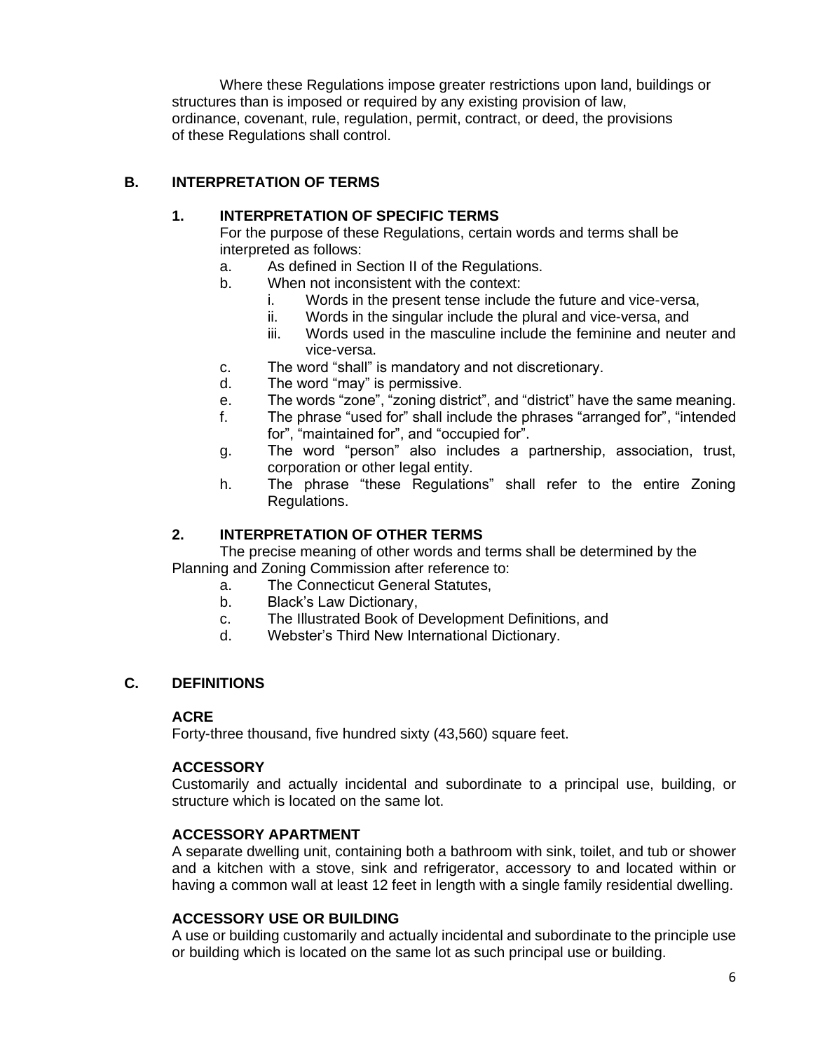Where these Regulations impose greater restrictions upon land, buildings or structures than is imposed or required by any existing provision of law, ordinance, covenant, rule, regulation, permit, contract, or deed, the provisions of these Regulations shall control.

## B. INTERPRETATION OF TERMS

### 1. INTERPRETATION OF SPECIFIC TERMS

For the purpose of these Regulations, certain words and terms shall be interpreted as follows:

a. As defined in Section II of the Regulations.

b. When not inconsistent with the context:

   i. Words in the present tense include the future and vice-versa,

   ii. Words in the singular include the plural and vice-versa, and

   iii. Words used in the masculine include the feminine and neuter and vice-versa.

c. The word "shall" is mandatory and not discretionary.

d. The word "may" is permissive.

e. The words "zone", "zoning district", and "district" have the same meaning.

f. The phrase "used for" shall include the phrases "arranged for", "intended for", "maintained for", and "occupied for".

g. The word "person" also includes a partnership, association, trust, corporation or other legal entity.

h. The phrase "these Regulations" shall refer to the entire Zoning Regulations.

### 2. INTERPRETATION OF OTHER TERMS

The precise meaning of other words and terms shall be determined by the Planning and Zoning Commission after reference to:

a. The Connecticut General Statutes,

b. Black's Law Dictionary,

c. The Illustrated Book of Development Definitions, and

d. Webster's Third New International Dictionary.

## C. DEFINITIONS

**ACRE**

Forty-three thousand, five hundred sixty (43,560) square feet.

**ACCESSORY**

Customarily and actually incidental and subordinate to a principal use, building, or structure which is located on the same lot.

**ACCESSORY APARTMENT**

A separate dwelling unit, containing both a bathroom with sink, toilet, and tub or shower and a kitchen with a stove, sink and refrigerator, accessory to and located within or having a common wall at least 12 feet in length with a single family residential dwelling.

**ACCESSORY USE OR BUILDING**

A use or building customarily and actually incidental and subordinate to the principle use or building which is located on the same lot as such principal use or building.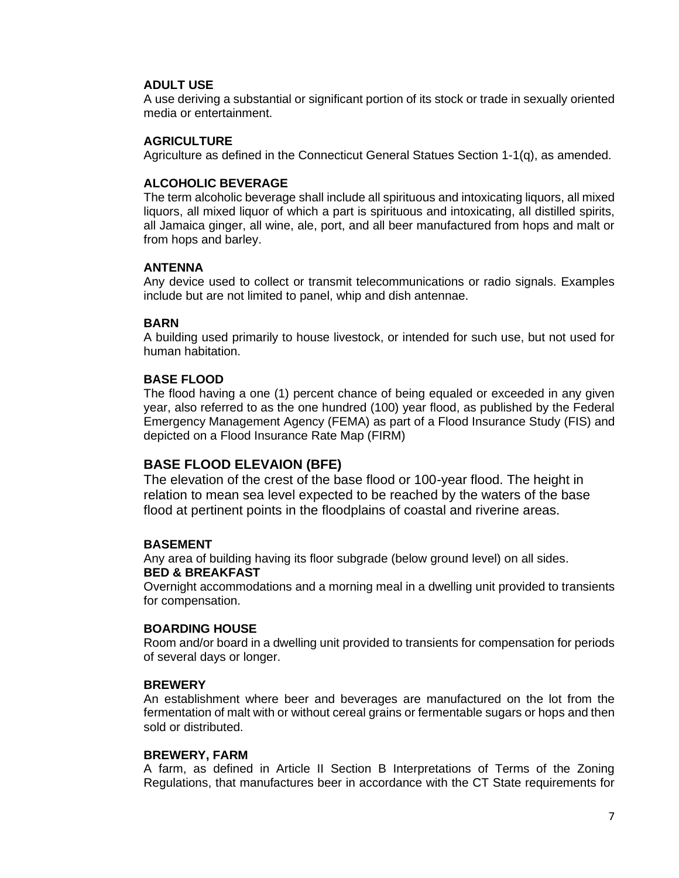**ADULT USE**
A use deriving a substantial or significant portion of its stock or trade in sexually oriented media or entertainment.

**AGRICULTURE**
Agriculture as defined in the Connecticut General Statues Section 1-1(q), as amended.

**ALCOHOLIC BEVERAGE**
The term alcoholic beverage shall include all spirituous and intoxicating liquors, all mixed liquors, all mixed liquor of which a part is spirituous and intoxicating, all distilled spirits, all Jamaica ginger, all wine, ale, port, and all beer manufactured from hops and malt or from hops and barley.

**ANTENNA**
Any device used to collect or transmit telecommunications or radio signals. Examples include but are not limited to panel, whip and dish antennae.

**BARN**
A building used primarily to house livestock, or intended for such use, but not used for human habitation.

**BASE FLOOD**
The flood having a one (1) percent chance of being equaled or exceeded in any given year, also referred to as the one hundred (100) year flood, as published by the Federal Emergency Management Agency (FEMA) as part of a Flood Insurance Study (FIS) and depicted on a Flood Insurance Rate Map (FIRM)

**BASE FLOOD ELEVAION (BFE)**
The elevation of the crest of the base flood or 100-year flood. The height in relation to mean sea level expected to be reached by the waters of the base flood at pertinent points in the floodplains of coastal and riverine areas.

**BASEMENT**
Any area of building having its floor subgrade (below ground level) on all sides.

**BED & BREAKFAST**
Overnight accommodations and a morning meal in a dwelling unit provided to transients for compensation.

**BOARDING HOUSE**
Room and/or board in a dwelling unit provided to transients for compensation for periods of several days or longer.

**BREWERY**
An establishment where beer and beverages are manufactured on the lot from the fermentation of malt with or without cereal grains or fermentable sugars or hops and then sold or distributed.

**BREWERY, FARM**
A farm, as defined in Article II Section B Interpretations of Terms of the Zoning Regulations, that manufactures beer in accordance with the CT State requirements for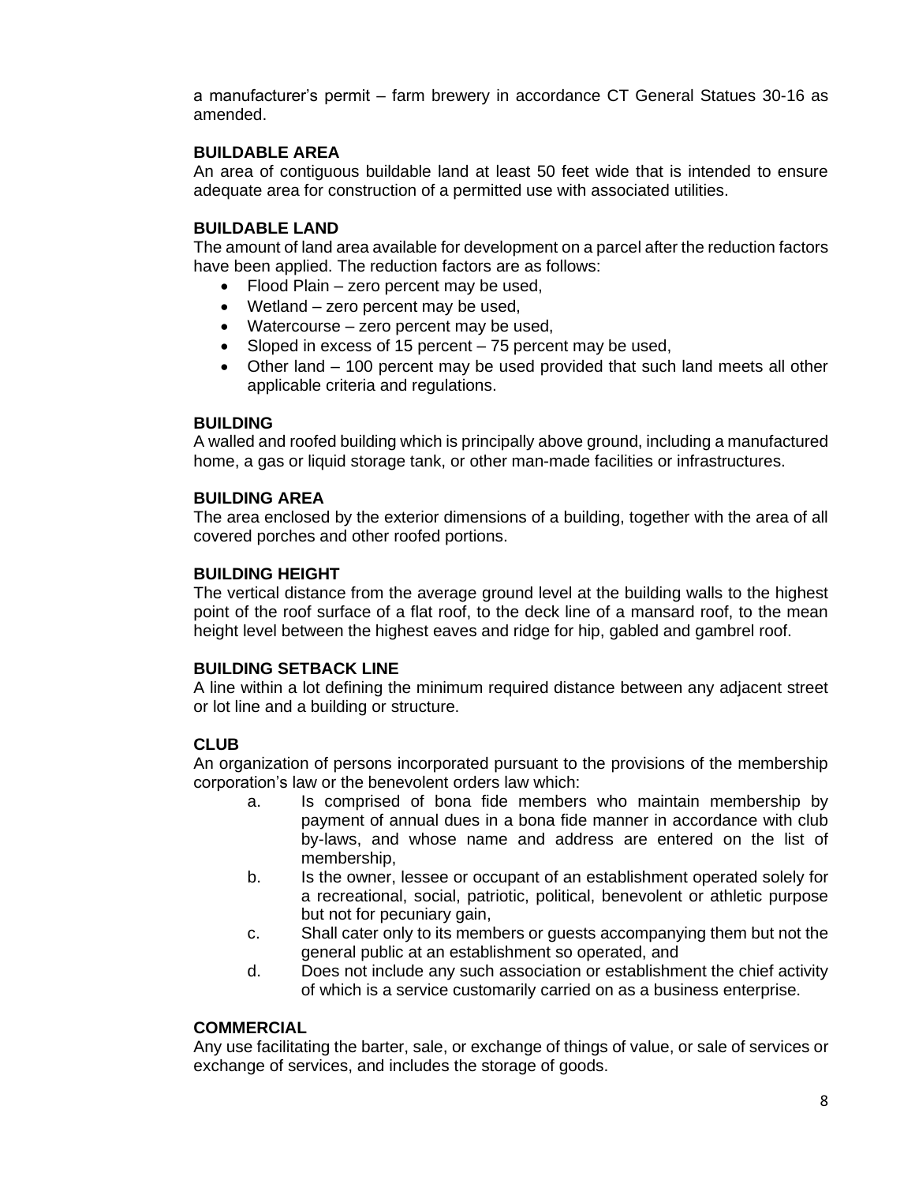a manufacturer's permit – farm brewery in accordance CT General Statues 30-16 as amended.

**BUILDABLE AREA**
An area of contiguous buildable land at least 50 feet wide that is intended to ensure adequate area for construction of a permitted use with associated utilities.

**BUILDABLE LAND**
The amount of land area available for development on a parcel after the reduction factors have been applied. The reduction factors are as follows:

- Flood Plain – zero percent may be used,
- Wetland – zero percent may be used,
- Watercourse – zero percent may be used,
- Sloped in excess of 15 percent – 75 percent may be used,
- Other land – 100 percent may be used provided that such land meets all other applicable criteria and regulations.

**BUILDING**
A walled and roofed building which is principally above ground, including a manufactured home, a gas or liquid storage tank, or other man-made facilities or infrastructures.

**BUILDING AREA**
The area enclosed by the exterior dimensions of a building, together with the area of all covered porches and other roofed portions.

**BUILDING HEIGHT**
The vertical distance from the average ground level at the building walls to the highest point of the roof surface of a flat roof, to the deck line of a mansard roof, to the mean height level between the highest eaves and ridge for hip, gabled and gambrel roof.

**BUILDING SETBACK LINE**
A line within a lot defining the minimum required distance between any adjacent street or lot line and a building or structure.

**CLUB**
An organization of persons incorporated pursuant to the provisions of the membership corporation's law or the benevolent orders law which:

a. Is comprised of bona fide members who maintain membership by payment of annual dues in a bona fide manner in accordance with club by-laws, and whose name and address are entered on the list of membership,

b. Is the owner, lessee or occupant of an establishment operated solely for a recreational, social, patriotic, political, benevolent or athletic purpose but not for pecuniary gain,

c. Shall cater only to its members or guests accompanying them but not the general public at an establishment so operated, and

d. Does not include any such association or establishment the chief activity of which is a service customarily carried on as a business enterprise.

**COMMERCIAL**
Any use facilitating the barter, sale, or exchange of things of value, or sale of services or exchange of services, and includes the storage of goods.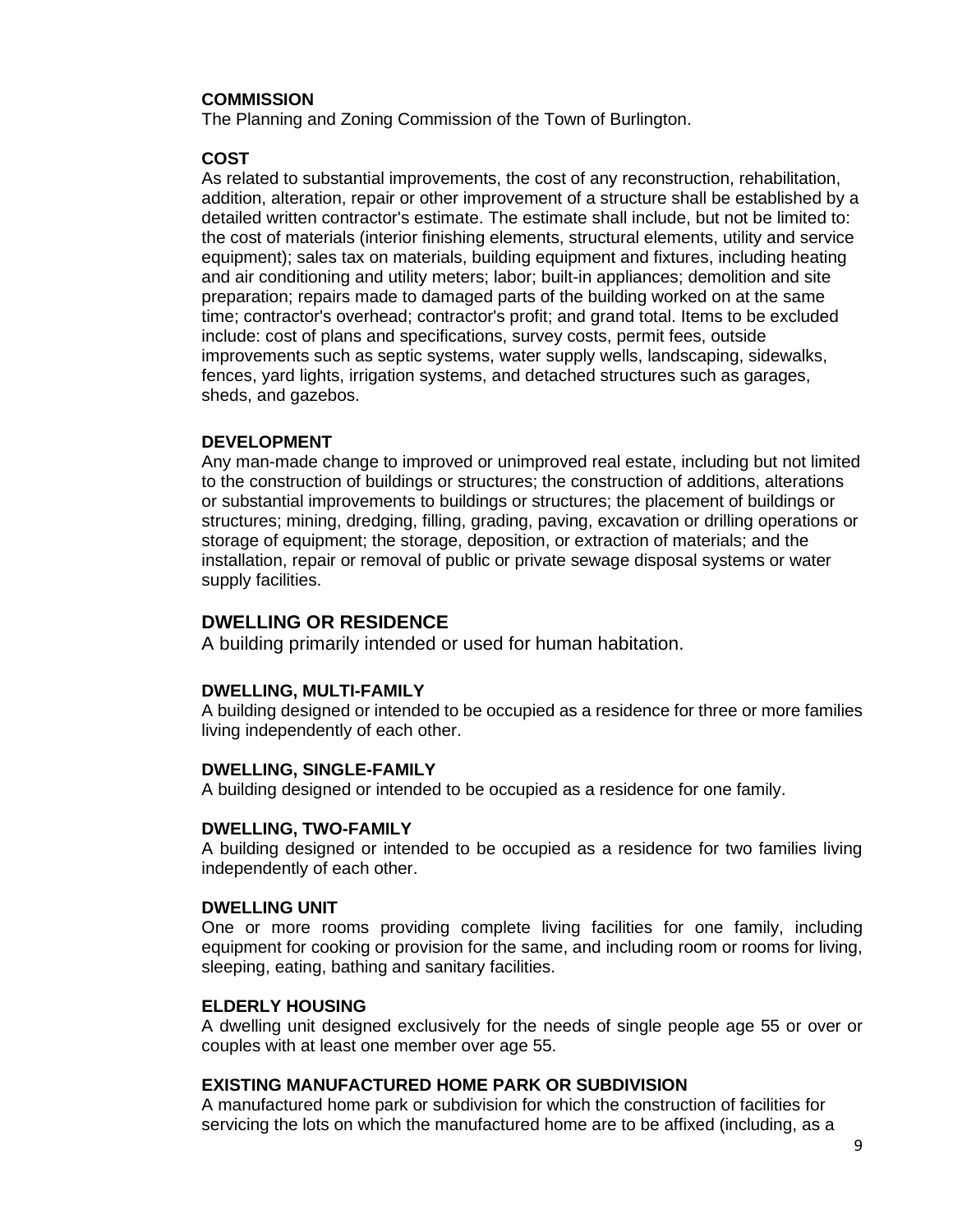**COMMISSION**
The Planning and Zoning Commission of the Town of Burlington.

**COST**
As related to substantial improvements, the cost of any reconstruction, rehabilitation, addition, alteration, repair or other improvement of a structure shall be established by a detailed written contractor's estimate. The estimate shall include, but not be limited to: the cost of materials (interior finishing elements, structural elements, utility and service equipment); sales tax on materials, building equipment and fixtures, including heating and air conditioning and utility meters; labor; built-in appliances; demolition and site preparation; repairs made to damaged parts of the building worked on at the same time; contractor's overhead; contractor's profit; and grand total. Items to be excluded include: cost of plans and specifications, survey costs, permit fees, outside improvements such as septic systems, water supply wells, landscaping, sidewalks, fences, yard lights, irrigation systems, and detached structures such as garages, sheds, and gazebos.

**DEVELOPMENT**
Any man-made change to improved or unimproved real estate, including but not limited to the construction of buildings or structures; the construction of additions, alterations or substantial improvements to buildings or structures; the placement of buildings or structures; mining, dredging, filling, grading, paving, excavation or drilling operations or storage of equipment; the storage, deposition, or extraction of materials; and the installation, repair or removal of public or private sewage disposal systems or water supply facilities.

**DWELLING OR RESIDENCE**
A building primarily intended or used for human habitation.

**DWELLING, MULTI-FAMILY**
A building designed or intended to be occupied as a residence for three or more families living independently of each other.

**DWELLING, SINGLE-FAMILY**
A building designed or intended to be occupied as a residence for one family.

**DWELLING, TWO-FAMILY**
A building designed or intended to be occupied as a residence for two families living independently of each other.

**DWELLING UNIT**
One or more rooms providing complete living facilities for one family, including equipment for cooking or provision for the same, and including room or rooms for living, sleeping, eating, bathing and sanitary facilities.

**ELDERLY HOUSING**
A dwelling unit designed exclusively for the needs of single people age 55 or over or couples with at least one member over age 55.

**EXISTING MANUFACTURED HOME PARK OR SUBDIVISION**
A manufactured home park or subdivision for which the construction of facilities for servicing the lots on which the manufactured home are to be affixed (including, as a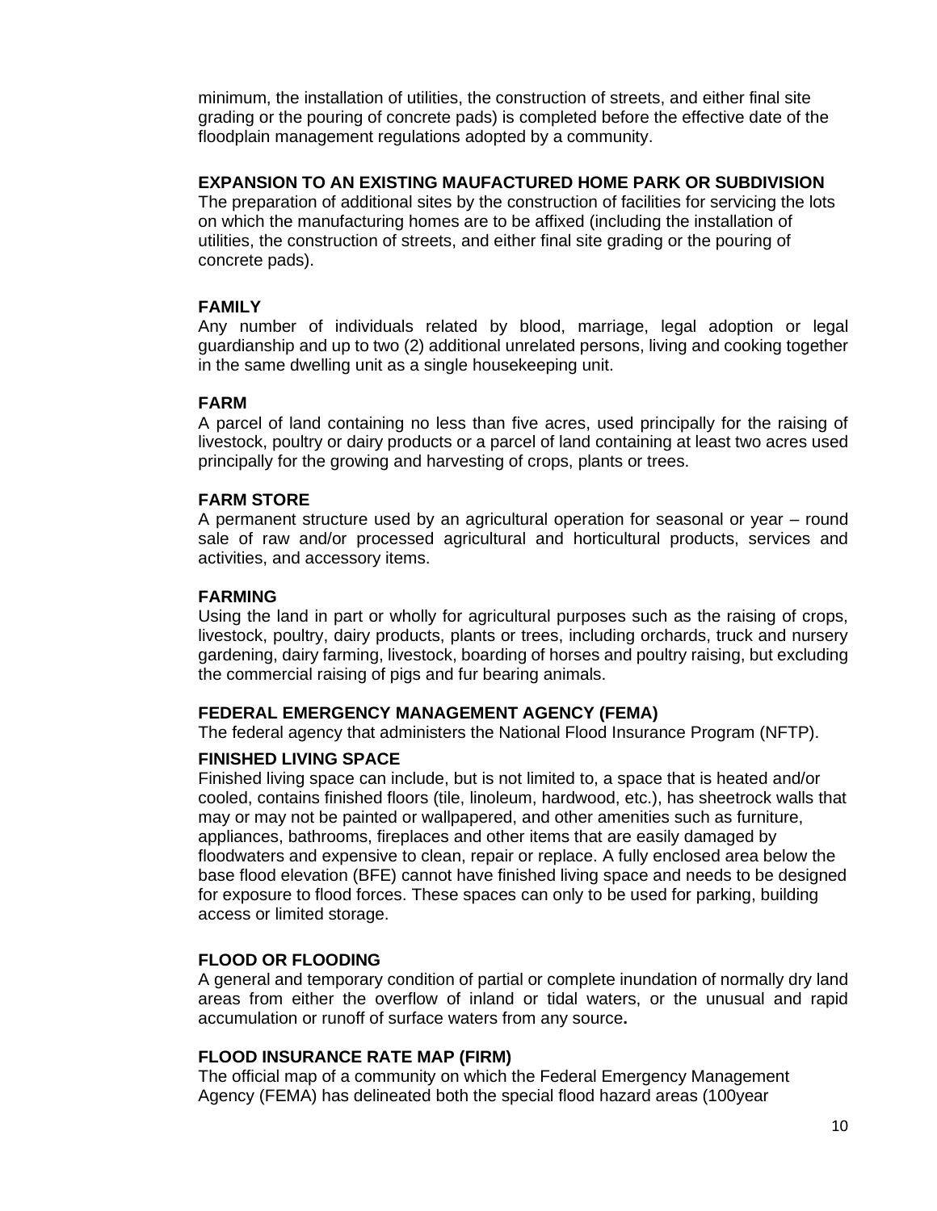minimum, the installation of utilities, the construction of streets, and either final site grading or the pouring of concrete pads) is completed before the effective date of the floodplain management regulations adopted by a community.

**EXPANSION TO AN EXISTING MAUFACTURED HOME PARK OR SUBDIVISION**
The preparation of additional sites by the construction of facilities for servicing the lots on which the manufacturing homes are to be affixed (including the installation of utilities, the construction of streets, and either final site grading or the pouring of concrete pads).

**FAMILY**
Any number of individuals related by blood, marriage, legal adoption or legal guardianship and up to two (2) additional unrelated persons, living and cooking together in the same dwelling unit as a single housekeeping unit.

**FARM**
A parcel of land containing no less than five acres, used principally for the raising of livestock, poultry or dairy products or a parcel of land containing at least two acres used principally for the growing and harvesting of crops, plants or trees.

**FARM STORE**
A permanent structure used by an agricultural operation for seasonal or year – round sale of raw and/or processed agricultural and horticultural products, services and activities, and accessory items.

**FARMING**
Using the land in part or wholly for agricultural purposes such as the raising of crops, livestock, poultry, dairy products, plants or trees, including orchards, truck and nursery gardening, dairy farming, livestock, boarding of horses and poultry raising, but excluding the commercial raising of pigs and fur bearing animals.

**FEDERAL EMERGENCY MANAGEMENT AGENCY (FEMA)**
The federal agency that administers the National Flood Insurance Program (NFTP).

**FINISHED LIVING SPACE**
Finished living space can include, but is not limited to, a space that is heated and/or cooled, contains finished floors (tile, linoleum, hardwood, etc.), has sheetrock walls that may or may not be painted or wallpapered, and other amenities such as furniture, appliances, bathrooms, fireplaces and other items that are easily damaged by floodwaters and expensive to clean, repair or replace. A fully enclosed area below the base flood elevation (BFE) cannot have finished living space and needs to be designed for exposure to flood forces. These spaces can only to be used for parking, building access or limited storage.

**FLOOD OR FLOODING**
A general and temporary condition of partial or complete inundation of normally dry land areas from either the overflow of inland or tidal waters, or the unusual and rapid accumulation or runoff of surface waters from any source**.**

**FLOOD INSURANCE RATE MAP (FIRM)**
The official map of a community on which the Federal Emergency Management Agency (FEMA) has delineated both the special flood hazard areas (100year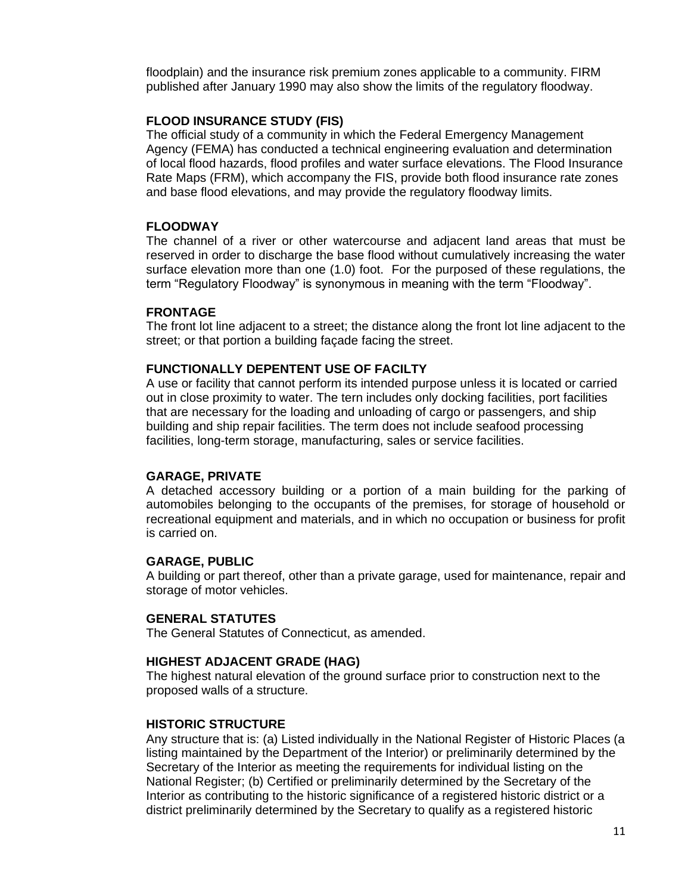floodplain) and the insurance risk premium zones applicable to a community. FIRM published after January 1990 may also show the limits of the regulatory floodway.

**FLOOD INSURANCE STUDY (FIS)**
The official study of a community in which the Federal Emergency Management Agency (FEMA) has conducted a technical engineering evaluation and determination of local flood hazards, flood profiles and water surface elevations. The Flood Insurance Rate Maps (FRM), which accompany the FIS, provide both flood insurance rate zones and base flood elevations, and may provide the regulatory floodway limits.

**FLOODWAY**
The channel of a river or other watercourse and adjacent land areas that must be reserved in order to discharge the base flood without cumulatively increasing the water surface elevation more than one (1.0) foot. For the purposed of these regulations, the term "Regulatory Floodway" is synonymous in meaning with the term "Floodway".

**FRONTAGE**
The front lot line adjacent to a street; the distance along the front lot line adjacent to the street; or that portion a building façade facing the street.

**FUNCTIONALLY DEPENTENT USE OF FACILTY**
A use or facility that cannot perform its intended purpose unless it is located or carried out in close proximity to water. The tern includes only docking facilities, port facilities that are necessary for the loading and unloading of cargo or passengers, and ship building and ship repair facilities. The term does not include seafood processing facilities, long-term storage, manufacturing, sales or service facilities.

**GARAGE, PRIVATE**
A detached accessory building or a portion of a main building for the parking of automobiles belonging to the occupants of the premises, for storage of household or recreational equipment and materials, and in which no occupation or business for profit is carried on.

**GARAGE, PUBLIC**
A building or part thereof, other than a private garage, used for maintenance, repair and storage of motor vehicles.

**GENERAL STATUTES**
The General Statutes of Connecticut, as amended.

**HIGHEST ADJACENT GRADE (HAG)**
The highest natural elevation of the ground surface prior to construction next to the proposed walls of a structure.

**HISTORIC STRUCTURE**
Any structure that is: (a) Listed individually in the National Register of Historic Places (a listing maintained by the Department of the Interior) or preliminarily determined by the Secretary of the Interior as meeting the requirements for individual listing on the National Register; (b) Certified or preliminarily determined by the Secretary of the Interior as contributing to the historic significance of a registered historic district or a district preliminarily determined by the Secretary to qualify as a registered historic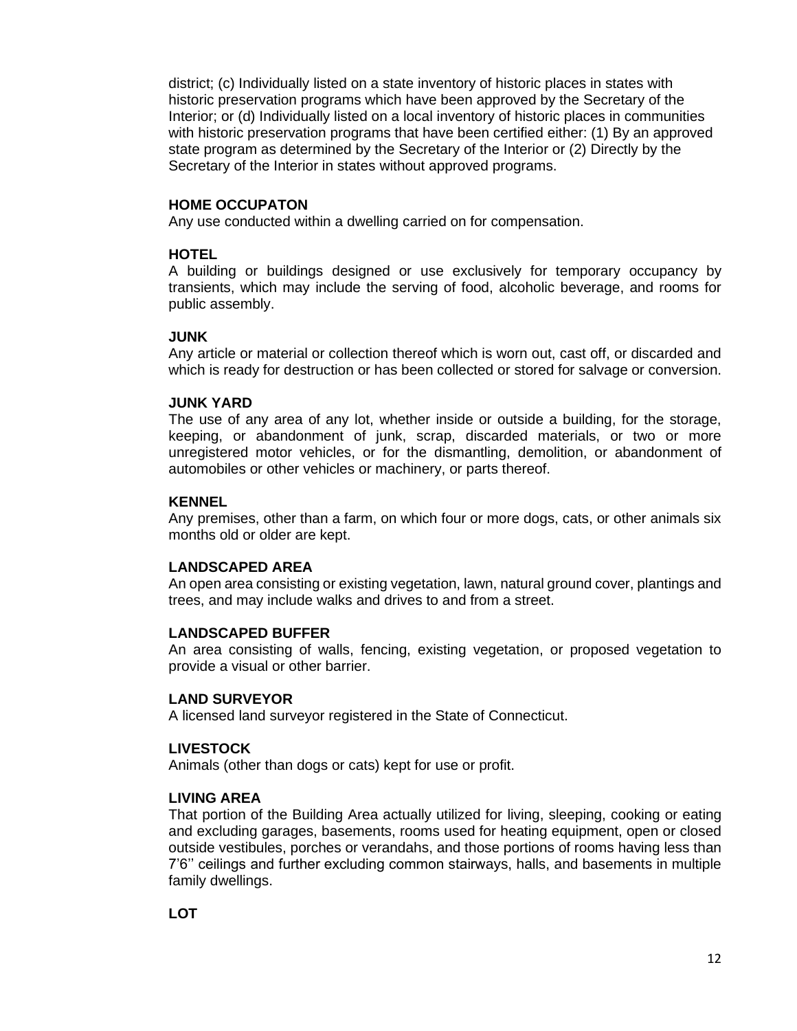district; (c) Individually listed on a state inventory of historic places in states with historic preservation programs which have been approved by the Secretary of the Interior; or (d) Individually listed on a local inventory of historic places in communities with historic preservation programs that have been certified either: (1) By an approved state program as determined by the Secretary of the Interior or (2) Directly by the Secretary of the Interior in states without approved programs.

**HOME OCCUPATON**
Any use conducted within a dwelling carried on for compensation.

**HOTEL**
A building or buildings designed or use exclusively for temporary occupancy by transients, which may include the serving of food, alcoholic beverage, and rooms for public assembly.

**JUNK**
Any article or material or collection thereof which is worn out, cast off, or discarded and which is ready for destruction or has been collected or stored for salvage or conversion.

**JUNK YARD**
The use of any area of any lot, whether inside or outside a building, for the storage, keeping, or abandonment of junk, scrap, discarded materials, or two or more unregistered motor vehicles, or for the dismantling, demolition, or abandonment of automobiles or other vehicles or machinery, or parts thereof.

**KENNEL**
Any premises, other than a farm, on which four or more dogs, cats, or other animals six months old or older are kept.

**LANDSCAPED AREA**
An open area consisting or existing vegetation, lawn, natural ground cover, plantings and trees, and may include walks and drives to and from a street.

**LANDSCAPED BUFFER**
An area consisting of walls, fencing, existing vegetation, or proposed vegetation to provide a visual or other barrier.

**LAND SURVEYOR**
A licensed land surveyor registered in the State of Connecticut.

**LIVESTOCK**
Animals (other than dogs or cats) kept for use or profit.

**LIVING AREA**
That portion of the Building Area actually utilized for living, sleeping, cooking or eating and excluding garages, basements, rooms used for heating equipment, open or closed outside vestibules, porches or verandahs, and those portions of rooms having less than 7'6'' ceilings and further excluding common stairways, halls, and basements in multiple family dwellings.

**LOT**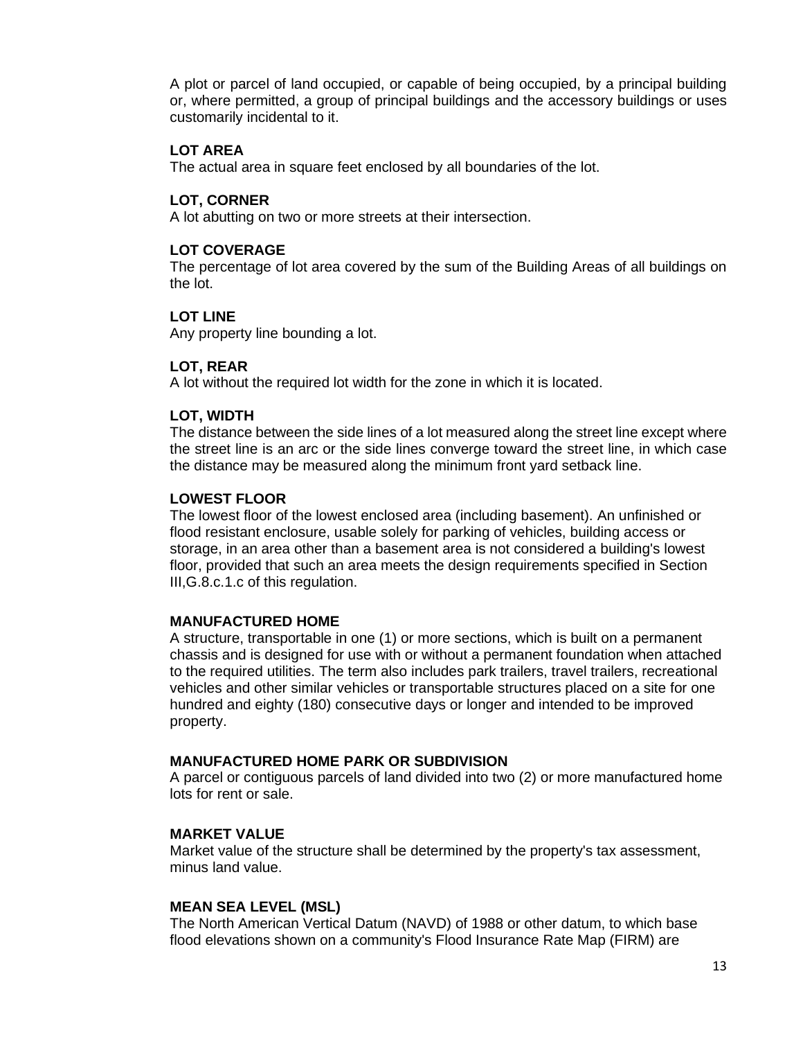A plot or parcel of land occupied, or capable of being occupied, by a principal building or, where permitted, a group of principal buildings and the accessory buildings or uses customarily incidental to it.

**LOT AREA**
The actual area in square feet enclosed by all boundaries of the lot.

**LOT, CORNER**
A lot abutting on two or more streets at their intersection.

**LOT COVERAGE**
The percentage of lot area covered by the sum of the Building Areas of all buildings on the lot.

**LOT LINE**
Any property line bounding a lot.

**LOT, REAR**
A lot without the required lot width for the zone in which it is located.

**LOT, WIDTH**
The distance between the side lines of a lot measured along the street line except where the street line is an arc or the side lines converge toward the street line, in which case the distance may be measured along the minimum front yard setback line.

**LOWEST FLOOR**
The lowest floor of the lowest enclosed area (including basement). An unfinished or flood resistant enclosure, usable solely for parking of vehicles, building access or storage, in an area other than a basement area is not considered a building's lowest floor, provided that such an area meets the design requirements specified in Section III,G.8.c.1.c of this regulation.

**MANUFACTURED HOME**
A structure, transportable in one (1) or more sections, which is built on a permanent chassis and is designed for use with or without a permanent foundation when attached to the required utilities. The term also includes park trailers, travel trailers, recreational vehicles and other similar vehicles or transportable structures placed on a site for one hundred and eighty (180) consecutive days or longer and intended to be improved property.

**MANUFACTURED HOME PARK OR SUBDIVISION**
A parcel or contiguous parcels of land divided into two (2) or more manufactured home lots for rent or sale.

**MARKET VALUE**
Market value of the structure shall be determined by the property's tax assessment, minus land value.

**MEAN SEA LEVEL (MSL)**
The North American Vertical Datum (NAVD) of 1988 or other datum, to which base flood elevations shown on a community's Flood Insurance Rate Map (FIRM) are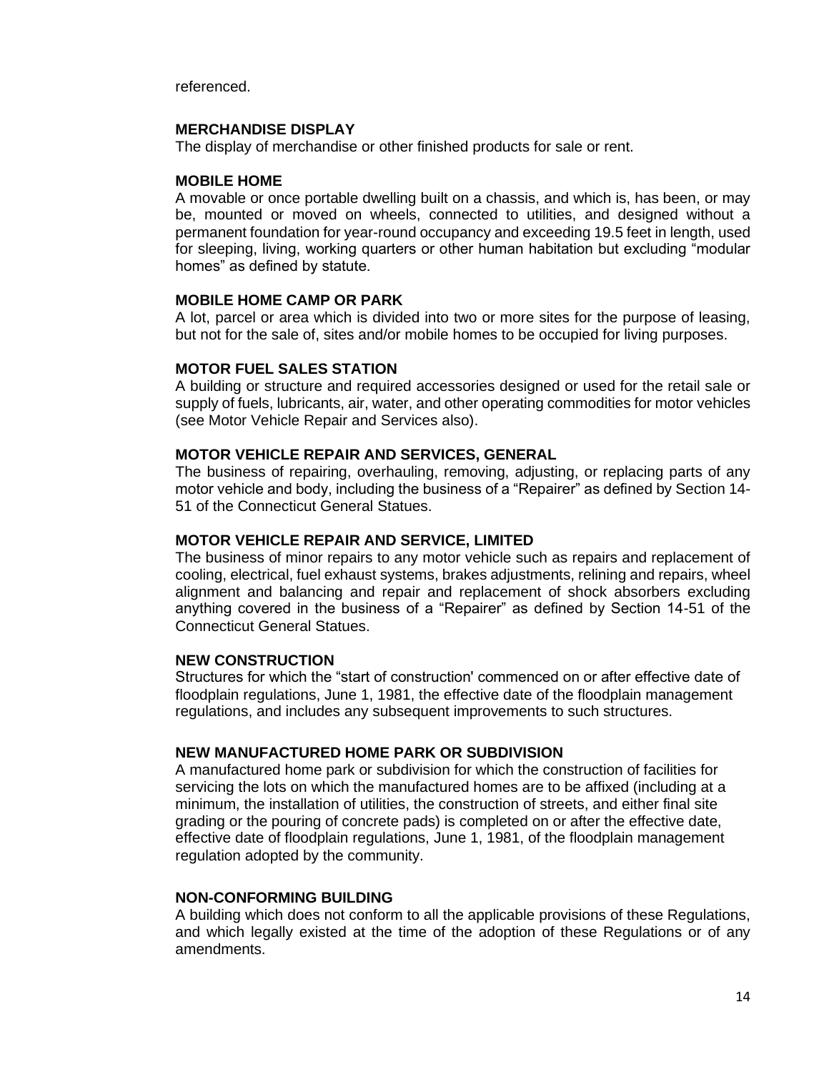referenced.

**MERCHANDISE DISPLAY**
The display of merchandise or other finished products for sale or rent.

**MOBILE HOME**
A movable or once portable dwelling built on a chassis, and which is, has been, or may be, mounted or moved on wheels, connected to utilities, and designed without a permanent foundation for year-round occupancy and exceeding 19.5 feet in length, used for sleeping, living, working quarters or other human habitation but excluding "modular homes" as defined by statute.

**MOBILE HOME CAMP OR PARK**
A lot, parcel or area which is divided into two or more sites for the purpose of leasing, but not for the sale of, sites and/or mobile homes to be occupied for living purposes.

**MOTOR FUEL SALES STATION**
A building or structure and required accessories designed or used for the retail sale or supply of fuels, lubricants, air, water, and other operating commodities for motor vehicles (see Motor Vehicle Repair and Services also).

**MOTOR VEHICLE REPAIR AND SERVICES, GENERAL**
The business of repairing, overhauling, removing, adjusting, or replacing parts of any motor vehicle and body, including the business of a "Repairer" as defined by Section 14-51 of the Connecticut General Statues.

**MOTOR VEHICLE REPAIR AND SERVICE, LIMITED**
The business of minor repairs to any motor vehicle such as repairs and replacement of cooling, electrical, fuel exhaust systems, brakes adjustments, relining and repairs, wheel alignment and balancing and repair and replacement of shock absorbers excluding anything covered in the business of a "Repairer" as defined by Section 14-51 of the Connecticut General Statues.

**NEW CONSTRUCTION**
Structures for which the "start of construction' commenced on or after effective date of floodplain regulations, June 1, 1981, the effective date of the floodplain management regulations, and includes any subsequent improvements to such structures.

**NEW MANUFACTURED HOME PARK OR SUBDIVISION**
A manufactured home park or subdivision for which the construction of facilities for servicing the lots on which the manufactured homes are to be affixed (including at a minimum, the installation of utilities, the construction of streets, and either final site grading or the pouring of concrete pads) is completed on or after the effective date, effective date of floodplain regulations, June 1, 1981, of the floodplain management regulation adopted by the community.

**NON-CONFORMING BUILDING**
A building which does not conform to all the applicable provisions of these Regulations, and which legally existed at the time of the adoption of these Regulations or of any amendments.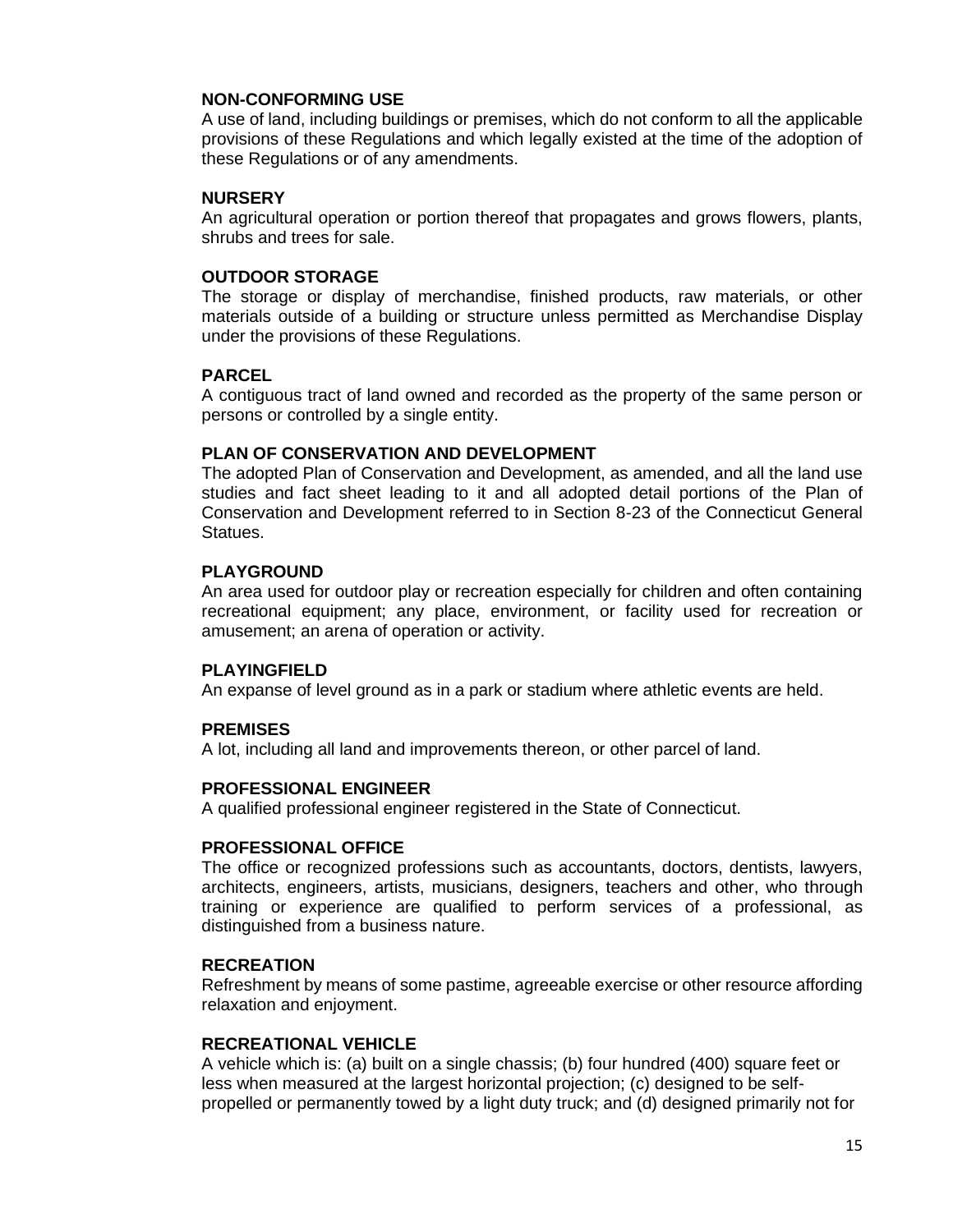**NON-CONFORMING USE**
A use of land, including buildings or premises, which do not conform to all the applicable provisions of these Regulations and which legally existed at the time of the adoption of these Regulations or of any amendments.

**NURSERY**
An agricultural operation or portion thereof that propagates and grows flowers, plants, shrubs and trees for sale.

**OUTDOOR STORAGE**
The storage or display of merchandise, finished products, raw materials, or other materials outside of a building or structure unless permitted as Merchandise Display under the provisions of these Regulations.

**PARCEL**
A contiguous tract of land owned and recorded as the property of the same person or persons or controlled by a single entity.

**PLAN OF CONSERVATION AND DEVELOPMENT**
The adopted Plan of Conservation and Development, as amended, and all the land use studies and fact sheet leading to it and all adopted detail portions of the Plan of Conservation and Development referred to in Section 8-23 of the Connecticut General Statues.

**PLAYGROUND**
An area used for outdoor play or recreation especially for children and often containing recreational equipment; any place, environment, or facility used for recreation or amusement; an arena of operation or activity.

**PLAYINGFIELD**
An expanse of level ground as in a park or stadium where athletic events are held.

**PREMISES**
A lot, including all land and improvements thereon, or other parcel of land.

**PROFESSIONAL ENGINEER**
A qualified professional engineer registered in the State of Connecticut.

**PROFESSIONAL OFFICE**
The office or recognized professions such as accountants, doctors, dentists, lawyers, architects, engineers, artists, musicians, designers, teachers and other, who through training or experience are qualified to perform services of a professional, as distinguished from a business nature.

**RECREATION**
Refreshment by means of some pastime, agreeable exercise or other resource affording relaxation and enjoyment.

**RECREATIONAL VEHICLE**
A vehicle which is: (a) built on a single chassis; (b) four hundred (400) square feet or less when measured at the largest horizontal projection; (c) designed to be self-propelled or permanently towed by a light duty truck; and (d) designed primarily not for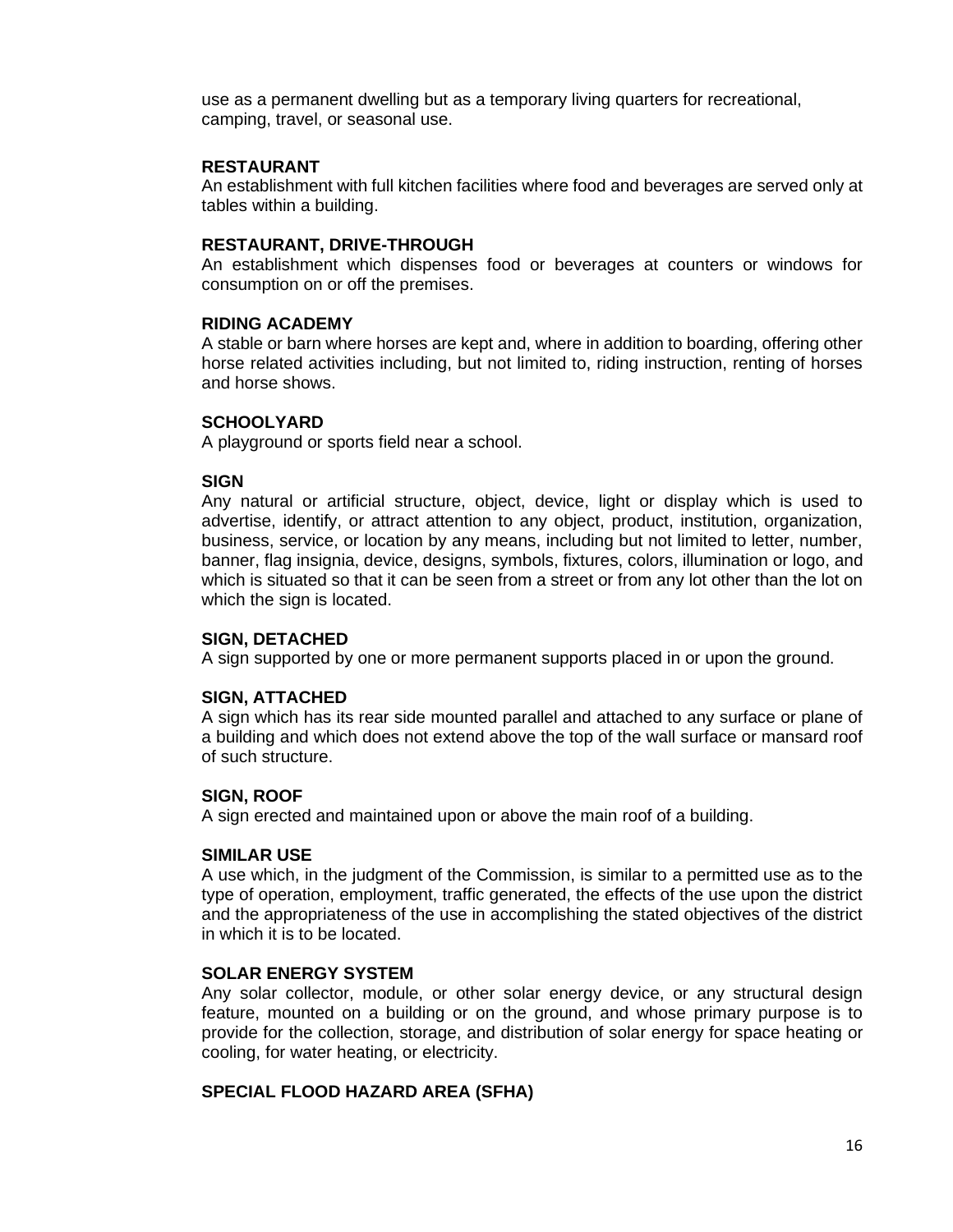use as a permanent dwelling but as a temporary living quarters for recreational, camping, travel, or seasonal use.

**RESTAURANT**
An establishment with full kitchen facilities where food and beverages are served only at tables within a building.

**RESTAURANT, DRIVE-THROUGH**
An establishment which dispenses food or beverages at counters or windows for consumption on or off the premises.

**RIDING ACADEMY**
A stable or barn where horses are kept and, where in addition to boarding, offering other horse related activities including, but not limited to, riding instruction, renting of horses and horse shows.

**SCHOOLYARD**
A playground or sports field near a school.

**SIGN**
Any natural or artificial structure, object, device, light or display which is used to advertise, identify, or attract attention to any object, product, institution, organization, business, service, or location by any means, including but not limited to letter, number, banner, flag insignia, device, designs, symbols, fixtures, colors, illumination or logo, and which is situated so that it can be seen from a street or from any lot other than the lot on which the sign is located.

**SIGN, DETACHED**
A sign supported by one or more permanent supports placed in or upon the ground.

**SIGN, ATTACHED**
A sign which has its rear side mounted parallel and attached to any surface or plane of a building and which does not extend above the top of the wall surface or mansard roof of such structure.

**SIGN, ROOF**
A sign erected and maintained upon or above the main roof of a building.

**SIMILAR USE**
A use which, in the judgment of the Commission, is similar to a permitted use as to the type of operation, employment, traffic generated, the effects of the use upon the district and the appropriateness of the use in accomplishing the stated objectives of the district in which it is to be located.

**SOLAR ENERGY SYSTEM**
Any solar collector, module, or other solar energy device, or any structural design feature, mounted on a building or on the ground, and whose primary purpose is to provide for the collection, storage, and distribution of solar energy for space heating or cooling, for water heating, or electricity.

**SPECIAL FLOOD HAZARD AREA (SFHA)**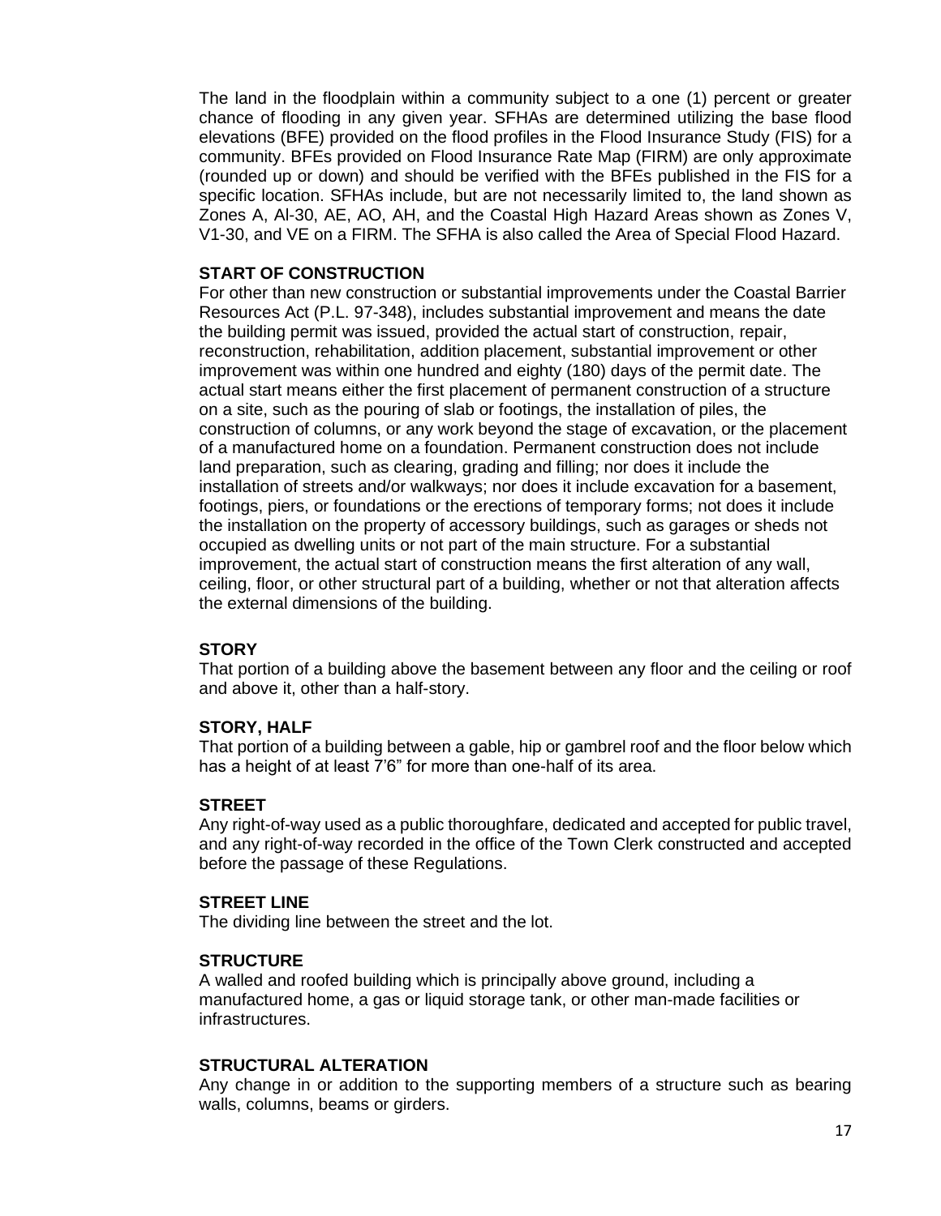The land in the floodplain within a community subject to a one (1) percent or greater chance of flooding in any given year. SFHAs are determined utilizing the base flood elevations (BFE) provided on the flood profiles in the Flood Insurance Study (FIS) for a community. BFEs provided on Flood Insurance Rate Map (FIRM) are only approximate (rounded up or down) and should be verified with the BFEs published in the FIS for a specific location. SFHAs include, but are not necessarily limited to, the land shown as Zones A, Al-30, AE, AO, AH, and the Coastal High Hazard Areas shown as Zones V, V1-30, and VE on a FIRM. The SFHA is also called the Area of Special Flood Hazard.

**START OF CONSTRUCTION**

For other than new construction or substantial improvements under the Coastal Barrier Resources Act (P.L. 97-348), includes substantial improvement and means the date the building permit was issued, provided the actual start of construction, repair, reconstruction, rehabilitation, addition placement, substantial improvement or other improvement was within one hundred and eighty (180) days of the permit date. The actual start means either the first placement of permanent construction of a structure on a site, such as the pouring of slab or footings, the installation of piles, the construction of columns, or any work beyond the stage of excavation, or the placement of a manufactured home on a foundation. Permanent construction does not include land preparation, such as clearing, grading and filling; nor does it include the installation of streets and/or walkways; nor does it include excavation for a basement, footings, piers, or foundations or the erections of temporary forms; not does it include the installation on the property of accessory buildings, such as garages or sheds not occupied as dwelling units or not part of the main structure. For a substantial improvement, the actual start of construction means the first alteration of any wall, ceiling, floor, or other structural part of a building, whether or not that alteration affects the external dimensions of the building.

**STORY**

That portion of a building above the basement between any floor and the ceiling or roof and above it, other than a half-story.

**STORY, HALF**

That portion of a building between a gable, hip or gambrel roof and the floor below which has a height of at least 7'6" for more than one-half of its area.

**STREET**

Any right-of-way used as a public thoroughfare, dedicated and accepted for public travel, and any right-of-way recorded in the office of the Town Clerk constructed and accepted before the passage of these Regulations.

**STREET LINE**

The dividing line between the street and the lot.

**STRUCTURE**

A walled and roofed building which is principally above ground, including a manufactured home, a gas or liquid storage tank, or other man-made facilities or infrastructures.

**STRUCTURAL ALTERATION**

Any change in or addition to the supporting members of a structure such as bearing walls, columns, beams or girders.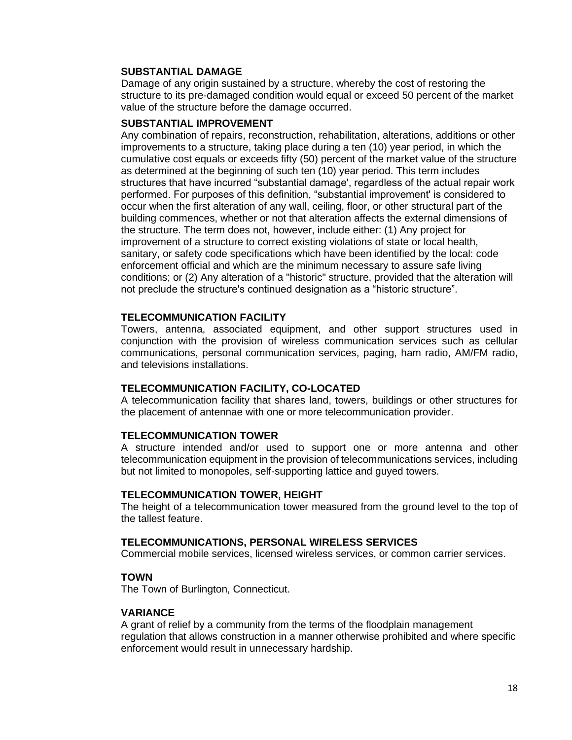**SUBSTANTIAL DAMAGE**
Damage of any origin sustained by a structure, whereby the cost of restoring the structure to its pre-damaged condition would equal or exceed 50 percent of the market value of the structure before the damage occurred.

**SUBSTANTIAL IMPROVEMENT**
Any combination of repairs, reconstruction, rehabilitation, alterations, additions or other improvements to a structure, taking place during a ten (10) year period, in which the cumulative cost equals or exceeds fifty (50) percent of the market value of the structure as determined at the beginning of such ten (10) year period. This term includes structures that have incurred "substantial damage', regardless of the actual repair work performed. For purposes of this definition, "substantial improvement' is considered to occur when the first alteration of any wall, ceiling, floor, or other structural part of the building commences, whether or not that alteration affects the external dimensions of the structure. The term does not, however, include either: (1) Any project for improvement of a structure to correct existing violations of state or local health, sanitary, or safety code specifications which have been identified by the local: code enforcement official and which are the minimum necessary to assure safe living conditions; or (2) Any alteration of a "historic" structure, provided that the alteration will not preclude the structure's continued designation as a "historic structure".

**TELECOMMUNICATION FACILITY**
Towers, antenna, associated equipment, and other support structures used in conjunction with the provision of wireless communication services such as cellular communications, personal communication services, paging, ham radio, AM/FM radio, and televisions installations.

**TELECOMMUNICATION FACILITY, CO-LOCATED**
A telecommunication facility that shares land, towers, buildings or other structures for the placement of antennae with one or more telecommunication provider.

**TELECOMMUNICATION TOWER**
A structure intended and/or used to support one or more antenna and other telecommunication equipment in the provision of telecommunications services, including but not limited to monopoles, self-supporting lattice and guyed towers.

**TELECOMMUNICATION TOWER, HEIGHT**
The height of a telecommunication tower measured from the ground level to the top of the tallest feature.

**TELECOMMUNICATIONS, PERSONAL WIRELESS SERVICES**
Commercial mobile services, licensed wireless services, or common carrier services.

**TOWN**
The Town of Burlington, Connecticut.

**VARIANCE**
A grant of relief by a community from the terms of the floodplain management regulation that allows construction in a manner otherwise prohibited and where specific enforcement would result in unnecessary hardship.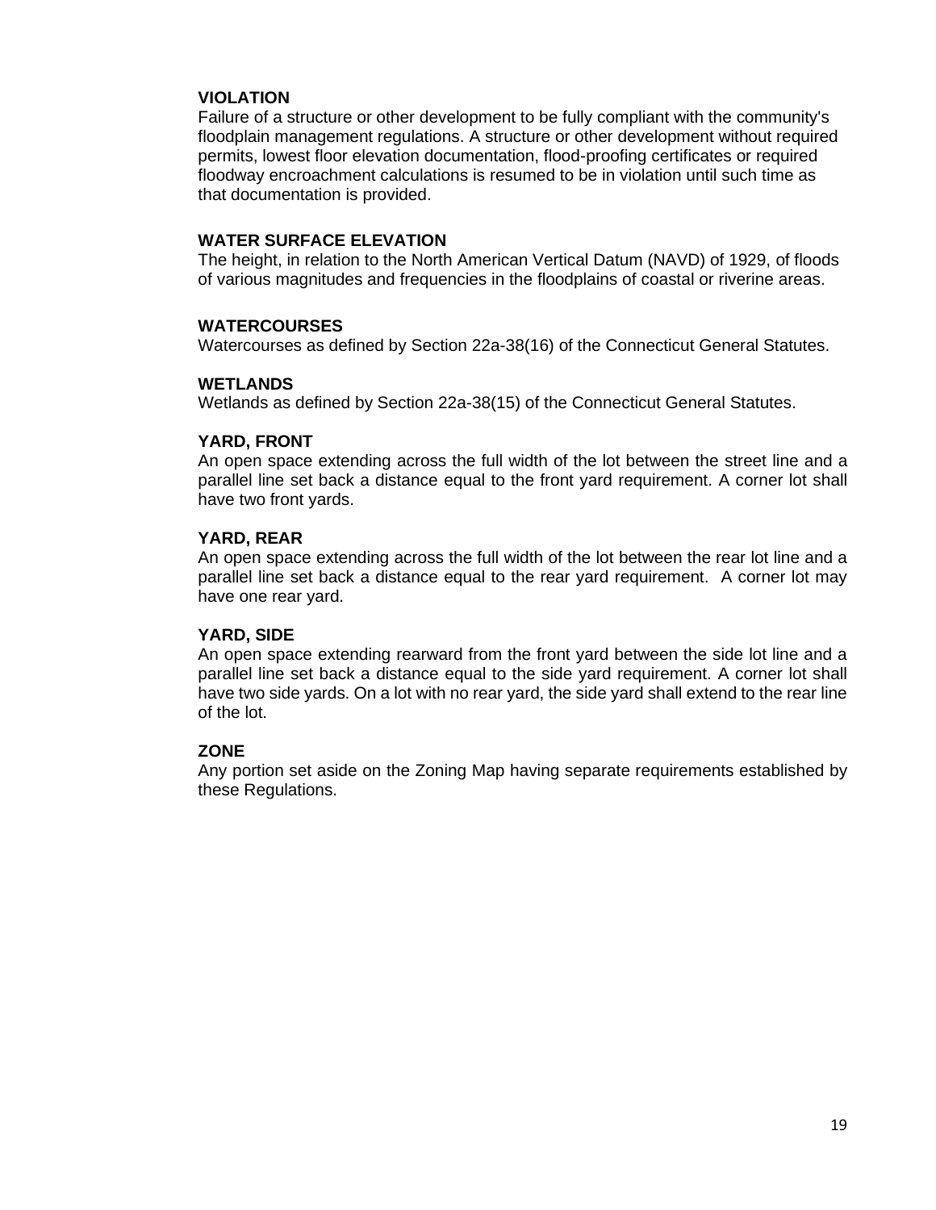**VIOLATION**
Failure of a structure or other development to be fully compliant with the community's floodplain management regulations. A structure or other development without required permits, lowest floor elevation documentation, flood-proofing certificates or required floodway encroachment calculations is resumed to be in violation until such time as that documentation is provided.

**WATER SURFACE ELEVATION**
The height, in relation to the North American Vertical Datum (NAVD) of 1929, of floods of various magnitudes and frequencies in the floodplains of coastal or riverine areas.

**WATERCOURSES**
Watercourses as defined by Section 22a-38(16) of the Connecticut General Statutes.

**WETLANDS**
Wetlands as defined by Section 22a-38(15) of the Connecticut General Statutes.

**YARD, FRONT**
An open space extending across the full width of the lot between the street line and a parallel line set back a distance equal to the front yard requirement. A corner lot shall have two front yards.

**YARD, REAR**
An open space extending across the full width of the lot between the rear lot line and a parallel line set back a distance equal to the rear yard requirement. A corner lot may have one rear yard.

**YARD, SIDE**
An open space extending rearward from the front yard between the side lot line and a parallel line set back a distance equal to the side yard requirement. A corner lot shall have two side yards. On a lot with no rear yard, the side yard shall extend to the rear line of the lot.

**ZONE**
Any portion set aside on the Zoning Map having separate requirements established by these Regulations.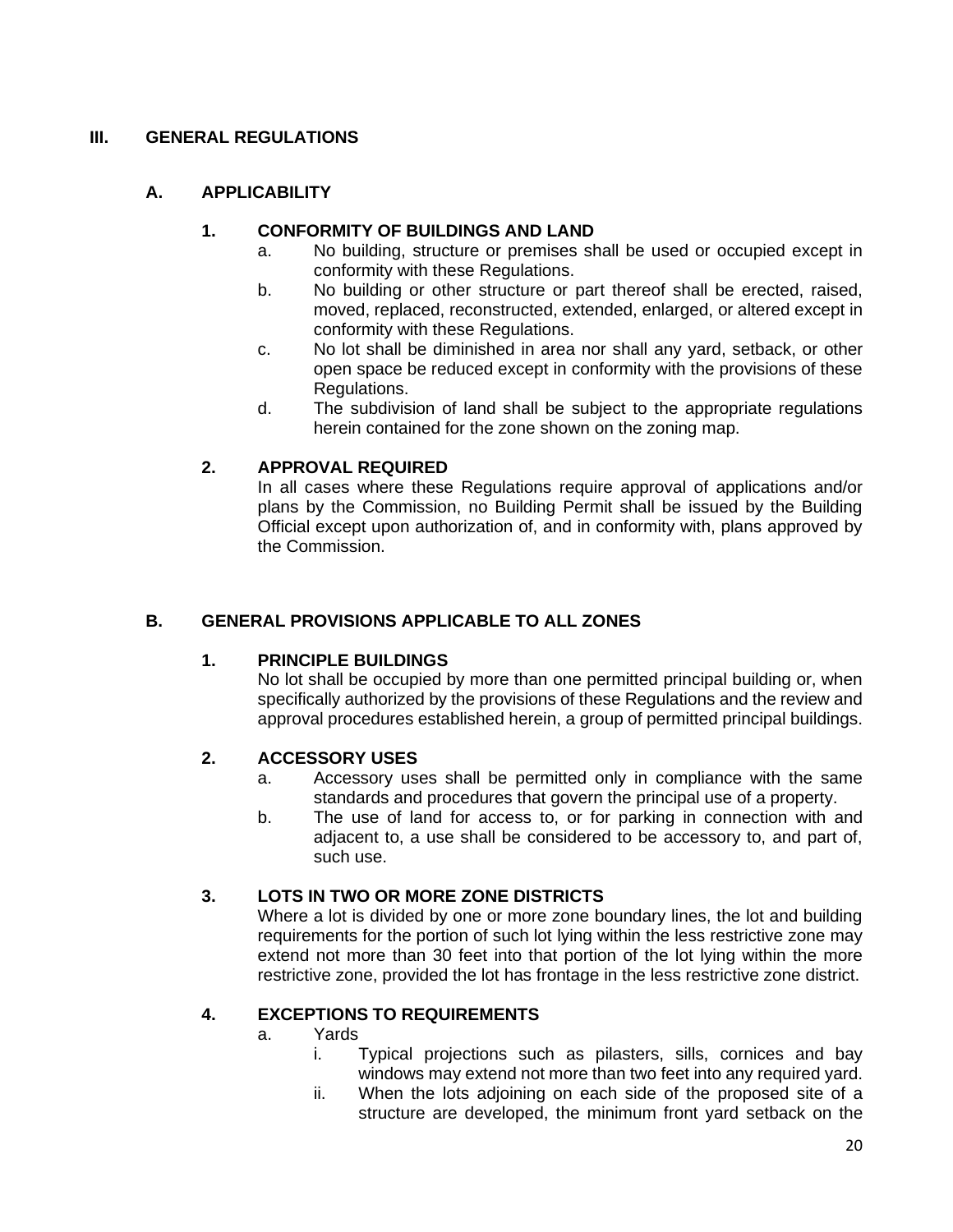# III. GENERAL REGULATIONS

## A. APPLICABILITY

### 1. CONFORMITY OF BUILDINGS AND LAND

a. No building, structure or premises shall be used or occupied except in conformity with these Regulations.

b. No building or other structure or part thereof shall be erected, raised, moved, replaced, reconstructed, extended, enlarged, or altered except in conformity with these Regulations.

c. No lot shall be diminished in area nor shall any yard, setback, or other open space be reduced except in conformity with the provisions of these Regulations.

d. The subdivision of land shall be subject to the appropriate regulations herein contained for the zone shown on the zoning map.

### 2. APPROVAL REQUIRED

In all cases where these Regulations require approval of applications and/or plans by the Commission, no Building Permit shall be issued by the Building Official except upon authorization of, and in conformity with, plans approved by the Commission.

## B. GENERAL PROVISIONS APPLICABLE TO ALL ZONES

### 1. PRINCIPLE BUILDINGS

No lot shall be occupied by more than one permitted principal building or, when specifically authorized by the provisions of these Regulations and the review and approval procedures established herein, a group of permitted principal buildings.

### 2. ACCESSORY USES

a. Accessory uses shall be permitted only in compliance with the same standards and procedures that govern the principal use of a property.

b. The use of land for access to, or for parking in connection with and adjacent to, a use shall be considered to be accessory to, and part of, such use.

### 3. LOTS IN TWO OR MORE ZONE DISTRICTS

Where a lot is divided by one or more zone boundary lines, the lot and building requirements for the portion of such lot lying within the less restrictive zone may extend not more than 30 feet into that portion of the lot lying within the more restrictive zone, provided the lot has frontage in the less restrictive zone district.

### 4. EXCEPTIONS TO REQUIREMENTS

a. Yards

i. Typical projections such as pilasters, sills, cornices and bay windows may extend not more than two feet into any required yard.

ii. When the lots adjoining on each side of the proposed site of a structure are developed, the minimum front yard setback on the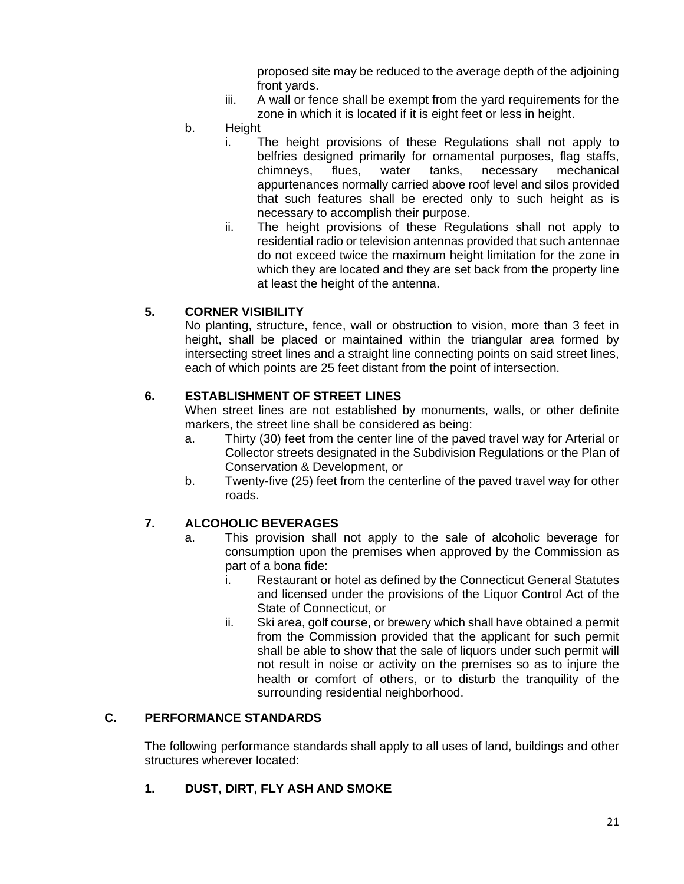proposed site may be reduced to the average depth of the adjoining front yards.

iii. A wall or fence shall be exempt from the yard requirements for the zone in which it is located if it is eight feet or less in height.

b. Height

i. The height provisions of these Regulations shall not apply to belfries designed primarily for ornamental purposes, flag staffs, chimneys, flues, water tanks, necessary mechanical appurtenances normally carried above roof level and silos provided that such features shall be erected only to such height as is necessary to accomplish their purpose.

ii. The height provisions of these Regulations shall not apply to residential radio or television antennas provided that such antennae do not exceed twice the maximum height limitation for the zone in which they are located and they are set back from the property line at least the height of the antenna.

### 5. CORNER VISIBILITY

No planting, structure, fence, wall or obstruction to vision, more than 3 feet in height, shall be placed or maintained within the triangular area formed by intersecting street lines and a straight line connecting points on said street lines, each of which points are 25 feet distant from the point of intersection.

### 6. ESTABLISHMENT OF STREET LINES

When street lines are not established by monuments, walls, or other definite markers, the street line shall be considered as being:

a. Thirty (30) feet from the center line of the paved travel way for Arterial or Collector streets designated in the Subdivision Regulations or the Plan of Conservation & Development, or

b. Twenty-five (25) feet from the centerline of the paved travel way for other roads.

### 7. ALCOHOLIC BEVERAGES

a. This provision shall not apply to the sale of alcoholic beverage for consumption upon the premises when approved by the Commission as part of a bona fide:

i. Restaurant or hotel as defined by the Connecticut General Statutes and licensed under the provisions of the Liquor Control Act of the State of Connecticut, or

ii. Ski area, golf course, or brewery which shall have obtained a permit from the Commission provided that the applicant for such permit shall be able to show that the sale of liquors under such permit will not result in noise or activity on the premises so as to injure the health or comfort of others, or to disturb the tranquility of the surrounding residential neighborhood.

## C. PERFORMANCE STANDARDS

The following performance standards shall apply to all uses of land, buildings and other structures wherever located:

### 1. DUST, DIRT, FLY ASH AND SMOKE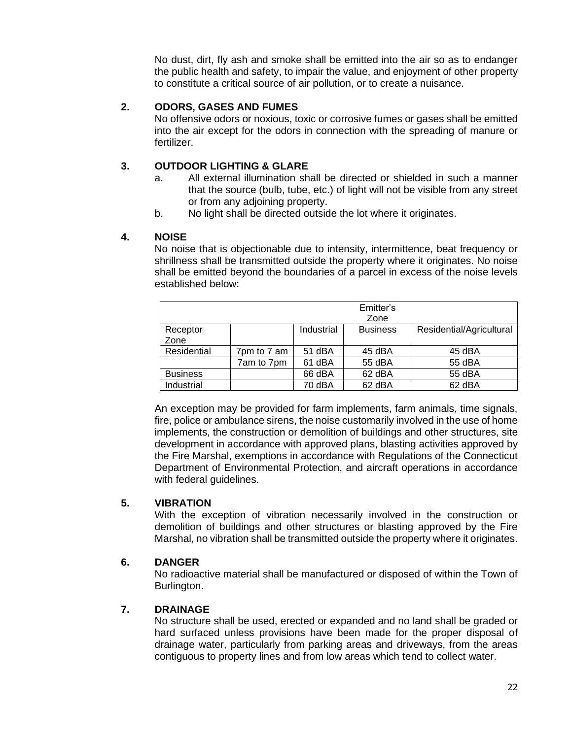No dust, dirt, fly ash and smoke shall be emitted into the air so as to endanger the public health and safety, to impair the value, and enjoyment of other property to constitute a critical source of air pollution, or to create a nuisance.

### 2. ODORS, GASES AND FUMES

No offensive odors or noxious, toxic or corrosive fumes or gases shall be emitted into the air except for the odors in connection with the spreading of manure or fertilizer.

### 3. OUTDOOR LIGHTING & GLARE

a. All external illumination shall be directed or shielded in such a manner that the source (bulb, tube, etc.) of light will not be visible from any street or from any adjoining property.

b. No light shall be directed outside the lot where it originates.

### 4. NOISE

No noise that is objectionable due to intensity, intermittence, beat frequency or shrillness shall be transmitted outside the property where it originates. No noise shall be emitted beyond the boundaries of a parcel in excess of the noise levels established below:

| | | | Emitter's Zone | |
|---|---|---|---|---|
| Receptor Zone | | Industrial | Business | Residential/Agricultural |
| Residential | 7pm to 7 am | 51 dBA | 45 dBA | 45 dBA |
| | 7am to 7pm | 61 dBA | 55 dBA | 55 dBA |
| Business | | 66 dBA | 62 dBA | 55 dBA |
| Industrial | | 70 dBA | 62 dBA | 62 dBA |

An exception may be provided for farm implements, farm animals, time signals, fire, police or ambulance sirens, the noise customarily involved in the use of home implements, the construction or demolition of buildings and other structures, site development in accordance with approved plans, blasting activities approved by the Fire Marshal, exemptions in accordance with Regulations of the Connecticut Department of Environmental Protection, and aircraft operations in accordance with federal guidelines.

### 5. VIBRATION

With the exception of vibration necessarily involved in the construction or demolition of buildings and other structures or blasting approved by the Fire Marshal, no vibration shall be transmitted outside the property where it originates.

### 6. DANGER

No radioactive material shall be manufactured or disposed of within the Town of Burlington.

### 7. DRAINAGE

No structure shall be used, erected or expanded and no land shall be graded or hard surfaced unless provisions have been made for the proper disposal of drainage water, particularly from parking areas and driveways, from the areas contiguous to property lines and from low areas which tend to collect water.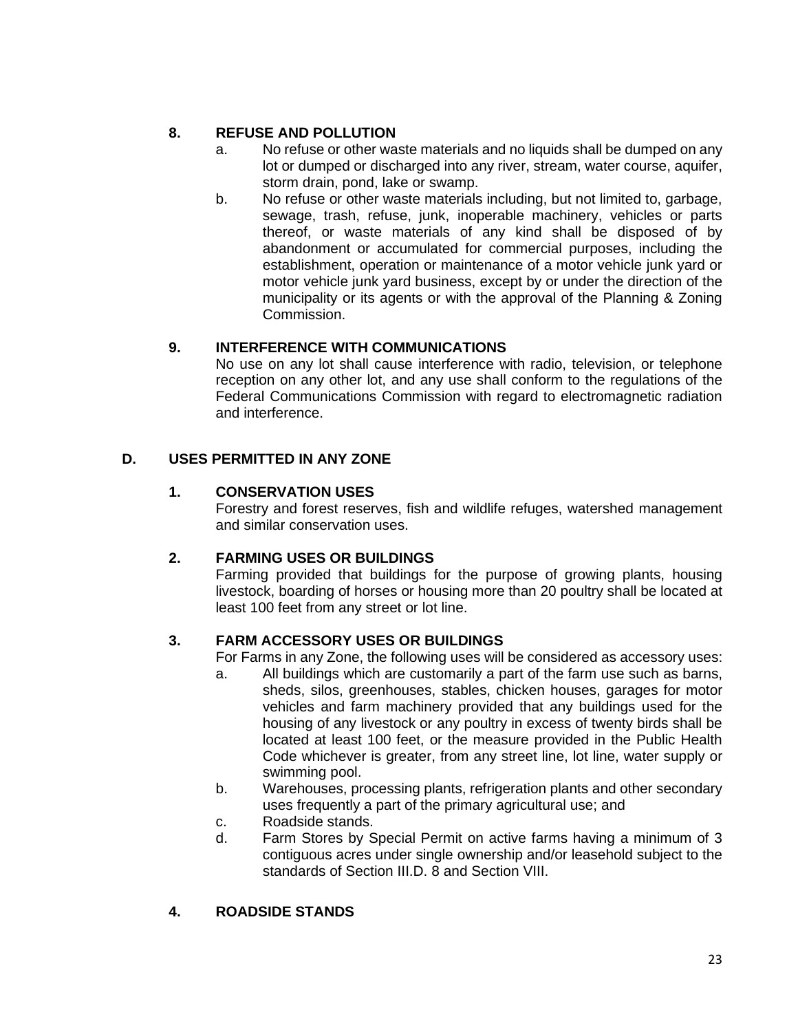### 8. REFUSE AND POLLUTION

a. No refuse or other waste materials and no liquids shall be dumped on any lot or dumped or discharged into any river, stream, water course, aquifer, storm drain, pond, lake or swamp.

b. No refuse or other waste materials including, but not limited to, garbage, sewage, trash, refuse, junk, inoperable machinery, vehicles or parts thereof, or waste materials of any kind shall be disposed of by abandonment or accumulated for commercial purposes, including the establishment, operation or maintenance of a motor vehicle junk yard or motor vehicle junk yard business, except by or under the direction of the municipality or its agents or with the approval of the Planning & Zoning Commission.

### 9. INTERFERENCE WITH COMMUNICATIONS

No use on any lot shall cause interference with radio, television, or telephone reception on any other lot, and any use shall conform to the regulations of the Federal Communications Commission with regard to electromagnetic radiation and interference.

## D. USES PERMITTED IN ANY ZONE

### 1. CONSERVATION USES

Forestry and forest reserves, fish and wildlife refuges, watershed management and similar conservation uses.

### 2. FARMING USES OR BUILDINGS

Farming provided that buildings for the purpose of growing plants, housing livestock, boarding of horses or housing more than 20 poultry shall be located at least 100 feet from any street or lot line.

### 3. FARM ACCESSORY USES OR BUILDINGS

For Farms in any Zone, the following uses will be considered as accessory uses:

a. All buildings which are customarily a part of the farm use such as barns, sheds, silos, greenhouses, stables, chicken houses, garages for motor vehicles and farm machinery provided that any buildings used for the housing of any livestock or any poultry in excess of twenty birds shall be located at least 100 feet, or the measure provided in the Public Health Code whichever is greater, from any street line, lot line, water supply or swimming pool.

b. Warehouses, processing plants, refrigeration plants and other secondary uses frequently a part of the primary agricultural use; and

c. Roadside stands.

d. Farm Stores by Special Permit on active farms having a minimum of 3 contiguous acres under single ownership and/or leasehold subject to the standards of Section III.D. 8 and Section VIII.

### 4. ROADSIDE STANDS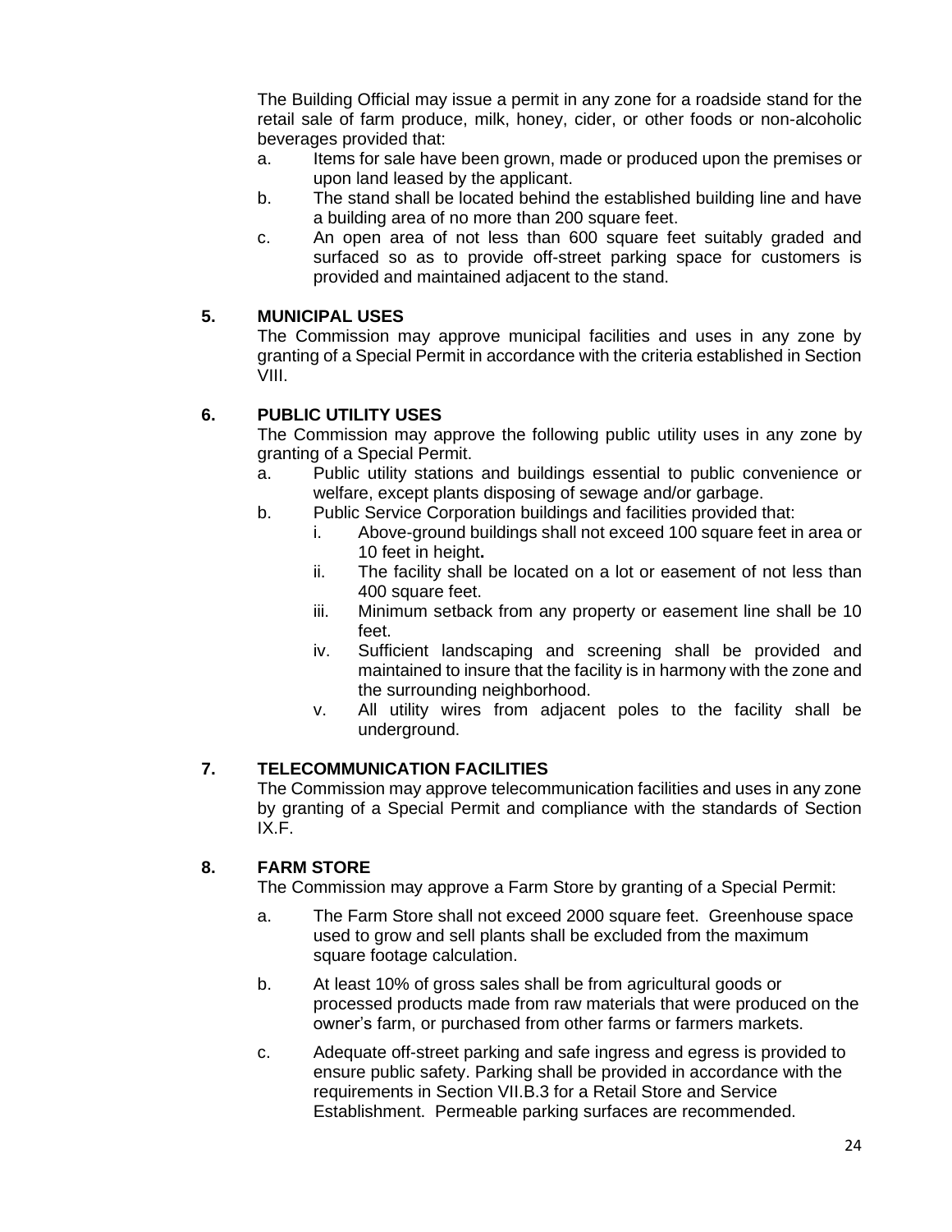The Building Official may issue a permit in any zone for a roadside stand for the retail sale of farm produce, milk, honey, cider, or other foods or non-alcoholic beverages provided that:

a. Items for sale have been grown, made or produced upon the premises or upon land leased by the applicant.
b. The stand shall be located behind the established building line and have a building area of no more than 200 square feet.
c. An open area of not less than 600 square feet suitably graded and surfaced so as to provide off-street parking space for customers is provided and maintained adjacent to the stand.

### 5. MUNICIPAL USES

The Commission may approve municipal facilities and uses in any zone by granting of a Special Permit in accordance with the criteria established in Section VIII.

### 6. PUBLIC UTILITY USES

The Commission may approve the following public utility uses in any zone by granting of a Special Permit.

a. Public utility stations and buildings essential to public convenience or welfare, except plants disposing of sewage and/or garbage.
b. Public Service Corporation buildings and facilities provided that:
   i. Above-ground buildings shall not exceed 100 square feet in area or 10 feet in height.
   ii. The facility shall be located on a lot or easement of not less than 400 square feet.
   iii. Minimum setback from any property or easement line shall be 10 feet.
   iv. Sufficient landscaping and screening shall be provided and maintained to insure that the facility is in harmony with the zone and the surrounding neighborhood.
   v. All utility wires from adjacent poles to the facility shall be underground.

### 7. TELECOMMUNICATION FACILITIES

The Commission may approve telecommunication facilities and uses in any zone by granting of a Special Permit and compliance with the standards of Section IX.F.

### 8. FARM STORE

The Commission may approve a Farm Store by granting of a Special Permit:

a. The Farm Store shall not exceed 2000 square feet. Greenhouse space used to grow and sell plants shall be excluded from the maximum square footage calculation.
b. At least 10% of gross sales shall be from agricultural goods or processed products made from raw materials that were produced on the owner's farm, or purchased from other farms or farmers markets.
c. Adequate off-street parking and safe ingress and egress is provided to ensure public safety. Parking shall be provided in accordance with the requirements in Section VII.B.3 for a Retail Store and Service Establishment. Permeable parking surfaces are recommended.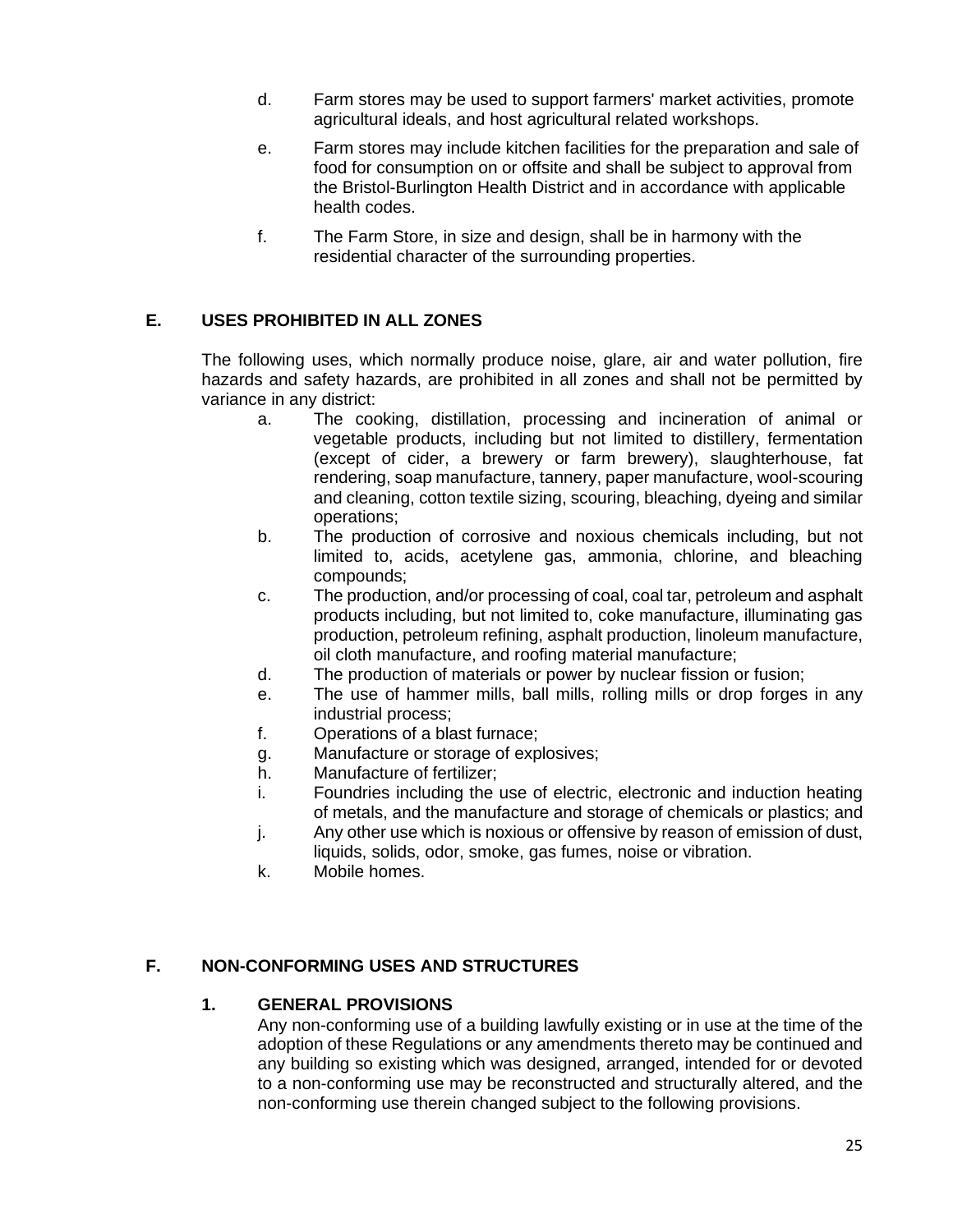d. Farm stores may be used to support farmers' market activities, promote agricultural ideals, and host agricultural related workshops.

e. Farm stores may include kitchen facilities for the preparation and sale of food for consumption on or offsite and shall be subject to approval from the Bristol-Burlington Health District and in accordance with applicable health codes.

f. The Farm Store, in size and design, shall be in harmony with the residential character of the surrounding properties.

## E. USES PROHIBITED IN ALL ZONES

The following uses, which normally produce noise, glare, air and water pollution, fire hazards and safety hazards, are prohibited in all zones and shall not be permitted by variance in any district:

a. The cooking, distillation, processing and incineration of animal or vegetable products, including but not limited to distillery, fermentation (except of cider, a brewery or farm brewery), slaughterhouse, fat rendering, soap manufacture, tannery, paper manufacture, wool-scouring and cleaning, cotton textile sizing, scouring, bleaching, dyeing and similar operations;

b. The production of corrosive and noxious chemicals including, but not limited to, acids, acetylene gas, ammonia, chlorine, and bleaching compounds;

c. The production, and/or processing of coal, coal tar, petroleum and asphalt products including, but not limited to, coke manufacture, illuminating gas production, petroleum refining, asphalt production, linoleum manufacture, oil cloth manufacture, and roofing material manufacture;

d. The production of materials or power by nuclear fission or fusion;

e. The use of hammer mills, ball mills, rolling mills or drop forges in any industrial process;

f. Operations of a blast furnace;

g. Manufacture or storage of explosives;

h. Manufacture of fertilizer;

i. Foundries including the use of electric, electronic and induction heating of metals, and the manufacture and storage of chemicals or plastics; and

j. Any other use which is noxious or offensive by reason of emission of dust, liquids, solids, odor, smoke, gas fumes, noise or vibration.

k. Mobile homes.

## F. NON-CONFORMING USES AND STRUCTURES

### 1. GENERAL PROVISIONS

Any non-conforming use of a building lawfully existing or in use at the time of the adoption of these Regulations or any amendments thereto may be continued and any building so existing which was designed, arranged, intended for or devoted to a non-conforming use may be reconstructed and structurally altered, and the non-conforming use therein changed subject to the following provisions.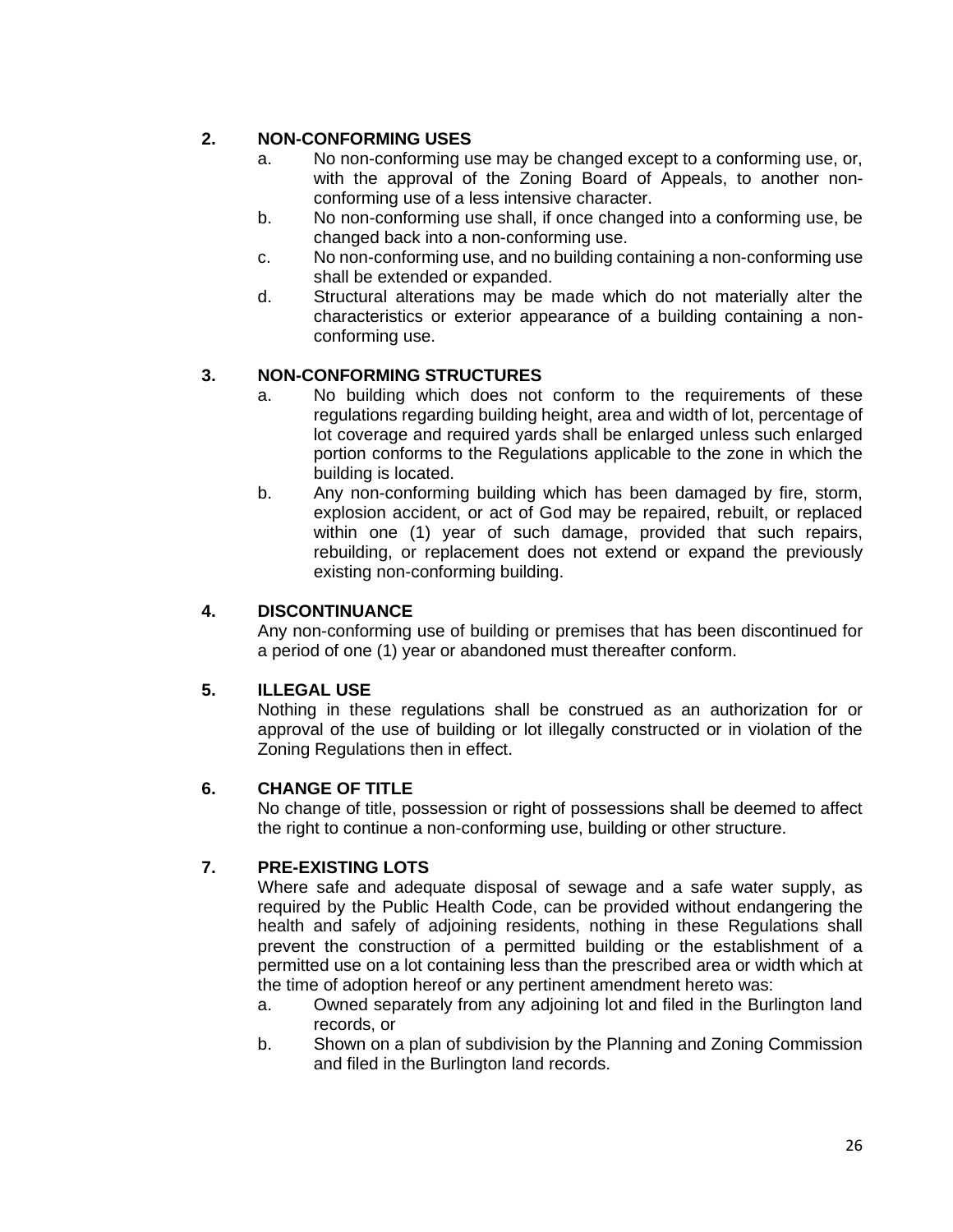## 2. NON-CONFORMING USES

a. No non-conforming use may be changed except to a conforming use, or, with the approval of the Zoning Board of Appeals, to another non-conforming use of a less intensive character.

b. No non-conforming use shall, if once changed into a conforming use, be changed back into a non-conforming use.

c. No non-conforming use, and no building containing a non-conforming use shall be extended or expanded.

d. Structural alterations may be made which do not materially alter the characteristics or exterior appearance of a building containing a non-conforming use.

## 3. NON-CONFORMING STRUCTURES

a. No building which does not conform to the requirements of these regulations regarding building height, area and width of lot, percentage of lot coverage and required yards shall be enlarged unless such enlarged portion conforms to the Regulations applicable to the zone in which the building is located.

b. Any non-conforming building which has been damaged by fire, storm, explosion accident, or act of God may be repaired, rebuilt, or replaced within one (1) year of such damage, provided that such repairs, rebuilding, or replacement does not extend or expand the previously existing non-conforming building.

## 4. DISCONTINUANCE

Any non-conforming use of building or premises that has been discontinued for a period of one (1) year or abandoned must thereafter conform.

## 5. ILLEGAL USE

Nothing in these regulations shall be construed as an authorization for or approval of the use of building or lot illegally constructed or in violation of the Zoning Regulations then in effect.

## 6. CHANGE OF TITLE

No change of title, possession or right of possessions shall be deemed to affect the right to continue a non-conforming use, building or other structure.

## 7. PRE-EXISTING LOTS

Where safe and adequate disposal of sewage and a safe water supply, as required by the Public Health Code, can be provided without endangering the health and safely of adjoining residents, nothing in these Regulations shall prevent the construction of a permitted building or the establishment of a permitted use on a lot containing less than the prescribed area or width which at the time of adoption hereof or any pertinent amendment hereto was:

a. Owned separately from any adjoining lot and filed in the Burlington land records, or

b. Shown on a plan of subdivision by the Planning and Zoning Commission and filed in the Burlington land records.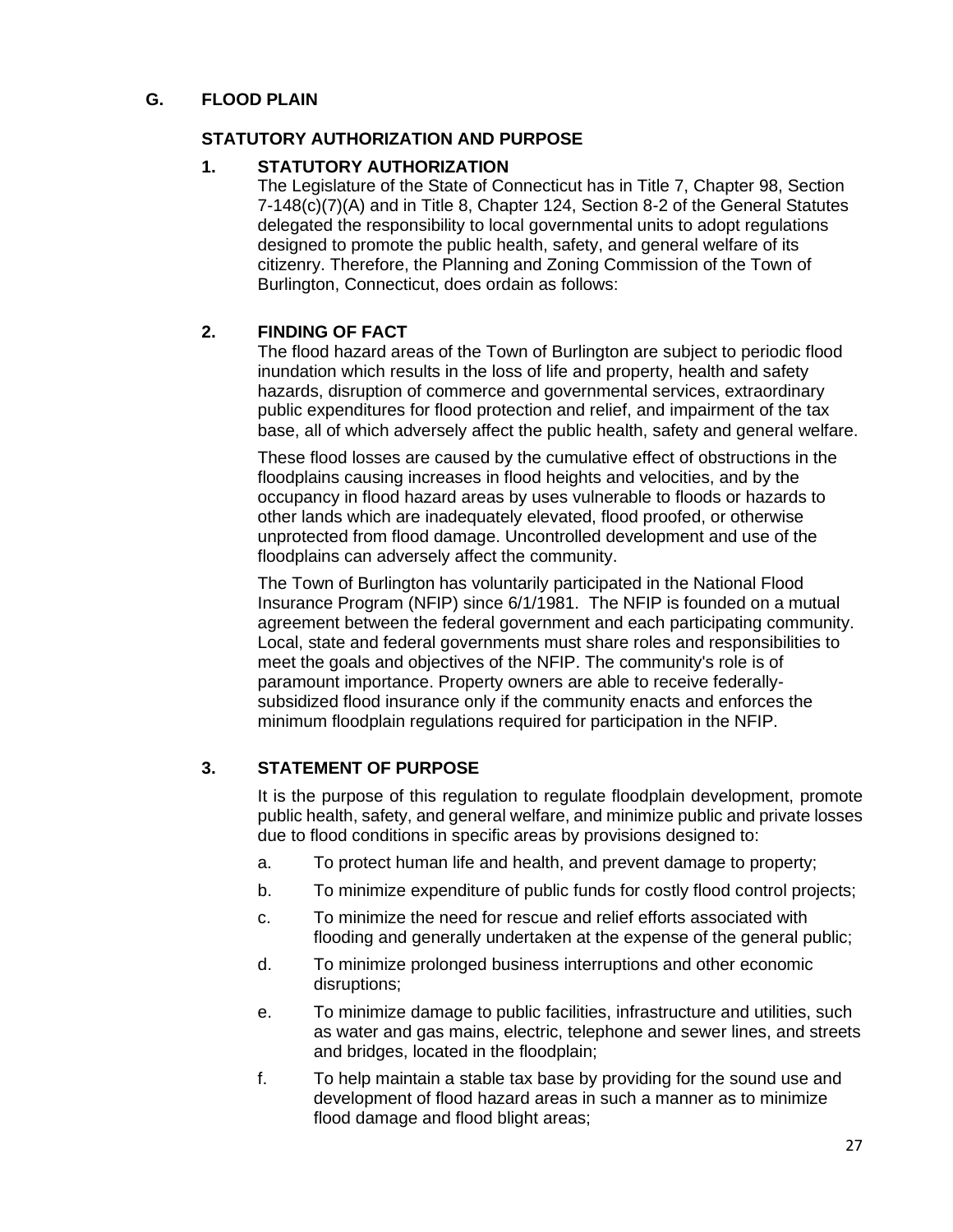## G. FLOOD PLAIN

### STATUTORY AUTHORIZATION AND PURPOSE

#### 1. STATUTORY AUTHORIZATION

The Legislature of the State of Connecticut has in Title 7, Chapter 98, Section 7-148(c)(7)(A) and in Title 8, Chapter 124, Section 8-2 of the General Statutes delegated the responsibility to local governmental units to adopt regulations designed to promote the public health, safety, and general welfare of its citizenry. Therefore, the Planning and Zoning Commission of the Town of Burlington, Connecticut, does ordain as follows:

#### 2. FINDING OF FACT

The flood hazard areas of the Town of Burlington are subject to periodic flood inundation which results in the loss of life and property, health and safety hazards, disruption of commerce and governmental services, extraordinary public expenditures for flood protection and relief, and impairment of the tax base, all of which adversely affect the public health, safety and general welfare.

These flood losses are caused by the cumulative effect of obstructions in the floodplains causing increases in flood heights and velocities, and by the occupancy in flood hazard areas by uses vulnerable to floods or hazards to other lands which are inadequately elevated, flood proofed, or otherwise unprotected from flood damage. Uncontrolled development and use of the floodplains can adversely affect the community.

The Town of Burlington has voluntarily participated in the National Flood Insurance Program (NFIP) since 6/1/1981. The NFIP is founded on a mutual agreement between the federal government and each participating community. Local, state and federal governments must share roles and responsibilities to meet the goals and objectives of the NFIP. The community's role is of paramount importance. Property owners are able to receive federally-subsidized flood insurance only if the community enacts and enforces the minimum floodplain regulations required for participation in the NFIP.

#### 3. STATEMENT OF PURPOSE

It is the purpose of this regulation to regulate floodplain development, promote public health, safety, and general welfare, and minimize public and private losses due to flood conditions in specific areas by provisions designed to:

a. To protect human life and health, and prevent damage to property;

b. To minimize expenditure of public funds for costly flood control projects;

c. To minimize the need for rescue and relief efforts associated with flooding and generally undertaken at the expense of the general public;

d. To minimize prolonged business interruptions and other economic disruptions;

e. To minimize damage to public facilities, infrastructure and utilities, such as water and gas mains, electric, telephone and sewer lines, and streets and bridges, located in the floodplain;

f. To help maintain a stable tax base by providing for the sound use and development of flood hazard areas in such a manner as to minimize flood damage and flood blight areas;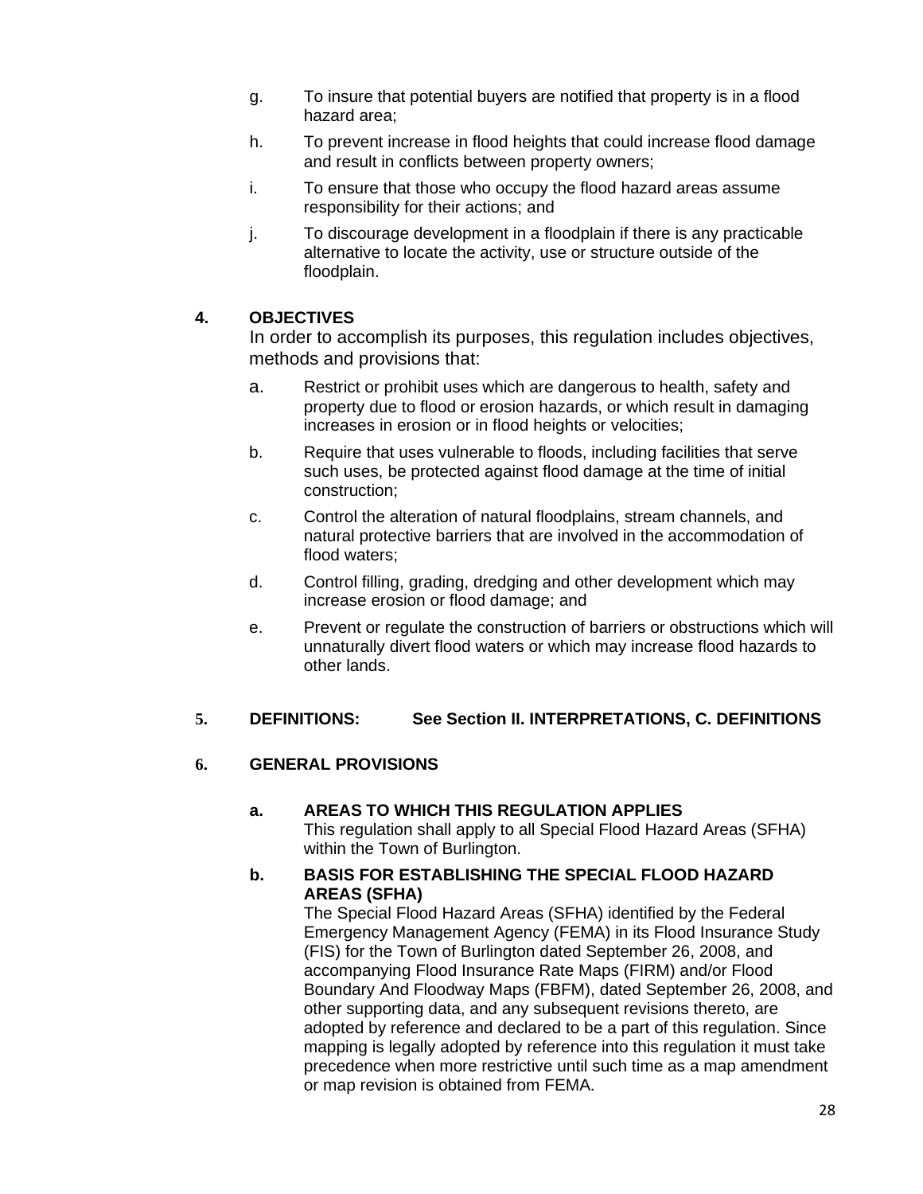g. To insure that potential buyers are notified that property is in a flood hazard area;

h. To prevent increase in flood heights that could increase flood damage and result in conflicts between property owners;

i. To ensure that those who occupy the flood hazard areas assume responsibility for their actions; and

j. To discourage development in a floodplain if there is any practicable alternative to locate the activity, use or structure outside of the floodplain.

**4. OBJECTIVES**

In order to accomplish its purposes, this regulation includes objectives, methods and provisions that:

a. Restrict or prohibit uses which are dangerous to health, safety and property due to flood or erosion hazards, or which result in damaging increases in erosion or in flood heights or velocities;

b. Require that uses vulnerable to floods, including facilities that serve such uses, be protected against flood damage at the time of initial construction;

c. Control the alteration of natural floodplains, stream channels, and natural protective barriers that are involved in the accommodation of flood waters;

d. Control filling, grading, dredging and other development which may increase erosion or flood damage; and

e. Prevent or regulate the construction of barriers or obstructions which will unnaturally divert flood waters or which may increase flood hazards to other lands.

**5. DEFINITIONS: See Section II. INTERPRETATIONS, C. DEFINITIONS**

**6. GENERAL PROVISIONS**

**a. AREAS TO WHICH THIS REGULATION APPLIES**

This regulation shall apply to all Special Flood Hazard Areas (SFHA) within the Town of Burlington.

**b. BASIS FOR ESTABLISHING THE SPECIAL FLOOD HAZARD AREAS (SFHA)**

The Special Flood Hazard Areas (SFHA) identified by the Federal Emergency Management Agency (FEMA) in its Flood Insurance Study (FIS) for the Town of Burlington dated September 26, 2008, and accompanying Flood Insurance Rate Maps (FIRM) and/or Flood Boundary And Floodway Maps (FBFM), dated September 26, 2008, and other supporting data, and any subsequent revisions thereto, are adopted by reference and declared to be a part of this regulation. Since mapping is legally adopted by reference into this regulation it must take precedence when more restrictive until such time as a map amendment or map revision is obtained from FEMA.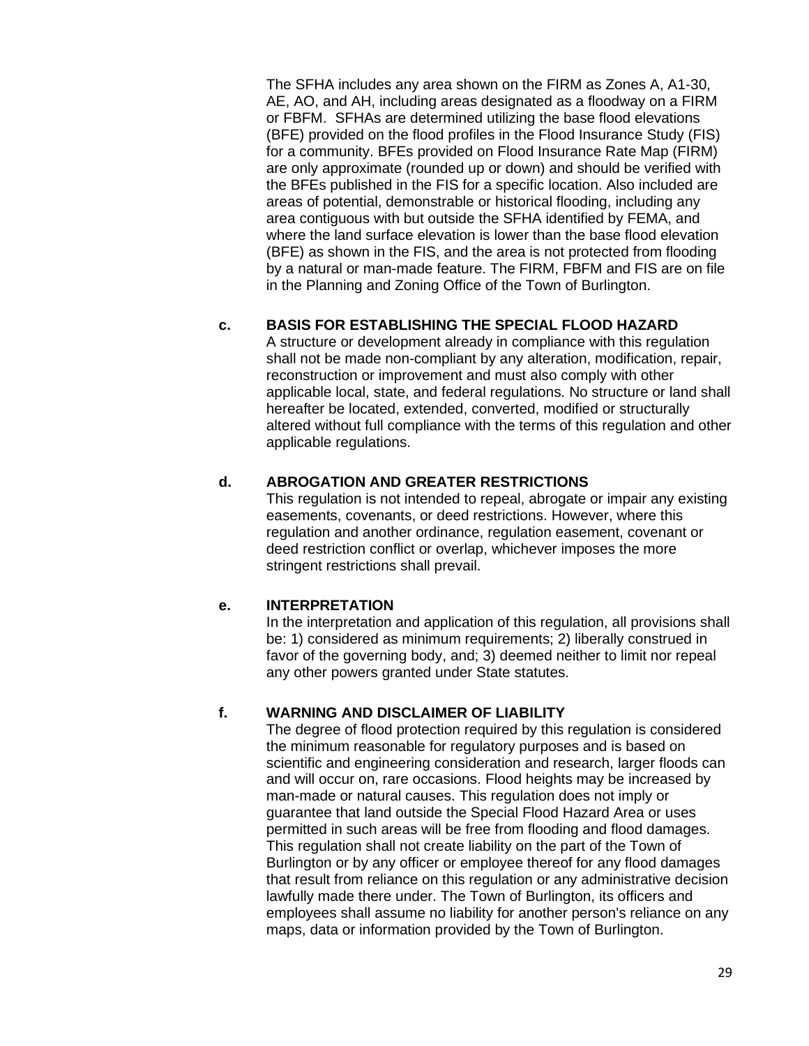The SFHA includes any area shown on the FIRM as Zones A, A1-30, AE, AO, and AH, including areas designated as a floodway on a FIRM or FBFM. SFHAs are determined utilizing the base flood elevations (BFE) provided on the flood profiles in the Flood Insurance Study (FIS) for a community. BFEs provided on Flood Insurance Rate Map (FIRM) are only approximate (rounded up or down) and should be verified with the BFEs published in the FIS for a specific location. Also included are areas of potential, demonstrable or historical flooding, including any area contiguous with but outside the SFHA identified by FEMA, and where the land surface elevation is lower than the base flood elevation (BFE) as shown in the FIS, and the area is not protected from flooding by a natural or man-made feature. The FIRM, FBFM and FIS are on file in the Planning and Zoning Office of the Town of Burlington.

**c. BASIS FOR ESTABLISHING THE SPECIAL FLOOD HAZARD**

A structure or development already in compliance with this regulation shall not be made non-compliant by any alteration, modification, repair, reconstruction or improvement and must also comply with other applicable local, state, and federal regulations. No structure or land shall hereafter be located, extended, converted, modified or structurally altered without full compliance with the terms of this regulation and other applicable regulations.

**d. ABROGATION AND GREATER RESTRICTIONS**

This regulation is not intended to repeal, abrogate or impair any existing easements, covenants, or deed restrictions. However, where this regulation and another ordinance, regulation easement, covenant or deed restriction conflict or overlap, whichever imposes the more stringent restrictions shall prevail.

**e. INTERPRETATION**

In the interpretation and application of this regulation, all provisions shall be: 1) considered as minimum requirements; 2) liberally construed in favor of the governing body, and; 3) deemed neither to limit nor repeal any other powers granted under State statutes.

**f. WARNING AND DISCLAIMER OF LIABILITY**

The degree of flood protection required by this regulation is considered the minimum reasonable for regulatory purposes and is based on scientific and engineering consideration and research, larger floods can and will occur on, rare occasions. Flood heights may be increased by man-made or natural causes. This regulation does not imply or guarantee that land outside the Special Flood Hazard Area or uses permitted in such areas will be free from flooding and flood damages. This regulation shall not create liability on the part of the Town of Burlington or by any officer or employee thereof for any flood damages that result from reliance on this regulation or any administrative decision lawfully made there under. The Town of Burlington, its officers and employees shall assume no liability for another person's reliance on any maps, data or information provided by the Town of Burlington.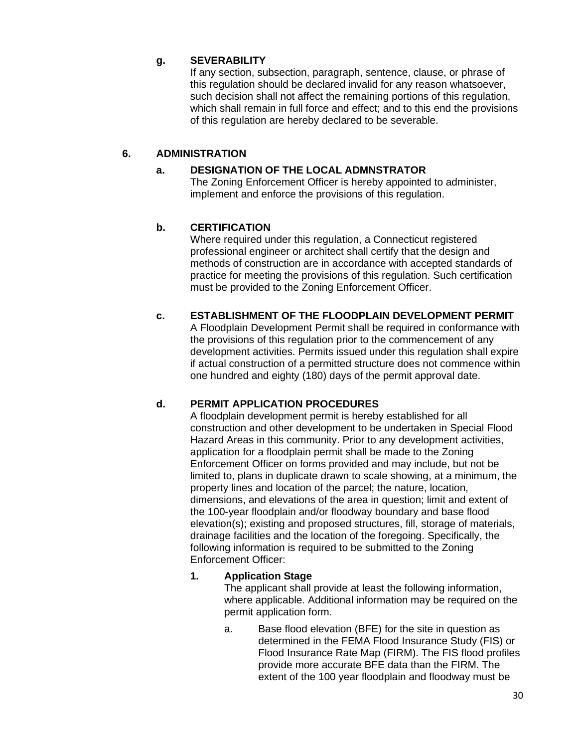**g. SEVERABILITY**

If any section, subsection, paragraph, sentence, clause, or phrase of this regulation should be declared invalid for any reason whatsoever, such decision shall not affect the remaining portions of this regulation, which shall remain in full force and effect; and to this end the provisions of this regulation are hereby declared to be severable.

## 6. ADMINISTRATION

**a. DESIGNATION OF THE LOCAL ADMNSTRATOR**

The Zoning Enforcement Officer is hereby appointed to administer, implement and enforce the provisions of this regulation.

**b. CERTIFICATION**

Where required under this regulation, a Connecticut registered professional engineer or architect shall certify that the design and methods of construction are in accordance with accepted standards of practice for meeting the provisions of this regulation. Such certification must be provided to the Zoning Enforcement Officer.

**c. ESTABLISHMENT OF THE FLOODPLAIN DEVELOPMENT PERMIT**

A Floodplain Development Permit shall be required in conformance with the provisions of this regulation prior to the commencement of any development activities. Permits issued under this regulation shall expire if actual construction of a permitted structure does not commence within one hundred and eighty (180) days of the permit approval date.

**d. PERMIT APPLICATION PROCEDURES**

A floodplain development permit is hereby established for all construction and other development to be undertaken in Special Flood Hazard Areas in this community. Prior to any development activities, application for a floodplain permit shall be made to the Zoning Enforcement Officer on forms provided and may include, but not be limited to, plans in duplicate drawn to scale showing, at a minimum, the property lines and location of the parcel; the nature, location, dimensions, and elevations of the area in question; limit and extent of the 100-year floodplain and/or floodway boundary and base flood elevation(s); existing and proposed structures, fill, storage of materials, drainage facilities and the location of the foregoing. Specifically, the following information is required to be submitted to the Zoning Enforcement Officer:

**1. Application Stage**

The applicant shall provide at least the following information, where applicable. Additional information may be required on the permit application form.

a. Base flood elevation (BFE) for the site in question as determined in the FEMA Flood Insurance Study (FIS) or Flood Insurance Rate Map (FIRM). The FIS flood profiles provide more accurate BFE data than the FIRM. The extent of the 100 year floodplain and floodway must be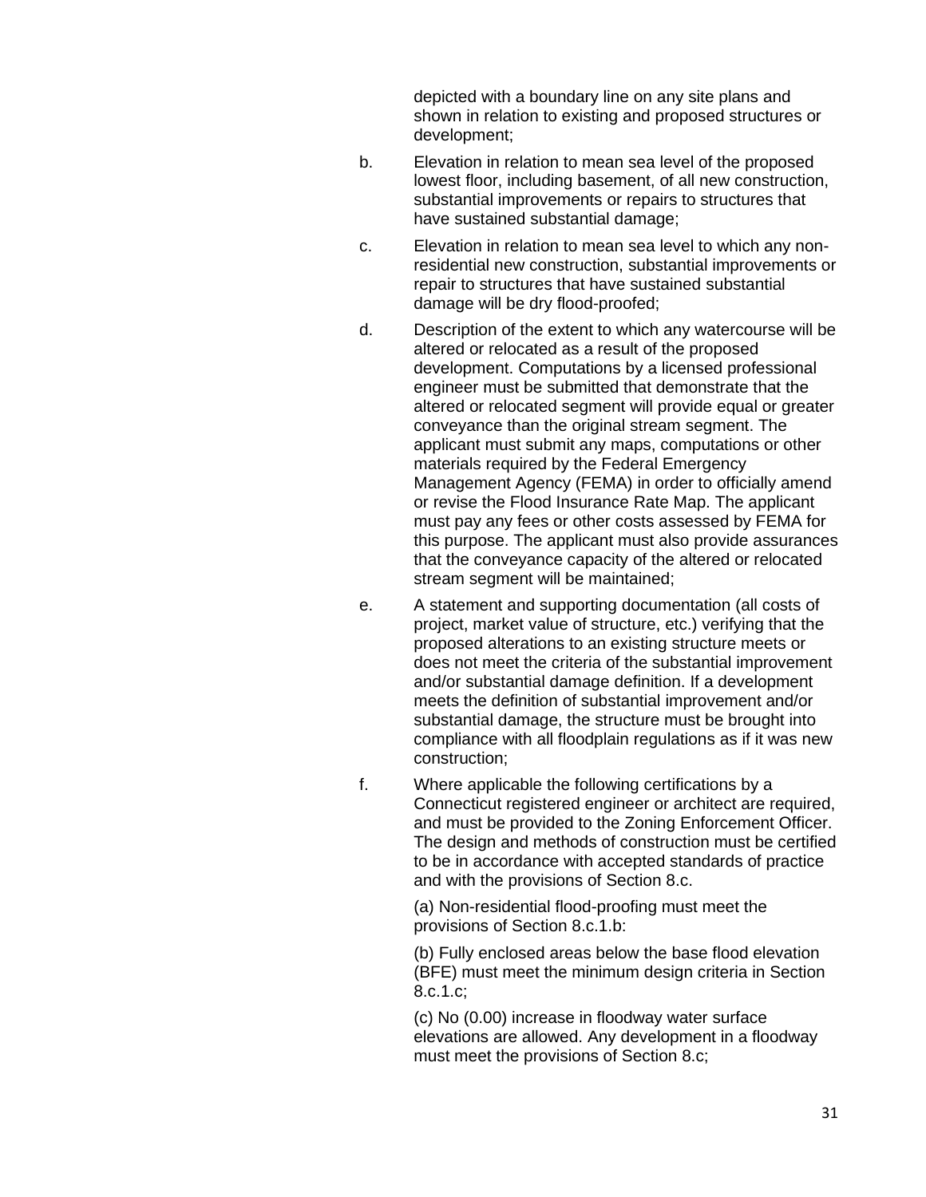depicted with a boundary line on any site plans and shown in relation to existing and proposed structures or development;

b. Elevation in relation to mean sea level of the proposed lowest floor, including basement, of all new construction, substantial improvements or repairs to structures that have sustained substantial damage;

c. Elevation in relation to mean sea level to which any non-residential new construction, substantial improvements or repair to structures that have sustained substantial damage will be dry flood-proofed;

d. Description of the extent to which any watercourse will be altered or relocated as a result of the proposed development. Computations by a licensed professional engineer must be submitted that demonstrate that the altered or relocated segment will provide equal or greater conveyance than the original stream segment. The applicant must submit any maps, computations or other materials required by the Federal Emergency Management Agency (FEMA) in order to officially amend or revise the Flood Insurance Rate Map. The applicant must pay any fees or other costs assessed by FEMA for this purpose. The applicant must also provide assurances that the conveyance capacity of the altered or relocated stream segment will be maintained;

e. A statement and supporting documentation (all costs of project, market value of structure, etc.) verifying that the proposed alterations to an existing structure meets or does not meet the criteria of the substantial improvement and/or substantial damage definition. If a development meets the definition of substantial improvement and/or substantial damage, the structure must be brought into compliance with all floodplain regulations as if it was new construction;

f. Where applicable the following certifications by a Connecticut registered engineer or architect are required, and must be provided to the Zoning Enforcement Officer. The design and methods of construction must be certified to be in accordance with accepted standards of practice and with the provisions of Section 8.c.

   (a) Non-residential flood-proofing must meet the provisions of Section 8.c.1.b:

   (b) Fully enclosed areas below the base flood elevation (BFE) must meet the minimum design criteria in Section 8.c.1.c;

   (c) No (0.00) increase in floodway water surface elevations are allowed. Any development in a floodway must meet the provisions of Section 8.c;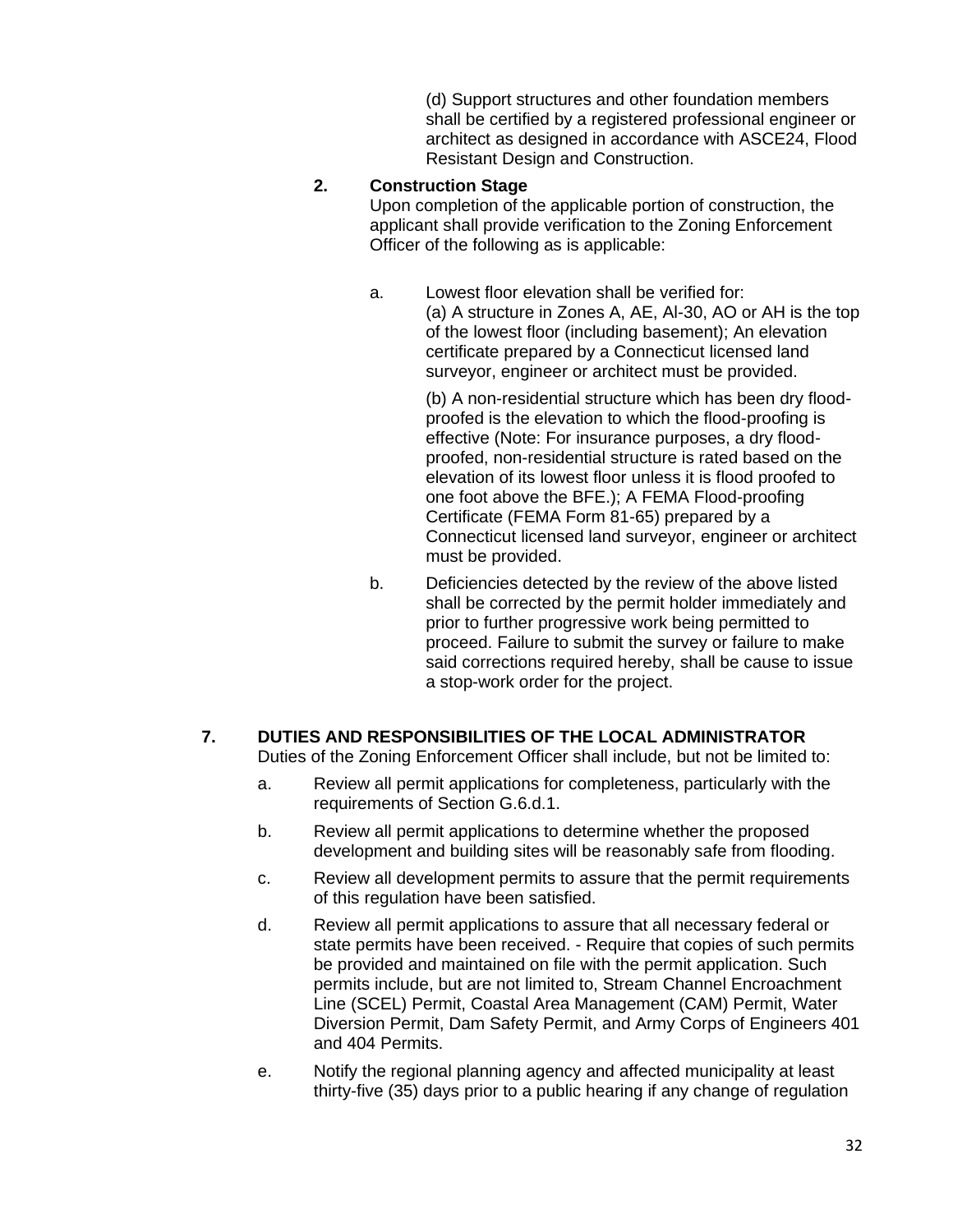(d) Support structures and other foundation members shall be certified by a registered professional engineer or architect as designed in accordance with ASCE24, Flood Resistant Design and Construction.

**2. Construction Stage**

Upon completion of the applicable portion of construction, the applicant shall provide verification to the Zoning Enforcement Officer of the following as is applicable:

a. Lowest floor elevation shall be verified for:

(a) A structure in Zones A, AE, Al-30, AO or AH is the top of the lowest floor (including basement); An elevation certificate prepared by a Connecticut licensed land surveyor, engineer or architect must be provided.

(b) A non-residential structure which has been dry flood-proofed is the elevation to which the flood-proofing is effective (Note: For insurance purposes, a dry flood-proofed, non-residential structure is rated based on the elevation of its lowest floor unless it is flood proofed to one foot above the BFE.); A FEMA Flood-proofing Certificate (FEMA Form 81-65) prepared by a Connecticut licensed land surveyor, engineer or architect must be provided.

b. Deficiencies detected by the review of the above listed shall be corrected by the permit holder immediately and prior to further progressive work being permitted to proceed. Failure to submit the survey or failure to make said corrections required hereby, shall be cause to issue a stop-work order for the project.

## 7. DUTIES AND RESPONSIBILITIES OF THE LOCAL ADMINISTRATOR

Duties of the Zoning Enforcement Officer shall include, but not be limited to:

a. Review all permit applications for completeness, particularly with the requirements of Section G.6.d.1.

b. Review all permit applications to determine whether the proposed development and building sites will be reasonably safe from flooding.

c. Review all development permits to assure that the permit requirements of this regulation have been satisfied.

d. Review all permit applications to assure that all necessary federal or state permits have been received. - Require that copies of such permits be provided and maintained on file with the permit application. Such permits include, but are not limited to, Stream Channel Encroachment Line (SCEL) Permit, Coastal Area Management (CAM) Permit, Water Diversion Permit, Dam Safety Permit, and Army Corps of Engineers 401 and 404 Permits.

e. Notify the regional planning agency and affected municipality at least thirty-five (35) days prior to a public hearing if any change of regulation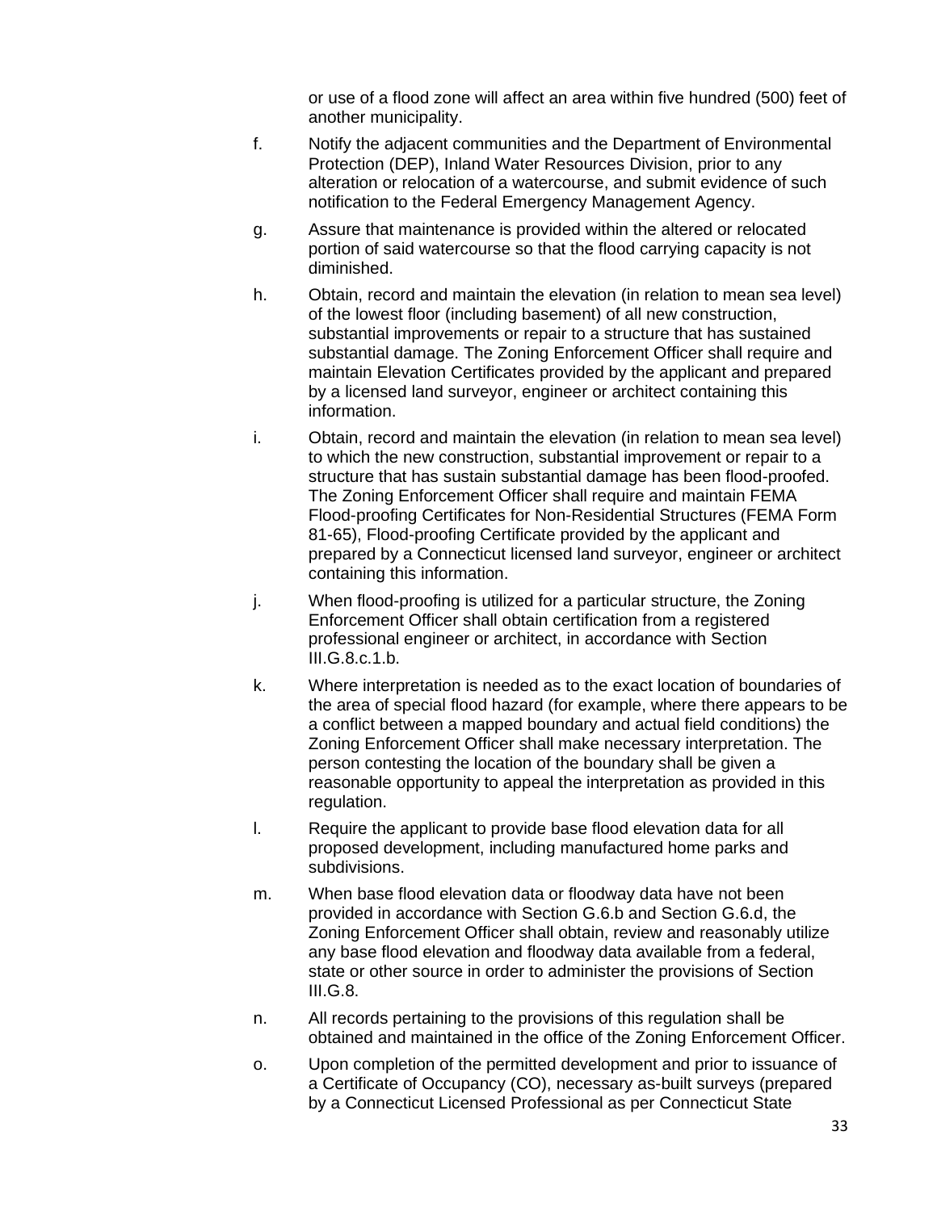or use of a flood zone will affect an area within five hundred (500) feet of another municipality.

f. Notify the adjacent communities and the Department of Environmental Protection (DEP), Inland Water Resources Division, prior to any alteration or relocation of a watercourse, and submit evidence of such notification to the Federal Emergency Management Agency.

g. Assure that maintenance is provided within the altered or relocated portion of said watercourse so that the flood carrying capacity is not diminished.

h. Obtain, record and maintain the elevation (in relation to mean sea level) of the lowest floor (including basement) of all new construction, substantial improvements or repair to a structure that has sustained substantial damage. The Zoning Enforcement Officer shall require and maintain Elevation Certificates provided by the applicant and prepared by a licensed land surveyor, engineer or architect containing this information.

i. Obtain, record and maintain the elevation (in relation to mean sea level) to which the new construction, substantial improvement or repair to a structure that has sustain substantial damage has been flood-proofed. The Zoning Enforcement Officer shall require and maintain FEMA Flood-proofing Certificates for Non-Residential Structures (FEMA Form 81-65), Flood-proofing Certificate provided by the applicant and prepared by a Connecticut licensed land surveyor, engineer or architect containing this information.

j. When flood-proofing is utilized for a particular structure, the Zoning Enforcement Officer shall obtain certification from a registered professional engineer or architect, in accordance with Section III.G.8.c.1.b.

k. Where interpretation is needed as to the exact location of boundaries of the area of special flood hazard (for example, where there appears to be a conflict between a mapped boundary and actual field conditions) the Zoning Enforcement Officer shall make necessary interpretation. The person contesting the location of the boundary shall be given a reasonable opportunity to appeal the interpretation as provided in this regulation.

l. Require the applicant to provide base flood elevation data for all proposed development, including manufactured home parks and subdivisions.

m. When base flood elevation data or floodway data have not been provided in accordance with Section G.6.b and Section G.6.d, the Zoning Enforcement Officer shall obtain, review and reasonably utilize any base flood elevation and floodway data available from a federal, state or other source in order to administer the provisions of Section III.G.8.

n. All records pertaining to the provisions of this regulation shall be obtained and maintained in the office of the Zoning Enforcement Officer.

o. Upon completion of the permitted development and prior to issuance of a Certificate of Occupancy (CO), necessary as-built surveys (prepared by a Connecticut Licensed Professional as per Connecticut State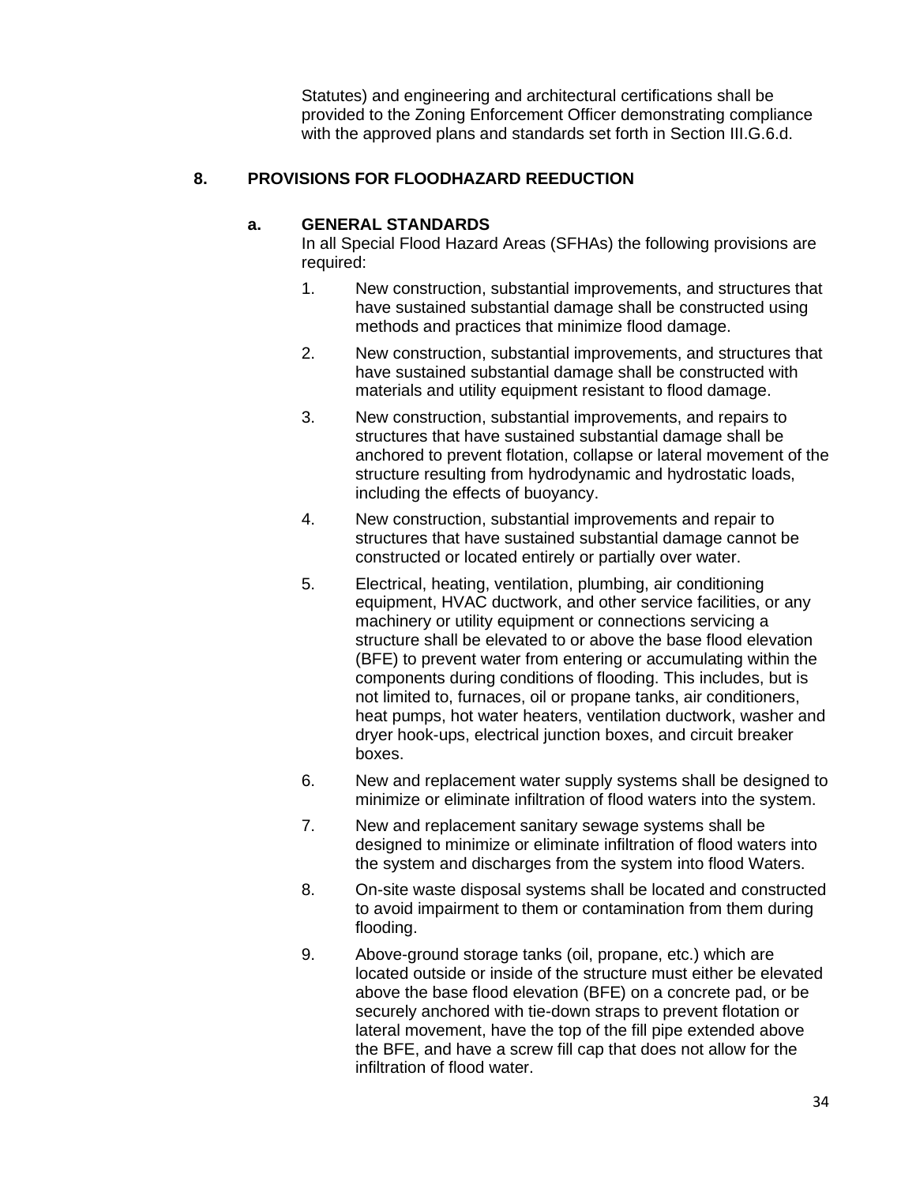Statutes) and engineering and architectural certifications shall be provided to the Zoning Enforcement Officer demonstrating compliance with the approved plans and standards set forth in Section III.G.6.d.

## 8. PROVISIONS FOR FLOODHAZARD REEDUCTION

### a. GENERAL STANDARDS

In all Special Flood Hazard Areas (SFHAs) the following provisions are required:

1. New construction, substantial improvements, and structures that have sustained substantial damage shall be constructed using methods and practices that minimize flood damage.
2. New construction, substantial improvements, and structures that have sustained substantial damage shall be constructed with materials and utility equipment resistant to flood damage.
3. New construction, substantial improvements, and repairs to structures that have sustained substantial damage shall be anchored to prevent flotation, collapse or lateral movement of the structure resulting from hydrodynamic and hydrostatic loads, including the effects of buoyancy.
4. New construction, substantial improvements and repair to structures that have sustained substantial damage cannot be constructed or located entirely or partially over water.
5. Electrical, heating, ventilation, plumbing, air conditioning equipment, HVAC ductwork, and other service facilities, or any machinery or utility equipment or connections servicing a structure shall be elevated to or above the base flood elevation (BFE) to prevent water from entering or accumulating within the components during conditions of flooding. This includes, but is not limited to, furnaces, oil or propane tanks, air conditioners, heat pumps, hot water heaters, ventilation ductwork, washer and dryer hook-ups, electrical junction boxes, and circuit breaker boxes.
6. New and replacement water supply systems shall be designed to minimize or eliminate infiltration of flood waters into the system.
7. New and replacement sanitary sewage systems shall be designed to minimize or eliminate infiltration of flood waters into the system and discharges from the system into flood Waters.
8. On-site waste disposal systems shall be located and constructed to avoid impairment to them or contamination from them during flooding.
9. Above-ground storage tanks (oil, propane, etc.) which are located outside or inside of the structure must either be elevated above the base flood elevation (BFE) on a concrete pad, or be securely anchored with tie-down straps to prevent flotation or lateral movement, have the top of the fill pipe extended above the BFE, and have a screw fill cap that does not allow for the infiltration of flood water.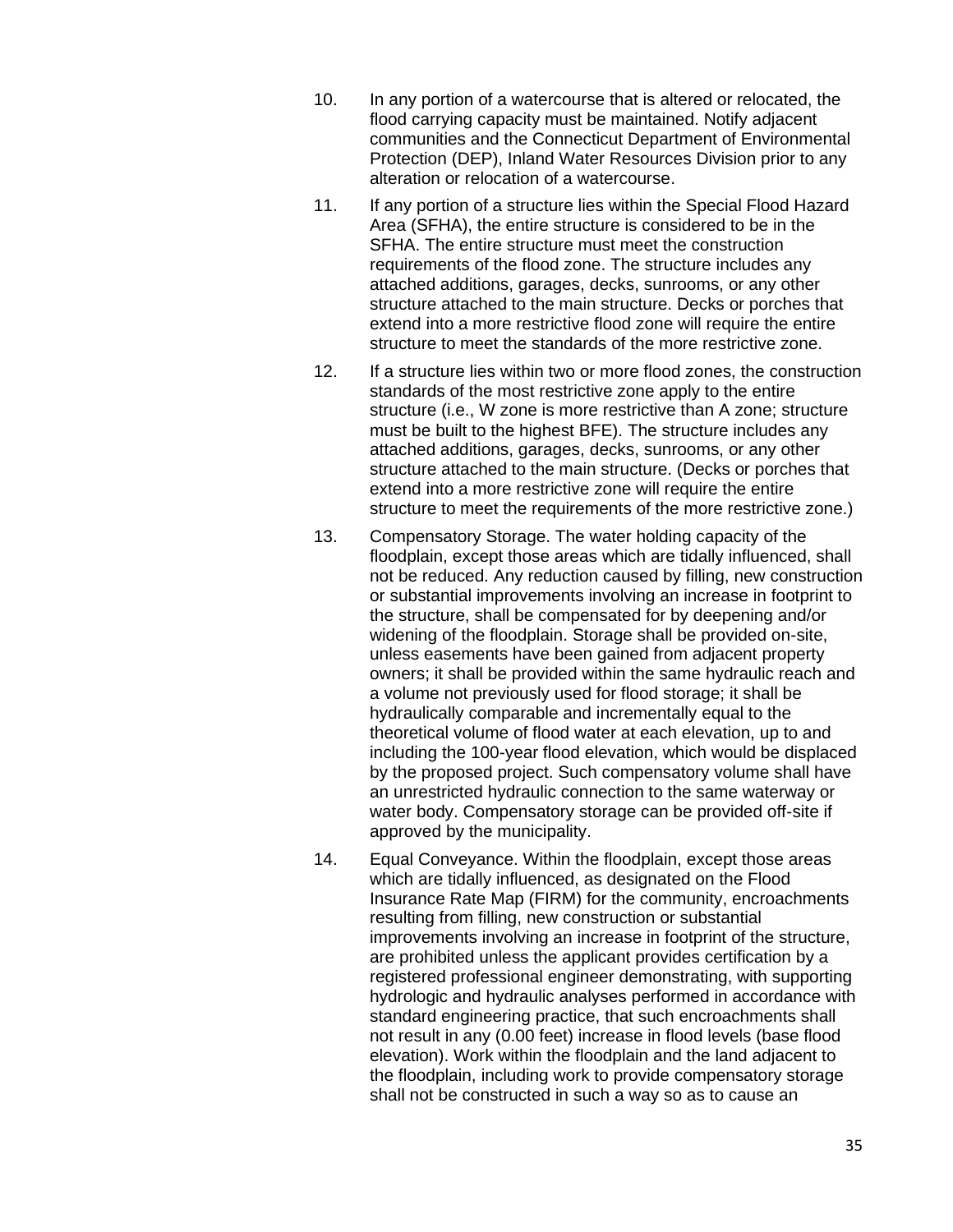10. In any portion of a watercourse that is altered or relocated, the flood carrying capacity must be maintained. Notify adjacent communities and the Connecticut Department of Environmental Protection (DEP), Inland Water Resources Division prior to any alteration or relocation of a watercourse.

11. If any portion of a structure lies within the Special Flood Hazard Area (SFHA), the entire structure is considered to be in the SFHA. The entire structure must meet the construction requirements of the flood zone. The structure includes any attached additions, garages, decks, sunrooms, or any other structure attached to the main structure. Decks or porches that extend into a more restrictive flood zone will require the entire structure to meet the standards of the more restrictive zone.

12. If a structure lies within two or more flood zones, the construction standards of the most restrictive zone apply to the entire structure (i.e., W zone is more restrictive than A zone; structure must be built to the highest BFE). The structure includes any attached additions, garages, decks, sunrooms, or any other structure attached to the main structure. (Decks or porches that extend into a more restrictive zone will require the entire structure to meet the requirements of the more restrictive zone.)

13. Compensatory Storage. The water holding capacity of the floodplain, except those areas which are tidally influenced, shall not be reduced. Any reduction caused by filling, new construction or substantial improvements involving an increase in footprint to the structure, shall be compensated for by deepening and/or widening of the floodplain. Storage shall be provided on-site, unless easements have been gained from adjacent property owners; it shall be provided within the same hydraulic reach and a volume not previously used for flood storage; it shall be hydraulically comparable and incrementally equal to the theoretical volume of flood water at each elevation, up to and including the 100-year flood elevation, which would be displaced by the proposed project. Such compensatory volume shall have an unrestricted hydraulic connection to the same waterway or water body. Compensatory storage can be provided off-site if approved by the municipality.

14. Equal Conveyance. Within the floodplain, except those areas which are tidally influenced, as designated on the Flood Insurance Rate Map (FIRM) for the community, encroachments resulting from filling, new construction or substantial improvements involving an increase in footprint of the structure, are prohibited unless the applicant provides certification by a registered professional engineer demonstrating, with supporting hydrologic and hydraulic analyses performed in accordance with standard engineering practice, that such encroachments shall not result in any (0.00 feet) increase in flood levels (base flood elevation). Work within the floodplain and the land adjacent to the floodplain, including work to provide compensatory storage shall not be constructed in such a way so as to cause an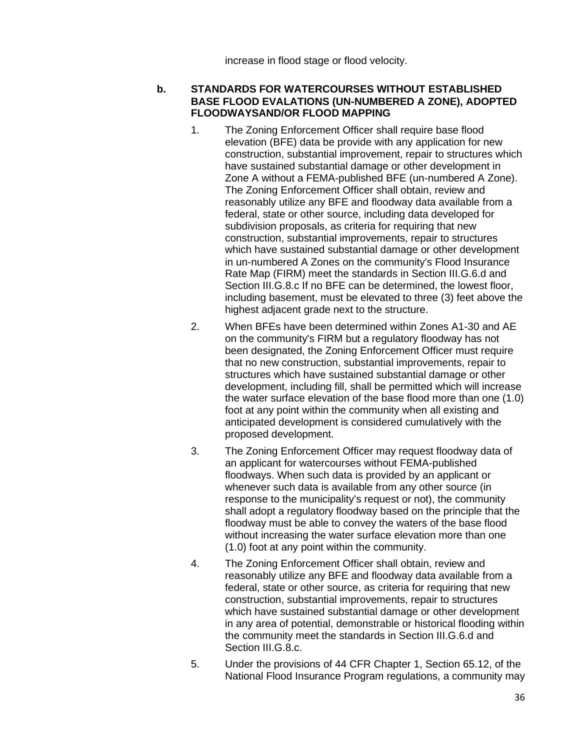increase in flood stage or flood velocity.

**b. STANDARDS FOR WATERCOURSES WITHOUT ESTABLISHED BASE FLOOD EVALATIONS (UN-NUMBERED A ZONE), ADOPTED FLOODWAYSAND/OR FLOOD MAPPING**

1. The Zoning Enforcement Officer shall require base flood elevation (BFE) data be provide with any application for new construction, substantial improvement, repair to structures which have sustained substantial damage or other development in Zone A without a FEMA-published BFE (un-numbered A Zone). The Zoning Enforcement Officer shall obtain, review and reasonably utilize any BFE and floodway data available from a federal, state or other source, including data developed for subdivision proposals, as criteria for requiring that new construction, substantial improvements, repair to structures which have sustained substantial damage or other development in un-numbered A Zones on the community's Flood Insurance Rate Map (FIRM) meet the standards in Section III.G.6.d and Section III.G.8.c If no BFE can be determined, the lowest floor, including basement, must be elevated to three (3) feet above the highest adjacent grade next to the structure.

2. When BFEs have been determined within Zones A1-30 and AE on the community's FIRM but a regulatory floodway has not been designated, the Zoning Enforcement Officer must require that no new construction, substantial improvements, repair to structures which have sustained substantial damage or other development, including fill, shall be permitted which will increase the water surface elevation of the base flood more than one (1.0) foot at any point within the community when all existing and anticipated development is considered cumulatively with the proposed development.

3. The Zoning Enforcement Officer may request floodway data of an applicant for watercourses without FEMA-published floodways. When such data is provided by an applicant or whenever such data is available from any other source (in response to the municipality's request or not), the community shall adopt a regulatory floodway based on the principle that the floodway must be able to convey the waters of the base flood without increasing the water surface elevation more than one (1.0) foot at any point within the community.

4. The Zoning Enforcement Officer shall obtain, review and reasonably utilize any BFE and floodway data available from a federal, state or other source, as criteria for requiring that new construction, substantial improvements, repair to structures which have sustained substantial damage or other development in any area of potential, demonstrable or historical flooding within the community meet the standards in Section III.G.6.d and Section III.G.8.c.

5. Under the provisions of 44 CFR Chapter 1, Section 65.12, of the National Flood Insurance Program regulations, a community may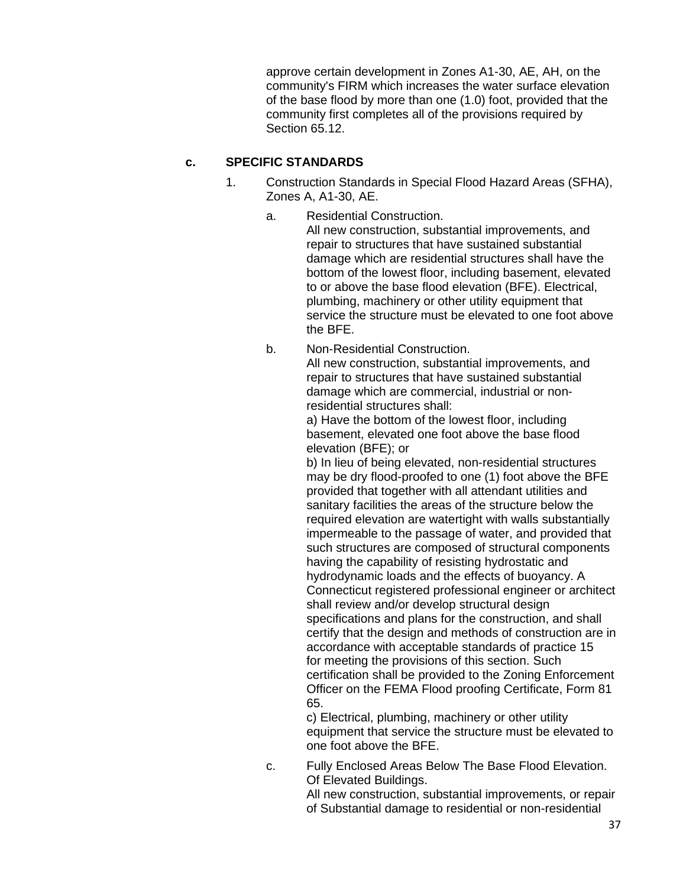approve certain development in Zones A1-30, AE, AH, on the community's FIRM which increases the water surface elevation of the base flood by more than one (1.0) foot, provided that the community first completes all of the provisions required by Section 65.12.

**c. SPECIFIC STANDARDS**

1. Construction Standards in Special Flood Hazard Areas (SFHA), Zones A, A1-30, AE.

   a. Residential Construction.
      All new construction, substantial improvements, and repair to structures that have sustained substantial damage which are residential structures shall have the bottom of the lowest floor, including basement, elevated to or above the base flood elevation (BFE). Electrical, plumbing, machinery or other utility equipment that service the structure must be elevated to one foot above the BFE.

   b. Non-Residential Construction.
      All new construction, substantial improvements, and repair to structures that have sustained substantial damage which are commercial, industrial or non-residential structures shall:
      a) Have the bottom of the lowest floor, including basement, elevated one foot above the base flood elevation (BFE); or
      b) In lieu of being elevated, non-residential structures may be dry flood-proofed to one (1) foot above the BFE provided that together with all attendant utilities and sanitary facilities the areas of the structure below the required elevation are watertight with walls substantially impermeable to the passage of water, and provided that such structures are composed of structural components having the capability of resisting hydrostatic and hydrodynamic loads and the effects of buoyancy. A Connecticut registered professional engineer or architect shall review and/or develop structural design specifications and plans for the construction, and shall certify that the design and methods of construction are in accordance with acceptable standards of practice 15 for meeting the provisions of this section. Such certification shall be provided to the Zoning Enforcement Officer on the FEMA Flood proofing Certificate, Form 81 65.
      c) Electrical, plumbing, machinery or other utility equipment that service the structure must be elevated to one foot above the BFE.

   c. Fully Enclosed Areas Below The Base Flood Elevation. Of Elevated Buildings.
      All new construction, substantial improvements, or repair of Substantial damage to residential or non-residential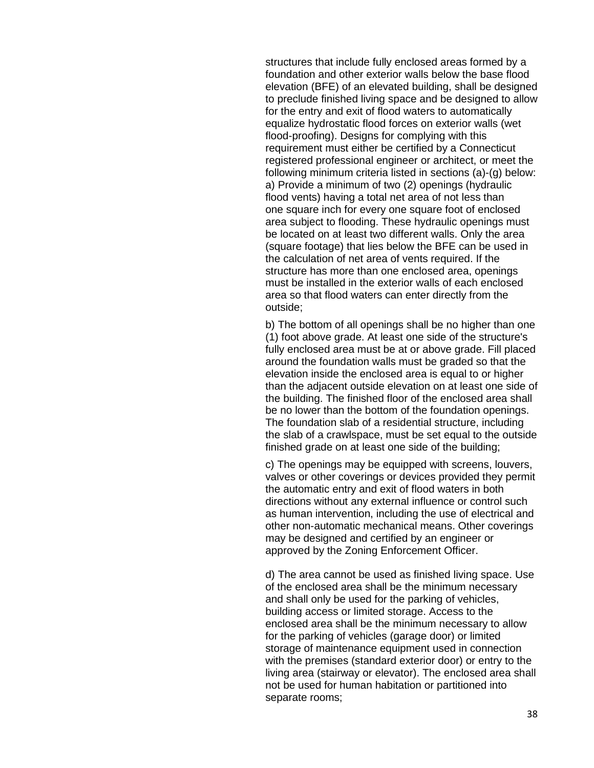structures that include fully enclosed areas formed by a foundation and other exterior walls below the base flood elevation (BFE) of an elevated building, shall be designed to preclude finished living space and be designed to allow for the entry and exit of flood waters to automatically equalize hydrostatic flood forces on exterior walls (wet flood-proofing). Designs for complying with this requirement must either be certified by a Connecticut registered professional engineer or architect, or meet the following minimum criteria listed in sections (a)-(g) below:

a) Provide a minimum of two (2) openings (hydraulic flood vents) having a total net area of not less than one square inch for every one square foot of enclosed area subject to flooding. These hydraulic openings must be located on at least two different walls. Only the area (square footage) that lies below the BFE can be used in the calculation of net area of vents required. If the structure has more than one enclosed area, openings must be installed in the exterior walls of each enclosed area so that flood waters can enter directly from the outside;

b) The bottom of all openings shall be no higher than one (1) foot above grade. At least one side of the structure's fully enclosed area must be at or above grade. Fill placed around the foundation walls must be graded so that the elevation inside the enclosed area is equal to or higher than the adjacent outside elevation on at least one side of the building. The finished floor of the enclosed area shall be no lower than the bottom of the foundation openings. The foundation slab of a residential structure, including the slab of a crawlspace, must be set equal to the outside finished grade on at least one side of the building;

c) The openings may be equipped with screens, louvers, valves or other coverings or devices provided they permit the automatic entry and exit of flood waters in both directions without any external influence or control such as human intervention, including the use of electrical and other non-automatic mechanical means. Other coverings may be designed and certified by an engineer or approved by the Zoning Enforcement Officer.

d) The area cannot be used as finished living space. Use of the enclosed area shall be the minimum necessary and shall only be used for the parking of vehicles, building access or limited storage. Access to the enclosed area shall be the minimum necessary to allow for the parking of vehicles (garage door) or limited storage of maintenance equipment used in connection with the premises (standard exterior door) or entry to the living area (stairway or elevator). The enclosed area shall not be used for human habitation or partitioned into separate rooms;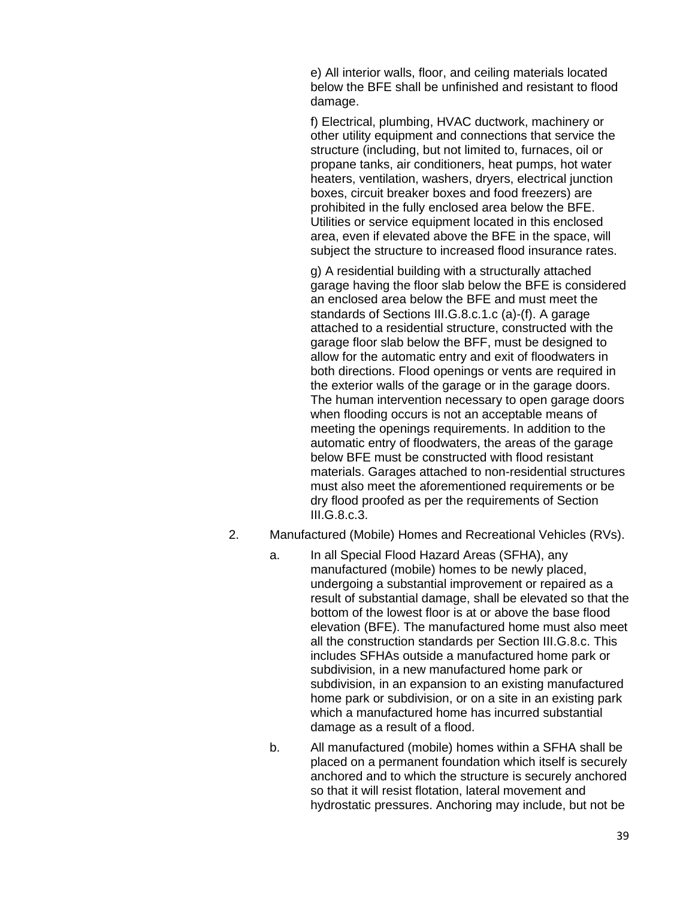e) All interior walls, floor, and ceiling materials located below the BFE shall be unfinished and resistant to flood damage.

f) Electrical, plumbing, HVAC ductwork, machinery or other utility equipment and connections that service the structure (including, but not limited to, furnaces, oil or propane tanks, air conditioners, heat pumps, hot water heaters, ventilation, washers, dryers, electrical junction boxes, circuit breaker boxes and food freezers) are prohibited in the fully enclosed area below the BFE. Utilities or service equipment located in this enclosed area, even if elevated above the BFE in the space, will subject the structure to increased flood insurance rates.

g) A residential building with a structurally attached garage having the floor slab below the BFE is considered an enclosed area below the BFE and must meet the standards of Sections III.G.8.c.1.c (a)-(f). A garage attached to a residential structure, constructed with the garage floor slab below the BFF, must be designed to allow for the automatic entry and exit of floodwaters in both directions. Flood openings or vents are required in the exterior walls of the garage or in the garage doors. The human intervention necessary to open garage doors when flooding occurs is not an acceptable means of meeting the openings requirements. In addition to the automatic entry of floodwaters, the areas of the garage below BFE must be constructed with flood resistant materials. Garages attached to non-residential structures must also meet the aforementioned requirements or be dry flood proofed as per the requirements of Section III.G.8.c.3.

2. Manufactured (Mobile) Homes and Recreational Vehicles (RVs).

   a. In all Special Flood Hazard Areas (SFHA), any manufactured (mobile) homes to be newly placed, undergoing a substantial improvement or repaired as a result of substantial damage, shall be elevated so that the bottom of the lowest floor is at or above the base flood elevation (BFE). The manufactured home must also meet all the construction standards per Section III.G.8.c. This includes SFHAs outside a manufactured home park or subdivision, in a new manufactured home park or subdivision, in an expansion to an existing manufactured home park or subdivision, or on a site in an existing park which a manufactured home has incurred substantial damage as a result of a flood.

   b. All manufactured (mobile) homes within a SFHA shall be placed on a permanent foundation which itself is securely anchored and to which the structure is securely anchored so that it will resist flotation, lateral movement and hydrostatic pressures. Anchoring may include, but not be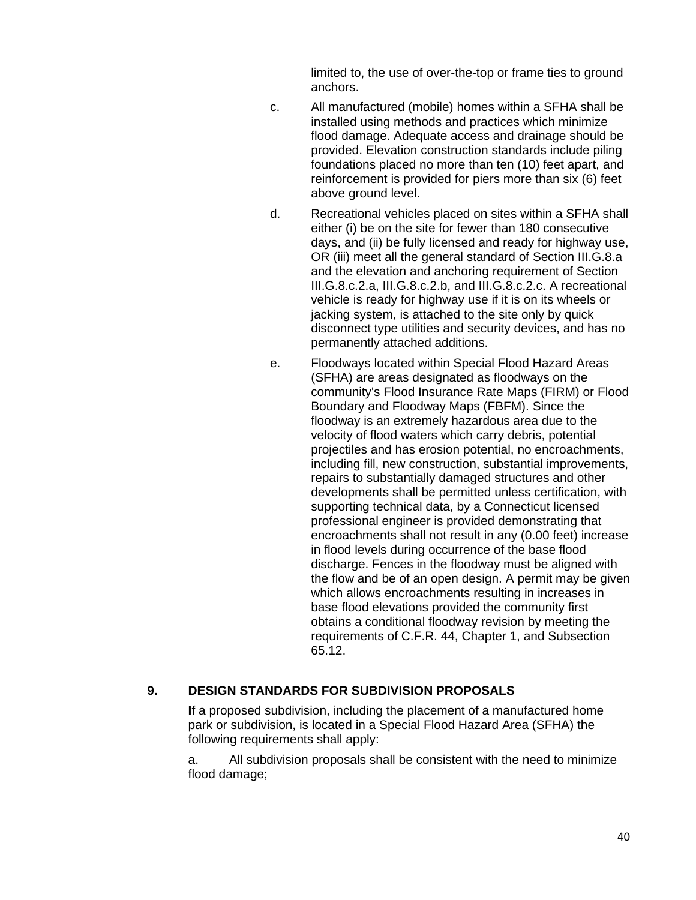limited to, the use of over-the-top or frame ties to ground anchors.

c. All manufactured (mobile) homes within a SFHA shall be installed using methods and practices which minimize flood damage. Adequate access and drainage should be provided. Elevation construction standards include piling foundations placed no more than ten (10) feet apart, and reinforcement is provided for piers more than six (6) feet above ground level.

d. Recreational vehicles placed on sites within a SFHA shall either (i) be on the site for fewer than 180 consecutive days, and (ii) be fully licensed and ready for highway use, OR (iii) meet all the general standard of Section III.G.8.a and the elevation and anchoring requirement of Section III.G.8.c.2.a, III.G.8.c.2.b, and III.G.8.c.2.c. A recreational vehicle is ready for highway use if it is on its wheels or jacking system, is attached to the site only by quick disconnect type utilities and security devices, and has no permanently attached additions.

e. Floodways located within Special Flood Hazard Areas (SFHA) are areas designated as floodways on the community's Flood Insurance Rate Maps (FIRM) or Flood Boundary and Floodway Maps (FBFM). Since the floodway is an extremely hazardous area due to the velocity of flood waters which carry debris, potential projectiles and has erosion potential, no encroachments, including fill, new construction, substantial improvements, repairs to substantially damaged structures and other developments shall be permitted unless certification, with supporting technical data, by a Connecticut licensed professional engineer is provided demonstrating that encroachments shall not result in any (0.00 feet) increase in flood levels during occurrence of the base flood discharge. Fences in the floodway must be aligned with the flow and be of an open design. A permit may be given which allows encroachments resulting in increases in base flood elevations provided the community first obtains a conditional floodway revision by meeting the requirements of C.F.R. 44, Chapter 1, and Subsection 65.12.

## 9. DESIGN STANDARDS FOR SUBDIVISION PROPOSALS

If a proposed subdivision, including the placement of a manufactured home park or subdivision, is located in a Special Flood Hazard Area (SFHA) the following requirements shall apply:

a. All subdivision proposals shall be consistent with the need to minimize flood damage;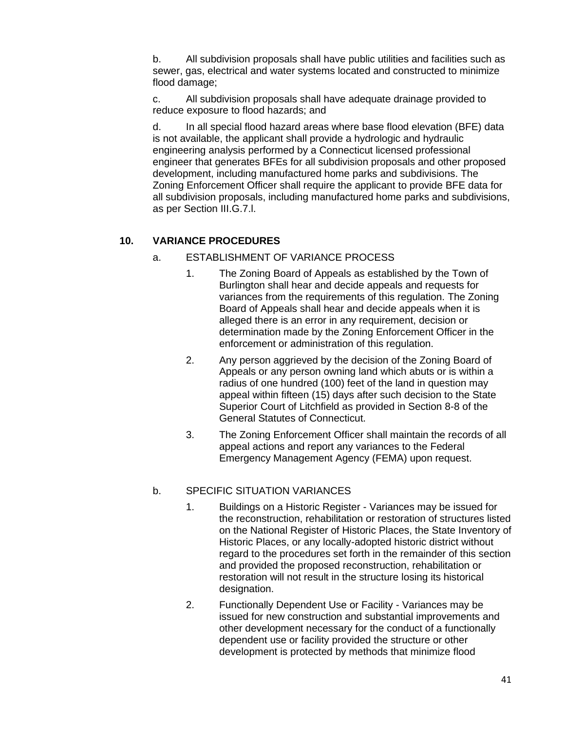b. All subdivision proposals shall have public utilities and facilities such as sewer, gas, electrical and water systems located and constructed to minimize flood damage;

c. All subdivision proposals shall have adequate drainage provided to reduce exposure to flood hazards; and

d. In all special flood hazard areas where base flood elevation (BFE) data is not available, the applicant shall provide a hydrologic and hydraulic engineering analysis performed by a Connecticut licensed professional engineer that generates BFEs for all subdivision proposals and other proposed development, including manufactured home parks and subdivisions. The Zoning Enforcement Officer shall require the applicant to provide BFE data for all subdivision proposals, including manufactured home parks and subdivisions, as per Section III.G.7.l.

## 10. VARIANCE PROCEDURES

a. ESTABLISHMENT OF VARIANCE PROCESS

1. The Zoning Board of Appeals as established by the Town of Burlington shall hear and decide appeals and requests for variances from the requirements of this regulation. The Zoning Board of Appeals shall hear and decide appeals when it is alleged there is an error in any requirement, decision or determination made by the Zoning Enforcement Officer in the enforcement or administration of this regulation.

2. Any person aggrieved by the decision of the Zoning Board of Appeals or any person owning land which abuts or is within a radius of one hundred (100) feet of the land in question may appeal within fifteen (15) days after such decision to the State Superior Court of Litchfield as provided in Section 8-8 of the General Statutes of Connecticut.

3. The Zoning Enforcement Officer shall maintain the records of all appeal actions and report any variances to the Federal Emergency Management Agency (FEMA) upon request.

b. SPECIFIC SITUATION VARIANCES

1. Buildings on a Historic Register - Variances may be issued for the reconstruction, rehabilitation or restoration of structures listed on the National Register of Historic Places, the State Inventory of Historic Places, or any locally-adopted historic district without regard to the procedures set forth in the remainder of this section and provided the proposed reconstruction, rehabilitation or restoration will not result in the structure losing its historical designation.

2. Functionally Dependent Use or Facility - Variances may be issued for new construction and substantial improvements and other development necessary for the conduct of a functionally dependent use or facility provided the structure or other development is protected by methods that minimize flood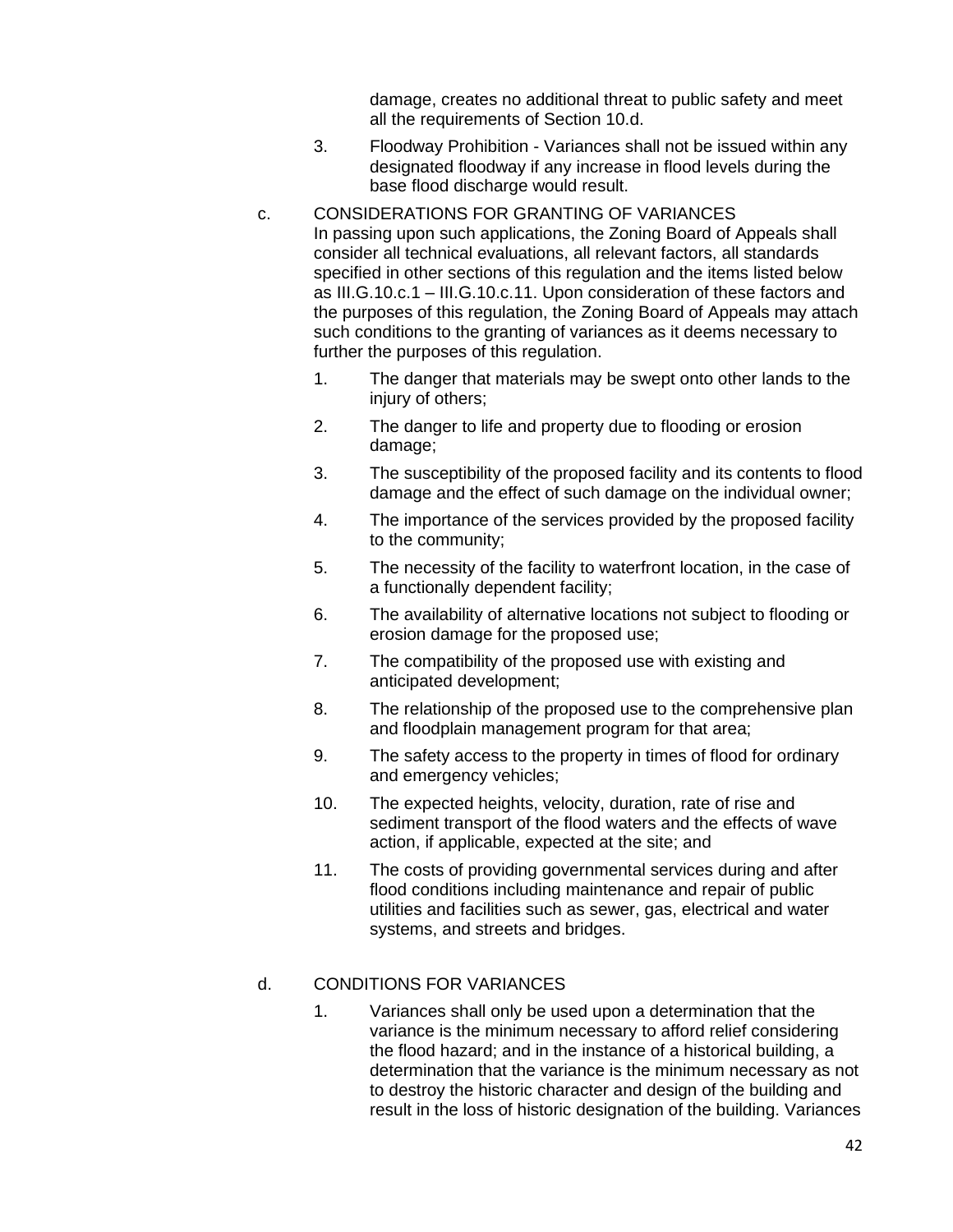damage, creates no additional threat to public safety and meet all the requirements of Section 10.d.

3. Floodway Prohibition - Variances shall not be issued within any designated floodway if any increase in flood levels during the base flood discharge would result.

c. CONSIDERATIONS FOR GRANTING OF VARIANCES

In passing upon such applications, the Zoning Board of Appeals shall consider all technical evaluations, all relevant factors, all standards specified in other sections of this regulation and the items listed below as III.G.10.c.1 – III.G.10.c.11. Upon consideration of these factors and the purposes of this regulation, the Zoning Board of Appeals may attach such conditions to the granting of variances as it deems necessary to further the purposes of this regulation.

1. The danger that materials may be swept onto other lands to the injury of others;
2. The danger to life and property due to flooding or erosion damage;
3. The susceptibility of the proposed facility and its contents to flood damage and the effect of such damage on the individual owner;
4. The importance of the services provided by the proposed facility to the community;
5. The necessity of the facility to waterfront location, in the case of a functionally dependent facility;
6. The availability of alternative locations not subject to flooding or erosion damage for the proposed use;
7. The compatibility of the proposed use with existing and anticipated development;
8. The relationship of the proposed use to the comprehensive plan and floodplain management program for that area;
9. The safety access to the property in times of flood for ordinary and emergency vehicles;
10. The expected heights, velocity, duration, rate of rise and sediment transport of the flood waters and the effects of wave action, if applicable, expected at the site; and
11. The costs of providing governmental services during and after flood conditions including maintenance and repair of public utilities and facilities such as sewer, gas, electrical and water systems, and streets and bridges.

d. CONDITIONS FOR VARIANCES

1. Variances shall only be used upon a determination that the variance is the minimum necessary to afford relief considering the flood hazard; and in the instance of a historical building, a determination that the variance is the minimum necessary as not to destroy the historic character and design of the building and result in the loss of historic designation of the building. Variances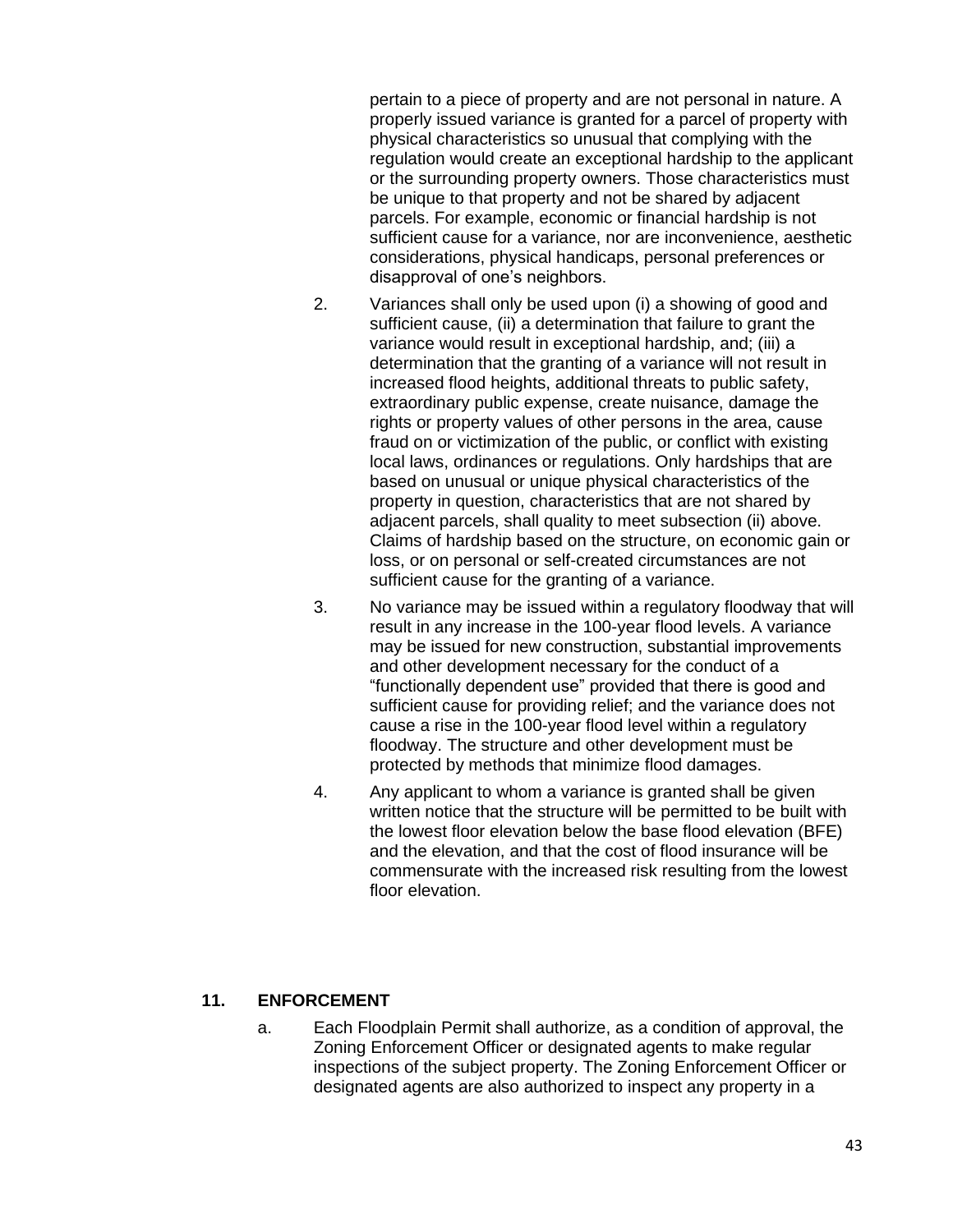pertain to a piece of property and are not personal in nature. A properly issued variance is granted for a parcel of property with physical characteristics so unusual that complying with the regulation would create an exceptional hardship to the applicant or the surrounding property owners. Those characteristics must be unique to that property and not be shared by adjacent parcels. For example, economic or financial hardship is not sufficient cause for a variance, nor are inconvenience, aesthetic considerations, physical handicaps, personal preferences or disapproval of one's neighbors.

2. Variances shall only be used upon (i) a showing of good and sufficient cause, (ii) a determination that failure to grant the variance would result in exceptional hardship, and; (iii) a determination that the granting of a variance will not result in increased flood heights, additional threats to public safety, extraordinary public expense, create nuisance, damage the rights or property values of other persons in the area, cause fraud on or victimization of the public, or conflict with existing local laws, ordinances or regulations. Only hardships that are based on unusual or unique physical characteristics of the property in question, characteristics that are not shared by adjacent parcels, shall quality to meet subsection (ii) above. Claims of hardship based on the structure, on economic gain or loss, or on personal or self-created circumstances are not sufficient cause for the granting of a variance.

3. No variance may be issued within a regulatory floodway that will result in any increase in the 100-year flood levels. A variance may be issued for new construction, substantial improvements and other development necessary for the conduct of a "functionally dependent use" provided that there is good and sufficient cause for providing relief; and the variance does not cause a rise in the 100-year flood level within a regulatory floodway. The structure and other development must be protected by methods that minimize flood damages.

4. Any applicant to whom a variance is granted shall be given written notice that the structure will be permitted to be built with the lowest floor elevation below the base flood elevation (BFE) and the elevation, and that the cost of flood insurance will be commensurate with the increased risk resulting from the lowest floor elevation.

## 11. ENFORCEMENT

a. Each Floodplain Permit shall authorize, as a condition of approval, the Zoning Enforcement Officer or designated agents to make regular inspections of the subject property. The Zoning Enforcement Officer or designated agents are also authorized to inspect any property in a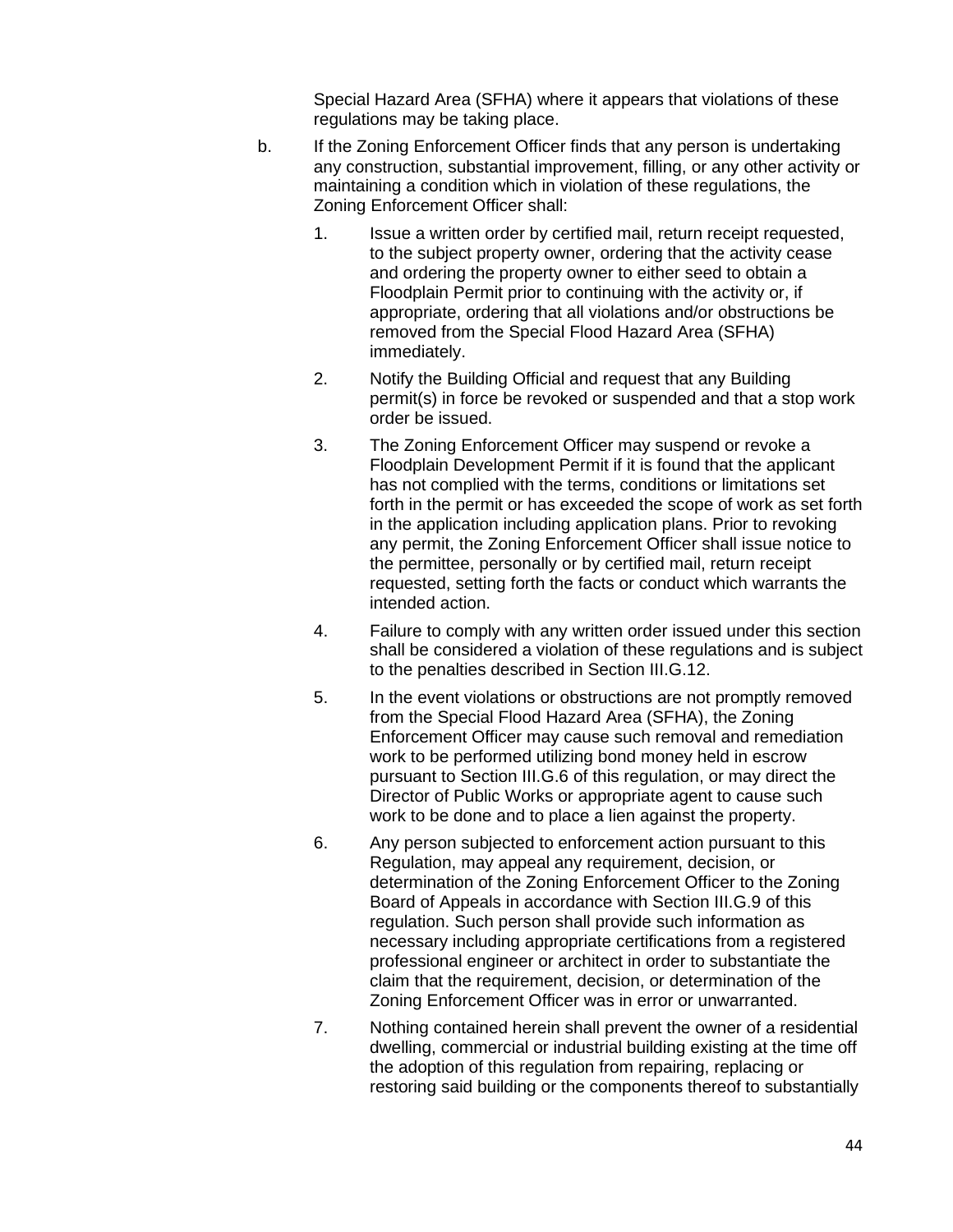Special Hazard Area (SFHA) where it appears that violations of these regulations may be taking place.

b. If the Zoning Enforcement Officer finds that any person is undertaking any construction, substantial improvement, filling, or any other activity or maintaining a condition which in violation of these regulations, the Zoning Enforcement Officer shall:

   1. Issue a written order by certified mail, return receipt requested, to the subject property owner, ordering that the activity cease and ordering the property owner to either seed to obtain a Floodplain Permit prior to continuing with the activity or, if appropriate, ordering that all violations and/or obstructions be removed from the Special Flood Hazard Area (SFHA) immediately.

   2. Notify the Building Official and request that any Building permit(s) in force be revoked or suspended and that a stop work order be issued.

   3. The Zoning Enforcement Officer may suspend or revoke a Floodplain Development Permit if it is found that the applicant has not complied with the terms, conditions or limitations set forth in the permit or has exceeded the scope of work as set forth in the application including application plans. Prior to revoking any permit, the Zoning Enforcement Officer shall issue notice to the permittee, personally or by certified mail, return receipt requested, setting forth the facts or conduct which warrants the intended action.

   4. Failure to comply with any written order issued under this section shall be considered a violation of these regulations and is subject to the penalties described in Section III.G.12.

   5. In the event violations or obstructions are not promptly removed from the Special Flood Hazard Area (SFHA), the Zoning Enforcement Officer may cause such removal and remediation work to be performed utilizing bond money held in escrow pursuant to Section III.G.6 of this regulation, or may direct the Director of Public Works or appropriate agent to cause such work to be done and to place a lien against the property.

   6. Any person subjected to enforcement action pursuant to this Regulation, may appeal any requirement, decision, or determination of the Zoning Enforcement Officer to the Zoning Board of Appeals in accordance with Section III.G.9 of this regulation. Such person shall provide such information as necessary including appropriate certifications from a registered professional engineer or architect in order to substantiate the claim that the requirement, decision, or determination of the Zoning Enforcement Officer was in error or unwarranted.

   7. Nothing contained herein shall prevent the owner of a residential dwelling, commercial or industrial building existing at the time off the adoption of this regulation from repairing, replacing or restoring said building or the components thereof to substantially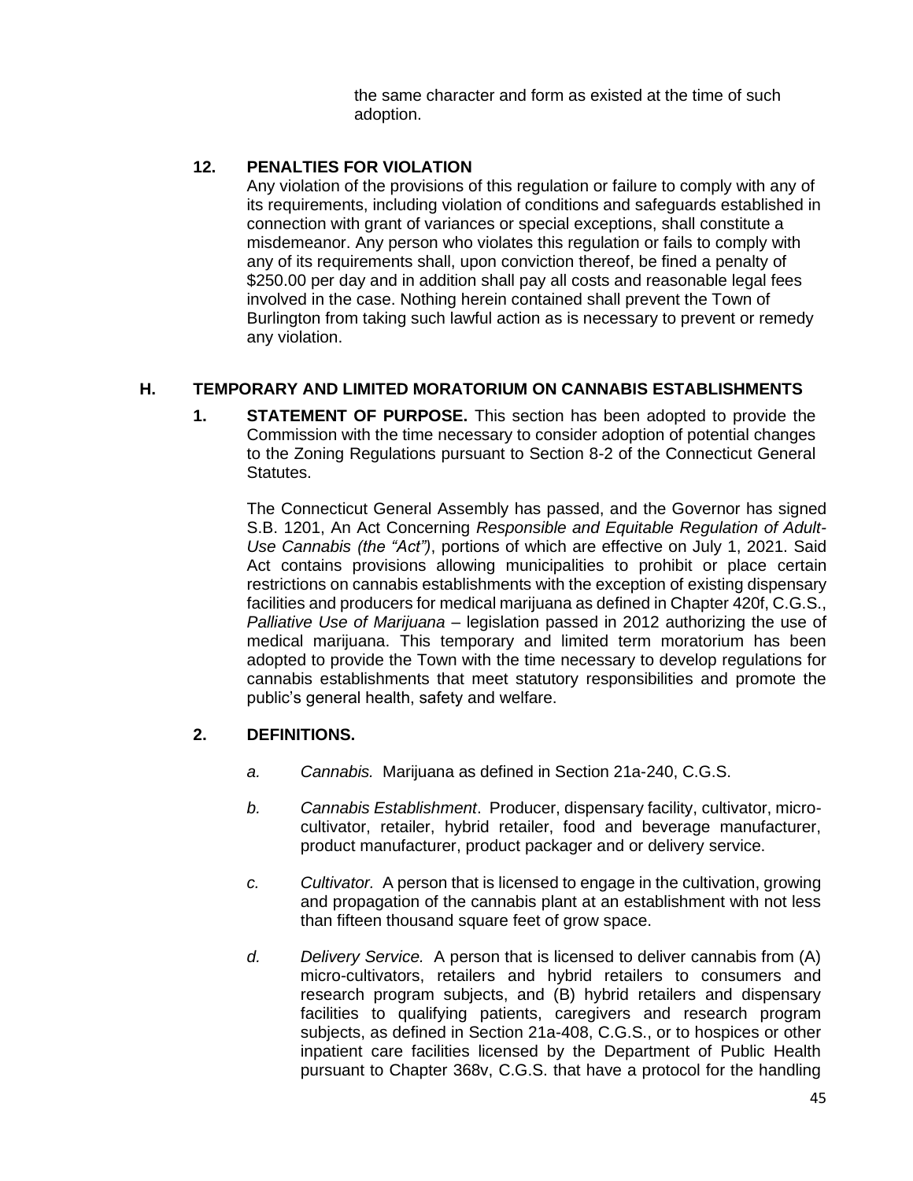the same character and form as existed at the time of such adoption.

**12. PENALTIES FOR VIOLATION**

Any violation of the provisions of this regulation or failure to comply with any of its requirements, including violation of conditions and safeguards established in connection with grant of variances or special exceptions, shall constitute a misdemeanor. Any person who violates this regulation or fails to comply with any of its requirements shall, upon conviction thereof, be fined a penalty of $250.00 per day and in addition shall pay all costs and reasonable legal fees involved in the case. Nothing herein contained shall prevent the Town of Burlington from taking such lawful action as is necessary to prevent or remedy any violation.

## H. TEMPORARY AND LIMITED MORATORIUM ON CANNABIS ESTABLISHMENTS

**1. STATEMENT OF PURPOSE.** This section has been adopted to provide the Commission with the time necessary to consider adoption of potential changes to the Zoning Regulations pursuant to Section 8-2 of the Connecticut General Statutes.

The Connecticut General Assembly has passed, and the Governor has signed S.B. 1201, An Act Concerning *Responsible and Equitable Regulation of Adult-Use Cannabis (the "Act")*, portions of which are effective on July 1, 2021. Said Act contains provisions allowing municipalities to prohibit or place certain restrictions on cannabis establishments with the exception of existing dispensary facilities and producers for medical marijuana as defined in Chapter 420f, C.G.S., *Palliative Use of Marijuana* – legislation passed in 2012 authorizing the use of medical marijuana. This temporary and limited term moratorium has been adopted to provide the Town with the time necessary to develop regulations for cannabis establishments that meet statutory responsibilities and promote the public's general health, safety and welfare.

**2. DEFINITIONS.**

*a. Cannabis.* Marijuana as defined in Section 21a-240, C.G.S.

*b. Cannabis Establishment*. Producer, dispensary facility, cultivator, micro-cultivator, retailer, hybrid retailer, food and beverage manufacturer, product manufacturer, product packager and or delivery service.

*c. Cultivator.* A person that is licensed to engage in the cultivation, growing and propagation of the cannabis plant at an establishment with not less than fifteen thousand square feet of grow space.

*d. Delivery Service.* A person that is licensed to deliver cannabis from (A) micro-cultivators, retailers and hybrid retailers to consumers and research program subjects, and (B) hybrid retailers and dispensary facilities to qualifying patients, caregivers and research program subjects, as defined in Section 21a-408, C.G.S., or to hospices or other inpatient care facilities licensed by the Department of Public Health pursuant to Chapter 368v, C.G.S. that have a protocol for the handling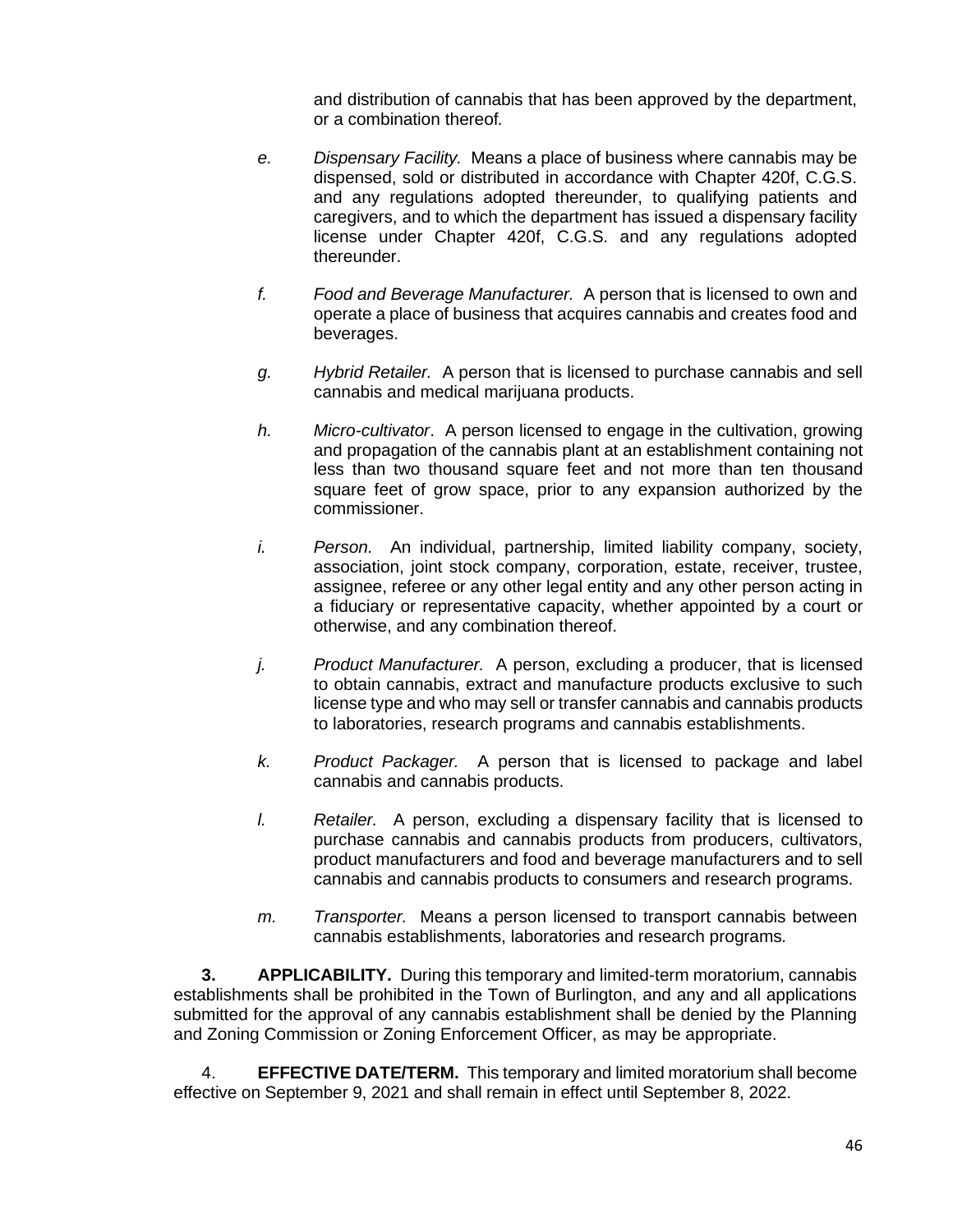and distribution of cannabis that has been approved by the department, or a combination thereof.

e. *Dispensary Facility.* Means a place of business where cannabis may be dispensed, sold or distributed in accordance with Chapter 420f, C.G.S. and any regulations adopted thereunder, to qualifying patients and caregivers, and to which the department has issued a dispensary facility license under Chapter 420f, C.G.S. and any regulations adopted thereunder.

f. *Food and Beverage Manufacturer.* A person that is licensed to own and operate a place of business that acquires cannabis and creates food and beverages.

g. *Hybrid Retailer.* A person that is licensed to purchase cannabis and sell cannabis and medical marijuana products.

h. *Micro-cultivator*. A person licensed to engage in the cultivation, growing and propagation of the cannabis plant at an establishment containing not less than two thousand square feet and not more than ten thousand square feet of grow space, prior to any expansion authorized by the commissioner.

i. *Person.* An individual, partnership, limited liability company, society, association, joint stock company, corporation, estate, receiver, trustee, assignee, referee or any other legal entity and any other person acting in a fiduciary or representative capacity, whether appointed by a court or otherwise, and any combination thereof.

j. *Product Manufacturer.* A person, excluding a producer, that is licensed to obtain cannabis, extract and manufacture products exclusive to such license type and who may sell or transfer cannabis and cannabis products to laboratories, research programs and cannabis establishments.

k. *Product Packager.* A person that is licensed to package and label cannabis and cannabis products.

l. *Retailer.* A person, excluding a dispensary facility that is licensed to purchase cannabis and cannabis products from producers, cultivators, product manufacturers and food and beverage manufacturers and to sell cannabis and cannabis products to consumers and research programs.

m. *Transporter.* Means a person licensed to transport cannabis between cannabis establishments, laboratories and research programs.

**3. APPLICABILITY.** During this temporary and limited-term moratorium, cannabis establishments shall be prohibited in the Town of Burlington, and any and all applications submitted for the approval of any cannabis establishment shall be denied by the Planning and Zoning Commission or Zoning Enforcement Officer, as may be appropriate.

4. **EFFECTIVE DATE/TERM.** This temporary and limited moratorium shall become effective on September 9, 2021 and shall remain in effect until September 8, 2022.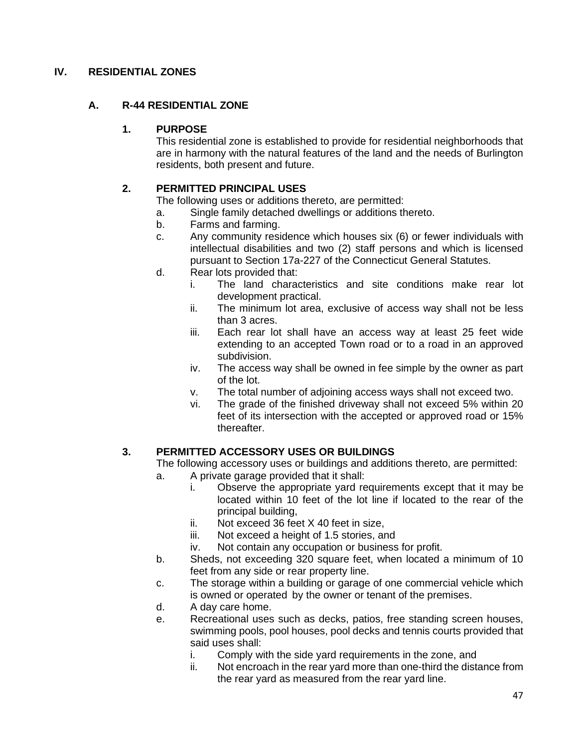# IV. RESIDENTIAL ZONES

## A. R-44 RESIDENTIAL ZONE

### 1. PURPOSE

This residential zone is established to provide for residential neighborhoods that are in harmony with the natural features of the land and the needs of Burlington residents, both present and future.

### 2. PERMITTED PRINCIPAL USES

The following uses or additions thereto, are permitted:

a. Single family detached dwellings or additions thereto.

b. Farms and farming.

c. Any community residence which houses six (6) or fewer individuals with intellectual disabilities and two (2) staff persons and which is licensed pursuant to Section 17a-227 of the Connecticut General Statutes.

d. Rear lots provided that:

   i. The land characteristics and site conditions make rear lot development practical.

   ii. The minimum lot area, exclusive of access way shall not be less than 3 acres.

   iii. Each rear lot shall have an access way at least 25 feet wide extending to an accepted Town road or to a road in an approved subdivision.

   iv. The access way shall be owned in fee simple by the owner as part of the lot.

   v. The total number of adjoining access ways shall not exceed two.

   vi. The grade of the finished driveway shall not exceed 5% within 20 feet of its intersection with the accepted or approved road or 15% thereafter.

### 3. PERMITTED ACCESSORY USES OR BUILDINGS

The following accessory uses or buildings and additions thereto, are permitted:

a. A private garage provided that it shall:

   i. Observe the appropriate yard requirements except that it may be located within 10 feet of the lot line if located to the rear of the principal building,

   ii. Not exceed 36 feet X 40 feet in size,

   iii. Not exceed a height of 1.5 stories, and

   iv. Not contain any occupation or business for profit.

b. Sheds, not exceeding 320 square feet, when located a minimum of 10 feet from any side or rear property line.

c. The storage within a building or garage of one commercial vehicle which is owned or operated by the owner or tenant of the premises.

d. A day care home.

e. Recreational uses such as decks, patios, free standing screen houses, swimming pools, pool houses, pool decks and tennis courts provided that said uses shall:

   i. Comply with the side yard requirements in the zone, and

   ii. Not encroach in the rear yard more than one-third the distance from the rear yard as measured from the rear yard line.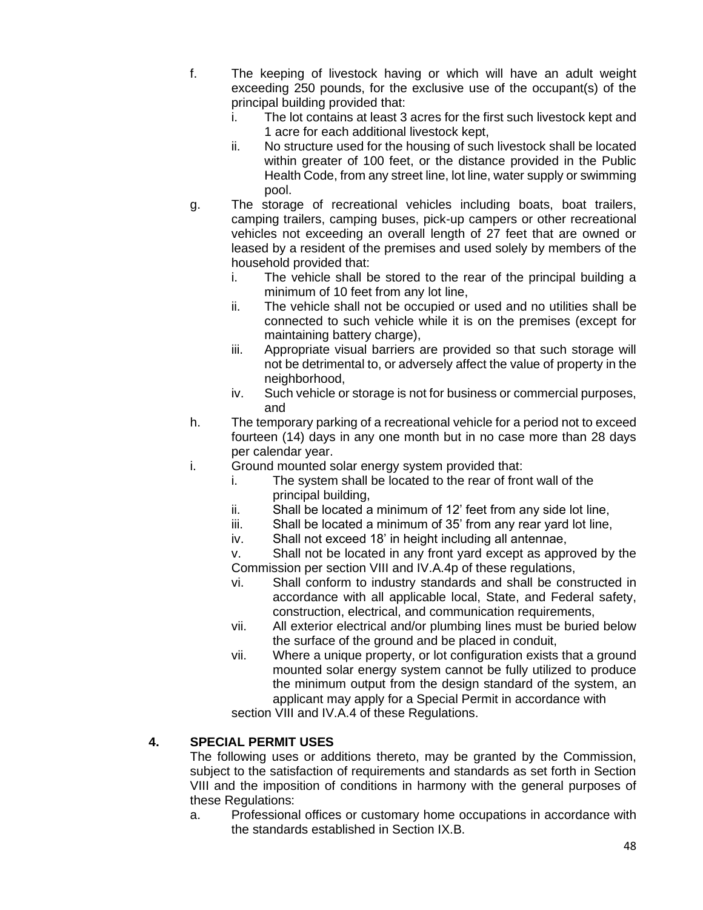f. The keeping of livestock having or which will have an adult weight exceeding 250 pounds, for the exclusive use of the occupant(s) of the principal building provided that:
   i. The lot contains at least 3 acres for the first such livestock kept and 1 acre for each additional livestock kept,
   ii. No structure used for the housing of such livestock shall be located within greater of 100 feet, or the distance provided in the Public Health Code, from any street line, lot line, water supply or swimming pool.

g. The storage of recreational vehicles including boats, boat trailers, camping trailers, camping buses, pick-up campers or other recreational vehicles not exceeding an overall length of 27 feet that are owned or leased by a resident of the premises and used solely by members of the household provided that:
   i. The vehicle shall be stored to the rear of the principal building a minimum of 10 feet from any lot line,
   ii. The vehicle shall not be occupied or used and no utilities shall be connected to such vehicle while it is on the premises (except for maintaining battery charge),
   iii. Appropriate visual barriers are provided so that such storage will not be detrimental to, or adversely affect the value of property in the neighborhood,
   iv. Such vehicle or storage is not for business or commercial purposes, and

h. The temporary parking of a recreational vehicle for a period not to exceed fourteen (14) days in any one month but in no case more than 28 days per calendar year.

i. Ground mounted solar energy system provided that:
   i. The system shall be located to the rear of front wall of the principal building,
   ii. Shall be located a minimum of 12' feet from any side lot line,
   iii. Shall be located a minimum of 35' from any rear yard lot line,
   iv. Shall not exceed 18' in height including all antennae,
   v. Shall not be located in any front yard except as approved by the Commission per section VIII and IV.A.4p of these regulations,
   vi. Shall conform to industry standards and shall be constructed in accordance with all applicable local, State, and Federal safety, construction, electrical, and communication requirements,
   vii. All exterior electrical and/or plumbing lines must be buried below the surface of the ground and be placed in conduit,
   vii. Where a unique property, or lot configuration exists that a ground mounted solar energy system cannot be fully utilized to produce the minimum output from the design standard of the system, an applicant may apply for a Special Permit in accordance with section VIII and IV.A.4 of these Regulations.

**4. SPECIAL PERMIT USES**

The following uses or additions thereto, may be granted by the Commission, subject to the satisfaction of requirements and standards as set forth in Section VIII and the imposition of conditions in harmony with the general purposes of these Regulations:

a. Professional offices or customary home occupations in accordance with the standards established in Section IX.B.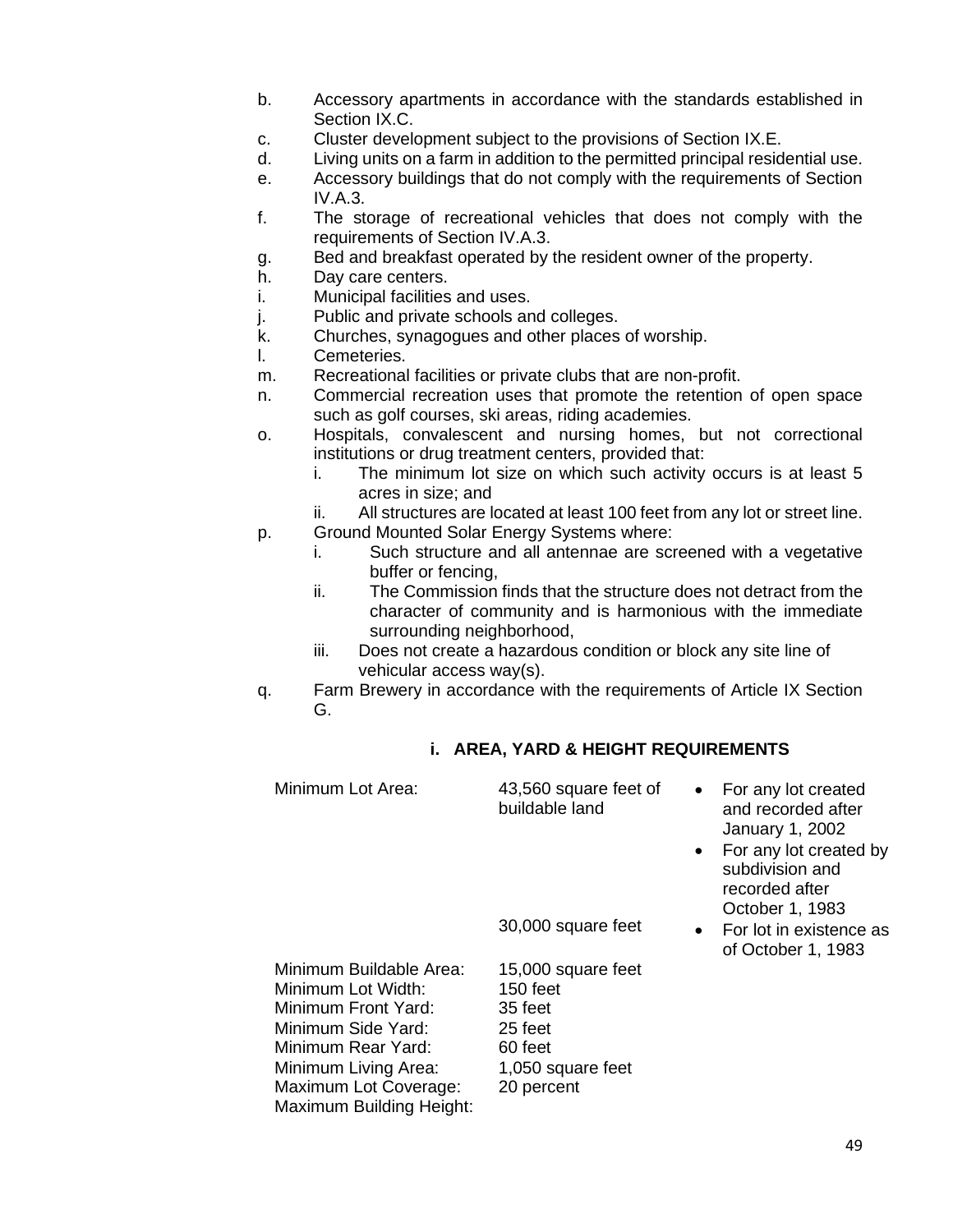b. Accessory apartments in accordance with the standards established in Section IX.C.
c. Cluster development subject to the provisions of Section IX.E.
d. Living units on a farm in addition to the permitted principal residential use.
e. Accessory buildings that do not comply with the requirements of Section IV.A.3.
f. The storage of recreational vehicles that does not comply with the requirements of Section IV.A.3.
g. Bed and breakfast operated by the resident owner of the property.
h. Day care centers.
i. Municipal facilities and uses.
j. Public and private schools and colleges.
k. Churches, synagogues and other places of worship.
l. Cemeteries.
m. Recreational facilities or private clubs that are non-profit.
n. Commercial recreation uses that promote the retention of open space such as golf courses, ski areas, riding academies.
o. Hospitals, convalescent and nursing homes, but not correctional institutions or drug treatment centers, provided that:
    i. The minimum lot size on which such activity occurs is at least 5 acres in size; and
    ii. All structures are located at least 100 feet from any lot or street line.
p. Ground Mounted Solar Energy Systems where:
    i. Such structure and all antennae are screened with a vegetative buffer or fencing,
    ii. The Commission finds that the structure does not detract from the character of community and is harmonious with the immediate surrounding neighborhood,
    iii. Does not create a hazardous condition or block any site line of vehicular access way(s).
q. Farm Brewery in accordance with the requirements of Article IX Section G.

### i. AREA, YARD & HEIGHT REQUIREMENTS

| | | |
|---|---|---|
| Minimum Lot Area: | 43,560 square feet of buildable land | • For any lot created and recorded after January 1, 2002<br>• For any lot created by subdivision and recorded after October 1, 1983 |
| | 30,000 square feet | • For lot in existence as of October 1, 1983 |
| Minimum Buildable Area: | 15,000 square feet | |
| Minimum Lot Width: | 150 feet | |
| Minimum Front Yard: | 35 feet | |
| Minimum Side Yard: | 25 feet | |
| Minimum Rear Yard: | 60 feet | |
| Minimum Living Area: | 1,050 square feet | |
| Maximum Lot Coverage: | 20 percent | |
| Maximum Building Height: | | |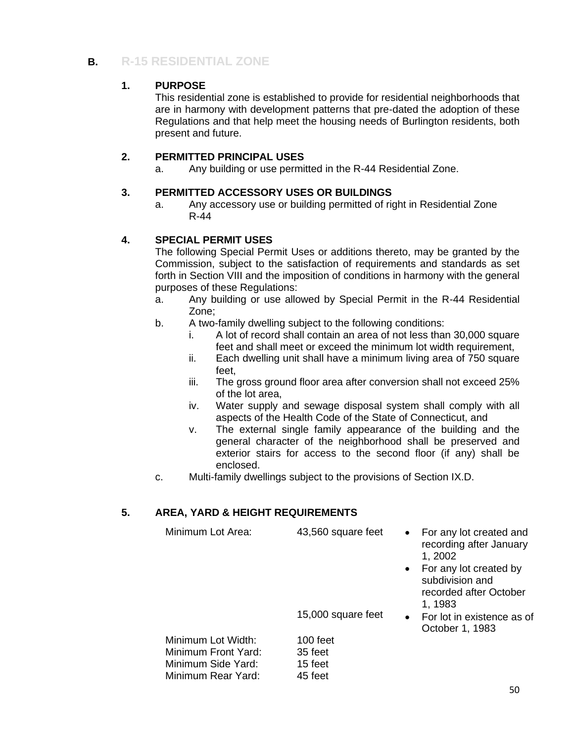## B. R-15 RESIDENTIAL ZONE

### 1. PURPOSE

This residential zone is established to provide for residential neighborhoods that are in harmony with development patterns that pre-dated the adoption of these Regulations and that help meet the housing needs of Burlington residents, both present and future.

### 2. PERMITTED PRINCIPAL USES

a. Any building or use permitted in the R-44 Residential Zone.

### 3. PERMITTED ACCESSORY USES OR BUILDINGS

a. Any accessory use or building permitted of right in Residential Zone R-44

### 4. SPECIAL PERMIT USES

The following Special Permit Uses or additions thereto, may be granted by the Commission, subject to the satisfaction of requirements and standards as set forth in Section VIII and the imposition of conditions in harmony with the general purposes of these Regulations:

a. Any building or use allowed by Special Permit in the R-44 Residential Zone;

b. A two-family dwelling subject to the following conditions:
   - i. A lot of record shall contain an area of not less than 30,000 square feet and shall meet or exceed the minimum lot width requirement,
   - ii. Each dwelling unit shall have a minimum living area of 750 square feet,
   - iii. The gross ground floor area after conversion shall not exceed 25% of the lot area,
   - iv. Water supply and sewage disposal system shall comply with all aspects of the Health Code of the State of Connecticut, and
   - v. The external single family appearance of the building and the general character of the neighborhood shall be preserved and exterior stairs for access to the second floor (if any) shall be enclosed.

c. Multi-family dwellings subject to the provisions of Section IX.D.

### 5. AREA, YARD & HEIGHT REQUIREMENTS

| | | |
|---|---|---|
| Minimum Lot Area: | 43,560 square feet | • For any lot created and recording after January 1, 2002<br>• For any lot created by subdivision and recorded after October 1, 1983 |
| | 15,000 square feet | • For lot in existence as of October 1, 1983 |
| Minimum Lot Width: | 100 feet | |
| Minimum Front Yard: | 35 feet | |
| Minimum Side Yard: | 15 feet | |
| Minimum Rear Yard: | 45 feet | |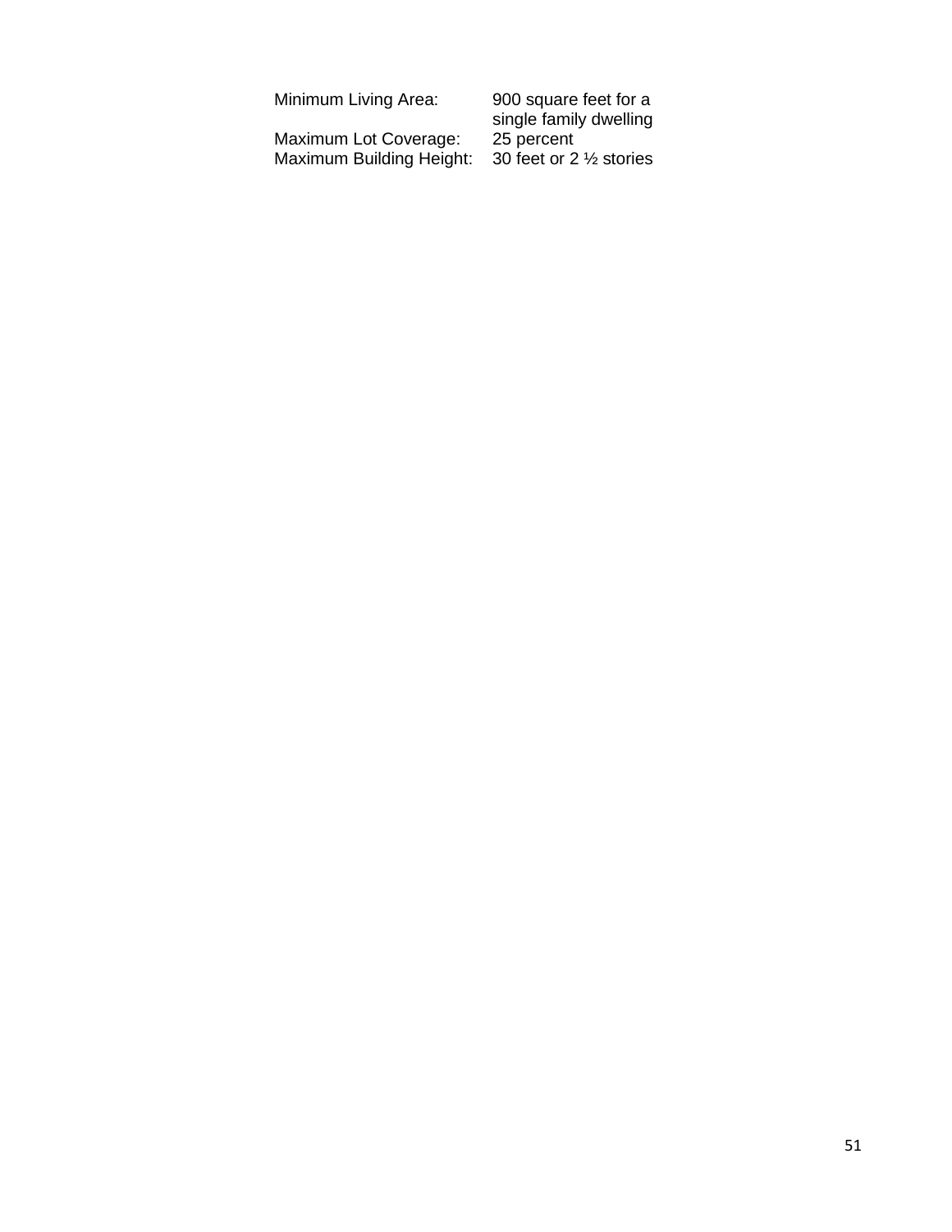| | |
|---|---|
| Minimum Living Area: | 900 square feet for a single family dwelling |
| Maximum Lot Coverage: | 25 percent |
| Maximum Building Height: | 30 feet or 2 ½ stories |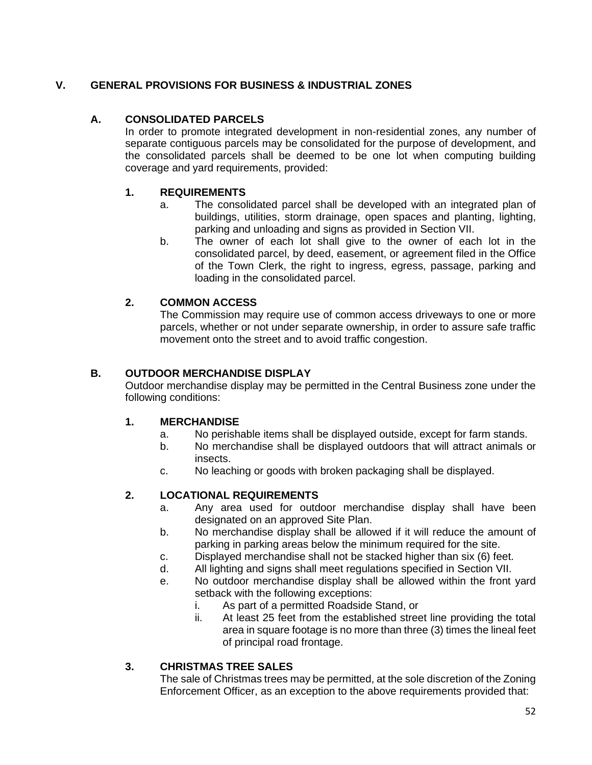# V. GENERAL PROVISIONS FOR BUSINESS & INDUSTRIAL ZONES

## A. CONSOLIDATED PARCELS

In order to promote integrated development in non-residential zones, any number of separate contiguous parcels may be consolidated for the purpose of development, and the consolidated parcels shall be deemed to be one lot when computing building coverage and yard requirements, provided:

### 1. REQUIREMENTS

a. The consolidated parcel shall be developed with an integrated plan of buildings, utilities, storm drainage, open spaces and planting, lighting, parking and unloading and signs as provided in Section VII.

b. The owner of each lot shall give to the owner of each lot in the consolidated parcel, by deed, easement, or agreement filed in the Office of the Town Clerk, the right to ingress, egress, passage, parking and loading in the consolidated parcel.

### 2. COMMON ACCESS

The Commission may require use of common access driveways to one or more parcels, whether or not under separate ownership, in order to assure safe traffic movement onto the street and to avoid traffic congestion.

## B. OUTDOOR MERCHANDISE DISPLAY

Outdoor merchandise display may be permitted in the Central Business zone under the following conditions:

### 1. MERCHANDISE

a. No perishable items shall be displayed outside, except for farm stands.

b. No merchandise shall be displayed outdoors that will attract animals or insects.

c. No leaching or goods with broken packaging shall be displayed.

### 2. LOCATIONAL REQUIREMENTS

a. Any area used for outdoor merchandise display shall have been designated on an approved Site Plan.

b. No merchandise display shall be allowed if it will reduce the amount of parking in parking areas below the minimum required for the site.

c. Displayed merchandise shall not be stacked higher than six (6) feet.

d. All lighting and signs shall meet regulations specified in Section VII.

e. No outdoor merchandise display shall be allowed within the front yard setback with the following exceptions:

   i. As part of a permitted Roadside Stand, or

   ii. At least 25 feet from the established street line providing the total area in square footage is no more than three (3) times the lineal feet of principal road frontage.

### 3. CHRISTMAS TREE SALES

The sale of Christmas trees may be permitted, at the sole discretion of the Zoning Enforcement Officer, as an exception to the above requirements provided that: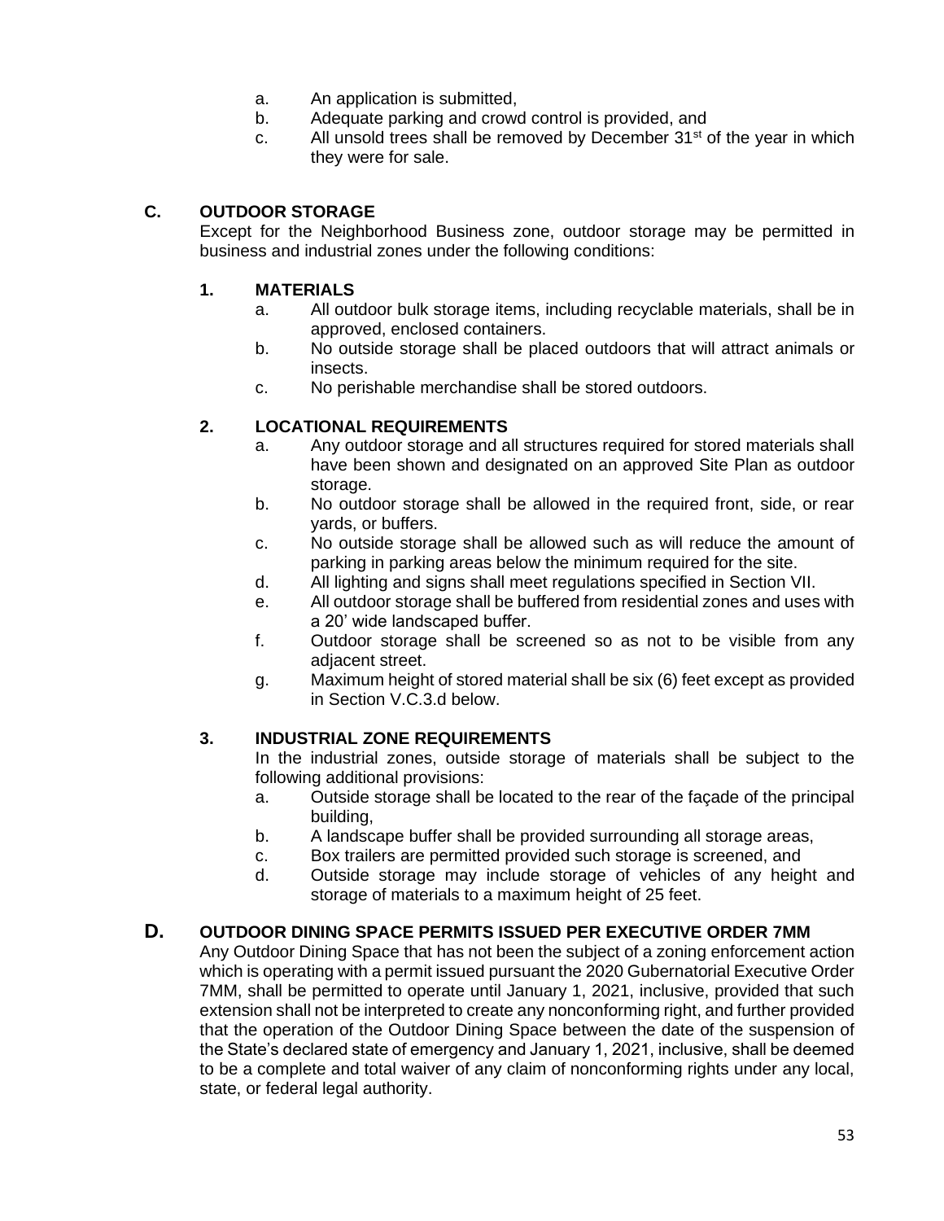a. An application is submitted,
b. Adequate parking and crowd control is provided, and
c. All unsold trees shall be removed by December 31st of the year in which they were for sale.

## C. OUTDOOR STORAGE

Except for the Neighborhood Business zone, outdoor storage may be permitted in business and industrial zones under the following conditions:

### 1. MATERIALS

a. All outdoor bulk storage items, including recyclable materials, shall be in approved, enclosed containers.
b. No outside storage shall be placed outdoors that will attract animals or insects.
c. No perishable merchandise shall be stored outdoors.

### 2. LOCATIONAL REQUIREMENTS

a. Any outdoor storage and all structures required for stored materials shall have been shown and designated on an approved Site Plan as outdoor storage.
b. No outdoor storage shall be allowed in the required front, side, or rear yards, or buffers.
c. No outside storage shall be allowed such as will reduce the amount of parking in parking areas below the minimum required for the site.
d. All lighting and signs shall meet regulations specified in Section VII.
e. All outdoor storage shall be buffered from residential zones and uses with a 20' wide landscaped buffer.
f. Outdoor storage shall be screened so as not to be visible from any adjacent street.
g. Maximum height of stored material shall be six (6) feet except as provided in Section V.C.3.d below.

### 3. INDUSTRIAL ZONE REQUIREMENTS

In the industrial zones, outside storage of materials shall be subject to the following additional provisions:

a. Outside storage shall be located to the rear of the façade of the principal building,
b. A landscape buffer shall be provided surrounding all storage areas,
c. Box trailers are permitted provided such storage is screened, and
d. Outside storage may include storage of vehicles of any height and storage of materials to a maximum height of 25 feet.

## D. OUTDOOR DINING SPACE PERMITS ISSUED PER EXECUTIVE ORDER 7MM

Any Outdoor Dining Space that has not been the subject of a zoning enforcement action which is operating with a permit issued pursuant the 2020 Gubernatorial Executive Order 7MM, shall be permitted to operate until January 1, 2021, inclusive, provided that such extension shall not be interpreted to create any nonconforming right, and further provided that the operation of the Outdoor Dining Space between the date of the suspension of the State's declared state of emergency and January 1, 2021, inclusive, shall be deemed to be a complete and total waiver of any claim of nonconforming rights under any local, state, or federal legal authority.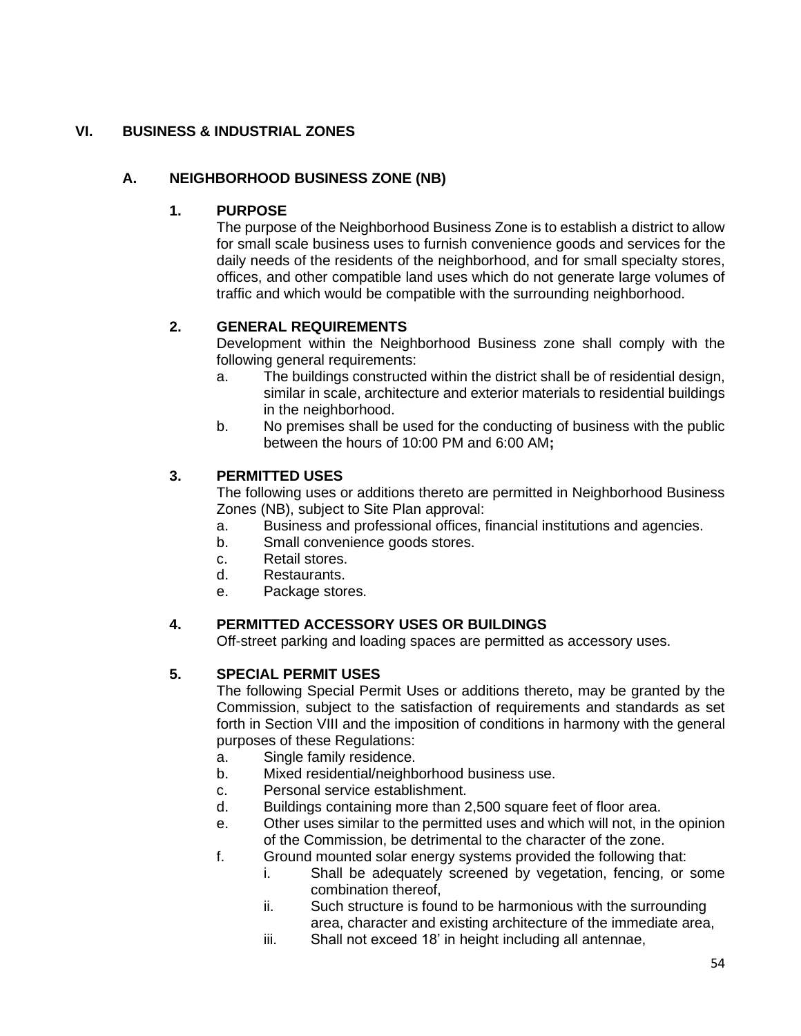# VI. BUSINESS & INDUSTRIAL ZONES

## A. NEIGHBORHOOD BUSINESS ZONE (NB)

### 1. PURPOSE

The purpose of the Neighborhood Business Zone is to establish a district to allow for small scale business uses to furnish convenience goods and services for the daily needs of the residents of the neighborhood, and for small specialty stores, offices, and other compatible land uses which do not generate large volumes of traffic and which would be compatible with the surrounding neighborhood.

### 2. GENERAL REQUIREMENTS

Development within the Neighborhood Business zone shall comply with the following general requirements:

a. The buildings constructed within the district shall be of residential design, similar in scale, architecture and exterior materials to residential buildings in the neighborhood.

b. No premises shall be used for the conducting of business with the public between the hours of 10:00 PM and 6:00 AM**;**

### 3. PERMITTED USES

The following uses or additions thereto are permitted in Neighborhood Business Zones (NB), subject to Site Plan approval:

a. Business and professional offices, financial institutions and agencies.

b. Small convenience goods stores.

c. Retail stores.

d. Restaurants.

e. Package stores.

### 4. PERMITTED ACCESSORY USES OR BUILDINGS

Off-street parking and loading spaces are permitted as accessory uses.

### 5. SPECIAL PERMIT USES

The following Special Permit Uses or additions thereto, may be granted by the Commission, subject to the satisfaction of requirements and standards as set forth in Section VIII and the imposition of conditions in harmony with the general purposes of these Regulations:

a. Single family residence.

b. Mixed residential/neighborhood business use.

c. Personal service establishment.

d. Buildings containing more than 2,500 square feet of floor area.

e. Other uses similar to the permitted uses and which will not, in the opinion of the Commission, be detrimental to the character of the zone.

f. Ground mounted solar energy systems provided the following that:

   i. Shall be adequately screened by vegetation, fencing, or some combination thereof,

   ii. Such structure is found to be harmonious with the surrounding area, character and existing architecture of the immediate area,

   iii. Shall not exceed 18’ in height including all antennae,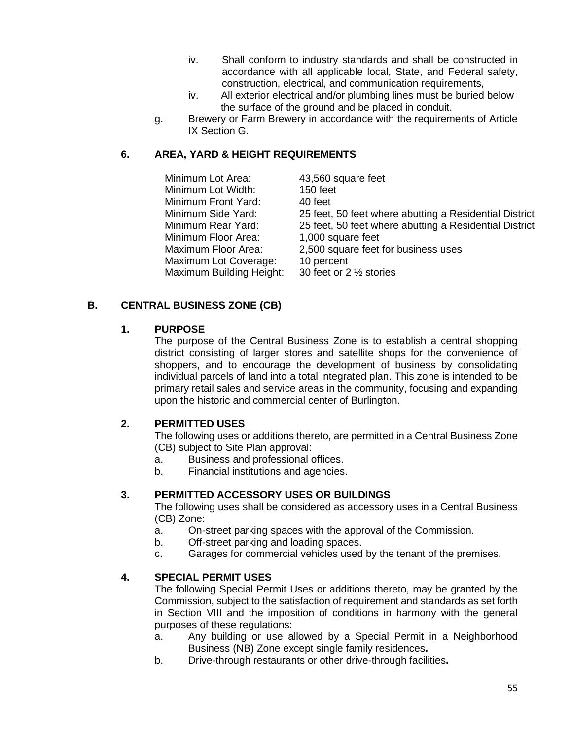iv. Shall conform to industry standards and shall be constructed in accordance with all applicable local, State, and Federal safety, construction, electrical, and communication requirements,

iv. All exterior electrical and/or plumbing lines must be buried below the surface of the ground and be placed in conduit.

g. Brewery or Farm Brewery in accordance with the requirements of Article IX Section G.

### 6. AREA, YARD & HEIGHT REQUIREMENTS

| | |
|---|---|
| Minimum Lot Area: | 43,560 square feet |
| Minimum Lot Width: | 150 feet |
| Minimum Front Yard: | 40 feet |
| Minimum Side Yard: | 25 feet, 50 feet where abutting a Residential District |
| Minimum Rear Yard: | 25 feet, 50 feet where abutting a Residential District |
| Minimum Floor Area: | 1,000 square feet |
| Maximum Floor Area: | 2,500 square feet for business uses |
| Maximum Lot Coverage: | 10 percent |
| Maximum Building Height: | 30 feet or 2 ½ stories |

## B. CENTRAL BUSINESS ZONE (CB)

### 1. PURPOSE

The purpose of the Central Business Zone is to establish a central shopping district consisting of larger stores and satellite shops for the convenience of shoppers, and to encourage the development of business by consolidating individual parcels of land into a total integrated plan. This zone is intended to be primary retail sales and service areas in the community, focusing and expanding upon the historic and commercial center of Burlington.

### 2. PERMITTED USES

The following uses or additions thereto, are permitted in a Central Business Zone (CB) subject to Site Plan approval:

a. Business and professional offices.

b. Financial institutions and agencies.

### 3. PERMITTED ACCESSORY USES OR BUILDINGS

The following uses shall be considered as accessory uses in a Central Business (CB) Zone:

a. On-street parking spaces with the approval of the Commission.

b. Off-street parking and loading spaces.

c. Garages for commercial vehicles used by the tenant of the premises.

### 4. SPECIAL PERMIT USES

The following Special Permit Uses or additions thereto, may be granted by the Commission, subject to the satisfaction of requirement and standards as set forth in Section VIII and the imposition of conditions in harmony with the general purposes of these regulations:

a. Any building or use allowed by a Special Permit in a Neighborhood Business (NB) Zone except single family residences**.**

b. Drive-through restaurants or other drive-through facilities**.**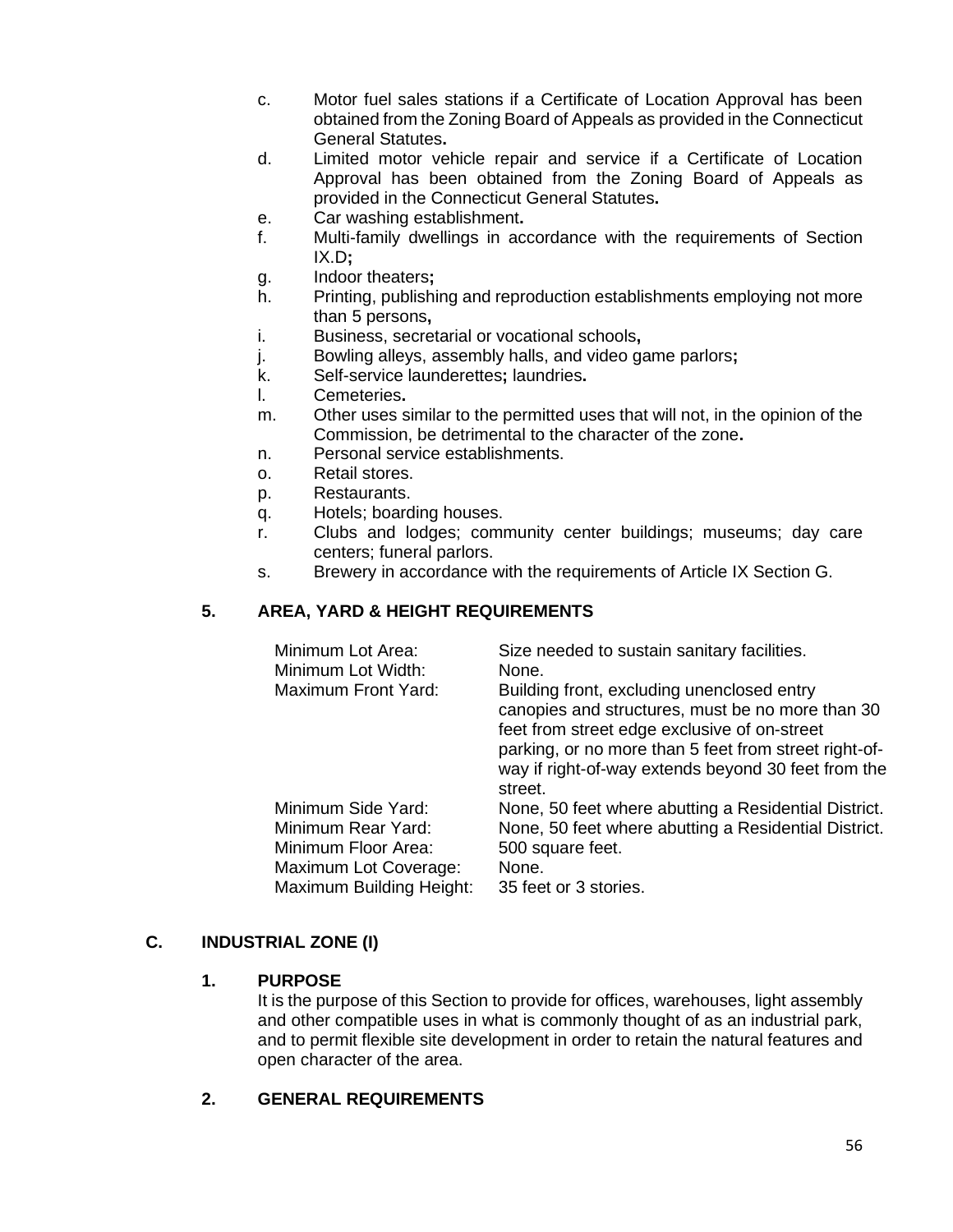c. Motor fuel sales stations if a Certificate of Location Approval has been obtained from the Zoning Board of Appeals as provided in the Connecticut General Statutes**.**

d. Limited motor vehicle repair and service if a Certificate of Location Approval has been obtained from the Zoning Board of Appeals as provided in the Connecticut General Statutes**.**

e. Car washing establishment**.**

f. Multi-family dwellings in accordance with the requirements of Section IX.D**;**

g. Indoor theaters**;**

h. Printing, publishing and reproduction establishments employing not more than 5 persons**,**

i. Business, secretarial or vocational schools**,**

j. Bowling alleys, assembly halls, and video game parlors**;**

k. Self-service launderettes**;** laundries**.**

l. Cemeteries**.**

m. Other uses similar to the permitted uses that will not, in the opinion of the Commission, be detrimental to the character of the zone**.**

n. Personal service establishments.

o. Retail stores.

p. Restaurants.

q. Hotels; boarding houses.

r. Clubs and lodges; community center buildings; museums; day care centers; funeral parlors.

s. Brewery in accordance with the requirements of Article IX Section G.

### 5. AREA, YARD & HEIGHT REQUIREMENTS

| | |
|---|---|
| Minimum Lot Area: | Size needed to sustain sanitary facilities. |
| Minimum Lot Width: | None. |
| Maximum Front Yard: | Building front, excluding unenclosed entry canopies and structures, must be no more than 30 feet from street edge exclusive of on-street parking, or no more than 5 feet from street right-of-way if right-of-way extends beyond 30 feet from the street. |
| Minimum Side Yard: | None, 50 feet where abutting a Residential District. |
| Minimum Rear Yard: | None, 50 feet where abutting a Residential District. |
| Minimum Floor Area: | 500 square feet. |
| Maximum Lot Coverage: | None. |
| Maximum Building Height: | 35 feet or 3 stories. |

## C. INDUSTRIAL ZONE (I)

### 1. PURPOSE

It is the purpose of this Section to provide for offices, warehouses, light assembly and other compatible uses in what is commonly thought of as an industrial park, and to permit flexible site development in order to retain the natural features and open character of the area.

### 2. GENERAL REQUIREMENTS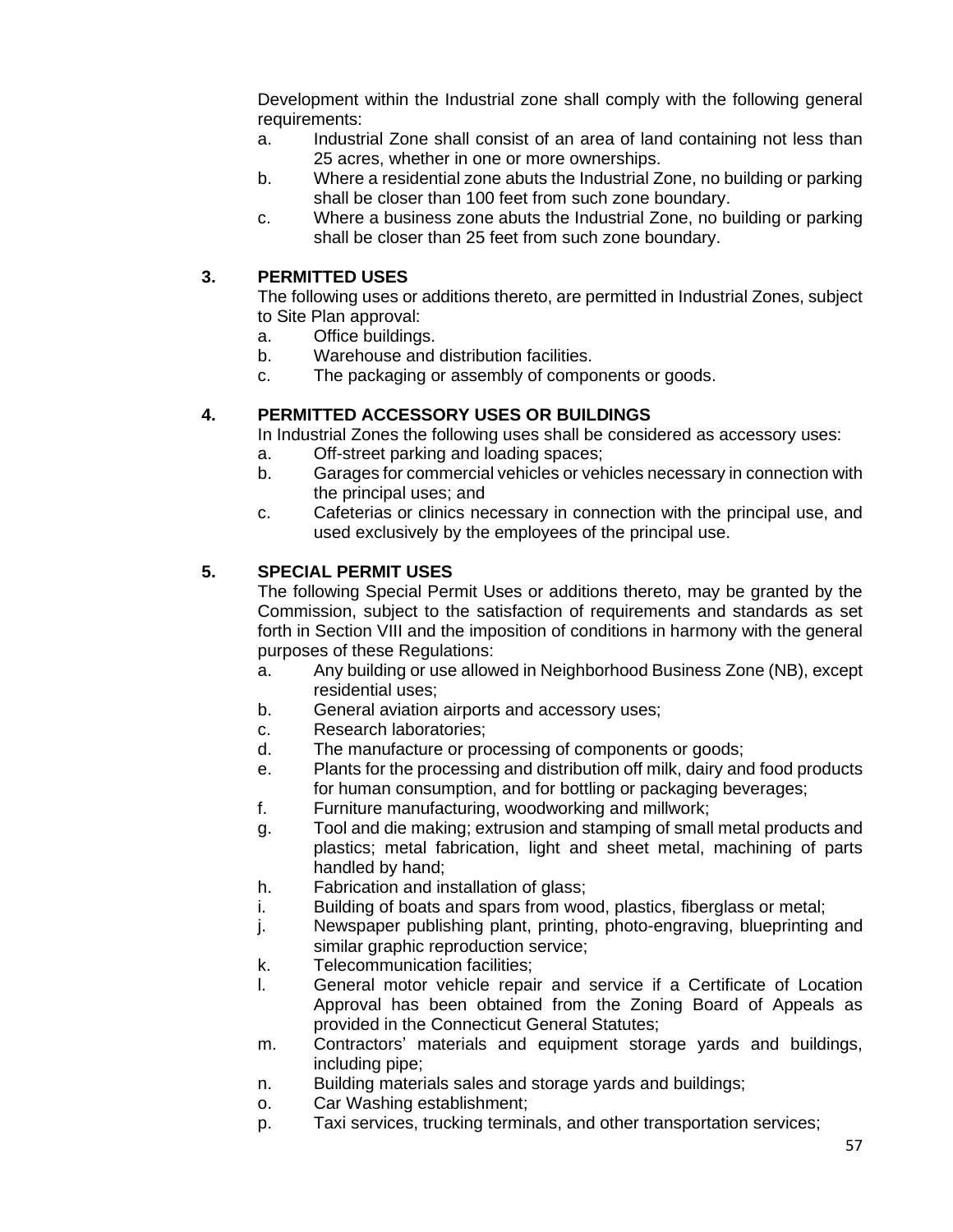Development within the Industrial zone shall comply with the following general requirements:

a. Industrial Zone shall consist of an area of land containing not less than 25 acres, whether in one or more ownerships.
b. Where a residential zone abuts the Industrial Zone, no building or parking shall be closer than 100 feet from such zone boundary.
c. Where a business zone abuts the Industrial Zone, no building or parking shall be closer than 25 feet from such zone boundary.

### 3. PERMITTED USES

The following uses or additions thereto, are permitted in Industrial Zones, subject to Site Plan approval:

a. Office buildings.
b. Warehouse and distribution facilities.
c. The packaging or assembly of components or goods.

### 4. PERMITTED ACCESSORY USES OR BUILDINGS

In Industrial Zones the following uses shall be considered as accessory uses:

a. Off-street parking and loading spaces;
b. Garages for commercial vehicles or vehicles necessary in connection with the principal uses; and
c. Cafeterias or clinics necessary in connection with the principal use, and used exclusively by the employees of the principal use.

### 5. SPECIAL PERMIT USES

The following Special Permit Uses or additions thereto, may be granted by the Commission, subject to the satisfaction of requirements and standards as set forth in Section VIII and the imposition of conditions in harmony with the general purposes of these Regulations:

a. Any building or use allowed in Neighborhood Business Zone (NB), except residential uses;
b. General aviation airports and accessory uses;
c. Research laboratories;
d. The manufacture or processing of components or goods;
e. Plants for the processing and distribution off milk, dairy and food products for human consumption, and for bottling or packaging beverages;
f. Furniture manufacturing, woodworking and millwork;
g. Tool and die making; extrusion and stamping of small metal products and plastics; metal fabrication, light and sheet metal, machining of parts handled by hand;
h. Fabrication and installation of glass;
i. Building of boats and spars from wood, plastics, fiberglass or metal;
j. Newspaper publishing plant, printing, photo-engraving, blueprinting and similar graphic reproduction service;
k. Telecommunication facilities;
l. General motor vehicle repair and service if a Certificate of Location Approval has been obtained from the Zoning Board of Appeals as provided in the Connecticut General Statutes;
m. Contractors' materials and equipment storage yards and buildings, including pipe;
n. Building materials sales and storage yards and buildings;
o. Car Washing establishment;
p. Taxi services, trucking terminals, and other transportation services;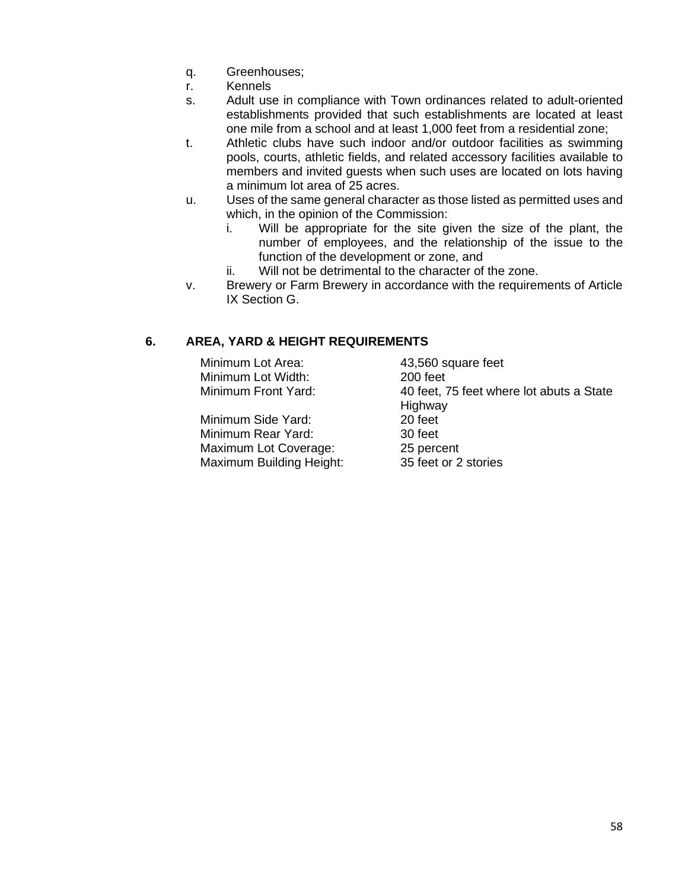q. Greenhouses;

r. Kennels

s. Adult use in compliance with Town ordinances related to adult-oriented establishments provided that such establishments are located at least one mile from a school and at least 1,000 feet from a residential zone;

t. Athletic clubs have such indoor and/or outdoor facilities as swimming pools, courts, athletic fields, and related accessory facilities available to members and invited guests when such uses are located on lots having a minimum lot area of 25 acres.

u. Uses of the same general character as those listed as permitted uses and which, in the opinion of the Commission:
   - i. Will be appropriate for the site given the size of the plant, the number of employees, and the relationship of the issue to the function of the development or zone, and
   - ii. Will not be detrimental to the character of the zone.

v. Brewery or Farm Brewery in accordance with the requirements of Article IX Section G.

### 6. AREA, YARD & HEIGHT REQUIREMENTS

| | |
|---|---|
| Minimum Lot Area: | 43,560 square feet |
| Minimum Lot Width: | 200 feet |
| Minimum Front Yard: | 40 feet, 75 feet where lot abuts a State Highway |
| Minimum Side Yard: | 20 feet |
| Minimum Rear Yard: | 30 feet |
| Maximum Lot Coverage: | 25 percent |
| Maximum Building Height: | 35 feet or 2 stories |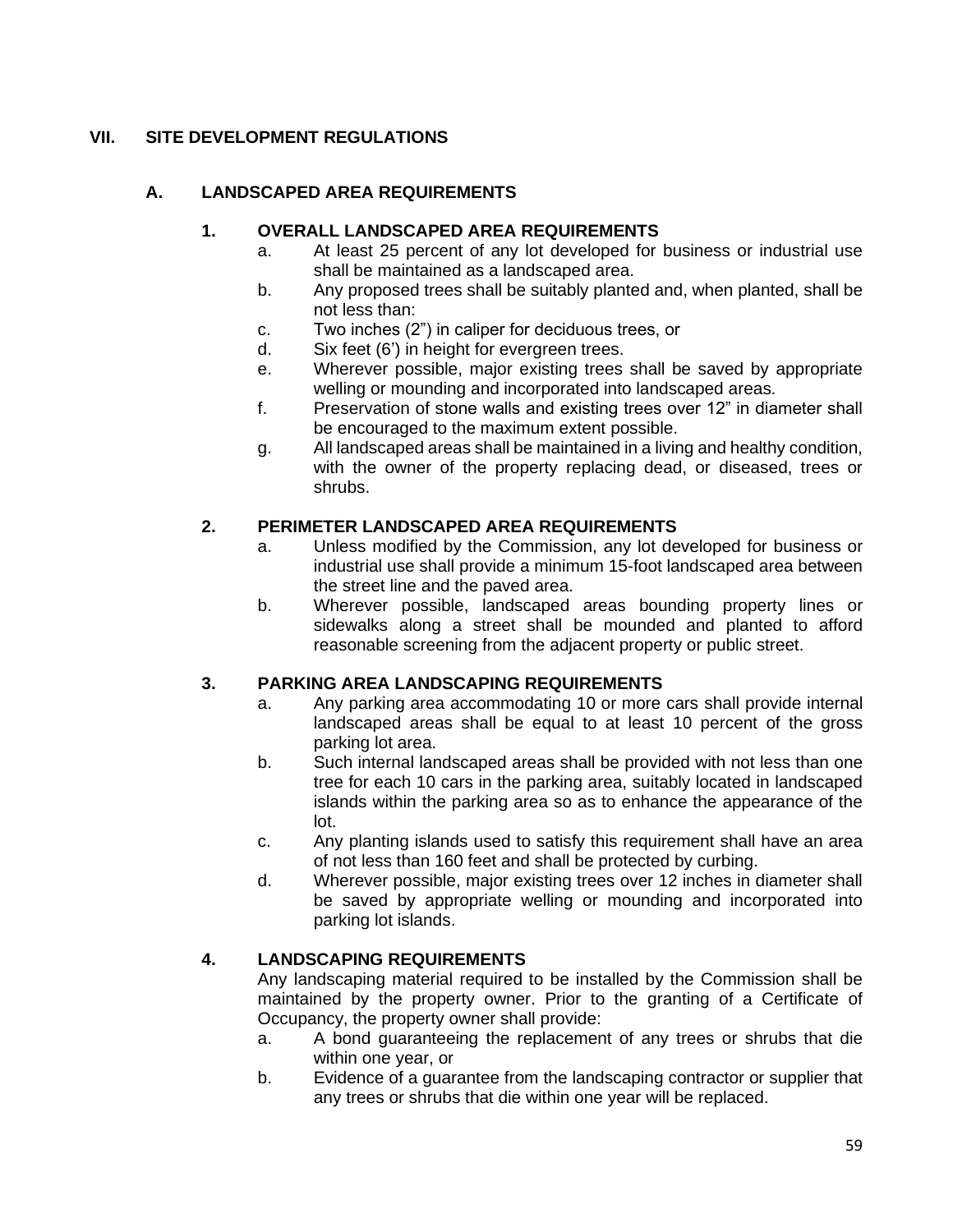# VII. SITE DEVELOPMENT REGULATIONS

## A. LANDSCAPED AREA REQUIREMENTS

### 1. OVERALL LANDSCAPED AREA REQUIREMENTS

a. At least 25 percent of any lot developed for business or industrial use shall be maintained as a landscaped area.

b. Any proposed trees shall be suitably planted and, when planted, shall be not less than:

c. Two inches (2") in caliper for deciduous trees, or

d. Six feet (6') in height for evergreen trees.

e. Wherever possible, major existing trees shall be saved by appropriate welling or mounding and incorporated into landscaped areas.

f. Preservation of stone walls and existing trees over 12" in diameter shall be encouraged to the maximum extent possible.

g. All landscaped areas shall be maintained in a living and healthy condition, with the owner of the property replacing dead, or diseased, trees or shrubs.

### 2. PERIMETER LANDSCAPED AREA REQUIREMENTS

a. Unless modified by the Commission, any lot developed for business or industrial use shall provide a minimum 15-foot landscaped area between the street line and the paved area.

b. Wherever possible, landscaped areas bounding property lines or sidewalks along a street shall be mounded and planted to afford reasonable screening from the adjacent property or public street.

### 3. PARKING AREA LANDSCAPING REQUIREMENTS

a. Any parking area accommodating 10 or more cars shall provide internal landscaped areas shall be equal to at least 10 percent of the gross parking lot area.

b. Such internal landscaped areas shall be provided with not less than one tree for each 10 cars in the parking area, suitably located in landscaped islands within the parking area so as to enhance the appearance of the lot.

c. Any planting islands used to satisfy this requirement shall have an area of not less than 160 feet and shall be protected by curbing.

d. Wherever possible, major existing trees over 12 inches in diameter shall be saved by appropriate welling or mounding and incorporated into parking lot islands.

### 4. LANDSCAPING REQUIREMENTS

Any landscaping material required to be installed by the Commission shall be maintained by the property owner. Prior to the granting of a Certificate of Occupancy, the property owner shall provide:

a. A bond guaranteeing the replacement of any trees or shrubs that die within one year, or

b. Evidence of a guarantee from the landscaping contractor or supplier that any trees or shrubs that die within one year will be replaced.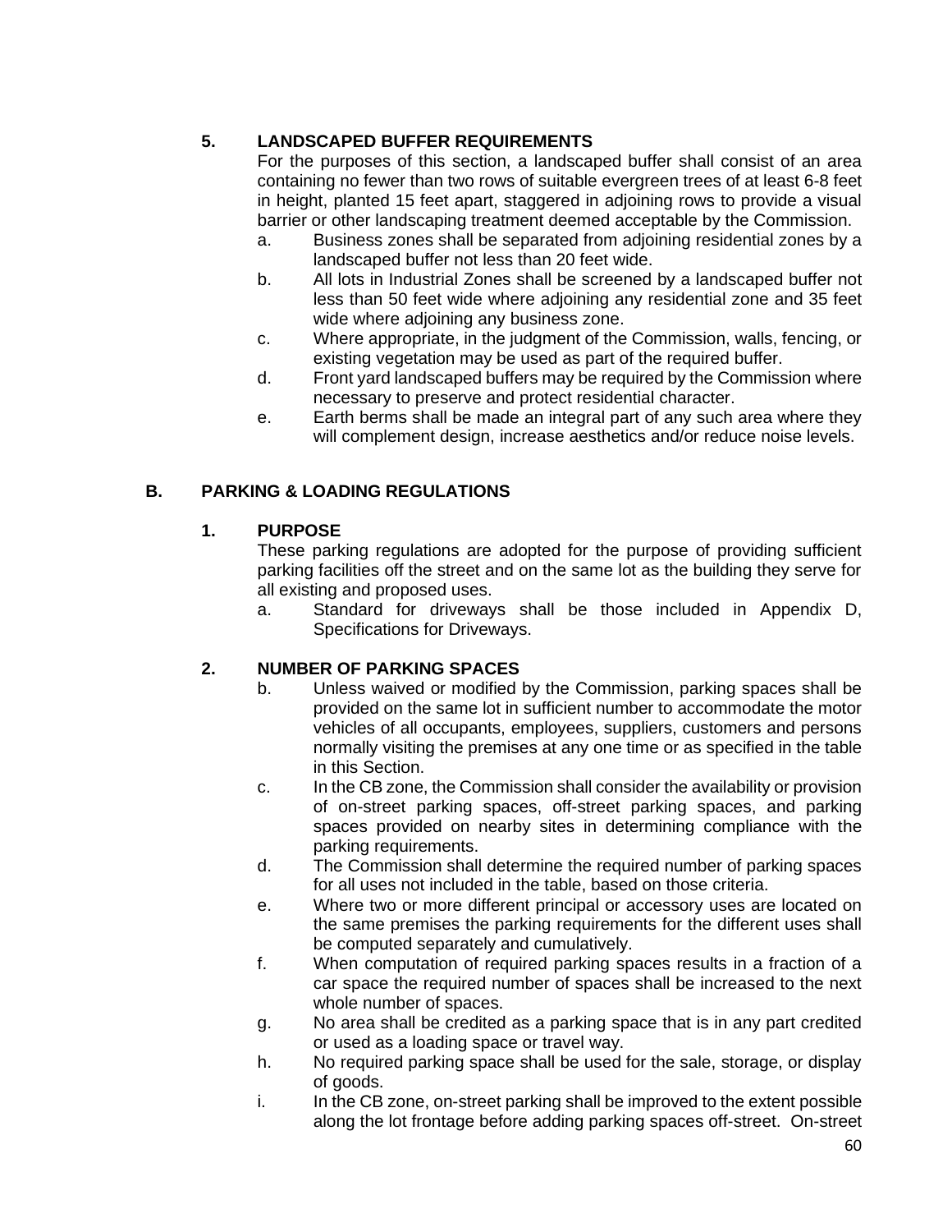### 5. LANDSCAPED BUFFER REQUIREMENTS

For the purposes of this section, a landscaped buffer shall consist of an area containing no fewer than two rows of suitable evergreen trees of at least 6-8 feet in height, planted 15 feet apart, staggered in adjoining rows to provide a visual barrier or other landscaping treatment deemed acceptable by the Commission.

- a. Business zones shall be separated from adjoining residential zones by a landscaped buffer not less than 20 feet wide.
- b. All lots in Industrial Zones shall be screened by a landscaped buffer not less than 50 feet wide where adjoining any residential zone and 35 feet wide where adjoining any business zone.
- c. Where appropriate, in the judgment of the Commission, walls, fencing, or existing vegetation may be used as part of the required buffer.
- d. Front yard landscaped buffers may be required by the Commission where necessary to preserve and protect residential character.
- e. Earth berms shall be made an integral part of any such area where they will complement design, increase aesthetics and/or reduce noise levels.

## B. PARKING & LOADING REGULATIONS

### 1. PURPOSE

These parking regulations are adopted for the purpose of providing sufficient parking facilities off the street and on the same lot as the building they serve for all existing and proposed uses.

- a. Standard for driveways shall be those included in Appendix D, Specifications for Driveways.

### 2. NUMBER OF PARKING SPACES

- b. Unless waived or modified by the Commission, parking spaces shall be provided on the same lot in sufficient number to accommodate the motor vehicles of all occupants, employees, suppliers, customers and persons normally visiting the premises at any one time or as specified in the table in this Section.
- c. In the CB zone, the Commission shall consider the availability or provision of on-street parking spaces, off-street parking spaces, and parking spaces provided on nearby sites in determining compliance with the parking requirements.
- d. The Commission shall determine the required number of parking spaces for all uses not included in the table, based on those criteria.
- e. Where two or more different principal or accessory uses are located on the same premises the parking requirements for the different uses shall be computed separately and cumulatively.
- f. When computation of required parking spaces results in a fraction of a car space the required number of spaces shall be increased to the next whole number of spaces.
- g. No area shall be credited as a parking space that is in any part credited or used as a loading space or travel way.
- h. No required parking space shall be used for the sale, storage, or display of goods.
- i. In the CB zone, on-street parking shall be improved to the extent possible along the lot frontage before adding parking spaces off-street. On-street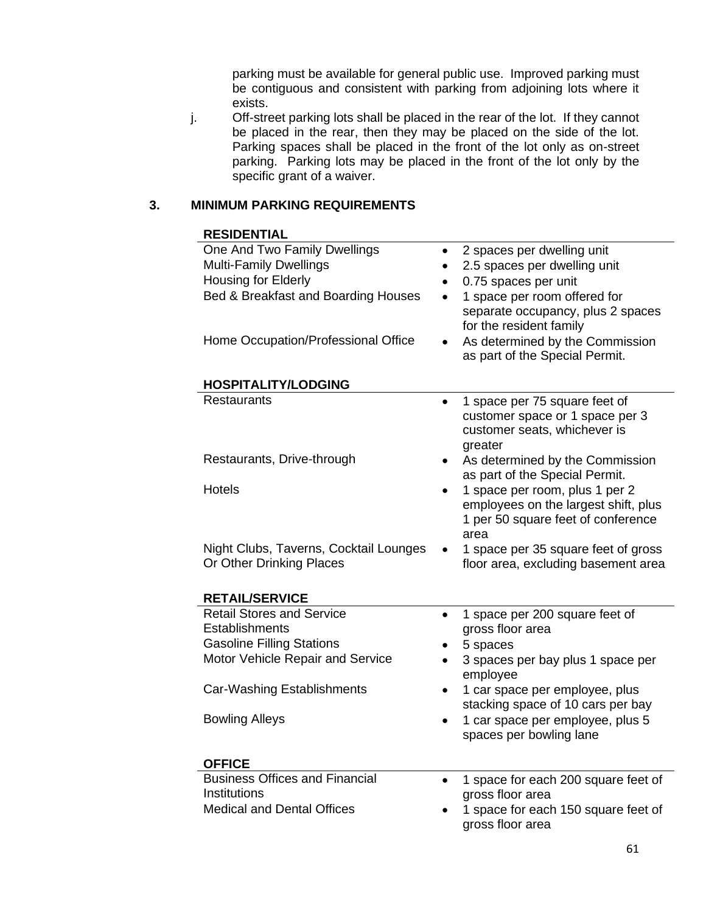parking must be available for general public use. Improved parking must be contiguous and consistent with parking from adjoining lots where it exists.

j. Off-street parking lots shall be placed in the rear of the lot. If they cannot be placed in the rear, then they may be placed on the side of the lot. Parking spaces shall be placed in the front of the lot only as on-street parking. Parking lots may be placed in the front of the lot only by the specific grant of a waiver.

## 3. MINIMUM PARKING REQUIREMENTS

**RESIDENTIAL**

| | |
|---|---|
| One And Two Family Dwellings | • 2 spaces per dwelling unit |
| Multi-Family Dwellings | • 2.5 spaces per dwelling unit |
| Housing for Elderly | • 0.75 spaces per unit |
| Bed & Breakfast and Boarding Houses | • 1 space per room offered for separate occupancy, plus 2 spaces for the resident family |
| Home Occupation/Professional Office | • As determined by the Commission as part of the Special Permit. |

**HOSPITALITY/LODGING**

| | |
|---|---|
| Restaurants | • 1 space per 75 square feet of customer space or 1 space per 3 customer seats, whichever is greater |
| Restaurants, Drive-through | • As determined by the Commission as part of the Special Permit. |
| Hotels | • 1 space per room, plus 1 per 2 employees on the largest shift, plus 1 per 50 square feet of conference area |
| Night Clubs, Taverns, Cocktail Lounges Or Other Drinking Places | • 1 space per 35 square feet of gross floor area, excluding basement area |

**RETAIL/SERVICE**

| | |
|---|---|
| Retail Stores and Service Establishments | • 1 space per 200 square feet of gross floor area |
| Gasoline Filling Stations | • 5 spaces |
| Motor Vehicle Repair and Service | • 3 spaces per bay plus 1 space per employee |
| Car-Washing Establishments | • 1 car space per employee, plus stacking space of 10 cars per bay |
| Bowling Alleys | • 1 car space per employee, plus 5 spaces per bowling lane |

**OFFICE**

| | |
|---|---|
| Business Offices and Financial Institutions | • 1 space for each 200 square feet of gross floor area |
| Medical and Dental Offices | • 1 space for each 150 square feet of gross floor area |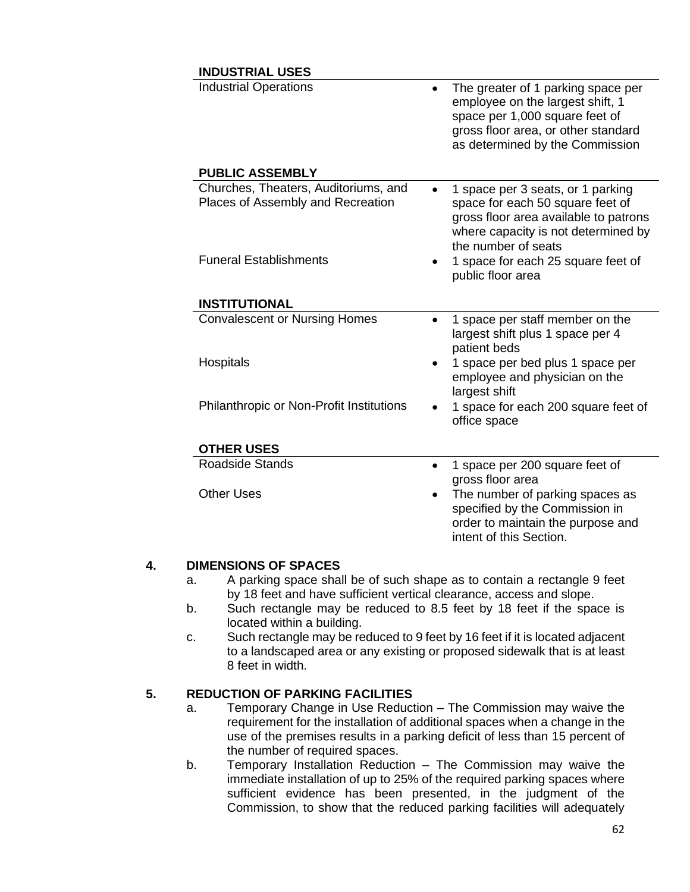**INDUSTRIAL USES**

| | |
|---|---|
| Industrial Operations | • The greater of 1 parking space per employee on the largest shift, 1 space per 1,000 square feet of gross floor area, or other standard as determined by the Commission |

**PUBLIC ASSEMBLY**

| | |
|---|---|
| Churches, Theaters, Auditoriums, and Places of Assembly and Recreation | • 1 space per 3 seats, or 1 parking space for each 50 square feet of gross floor area available to patrons where capacity is not determined by the number of seats |
| Funeral Establishments | • 1 space for each 25 square feet of public floor area |

**INSTITUTIONAL**

| | |
|---|---|
| Convalescent or Nursing Homes | • 1 space per staff member on the largest shift plus 1 space per 4 patient beds |
| Hospitals | • 1 space per bed plus 1 space per employee and physician on the largest shift |
| Philanthropic or Non-Profit Institutions | • 1 space for each 200 square feet of office space |

**OTHER USES**

| | |
|---|---|
| Roadside Stands | • 1 space per 200 square feet of gross floor area |
| Other Uses | • The number of parking spaces as specified by the Commission in order to maintain the purpose and intent of this Section. |

## 4. DIMENSIONS OF SPACES

a. A parking space shall be of such shape as to contain a rectangle 9 feet by 18 feet and have sufficient vertical clearance, access and slope.

b. Such rectangle may be reduced to 8.5 feet by 18 feet if the space is located within a building.

c. Such rectangle may be reduced to 9 feet by 16 feet if it is located adjacent to a landscaped area or any existing or proposed sidewalk that is at least 8 feet in width.

## 5. REDUCTION OF PARKING FACILITIES

a. Temporary Change in Use Reduction – The Commission may waive the requirement for the installation of additional spaces when a change in the use of the premises results in a parking deficit of less than 15 percent of the number of required spaces.

b. Temporary Installation Reduction – The Commission may waive the immediate installation of up to 25% of the required parking spaces where sufficient evidence has been presented, in the judgment of the Commission, to show that the reduced parking facilities will adequately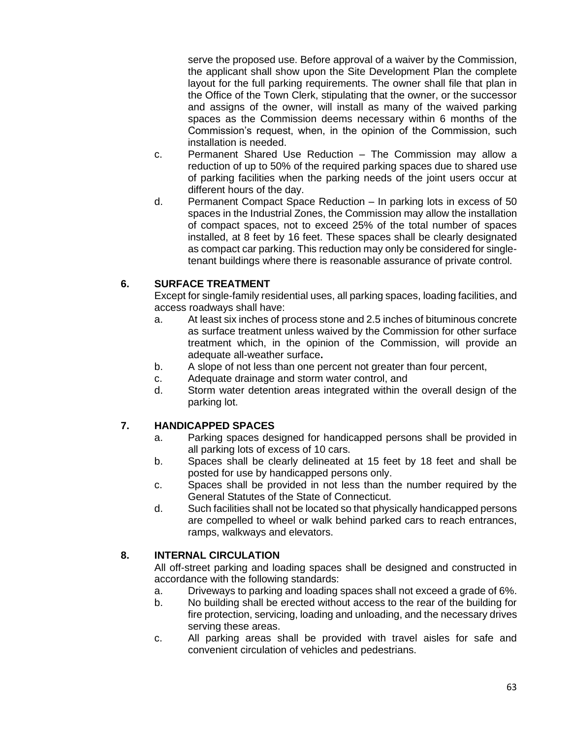serve the proposed use. Before approval of a waiver by the Commission, the applicant shall show upon the Site Development Plan the complete layout for the full parking requirements. The owner shall file that plan in the Office of the Town Clerk, stipulating that the owner, or the successor and assigns of the owner, will install as many of the waived parking spaces as the Commission deems necessary within 6 months of the Commission's request, when, in the opinion of the Commission, such installation is needed.

c. Permanent Shared Use Reduction – The Commission may allow a reduction of up to 50% of the required parking spaces due to shared use of parking facilities when the parking needs of the joint users occur at different hours of the day.

d. Permanent Compact Space Reduction – In parking lots in excess of 50 spaces in the Industrial Zones, the Commission may allow the installation of compact spaces, not to exceed 25% of the total number of spaces installed, at 8 feet by 16 feet. These spaces shall be clearly designated as compact car parking. This reduction may only be considered for single-tenant buildings where there is reasonable assurance of private control.

### 6. SURFACE TREATMENT

Except for single-family residential uses, all parking spaces, loading facilities, and access roadways shall have:

a. At least six inches of process stone and 2.5 inches of bituminous concrete as surface treatment unless waived by the Commission for other surface treatment which, in the opinion of the Commission, will provide an adequate all-weather surface**.**

b. A slope of not less than one percent not greater than four percent,

c. Adequate drainage and storm water control, and

d. Storm water detention areas integrated within the overall design of the parking lot.

### 7. HANDICAPPED SPACES

a. Parking spaces designed for handicapped persons shall be provided in all parking lots of excess of 10 cars.

b. Spaces shall be clearly delineated at 15 feet by 18 feet and shall be posted for use by handicapped persons only.

c. Spaces shall be provided in not less than the number required by the General Statutes of the State of Connecticut.

d. Such facilities shall not be located so that physically handicapped persons are compelled to wheel or walk behind parked cars to reach entrances, ramps, walkways and elevators.

### 8. INTERNAL CIRCULATION

All off-street parking and loading spaces shall be designed and constructed in accordance with the following standards:

a. Driveways to parking and loading spaces shall not exceed a grade of 6%.

b. No building shall be erected without access to the rear of the building for fire protection, servicing, loading and unloading, and the necessary drives serving these areas.

c. All parking areas shall be provided with travel aisles for safe and convenient circulation of vehicles and pedestrians.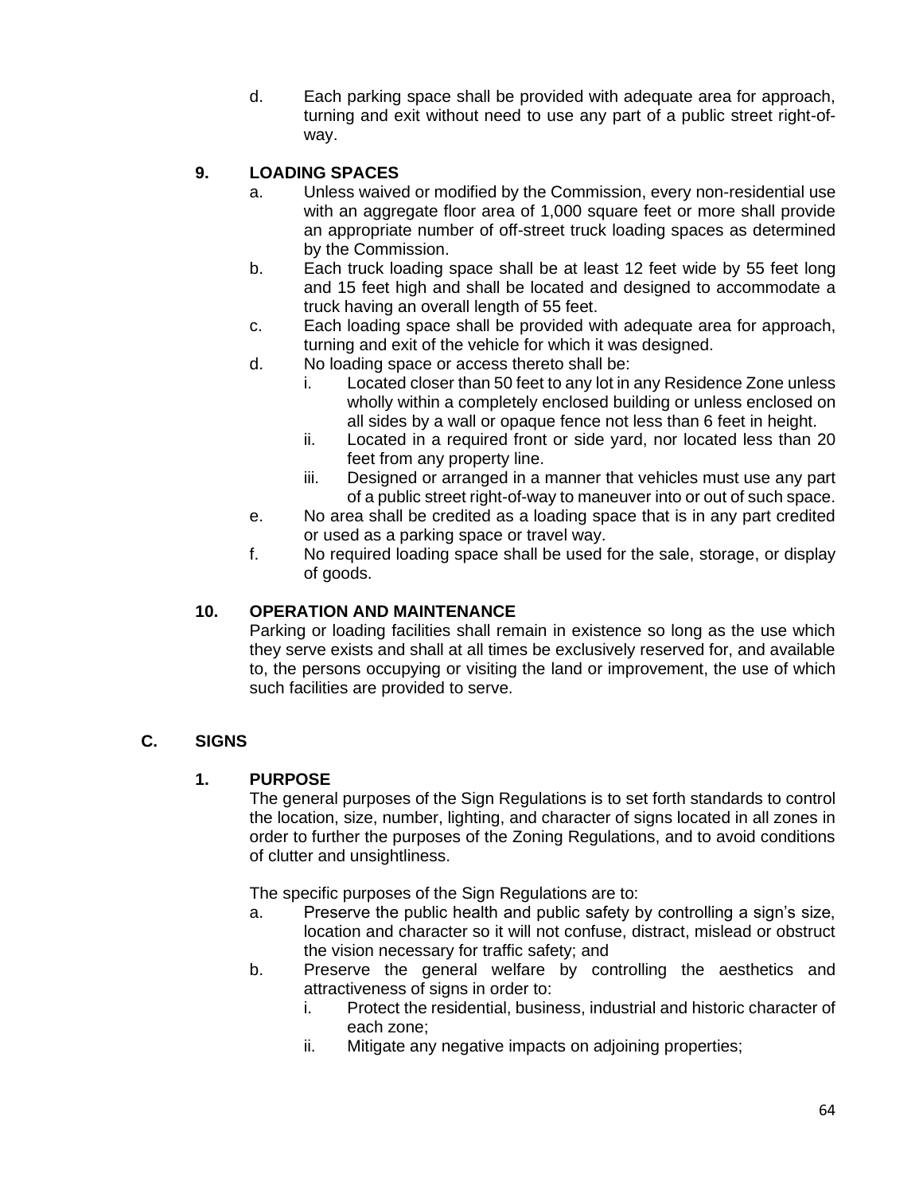d. Each parking space shall be provided with adequate area for approach, turning and exit without need to use any part of a public street right-of-way.

### 9. LOADING SPACES

a. Unless waived or modified by the Commission, every non-residential use with an aggregate floor area of 1,000 square feet or more shall provide an appropriate number of off-street truck loading spaces as determined by the Commission.

b. Each truck loading space shall be at least 12 feet wide by 55 feet long and 15 feet high and shall be located and designed to accommodate a truck having an overall length of 55 feet.

c. Each loading space shall be provided with adequate area for approach, turning and exit of the vehicle for which it was designed.

d. No loading space or access thereto shall be:

   i. Located closer than 50 feet to any lot in any Residence Zone unless wholly within a completely enclosed building or unless enclosed on all sides by a wall or opaque fence not less than 6 feet in height.

   ii. Located in a required front or side yard, nor located less than 20 feet from any property line.

   iii. Designed or arranged in a manner that vehicles must use any part of a public street right-of-way to maneuver into or out of such space.

e. No area shall be credited as a loading space that is in any part credited or used as a parking space or travel way.

f. No required loading space shall be used for the sale, storage, or display of goods.

### 10. OPERATION AND MAINTENANCE

Parking or loading facilities shall remain in existence so long as the use which they serve exists and shall at all times be exclusively reserved for, and available to, the persons occupying or visiting the land or improvement, the use of which such facilities are provided to serve.

## C. SIGNS

### 1. PURPOSE

The general purposes of the Sign Regulations is to set forth standards to control the location, size, number, lighting, and character of signs located in all zones in order to further the purposes of the Zoning Regulations, and to avoid conditions of clutter and unsightliness.

The specific purposes of the Sign Regulations are to:

a. Preserve the public health and public safety by controlling a sign's size, location and character so it will not confuse, distract, mislead or obstruct the vision necessary for traffic safety; and

b. Preserve the general welfare by controlling the aesthetics and attractiveness of signs in order to:

   i. Protect the residential, business, industrial and historic character of each zone;

   ii. Mitigate any negative impacts on adjoining properties;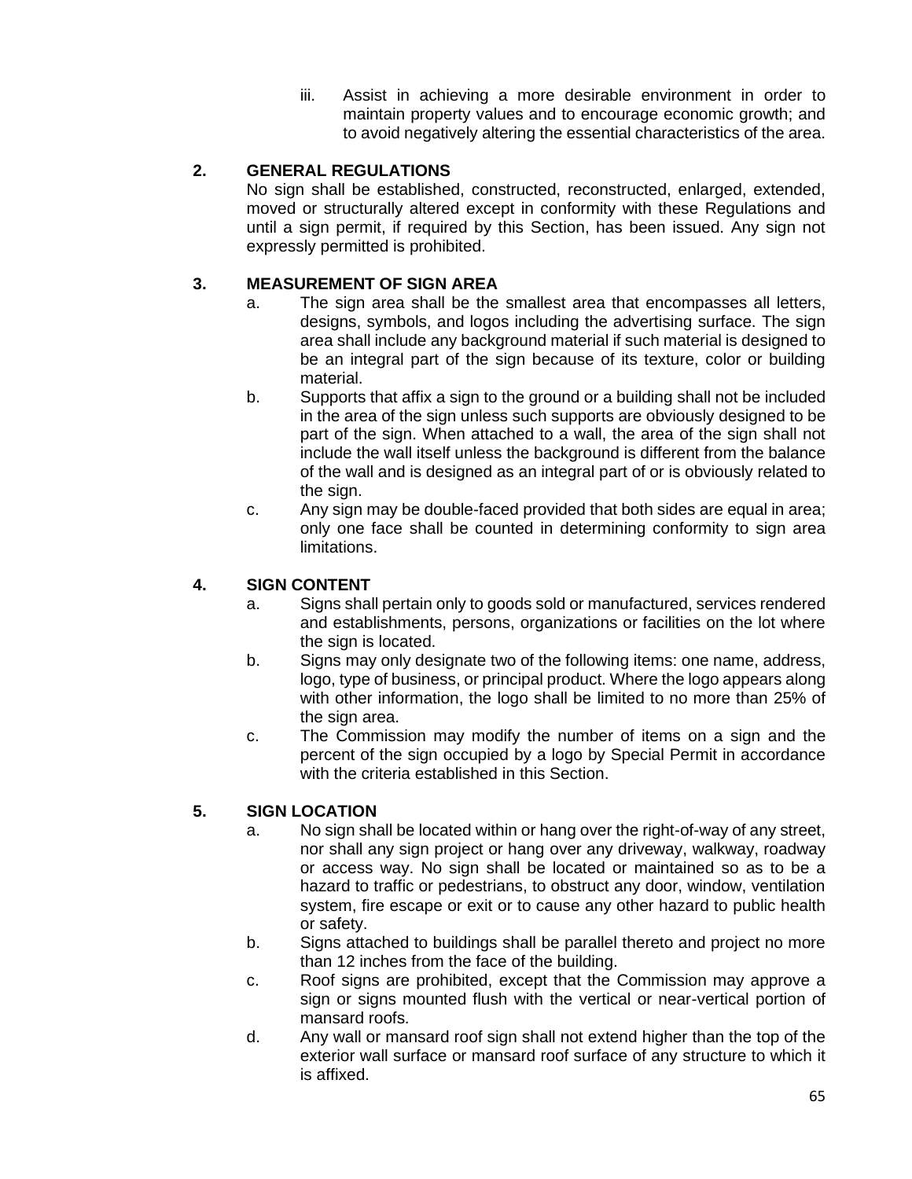iii. Assist in achieving a more desirable environment in order to maintain property values and to encourage economic growth; and to avoid negatively altering the essential characteristics of the area.

## 2. GENERAL REGULATIONS

No sign shall be established, constructed, reconstructed, enlarged, extended, moved or structurally altered except in conformity with these Regulations and until a sign permit, if required by this Section, has been issued. Any sign not expressly permitted is prohibited.

## 3. MEASUREMENT OF SIGN AREA

a. The sign area shall be the smallest area that encompasses all letters, designs, symbols, and logos including the advertising surface. The sign area shall include any background material if such material is designed to be an integral part of the sign because of its texture, color or building material.

b. Supports that affix a sign to the ground or a building shall not be included in the area of the sign unless such supports are obviously designed to be part of the sign. When attached to a wall, the area of the sign shall not include the wall itself unless the background is different from the balance of the wall and is designed as an integral part of or is obviously related to the sign.

c. Any sign may be double-faced provided that both sides are equal in area; only one face shall be counted in determining conformity to sign area limitations.

## 4. SIGN CONTENT

a. Signs shall pertain only to goods sold or manufactured, services rendered and establishments, persons, organizations or facilities on the lot where the sign is located.

b. Signs may only designate two of the following items: one name, address, logo, type of business, or principal product. Where the logo appears along with other information, the logo shall be limited to no more than 25% of the sign area.

c. The Commission may modify the number of items on a sign and the percent of the sign occupied by a logo by Special Permit in accordance with the criteria established in this Section.

## 5. SIGN LOCATION

a. No sign shall be located within or hang over the right-of-way of any street, nor shall any sign project or hang over any driveway, walkway, roadway or access way. No sign shall be located or maintained so as to be a hazard to traffic or pedestrians, to obstruct any door, window, ventilation system, fire escape or exit or to cause any other hazard to public health or safety.

b. Signs attached to buildings shall be parallel thereto and project no more than 12 inches from the face of the building.

c. Roof signs are prohibited, except that the Commission may approve a sign or signs mounted flush with the vertical or near-vertical portion of mansard roofs.

d. Any wall or mansard roof sign shall not extend higher than the top of the exterior wall surface or mansard roof surface of any structure to which it is affixed.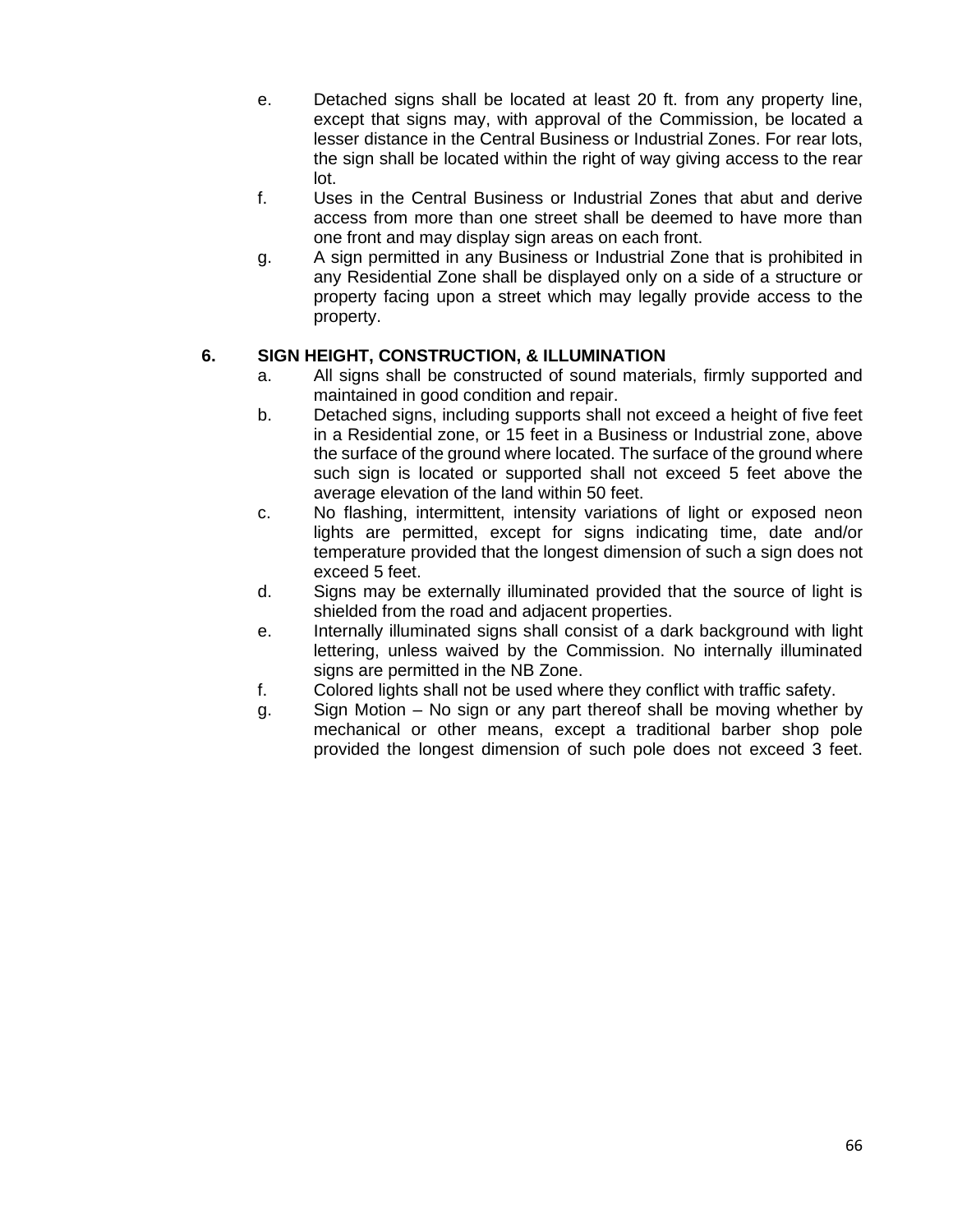e. Detached signs shall be located at least 20 ft. from any property line, except that signs may, with approval of the Commission, be located a lesser distance in the Central Business or Industrial Zones. For rear lots, the sign shall be located within the right of way giving access to the rear lot.

f. Uses in the Central Business or Industrial Zones that abut and derive access from more than one street shall be deemed to have more than one front and may display sign areas on each front.

g. A sign permitted in any Business or Industrial Zone that is prohibited in any Residential Zone shall be displayed only on a side of a structure or property facing upon a street which may legally provide access to the property.

## 6. SIGN HEIGHT, CONSTRUCTION, & ILLUMINATION

a. All signs shall be constructed of sound materials, firmly supported and maintained in good condition and repair.

b. Detached signs, including supports shall not exceed a height of five feet in a Residential zone, or 15 feet in a Business or Industrial zone, above the surface of the ground where located. The surface of the ground where such sign is located or supported shall not exceed 5 feet above the average elevation of the land within 50 feet.

c. No flashing, intermittent, intensity variations of light or exposed neon lights are permitted, except for signs indicating time, date and/or temperature provided that the longest dimension of such a sign does not exceed 5 feet.

d. Signs may be externally illuminated provided that the source of light is shielded from the road and adjacent properties.

e. Internally illuminated signs shall consist of a dark background with light lettering, unless waived by the Commission. No internally illuminated signs are permitted in the NB Zone.

f. Colored lights shall not be used where they conflict with traffic safety.

g. Sign Motion – No sign or any part thereof shall be moving whether by mechanical or other means, except a traditional barber shop pole provided the longest dimension of such pole does not exceed 3 feet.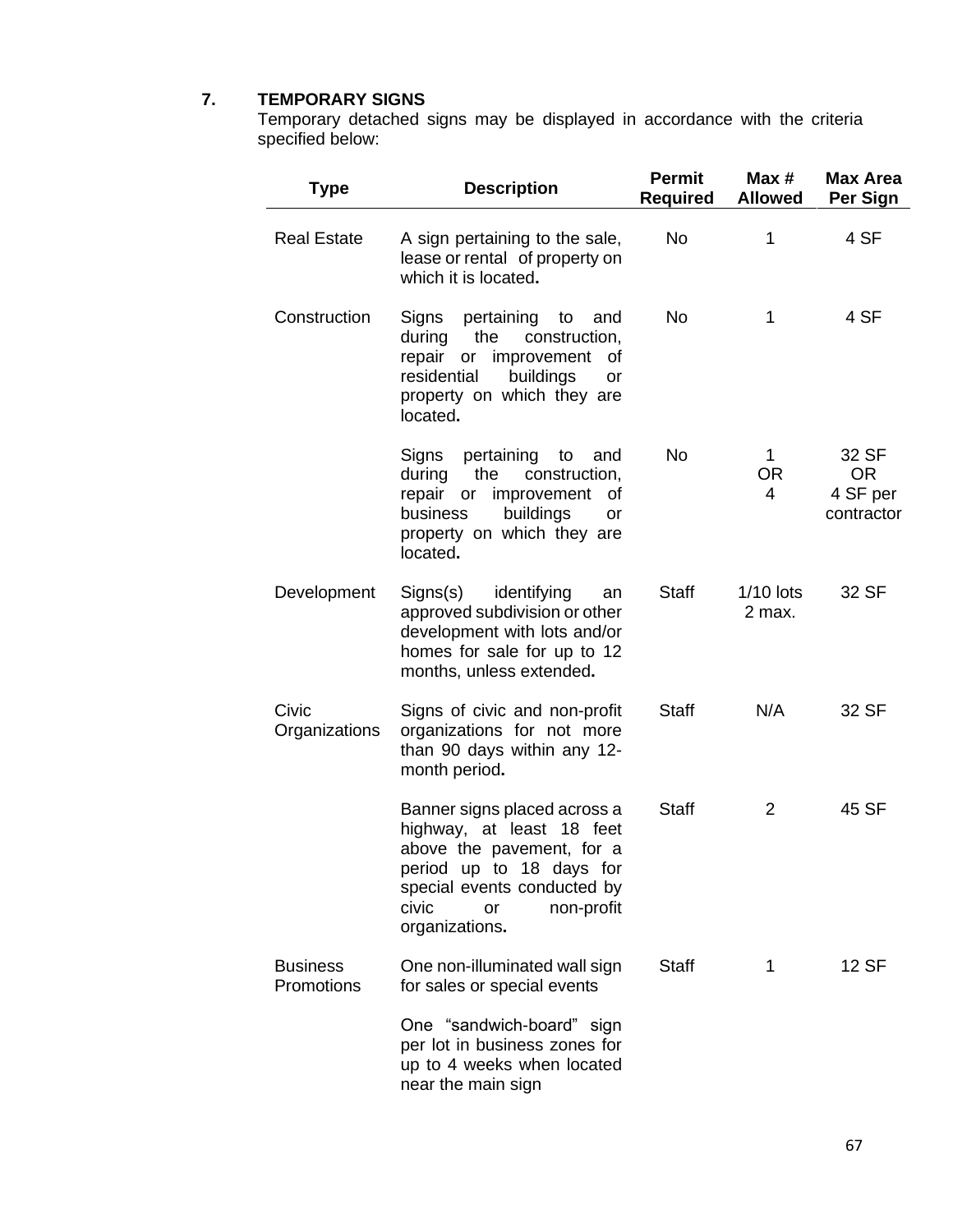## 7. TEMPORARY SIGNS

Temporary detached signs may be displayed in accordance with the criteria specified below:

| Type | Description | Permit Required | Max # Allowed | Max Area Per Sign |
|---|---|---|---|---|
| Real Estate | A sign pertaining to the sale, lease or rental of property on which it is located**.** | No | 1 | 4 SF |
| Construction | Signs pertaining to and during the construction, repair or improvement of residential buildings or property on which they are located**.** | No | 1 | 4 SF |
| | Signs pertaining to and during the construction, repair or improvement of business buildings or property on which they are located**.** | No | 1 OR 4 | 32 SF OR 4 SF per contractor |
| Development | Signs(s) identifying an approved subdivision or other development with lots and/or homes for sale for up to 12 months, unless extended**.** | Staff | 1/10 lots 2 max. | 32 SF |
| Civic Organizations | Signs of civic and non-profit organizations for not more than 90 days within any 12-month period**.** | Staff | N/A | 32 SF |
| | Banner signs placed across a highway, at least 18 feet above the pavement, for a period up to 18 days for special events conducted by civic or non-profit organizations**.** | Staff | 2 | 45 SF |
| Business Promotions | One non-illuminated wall sign for sales or special events<br><br>One "sandwich-board" sign per lot in business zones for up to 4 weeks when located near the main sign | Staff | 1 | 12 SF |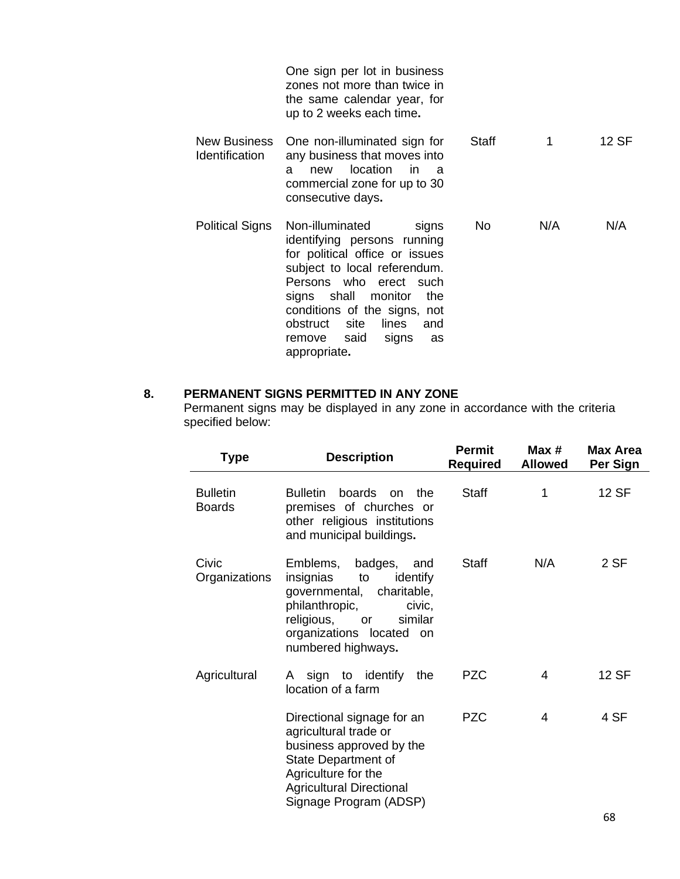| | | | | |
|---|---|---|---|---|
| | One sign per lot in business zones not more than twice in the same calendar year, for up to 2 weeks each time. | | | |
| New Business Identification | One non-illuminated sign for any business that moves into a new location in a commercial zone for up to 30 consecutive days. | Staff | 1 | 12 SF |
| Political Signs | Non-illuminated signs identifying persons running for political office or issues subject to local referendum. Persons who erect such signs shall monitor the conditions of the signs, not obstruct site lines and remove said signs as appropriate. | No | N/A | N/A |

## 8. PERMANENT SIGNS PERMITTED IN ANY ZONE

Permanent signs may be displayed in any zone in accordance with the criteria specified below:

| Type | Description | Permit Required | Max # Allowed | Max Area Per Sign |
|---|---|---|---|---|
| Bulletin Boards | Bulletin boards on the premises of churches or other religious institutions and municipal buildings. | Staff | 1 | 12 SF |
| Civic Organizations | Emblems, badges, and insignias to identify governmental, charitable, philanthropic, civic, religious, or similar organizations located on numbered highways. | Staff | N/A | 2 SF |
| Agricultural | A sign to identify the location of a farm | PZC | 4 | 12 SF |
| | Directional signage for an agricultural trade or business approved by the State Department of Agriculture for the Agricultural Directional Signage Program (ADSP) | PZC | 4 | 4 SF |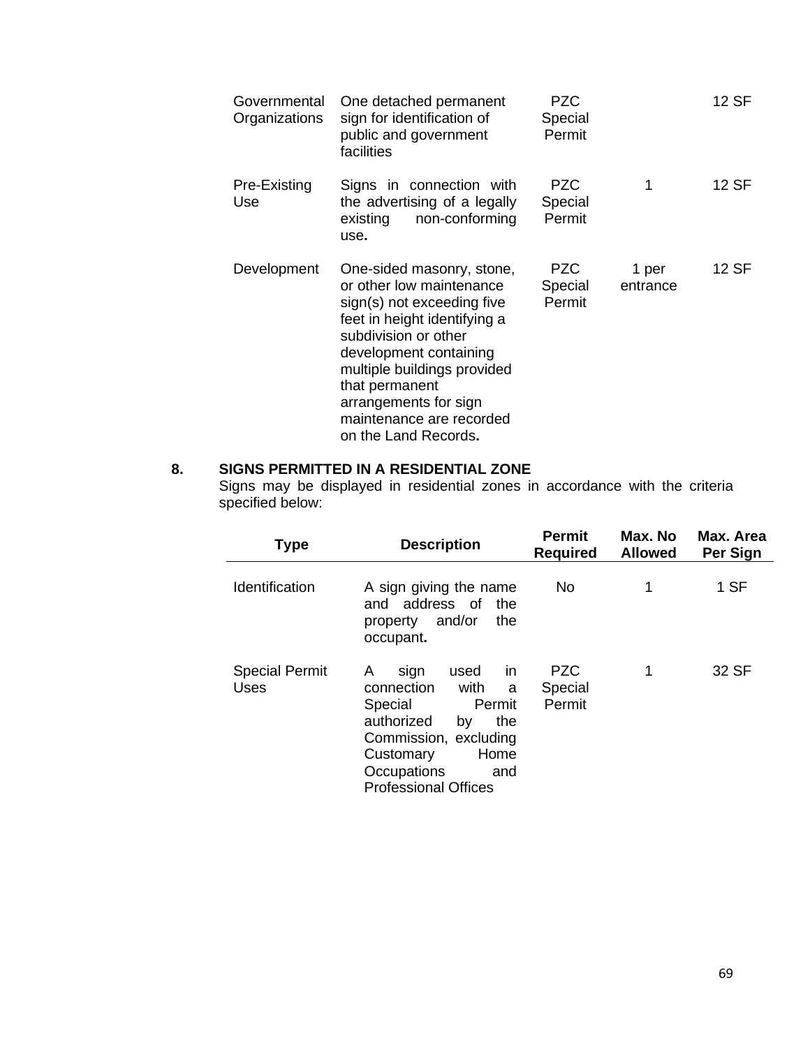| | | | | |
|---|---|---|---|---|
| Governmental Organizations | One detached permanent sign for identification of public and government facilities | PZC Special Permit | | 12 SF |
| Pre-Existing Use | Signs in connection with the advertising of a legally existing non-conforming use**.** | PZC Special Permit | 1 | 12 SF |
| Development | One-sided masonry, stone, or other low maintenance sign(s) not exceeding five feet in height identifying a subdivision or other development containing multiple buildings provided that permanent arrangements for sign maintenance are recorded on the Land Records**.** | PZC Special Permit | 1 per entrance | 12 SF |

**8. SIGNS PERMITTED IN A RESIDENTIAL ZONE**

Signs may be displayed in residential zones in accordance with the criteria specified below:

| Type | Description | Permit Required | Max. No Allowed | Max. Area Per Sign |
|---|---|---|---|---|
| Identification | A sign giving the name and address of the property and/or the occupant**.** | No | 1 | 1 SF |
| Special Permit Uses | A sign used in connection with a Special Permit authorized by the Commission, excluding Customary Home Occupations and Professional Offices | PZC Special Permit | 1 | 32 SF |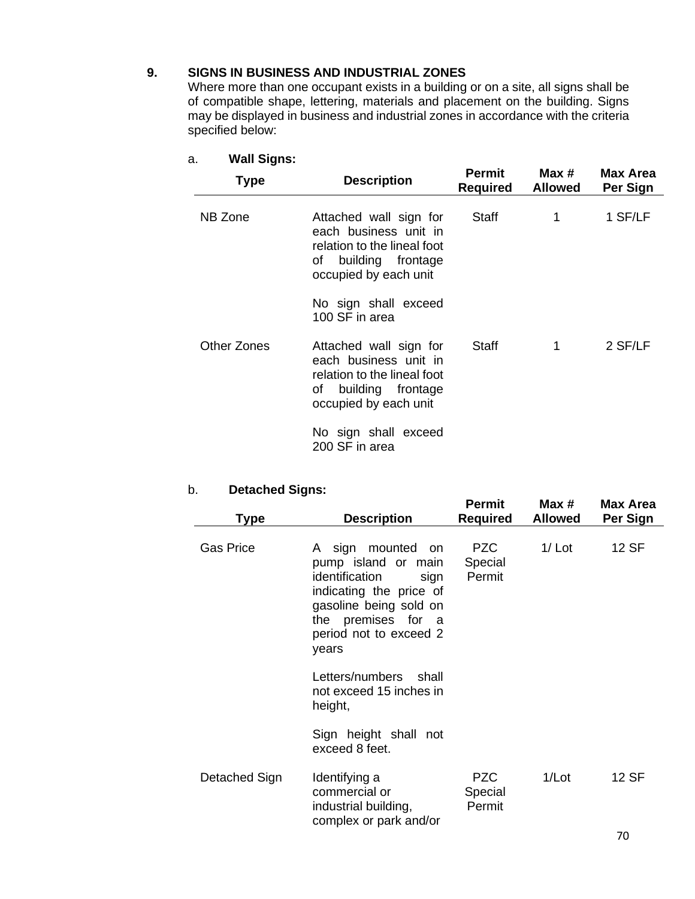## 9. SIGNS IN BUSINESS AND INDUSTRIAL ZONES

Where more than one occupant exists in a building or on a site, all signs shall be of compatible shape, lettering, materials and placement on the building. Signs may be displayed in business and industrial zones in accordance with the criteria specified below:

a. **Wall Signs:**

| Type | Description | Permit Required | Max # Allowed | Max Area Per Sign |
|---|---|---|---|---|
| NB Zone | Attached wall sign for each business unit in relation to the lineal foot of building frontage occupied by each unit<br><br>No sign shall exceed 100 SF in area | Staff | 1 | 1 SF/LF |
| Other Zones | Attached wall sign for each business unit in relation to the lineal foot of building frontage occupied by each unit<br><br>No sign shall exceed 200 SF in area | Staff | 1 | 2 SF/LF |

b. **Detached Signs:**

| Type | Description | Permit Required | Max # Allowed | Max Area Per Sign |
|---|---|---|---|---|
| Gas Price | A sign mounted on pump island or main identification sign indicating the price of gasoline being sold on the premises for a period not to exceed 2 years<br><br>Letters/numbers shall not exceed 15 inches in height,<br><br>Sign height shall not exceed 8 feet. | PZC Special Permit | 1/ Lot | 12 SF |
| Detached Sign | Identifying a commercial or industrial building, complex or park and/or | PZC Special Permit | 1/Lot | 12 SF |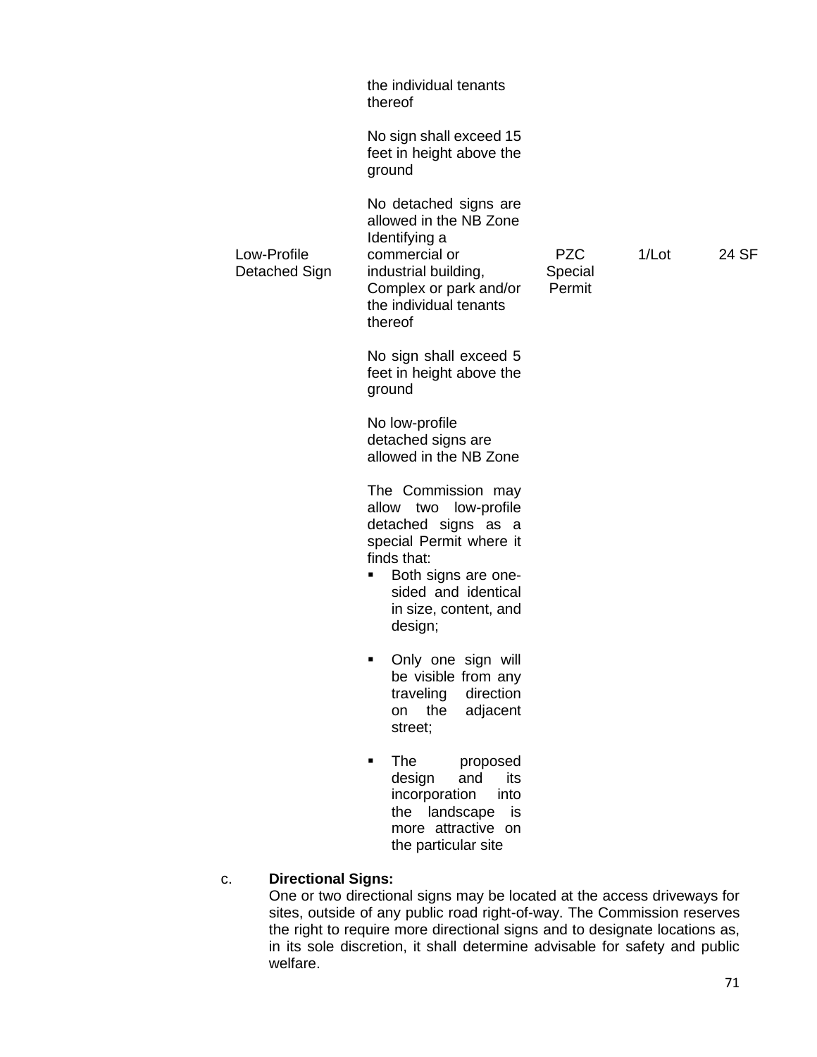| | | | | |
|---|---|---|---|---|
| | the individual tenants thereof<br><br>No sign shall exceed 15 feet in height above the ground<br><br>No detached signs are allowed in the NB Zone | | | |
| Low-Profile Detached Sign | Identifying a commercial or industrial building, Complex or park and/or the individual tenants thereof<br><br>No sign shall exceed 5 feet in height above the ground<br><br>No low-profile detached signs are allowed in the NB Zone<br><br>The Commission may allow two low-profile detached signs as a special Permit where it finds that:<br>▪ Both signs are one-sided and identical in size, content, and design;<br>▪ Only one sign will be visible from any traveling direction on the adjacent street;<br>▪ The proposed design and its incorporation into the landscape is more attractive on the particular site | PZC Special Permit | 1/Lot | 24 SF |

c. **Directional Signs:**
One or two directional signs may be located at the access driveways for sites, outside of any public road right-of-way. The Commission reserves the right to require more directional signs and to designate locations as, in its sole discretion, it shall determine advisable for safety and public welfare.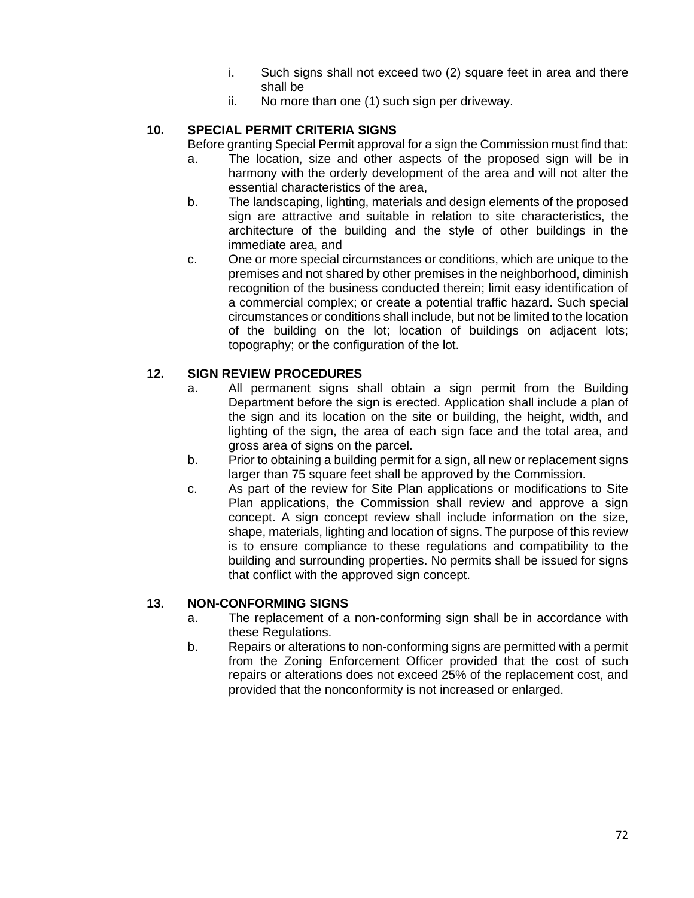i. Such signs shall not exceed two (2) square feet in area and there shall be
ii. No more than one (1) such sign per driveway.

### 10. SPECIAL PERMIT CRITERIA SIGNS

Before granting Special Permit approval for a sign the Commission must find that:

a. The location, size and other aspects of the proposed sign will be in harmony with the orderly development of the area and will not alter the essential characteristics of the area,
b. The landscaping, lighting, materials and design elements of the proposed sign are attractive and suitable in relation to site characteristics, the architecture of the building and the style of other buildings in the immediate area, and
c. One or more special circumstances or conditions, which are unique to the premises and not shared by other premises in the neighborhood, diminish recognition of the business conducted therein; limit easy identification of a commercial complex; or create a potential traffic hazard. Such special circumstances or conditions shall include, but not be limited to the location of the building on the lot; location of buildings on adjacent lots; topography; or the configuration of the lot.

### 12. SIGN REVIEW PROCEDURES

a. All permanent signs shall obtain a sign permit from the Building Department before the sign is erected. Application shall include a plan of the sign and its location on the site or building, the height, width, and lighting of the sign, the area of each sign face and the total area, and gross area of signs on the parcel.
b. Prior to obtaining a building permit for a sign, all new or replacement signs larger than 75 square feet shall be approved by the Commission.
c. As part of the review for Site Plan applications or modifications to Site Plan applications, the Commission shall review and approve a sign concept. A sign concept review shall include information on the size, shape, materials, lighting and location of signs. The purpose of this review is to ensure compliance to these regulations and compatibility to the building and surrounding properties. No permits shall be issued for signs that conflict with the approved sign concept.

### 13. NON-CONFORMING SIGNS

a. The replacement of a non-conforming sign shall be in accordance with these Regulations.
b. Repairs or alterations to non-conforming signs are permitted with a permit from the Zoning Enforcement Officer provided that the cost of such repairs or alterations does not exceed 25% of the replacement cost, and provided that the nonconformity is not increased or enlarged.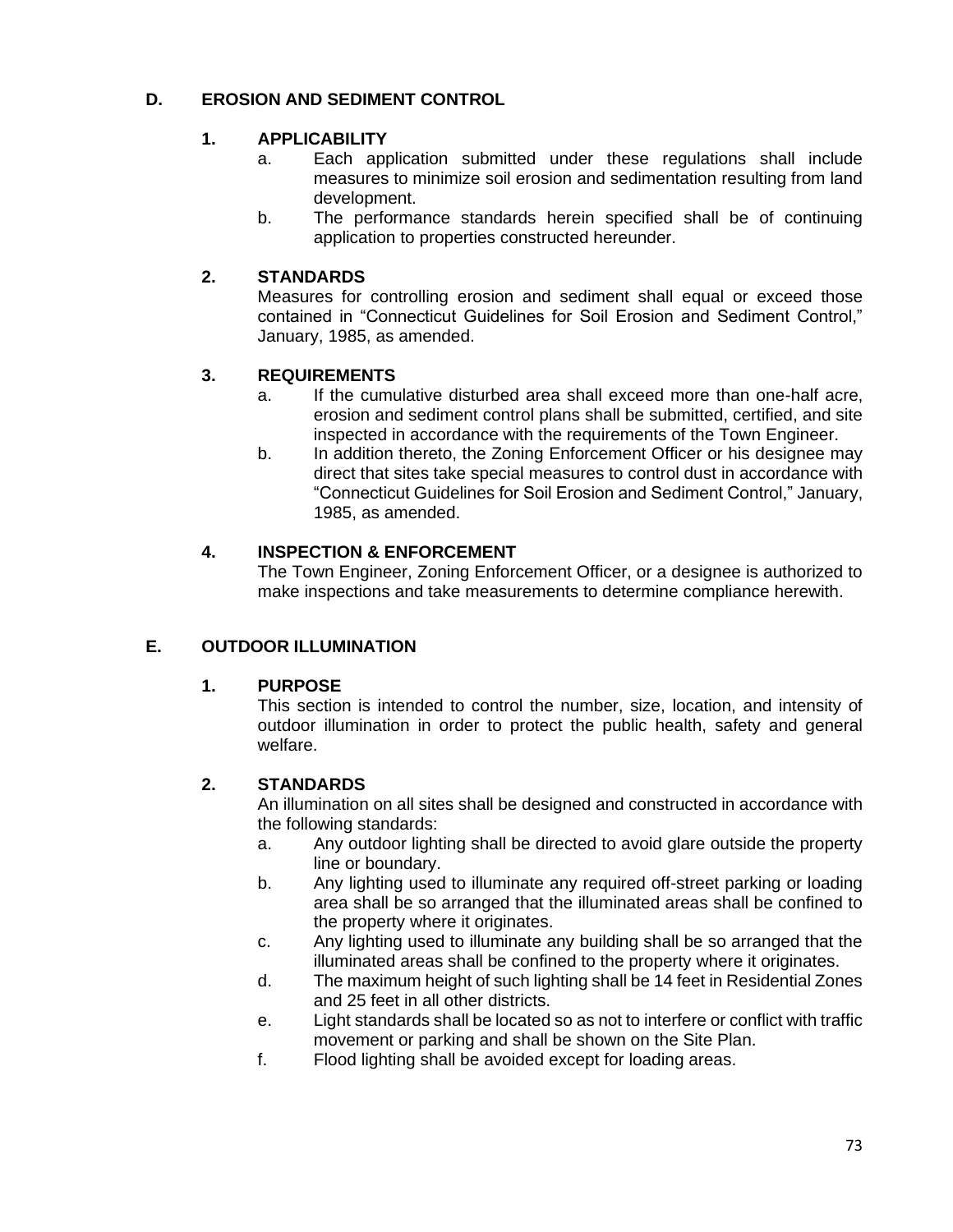## D. EROSION AND SEDIMENT CONTROL

### 1. APPLICABILITY

a. Each application submitted under these regulations shall include measures to minimize soil erosion and sedimentation resulting from land development.

b. The performance standards herein specified shall be of continuing application to properties constructed hereunder.

### 2. STANDARDS

Measures for controlling erosion and sediment shall equal or exceed those contained in “Connecticut Guidelines for Soil Erosion and Sediment Control,” January, 1985, as amended.

### 3. REQUIREMENTS

a. If the cumulative disturbed area shall exceed more than one-half acre, erosion and sediment control plans shall be submitted, certified, and site inspected in accordance with the requirements of the Town Engineer.

b. In addition thereto, the Zoning Enforcement Officer or his designee may direct that sites take special measures to control dust in accordance with “Connecticut Guidelines for Soil Erosion and Sediment Control,” January, 1985, as amended.

### 4. INSPECTION & ENFORCEMENT

The Town Engineer, Zoning Enforcement Officer, or a designee is authorized to make inspections and take measurements to determine compliance herewith.

## E. OUTDOOR ILLUMINATION

### 1. PURPOSE

This section is intended to control the number, size, location, and intensity of outdoor illumination in order to protect the public health, safety and general welfare.

### 2. STANDARDS

An illumination on all sites shall be designed and constructed in accordance with the following standards:

a. Any outdoor lighting shall be directed to avoid glare outside the property line or boundary.

b. Any lighting used to illuminate any required off-street parking or loading area shall be so arranged that the illuminated areas shall be confined to the property where it originates.

c. Any lighting used to illuminate any building shall be so arranged that the illuminated areas shall be confined to the property where it originates.

d. The maximum height of such lighting shall be 14 feet in Residential Zones and 25 feet in all other districts.

e. Light standards shall be located so as not to interfere or conflict with traffic movement or parking and shall be shown on the Site Plan.

f. Flood lighting shall be avoided except for loading areas.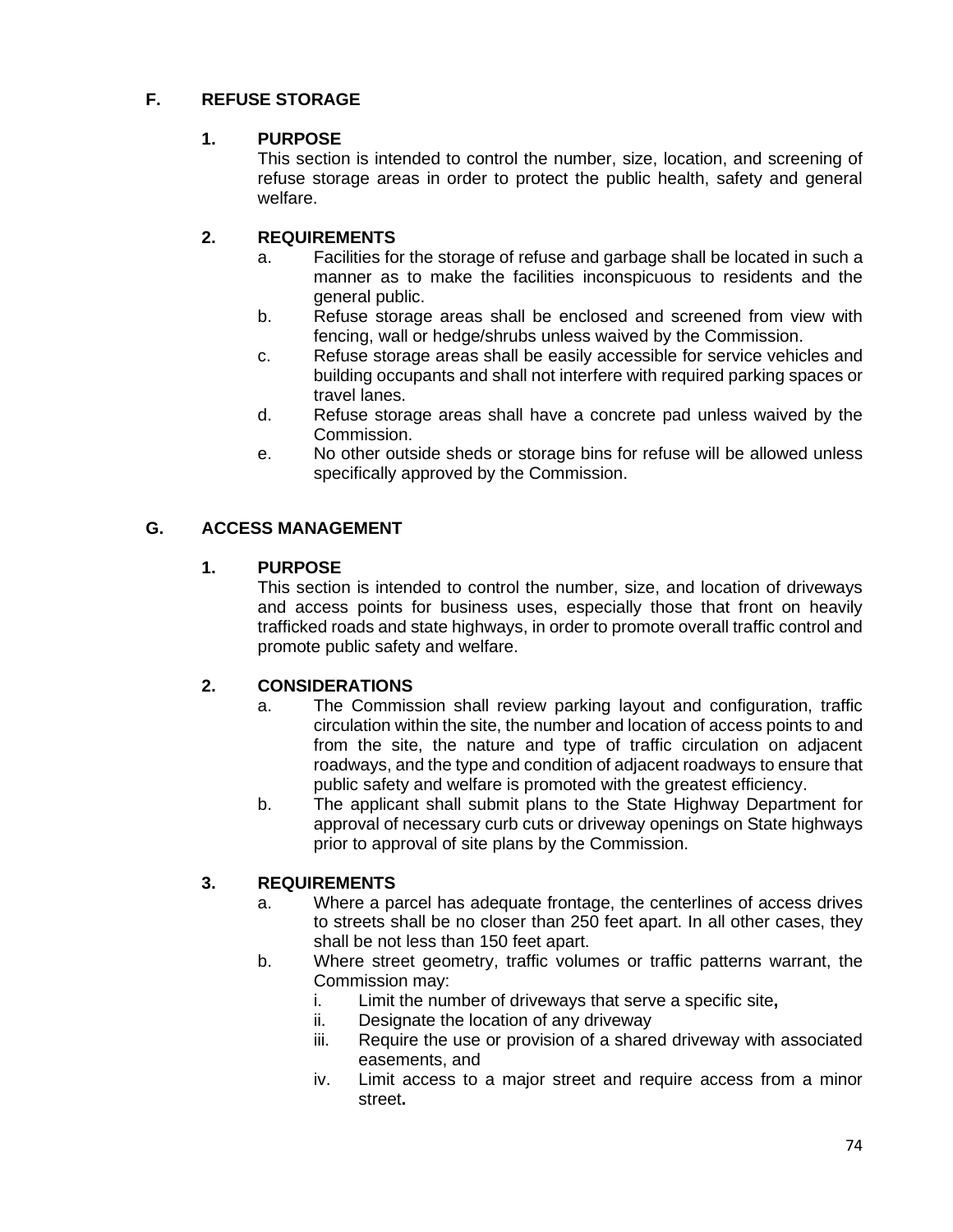## F. REFUSE STORAGE

### 1. PURPOSE

This section is intended to control the number, size, location, and screening of refuse storage areas in order to protect the public health, safety and general welfare.

### 2. REQUIREMENTS

a. Facilities for the storage of refuse and garbage shall be located in such a manner as to make the facilities inconspicuous to residents and the general public.

b. Refuse storage areas shall be enclosed and screened from view with fencing, wall or hedge/shrubs unless waived by the Commission.

c. Refuse storage areas shall be easily accessible for service vehicles and building occupants and shall not interfere with required parking spaces or travel lanes.

d. Refuse storage areas shall have a concrete pad unless waived by the Commission.

e. No other outside sheds or storage bins for refuse will be allowed unless specifically approved by the Commission.

## G. ACCESS MANAGEMENT

### 1. PURPOSE

This section is intended to control the number, size, and location of driveways and access points for business uses, especially those that front on heavily trafficked roads and state highways, in order to promote overall traffic control and promote public safety and welfare.

### 2. CONSIDERATIONS

a. The Commission shall review parking layout and configuration, traffic circulation within the site, the number and location of access points to and from the site, the nature and type of traffic circulation on adjacent roadways, and the type and condition of adjacent roadways to ensure that public safety and welfare is promoted with the greatest efficiency.

b. The applicant shall submit plans to the State Highway Department for approval of necessary curb cuts or driveway openings on State highways prior to approval of site plans by the Commission.

### 3. REQUIREMENTS

a. Where a parcel has adequate frontage, the centerlines of access drives to streets shall be no closer than 250 feet apart. In all other cases, they shall be not less than 150 feet apart.

b. Where street geometry, traffic volumes or traffic patterns warrant, the Commission may:

   i. Limit the number of driveways that serve a specific site**,**

   ii. Designate the location of any driveway

   iii. Require the use or provision of a shared driveway with associated easements, and

   iv. Limit access to a major street and require access from a minor street**.**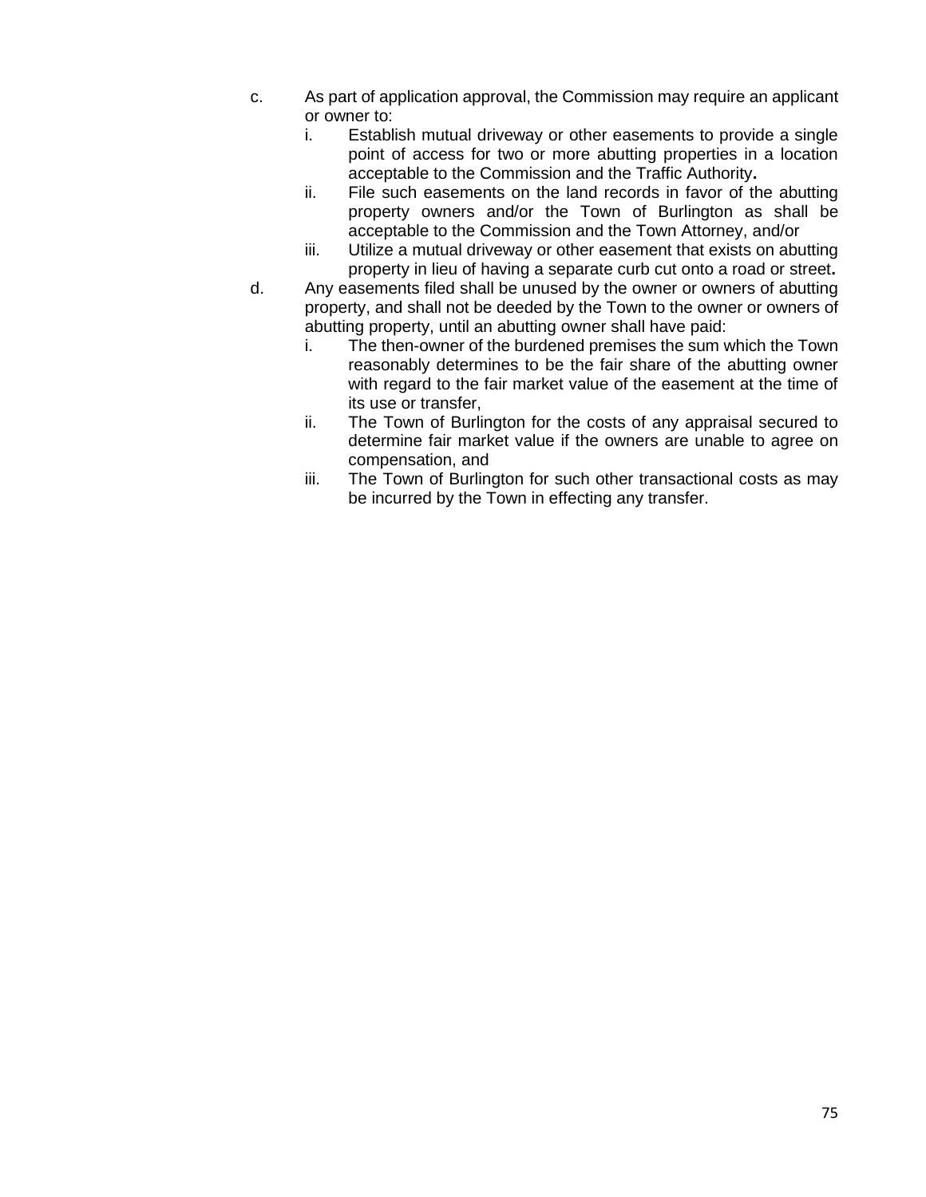c. As part of application approval, the Commission may require an applicant or owner to:

   i. Establish mutual driveway or other easements to provide a single point of access for two or more abutting properties in a location acceptable to the Commission and the Traffic Authority**.**

   ii. File such easements on the land records in favor of the abutting property owners and/or the Town of Burlington as shall be acceptable to the Commission and the Town Attorney, and/or

   iii. Utilize a mutual driveway or other easement that exists on abutting property in lieu of having a separate curb cut onto a road or street**.**

d. Any easements filed shall be unused by the owner or owners of abutting property, and shall not be deeded by the Town to the owner or owners of abutting property, until an abutting owner shall have paid:

   i. The then-owner of the burdened premises the sum which the Town reasonably determines to be the fair share of the abutting owner with regard to the fair market value of the easement at the time of its use or transfer,

   ii. The Town of Burlington for the costs of any appraisal secured to determine fair market value if the owners are unable to agree on compensation, and

   iii. The Town of Burlington for such other transactional costs as may be incurred by the Town in effecting any transfer.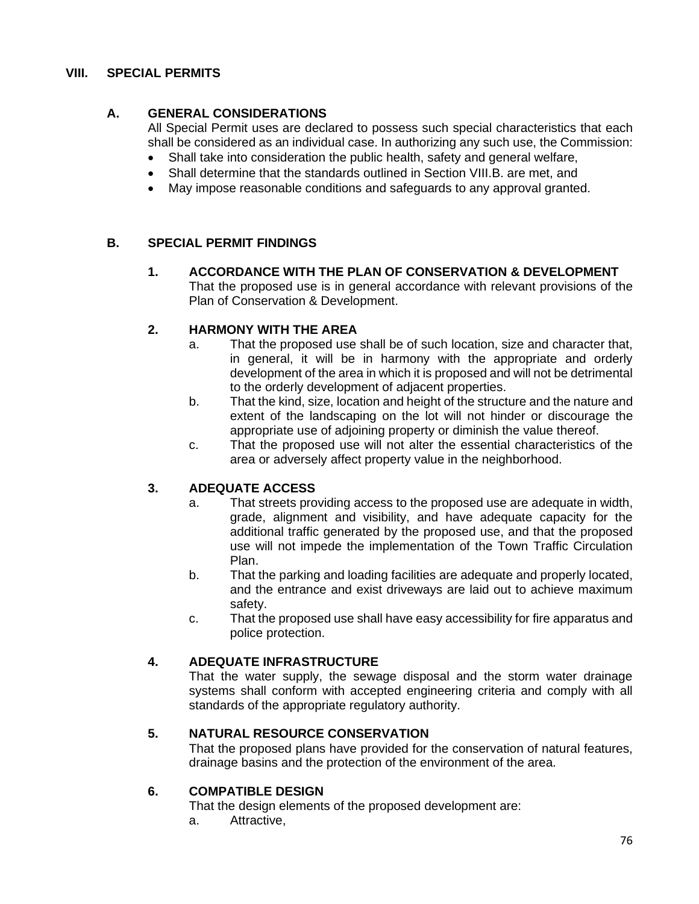# VIII. SPECIAL PERMITS

## A. GENERAL CONSIDERATIONS

All Special Permit uses are declared to possess such special characteristics that each shall be considered as an individual case. In authorizing any such use, the Commission:

- Shall take into consideration the public health, safety and general welfare,
- Shall determine that the standards outlined in Section VIII.B. are met, and
- May impose reasonable conditions and safeguards to any approval granted.

## B. SPECIAL PERMIT FINDINGS

### 1. ACCORDANCE WITH THE PLAN OF CONSERVATION & DEVELOPMENT

That the proposed use is in general accordance with relevant provisions of the Plan of Conservation & Development.

### 2. HARMONY WITH THE AREA

a. That the proposed use shall be of such location, size and character that, in general, it will be in harmony with the appropriate and orderly development of the area in which it is proposed and will not be detrimental to the orderly development of adjacent properties.

b. That the kind, size, location and height of the structure and the nature and extent of the landscaping on the lot will not hinder or discourage the appropriate use of adjoining property or diminish the value thereof.

c. That the proposed use will not alter the essential characteristics of the area or adversely affect property value in the neighborhood.

### 3. ADEQUATE ACCESS

a. That streets providing access to the proposed use are adequate in width, grade, alignment and visibility, and have adequate capacity for the additional traffic generated by the proposed use, and that the proposed use will not impede the implementation of the Town Traffic Circulation Plan.

b. That the parking and loading facilities are adequate and properly located, and the entrance and exist driveways are laid out to achieve maximum safety.

c. That the proposed use shall have easy accessibility for fire apparatus and police protection.

### 4. ADEQUATE INFRASTRUCTURE

That the water supply, the sewage disposal and the storm water drainage systems shall conform with accepted engineering criteria and comply with all standards of the appropriate regulatory authority.

### 5. NATURAL RESOURCE CONSERVATION

That the proposed plans have provided for the conservation of natural features, drainage basins and the protection of the environment of the area.

### 6. COMPATIBLE DESIGN

That the design elements of the proposed development are:

a. Attractive,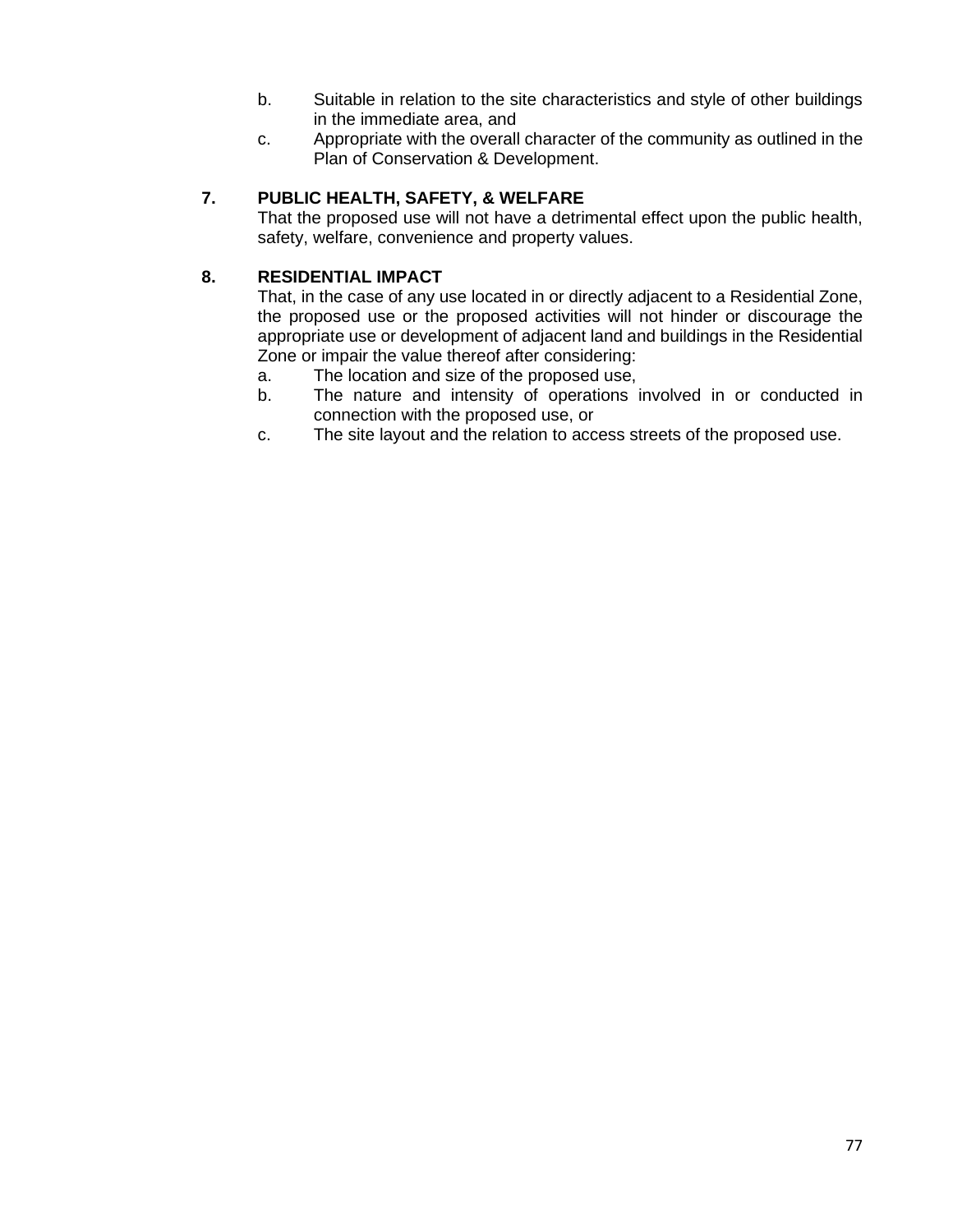b. Suitable in relation to the site characteristics and style of other buildings in the immediate area, and
c. Appropriate with the overall character of the community as outlined in the Plan of Conservation & Development.

**7. PUBLIC HEALTH, SAFETY, & WELFARE**

That the proposed use will not have a detrimental effect upon the public health, safety, welfare, convenience and property values.

**8. RESIDENTIAL IMPACT**

That, in the case of any use located in or directly adjacent to a Residential Zone, the proposed use or the proposed activities will not hinder or discourage the appropriate use or development of adjacent land and buildings in the Residential Zone or impair the value thereof after considering:

a. The location and size of the proposed use,
b. The nature and intensity of operations involved in or conducted in connection with the proposed use, or
c. The site layout and the relation to access streets of the proposed use.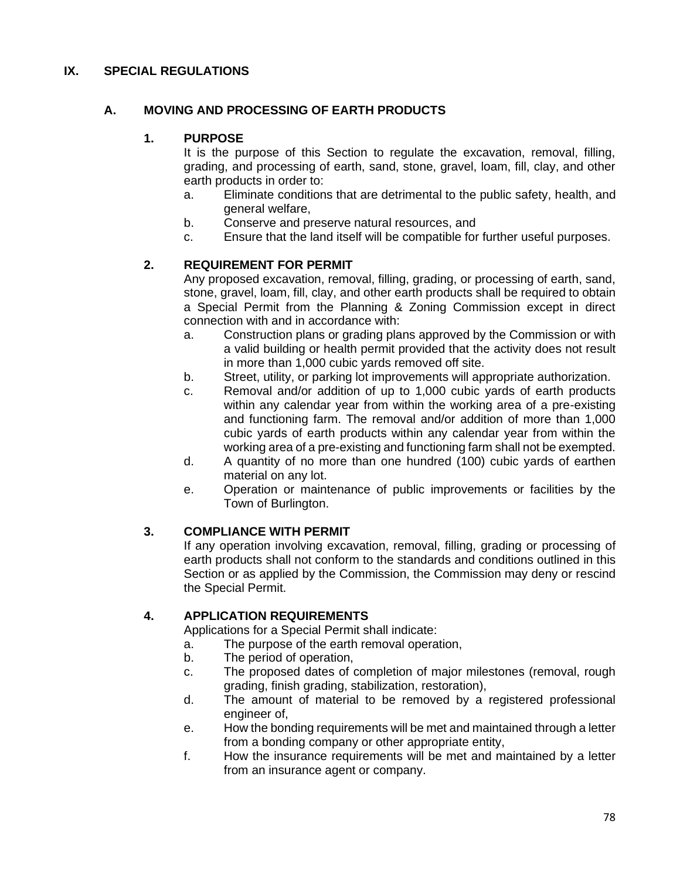# IX. SPECIAL REGULATIONS

## A. MOVING AND PROCESSING OF EARTH PRODUCTS

### 1. PURPOSE

It is the purpose of this Section to regulate the excavation, removal, filling, grading, and processing of earth, sand, stone, gravel, loam, fill, clay, and other earth products in order to:

a. Eliminate conditions that are detrimental to the public safety, health, and general welfare,

b. Conserve and preserve natural resources, and

c. Ensure that the land itself will be compatible for further useful purposes.

### 2. REQUIREMENT FOR PERMIT

Any proposed excavation, removal, filling, grading, or processing of earth, sand, stone, gravel, loam, fill, clay, and other earth products shall be required to obtain a Special Permit from the Planning & Zoning Commission except in direct connection with and in accordance with:

a. Construction plans or grading plans approved by the Commission or with a valid building or health permit provided that the activity does not result in more than 1,000 cubic yards removed off site.

b. Street, utility, or parking lot improvements will appropriate authorization.

c. Removal and/or addition of up to 1,000 cubic yards of earth products within any calendar year from within the working area of a pre-existing and functioning farm. The removal and/or addition of more than 1,000 cubic yards of earth products within any calendar year from within the working area of a pre-existing and functioning farm shall not be exempted.

d. A quantity of no more than one hundred (100) cubic yards of earthen material on any lot.

e. Operation or maintenance of public improvements or facilities by the Town of Burlington.

### 3. COMPLIANCE WITH PERMIT

If any operation involving excavation, removal, filling, grading or processing of earth products shall not conform to the standards and conditions outlined in this Section or as applied by the Commission, the Commission may deny or rescind the Special Permit.

### 4. APPLICATION REQUIREMENTS

Applications for a Special Permit shall indicate:

a. The purpose of the earth removal operation,

b. The period of operation,

c. The proposed dates of completion of major milestones (removal, rough grading, finish grading, stabilization, restoration),

d. The amount of material to be removed by a registered professional engineer of,

e. How the bonding requirements will be met and maintained through a letter from a bonding company or other appropriate entity,

f. How the insurance requirements will be met and maintained by a letter from an insurance agent or company.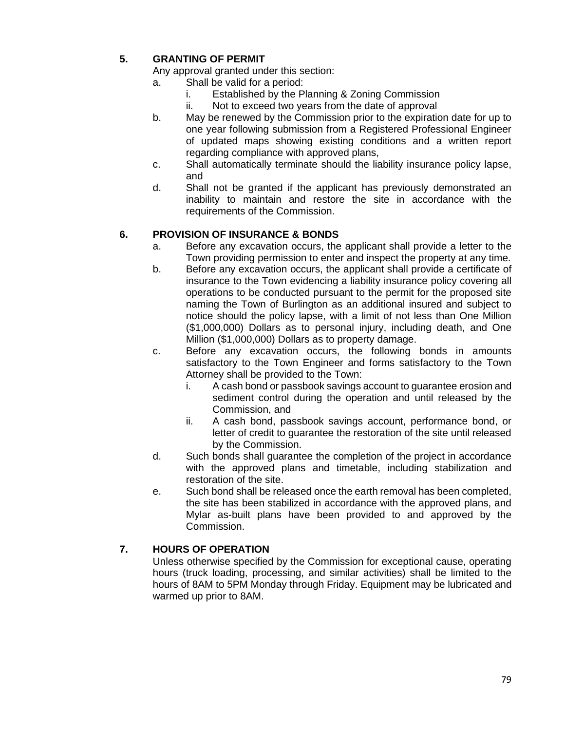## 5. GRANTING OF PERMIT

Any approval granted under this section:

a. Shall be valid for a period:
   i. Established by the Planning & Zoning Commission
   ii. Not to exceed two years from the date of approval
b. May be renewed by the Commission prior to the expiration date for up to one year following submission from a Registered Professional Engineer of updated maps showing existing conditions and a written report regarding compliance with approved plans,
c. Shall automatically terminate should the liability insurance policy lapse, and
d. Shall not be granted if the applicant has previously demonstrated an inability to maintain and restore the site in accordance with the requirements of the Commission.

## 6. PROVISION OF INSURANCE & BONDS

a. Before any excavation occurs, the applicant shall provide a letter to the Town providing permission to enter and inspect the property at any time.
b. Before any excavation occurs, the applicant shall provide a certificate of insurance to the Town evidencing a liability insurance policy covering all operations to be conducted pursuant to the permit for the proposed site naming the Town of Burlington as an additional insured and subject to notice should the policy lapse, with a limit of not less than One Million ($1,000,000) Dollars as to personal injury, including death, and One Million ($1,000,000) Dollars as to property damage.
c. Before any excavation occurs, the following bonds in amounts satisfactory to the Town Engineer and forms satisfactory to the Town Attorney shall be provided to the Town:
   i. A cash bond or passbook savings account to guarantee erosion and sediment control during the operation and until released by the Commission, and
   ii. A cash bond, passbook savings account, performance bond, or letter of credit to guarantee the restoration of the site until released by the Commission.
d. Such bonds shall guarantee the completion of the project in accordance with the approved plans and timetable, including stabilization and restoration of the site.
e. Such bond shall be released once the earth removal has been completed, the site has been stabilized in accordance with the approved plans, and Mylar as-built plans have been provided to and approved by the Commission.

## 7. HOURS OF OPERATION

Unless otherwise specified by the Commission for exceptional cause, operating hours (truck loading, processing, and similar activities) shall be limited to the hours of 8AM to 5PM Monday through Friday. Equipment may be lubricated and warmed up prior to 8AM.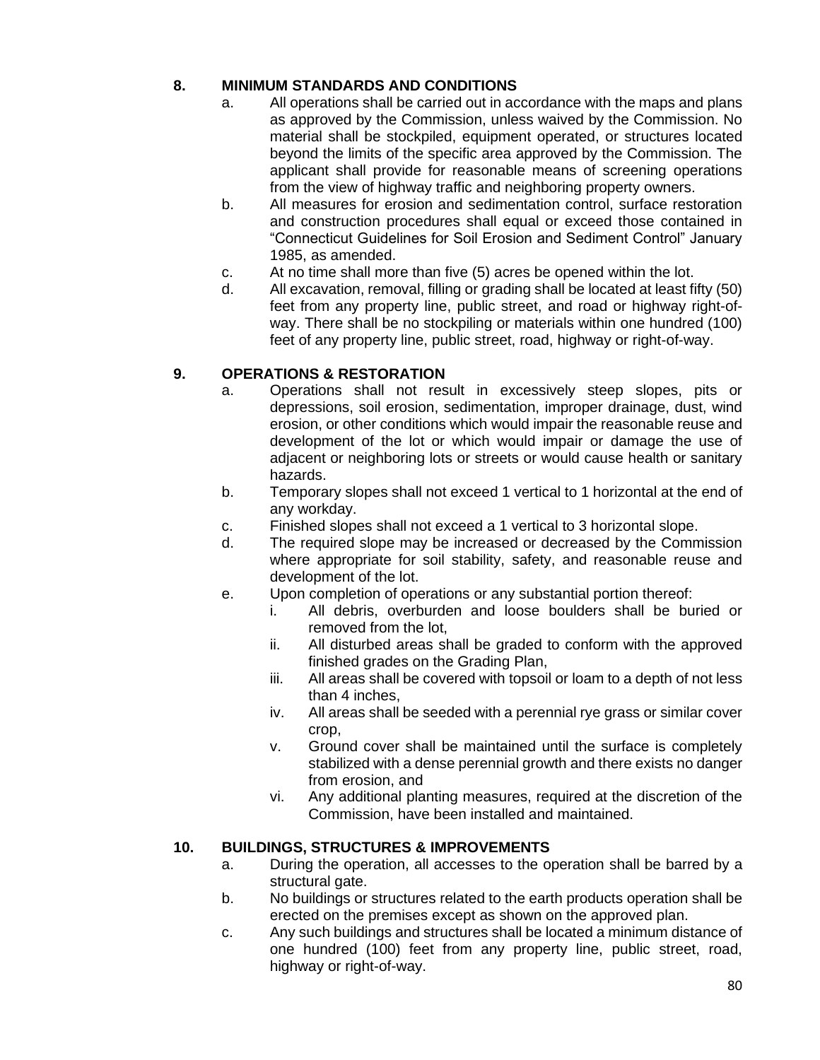**8. MINIMUM STANDARDS AND CONDITIONS**

a. All operations shall be carried out in accordance with the maps and plans as approved by the Commission, unless waived by the Commission. No material shall be stockpiled, equipment operated, or structures located beyond the limits of the specific area approved by the Commission. The applicant shall provide for reasonable means of screening operations from the view of highway traffic and neighboring property owners.

b. All measures for erosion and sedimentation control, surface restoration and construction procedures shall equal or exceed those contained in "Connecticut Guidelines for Soil Erosion and Sediment Control" January 1985, as amended.

c. At no time shall more than five (5) acres be opened within the lot.

d. All excavation, removal, filling or grading shall be located at least fifty (50) feet from any property line, public street, and road or highway right-of-way. There shall be no stockpiling or materials within one hundred (100) feet of any property line, public street, road, highway or right-of-way.

**9. OPERATIONS & RESTORATION**

a. Operations shall not result in excessively steep slopes, pits or depressions, soil erosion, sedimentation, improper drainage, dust, wind erosion, or other conditions which would impair the reasonable reuse and development of the lot or which would impair or damage the use of adjacent or neighboring lots or streets or would cause health or sanitary hazards.

b. Temporary slopes shall not exceed 1 vertical to 1 horizontal at the end of any workday.

c. Finished slopes shall not exceed a 1 vertical to 3 horizontal slope.

d. The required slope may be increased or decreased by the Commission where appropriate for soil stability, safety, and reasonable reuse and development of the lot.

e. Upon completion of operations or any substantial portion thereof:

   i. All debris, overburden and loose boulders shall be buried or removed from the lot,

   ii. All disturbed areas shall be graded to conform with the approved finished grades on the Grading Plan,

   iii. All areas shall be covered with topsoil or loam to a depth of not less than 4 inches,

   iv. All areas shall be seeded with a perennial rye grass or similar cover crop,

   v. Ground cover shall be maintained until the surface is completely stabilized with a dense perennial growth and there exists no danger from erosion, and

   vi. Any additional planting measures, required at the discretion of the Commission, have been installed and maintained.

**10. BUILDINGS, STRUCTURES & IMPROVEMENTS**

a. During the operation, all accesses to the operation shall be barred by a structural gate.

b. No buildings or structures related to the earth products operation shall be erected on the premises except as shown on the approved plan.

c. Any such buildings and structures shall be located a minimum distance of one hundred (100) feet from any property line, public street, road, highway or right-of-way.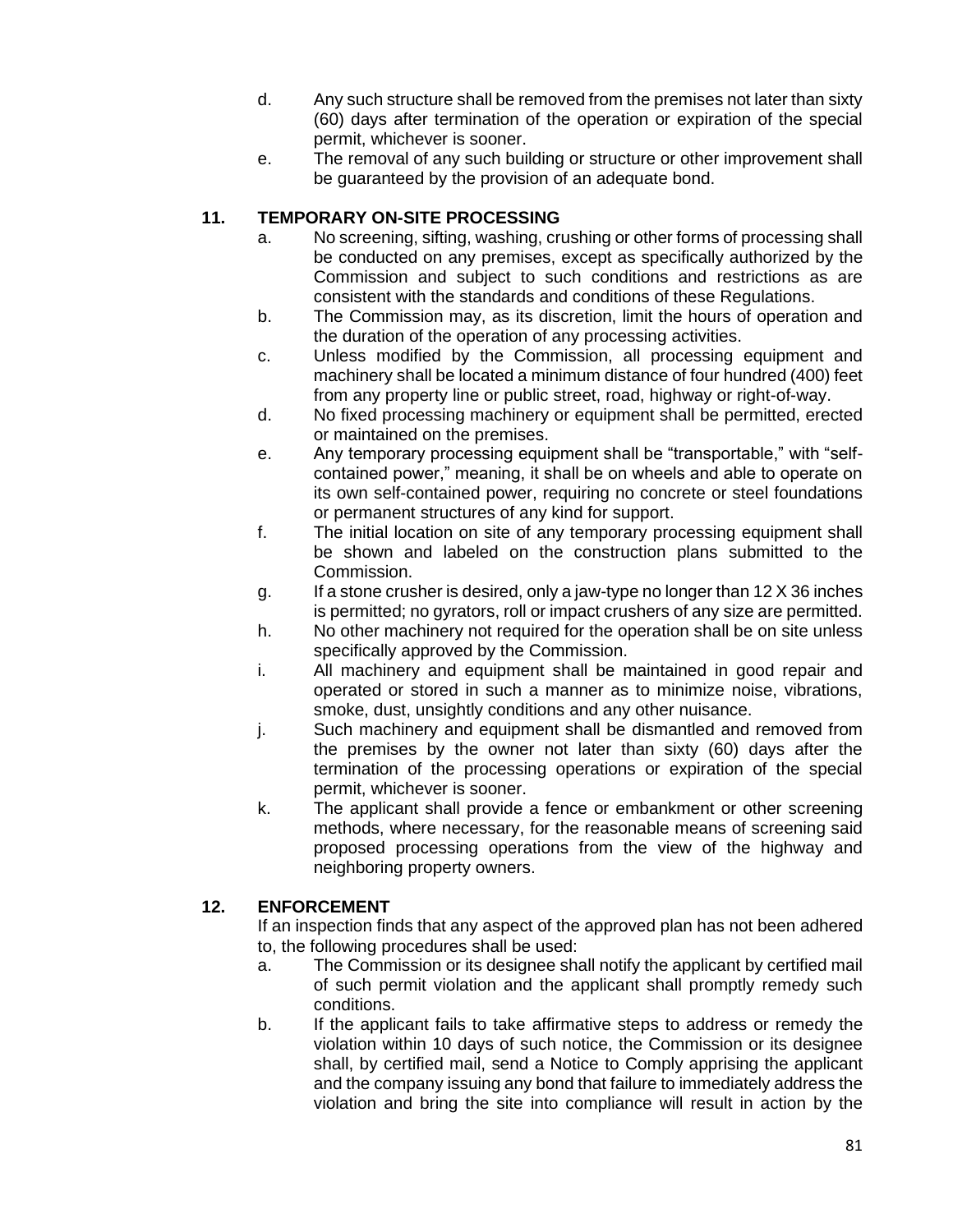d. Any such structure shall be removed from the premises not later than sixty (60) days after termination of the operation or expiration of the special permit, whichever is sooner.

e. The removal of any such building or structure or other improvement shall be guaranteed by the provision of an adequate bond.

### 11. TEMPORARY ON-SITE PROCESSING

a. No screening, sifting, washing, crushing or other forms of processing shall be conducted on any premises, except as specifically authorized by the Commission and subject to such conditions and restrictions as are consistent with the standards and conditions of these Regulations.

b. The Commission may, as its discretion, limit the hours of operation and the duration of the operation of any processing activities.

c. Unless modified by the Commission, all processing equipment and machinery shall be located a minimum distance of four hundred (400) feet from any property line or public street, road, highway or right-of-way.

d. No fixed processing machinery or equipment shall be permitted, erected or maintained on the premises.

e. Any temporary processing equipment shall be "transportable," with "self-contained power," meaning, it shall be on wheels and able to operate on its own self-contained power, requiring no concrete or steel foundations or permanent structures of any kind for support.

f. The initial location on site of any temporary processing equipment shall be shown and labeled on the construction plans submitted to the Commission.

g. If a stone crusher is desired, only a jaw-type no longer than 12 X 36 inches is permitted; no gyrators, roll or impact crushers of any size are permitted.

h. No other machinery not required for the operation shall be on site unless specifically approved by the Commission.

i. All machinery and equipment shall be maintained in good repair and operated or stored in such a manner as to minimize noise, vibrations, smoke, dust, unsightly conditions and any other nuisance.

j. Such machinery and equipment shall be dismantled and removed from the premises by the owner not later than sixty (60) days after the termination of the processing operations or expiration of the special permit, whichever is sooner.

k. The applicant shall provide a fence or embankment or other screening methods, where necessary, for the reasonable means of screening said proposed processing operations from the view of the highway and neighboring property owners.

### 12. ENFORCEMENT

If an inspection finds that any aspect of the approved plan has not been adhered to, the following procedures shall be used:

a. The Commission or its designee shall notify the applicant by certified mail of such permit violation and the applicant shall promptly remedy such conditions.

b. If the applicant fails to take affirmative steps to address or remedy the violation within 10 days of such notice, the Commission or its designee shall, by certified mail, send a Notice to Comply apprising the applicant and the company issuing any bond that failure to immediately address the violation and bring the site into compliance will result in action by the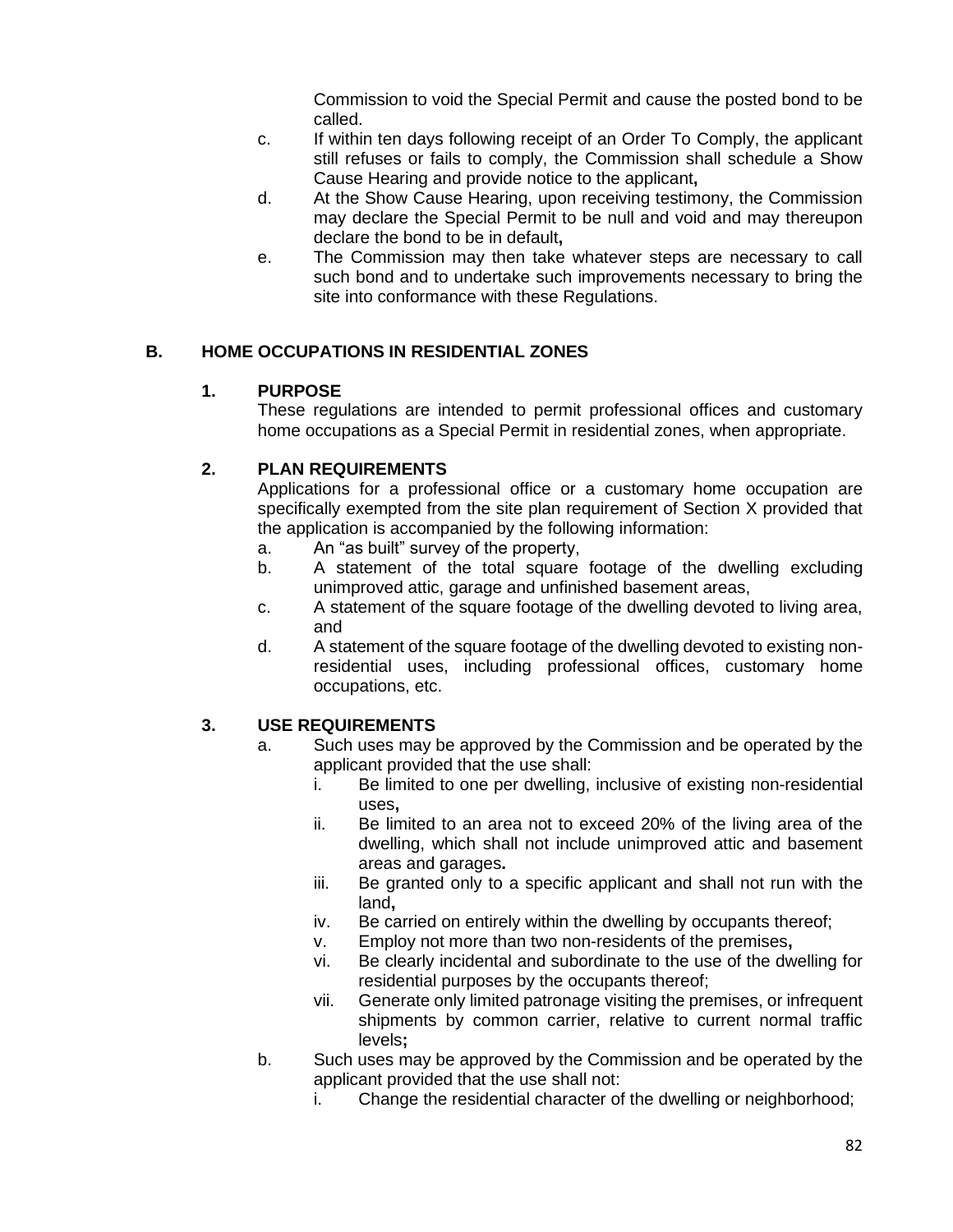Commission to void the Special Permit and cause the posted bond to be called.

c. If within ten days following receipt of an Order To Comply, the applicant still refuses or fails to comply, the Commission shall schedule a Show Cause Hearing and provide notice to the applicant**,**

d. At the Show Cause Hearing, upon receiving testimony, the Commission may declare the Special Permit to be null and void and may thereupon declare the bond to be in default**,**

e. The Commission may then take whatever steps are necessary to call such bond and to undertake such improvements necessary to bring the site into conformance with these Regulations.

## B. HOME OCCUPATIONS IN RESIDENTIAL ZONES

### 1. PURPOSE

These regulations are intended to permit professional offices and customary home occupations as a Special Permit in residential zones, when appropriate.

### 2. PLAN REQUIREMENTS

Applications for a professional office or a customary home occupation are specifically exempted from the site plan requirement of Section X provided that the application is accompanied by the following information:

a. An "as built" survey of the property,

b. A statement of the total square footage of the dwelling excluding unimproved attic, garage and unfinished basement areas,

c. A statement of the square footage of the dwelling devoted to living area, and

d. A statement of the square footage of the dwelling devoted to existing non-residential uses, including professional offices, customary home occupations, etc.

### 3. USE REQUIREMENTS

a. Such uses may be approved by the Commission and be operated by the applicant provided that the use shall:

   i. Be limited to one per dwelling, inclusive of existing non-residential uses**,**

   ii. Be limited to an area not to exceed 20% of the living area of the dwelling, which shall not include unimproved attic and basement areas and garages**.**

   iii. Be granted only to a specific applicant and shall not run with the land**,**

   iv. Be carried on entirely within the dwelling by occupants thereof;

   v. Employ not more than two non-residents of the premises**,**

   vi. Be clearly incidental and subordinate to the use of the dwelling for residential purposes by the occupants thereof;

   vii. Generate only limited patronage visiting the premises, or infrequent shipments by common carrier, relative to current normal traffic levels**;**

b. Such uses may be approved by the Commission and be operated by the applicant provided that the use shall not:

   i. Change the residential character of the dwelling or neighborhood;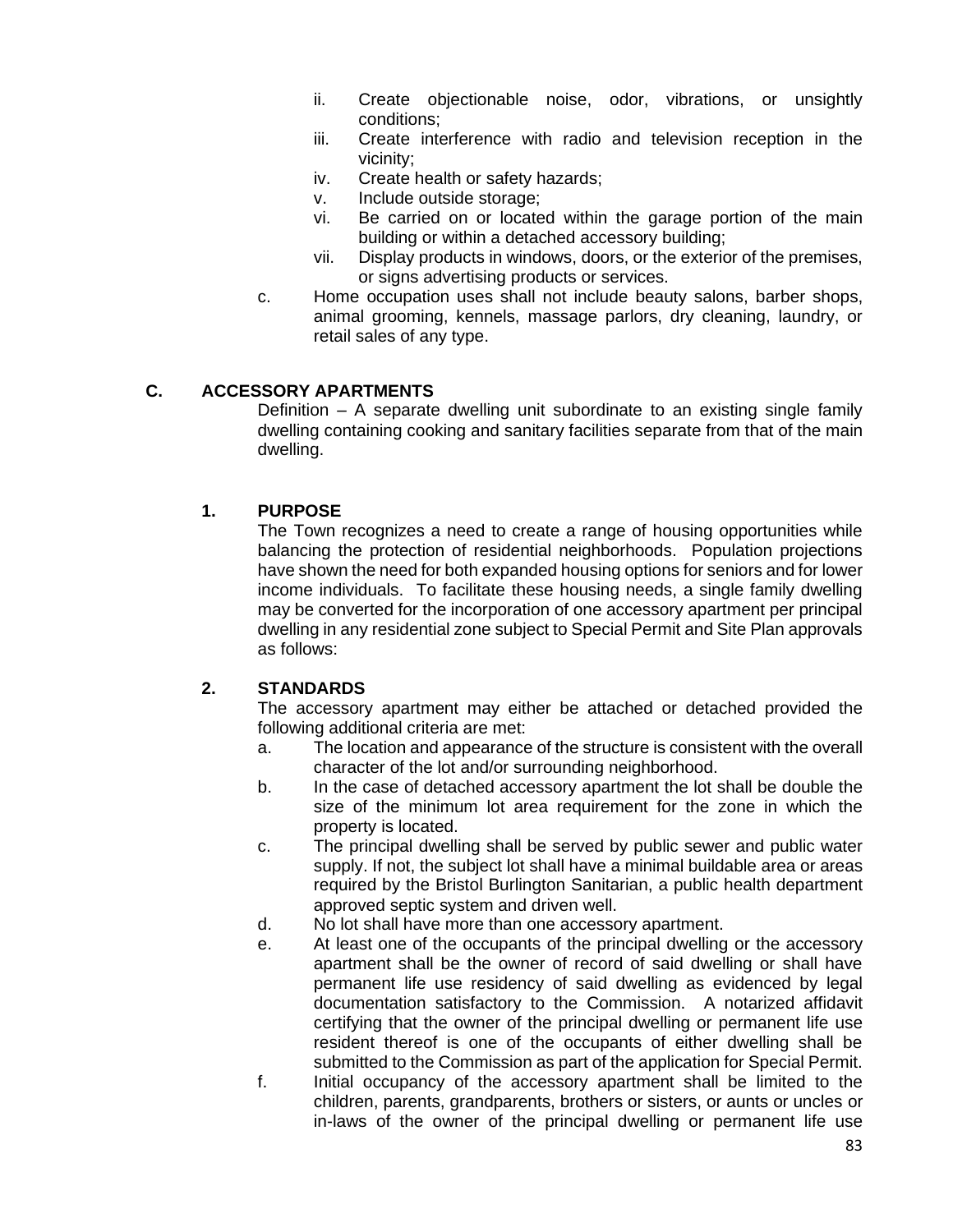ii. Create objectionable noise, odor, vibrations, or unsightly conditions;
iii. Create interference with radio and television reception in the vicinity;
iv. Create health or safety hazards;
v. Include outside storage;
vi. Be carried on or located within the garage portion of the main building or within a detached accessory building;
vii. Display products in windows, doors, or the exterior of the premises, or signs advertising products or services.

c. Home occupation uses shall not include beauty salons, barber shops, animal grooming, kennels, massage parlors, dry cleaning, laundry, or retail sales of any type.

## C. ACCESSORY APARTMENTS

Definition – A separate dwelling unit subordinate to an existing single family dwelling containing cooking and sanitary facilities separate from that of the main dwelling.

### 1. PURPOSE

The Town recognizes a need to create a range of housing opportunities while balancing the protection of residential neighborhoods. Population projections have shown the need for both expanded housing options for seniors and for lower income individuals. To facilitate these housing needs, a single family dwelling may be converted for the incorporation of one accessory apartment per principal dwelling in any residential zone subject to Special Permit and Site Plan approvals as follows:

### 2. STANDARDS

The accessory apartment may either be attached or detached provided the following additional criteria are met:

a. The location and appearance of the structure is consistent with the overall character of the lot and/or surrounding neighborhood.

b. In the case of detached accessory apartment the lot shall be double the size of the minimum lot area requirement for the zone in which the property is located.

c. The principal dwelling shall be served by public sewer and public water supply. If not, the subject lot shall have a minimal buildable area or areas required by the Bristol Burlington Sanitarian, a public health department approved septic system and driven well.

d. No lot shall have more than one accessory apartment.

e. At least one of the occupants of the principal dwelling or the accessory apartment shall be the owner of record of said dwelling or shall have permanent life use residency of said dwelling as evidenced by legal documentation satisfactory to the Commission. A notarized affidavit certifying that the owner of the principal dwelling or permanent life use resident thereof is one of the occupants of either dwelling shall be submitted to the Commission as part of the application for Special Permit.

f. Initial occupancy of the accessory apartment shall be limited to the children, parents, grandparents, brothers or sisters, or aunts or uncles or in-laws of the owner of the principal dwelling or permanent life use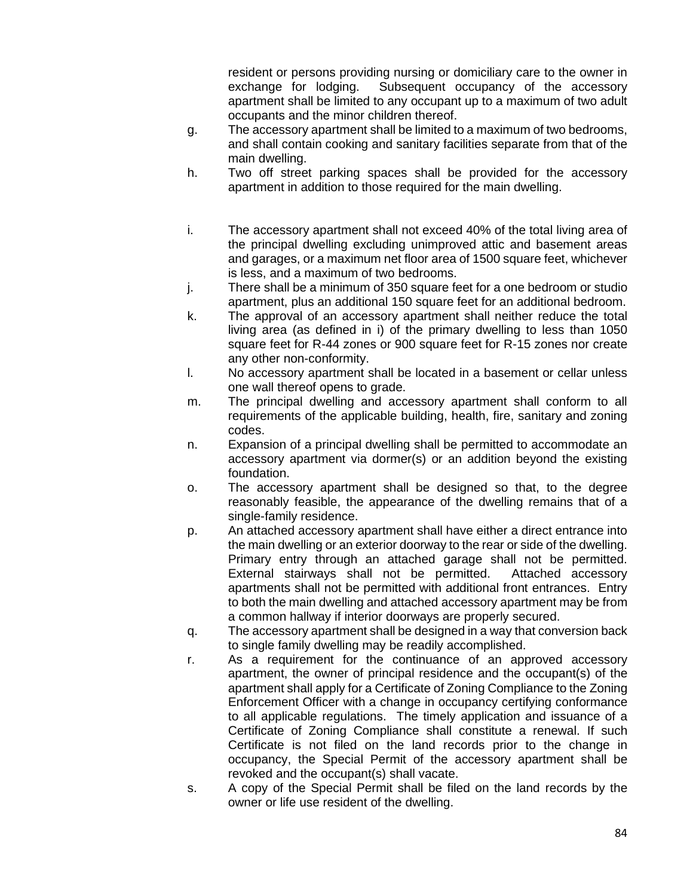resident or persons providing nursing or domiciliary care to the owner in exchange for lodging. Subsequent occupancy of the accessory apartment shall be limited to any occupant up to a maximum of two adult occupants and the minor children thereof.

g. The accessory apartment shall be limited to a maximum of two bedrooms, and shall contain cooking and sanitary facilities separate from that of the main dwelling.

h. Two off street parking spaces shall be provided for the accessory apartment in addition to those required for the main dwelling.

i. The accessory apartment shall not exceed 40% of the total living area of the principal dwelling excluding unimproved attic and basement areas and garages, or a maximum net floor area of 1500 square feet, whichever is less, and a maximum of two bedrooms.

j. There shall be a minimum of 350 square feet for a one bedroom or studio apartment, plus an additional 150 square feet for an additional bedroom.

k. The approval of an accessory apartment shall neither reduce the total living area (as defined in i) of the primary dwelling to less than 1050 square feet for R-44 zones or 900 square feet for R-15 zones nor create any other non-conformity.

l. No accessory apartment shall be located in a basement or cellar unless one wall thereof opens to grade.

m. The principal dwelling and accessory apartment shall conform to all requirements of the applicable building, health, fire, sanitary and zoning codes.

n. Expansion of a principal dwelling shall be permitted to accommodate an accessory apartment via dormer(s) or an addition beyond the existing foundation.

o. The accessory apartment shall be designed so that, to the degree reasonably feasible, the appearance of the dwelling remains that of a single-family residence.

p. An attached accessory apartment shall have either a direct entrance into the main dwelling or an exterior doorway to the rear or side of the dwelling. Primary entry through an attached garage shall not be permitted. External stairways shall not be permitted. Attached accessory apartments shall not be permitted with additional front entrances. Entry to both the main dwelling and attached accessory apartment may be from a common hallway if interior doorways are properly secured.

q. The accessory apartment shall be designed in a way that conversion back to single family dwelling may be readily accomplished.

r. As a requirement for the continuance of an approved accessory apartment, the owner of principal residence and the occupant(s) of the apartment shall apply for a Certificate of Zoning Compliance to the Zoning Enforcement Officer with a change in occupancy certifying conformance to all applicable regulations. The timely application and issuance of a Certificate of Zoning Compliance shall constitute a renewal. If such Certificate is not filed on the land records prior to the change in occupancy, the Special Permit of the accessory apartment shall be revoked and the occupant(s) shall vacate.

s. A copy of the Special Permit shall be filed on the land records by the owner or life use resident of the dwelling.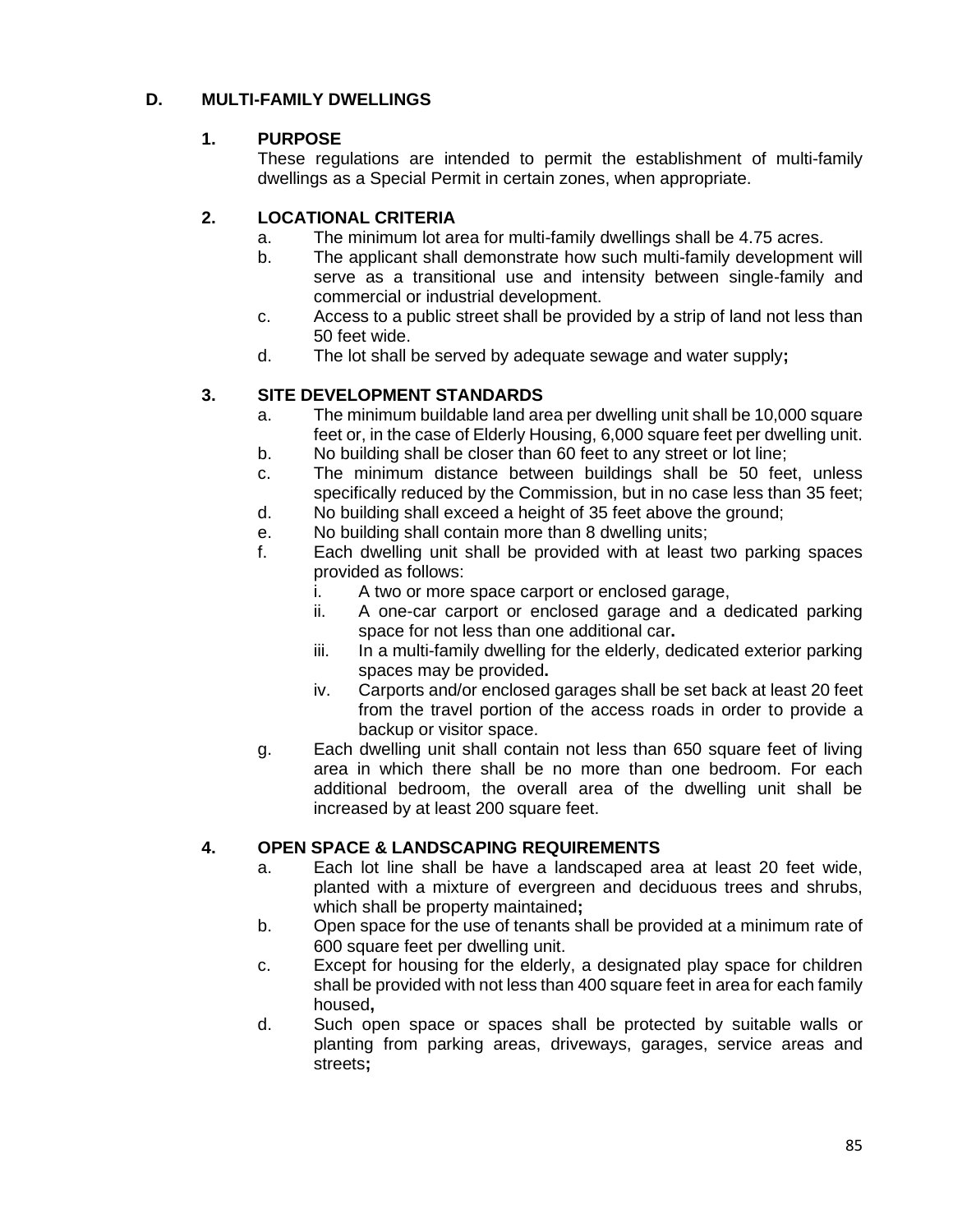## D. MULTI-FAMILY DWELLINGS

### 1. PURPOSE

These regulations are intended to permit the establishment of multi-family dwellings as a Special Permit in certain zones, when appropriate.

### 2. LOCATIONAL CRITERIA

a. The minimum lot area for multi-family dwellings shall be 4.75 acres.

b. The applicant shall demonstrate how such multi-family development will serve as a transitional use and intensity between single-family and commercial or industrial development.

c. Access to a public street shall be provided by a strip of land not less than 50 feet wide.

d. The lot shall be served by adequate sewage and water supply**;**

### 3. SITE DEVELOPMENT STANDARDS

a. The minimum buildable land area per dwelling unit shall be 10,000 square feet or, in the case of Elderly Housing, 6,000 square feet per dwelling unit.

b. No building shall be closer than 60 feet to any street or lot line;

c. The minimum distance between buildings shall be 50 feet, unless specifically reduced by the Commission, but in no case less than 35 feet;

d. No building shall exceed a height of 35 feet above the ground;

e. No building shall contain more than 8 dwelling units;

f. Each dwelling unit shall be provided with at least two parking spaces provided as follows:

   i. A two or more space carport or enclosed garage,

   ii. A one-car carport or enclosed garage and a dedicated parking space for not less than one additional car**.**

   iii. In a multi-family dwelling for the elderly, dedicated exterior parking spaces may be provided**.**

   iv. Carports and/or enclosed garages shall be set back at least 20 feet from the travel portion of the access roads in order to provide a backup or visitor space.

g. Each dwelling unit shall contain not less than 650 square feet of living area in which there shall be no more than one bedroom. For each additional bedroom, the overall area of the dwelling unit shall be increased by at least 200 square feet.

### 4. OPEN SPACE & LANDSCAPING REQUIREMENTS

a. Each lot line shall be have a landscaped area at least 20 feet wide, planted with a mixture of evergreen and deciduous trees and shrubs, which shall be property maintained**;**

b. Open space for the use of tenants shall be provided at a minimum rate of 600 square feet per dwelling unit.

c. Except for housing for the elderly, a designated play space for children shall be provided with not less than 400 square feet in area for each family housed**,**

d. Such open space or spaces shall be protected by suitable walls or planting from parking areas, driveways, garages, service areas and streets**;**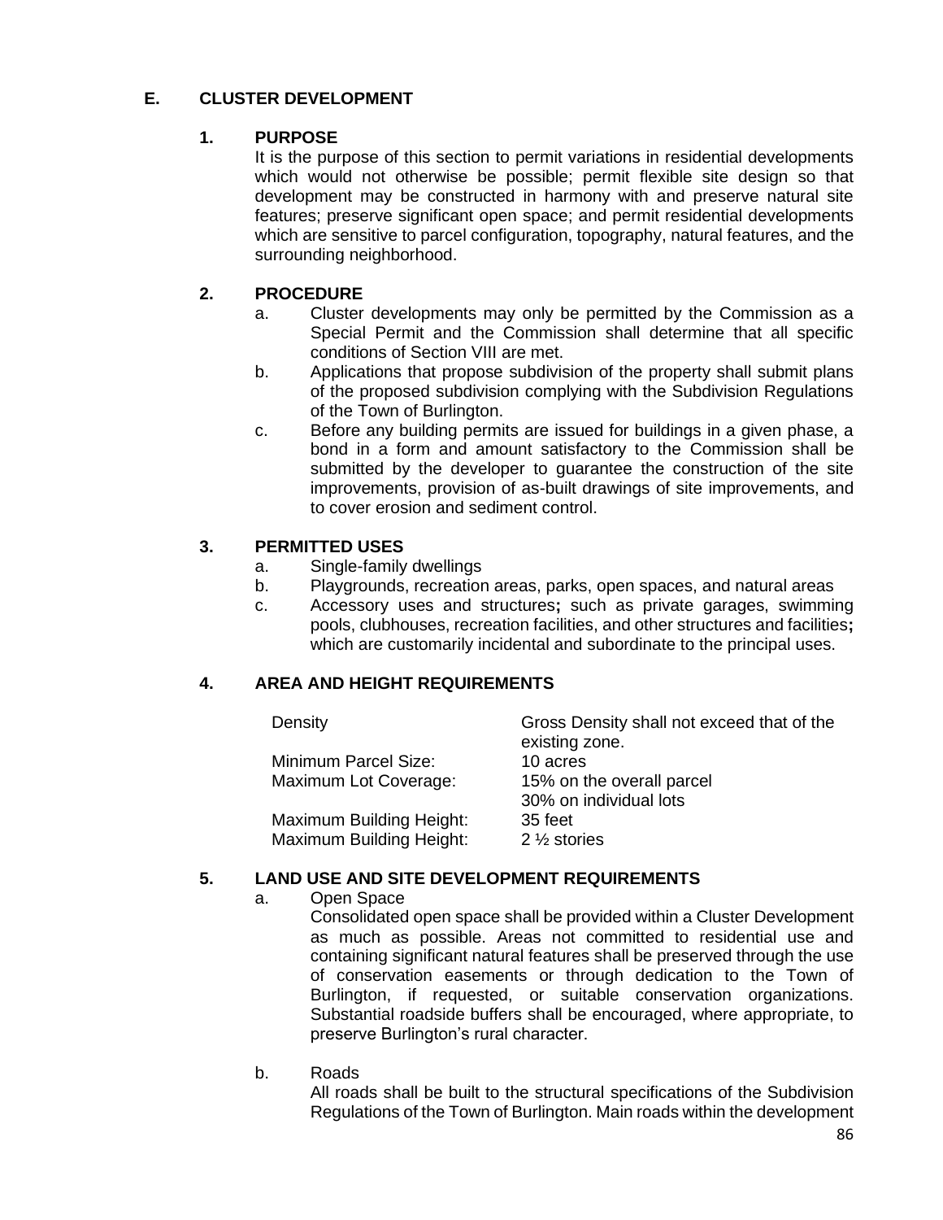## E. CLUSTER DEVELOPMENT

### 1. PURPOSE

It is the purpose of this section to permit variations in residential developments which would not otherwise be possible; permit flexible site design so that development may be constructed in harmony with and preserve natural site features; preserve significant open space; and permit residential developments which are sensitive to parcel configuration, topography, natural features, and the surrounding neighborhood.

### 2. PROCEDURE

a. Cluster developments may only be permitted by the Commission as a Special Permit and the Commission shall determine that all specific conditions of Section VIII are met.

b. Applications that propose subdivision of the property shall submit plans of the proposed subdivision complying with the Subdivision Regulations of the Town of Burlington.

c. Before any building permits are issued for buildings in a given phase, a bond in a form and amount satisfactory to the Commission shall be submitted by the developer to guarantee the construction of the site improvements, provision of as-built drawings of site improvements, and to cover erosion and sediment control.

### 3. PERMITTED USES

a. Single-family dwellings

b. Playgrounds, recreation areas, parks, open spaces, and natural areas

c. Accessory uses and structures**;** such as private garages, swimming pools, clubhouses, recreation facilities, and other structures and facilities**;** which are customarily incidental and subordinate to the principal uses.

### 4. AREA AND HEIGHT REQUIREMENTS

| | |
|---|---|
| Density | Gross Density shall not exceed that of the existing zone. |
| Minimum Parcel Size: | 10 acres |
| Maximum Lot Coverage: | 15% on the overall parcel<br>30% on individual lots |
| Maximum Building Height: | 35 feet |
| Maximum Building Height: | 2 ½ stories |

### 5. LAND USE AND SITE DEVELOPMENT REQUIREMENTS

a. Open Space

Consolidated open space shall be provided within a Cluster Development as much as possible. Areas not committed to residential use and containing significant natural features shall be preserved through the use of conservation easements or through dedication to the Town of Burlington, if requested, or suitable conservation organizations. Substantial roadside buffers shall be encouraged, where appropriate, to preserve Burlington's rural character.

b. Roads

All roads shall be built to the structural specifications of the Subdivision Regulations of the Town of Burlington. Main roads within the development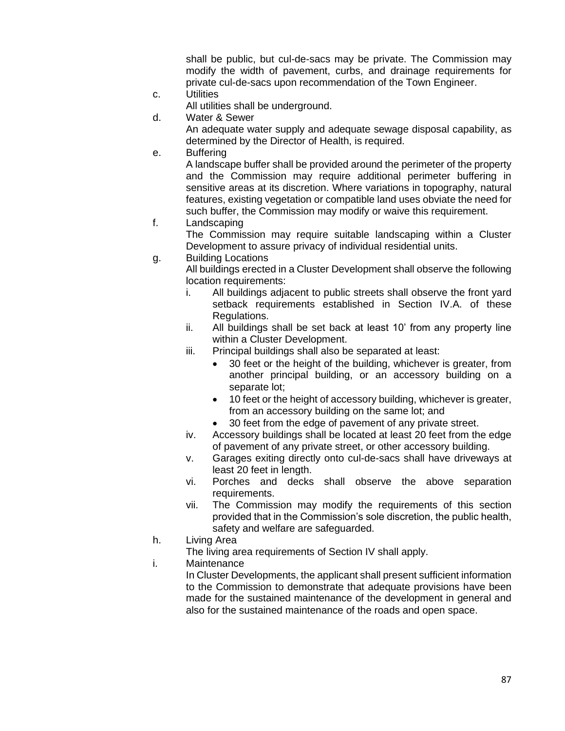shall be public, but cul-de-sacs may be private. The Commission may modify the width of pavement, curbs, and drainage requirements for private cul-de-sacs upon recommendation of the Town Engineer.

c. Utilities

   All utilities shall be underground.

d. Water & Sewer

   An adequate water supply and adequate sewage disposal capability, as determined by the Director of Health, is required.

e. Buffering

   A landscape buffer shall be provided around the perimeter of the property and the Commission may require additional perimeter buffering in sensitive areas at its discretion. Where variations in topography, natural features, existing vegetation or compatible land uses obviate the need for such buffer, the Commission may modify or waive this requirement.

f. Landscaping

   The Commission may require suitable landscaping within a Cluster Development to assure privacy of individual residential units.

g. Building Locations

   All buildings erected in a Cluster Development shall observe the following location requirements:

   i. All buildings adjacent to public streets shall observe the front yard setback requirements established in Section IV.A. of these Regulations.
   ii. All buildings shall be set back at least 10' from any property line within a Cluster Development.
   iii. Principal buildings shall also be separated at least:
      - 30 feet or the height of the building, whichever is greater, from another principal building, or an accessory building on a separate lot;
      - 10 feet or the height of accessory building, whichever is greater, from an accessory building on the same lot; and
      - 30 feet from the edge of pavement of any private street.
   iv. Accessory buildings shall be located at least 20 feet from the edge of pavement of any private street, or other accessory building.
   v. Garages exiting directly onto cul-de-sacs shall have driveways at least 20 feet in length.
   vi. Porches and decks shall observe the above separation requirements.
   vii. The Commission may modify the requirements of this section provided that in the Commission's sole discretion, the public health, safety and welfare are safeguarded.

h. Living Area

   The living area requirements of Section IV shall apply.

i. Maintenance

   In Cluster Developments, the applicant shall present sufficient information to the Commission to demonstrate that adequate provisions have been made for the sustained maintenance of the development in general and also for the sustained maintenance of the roads and open space.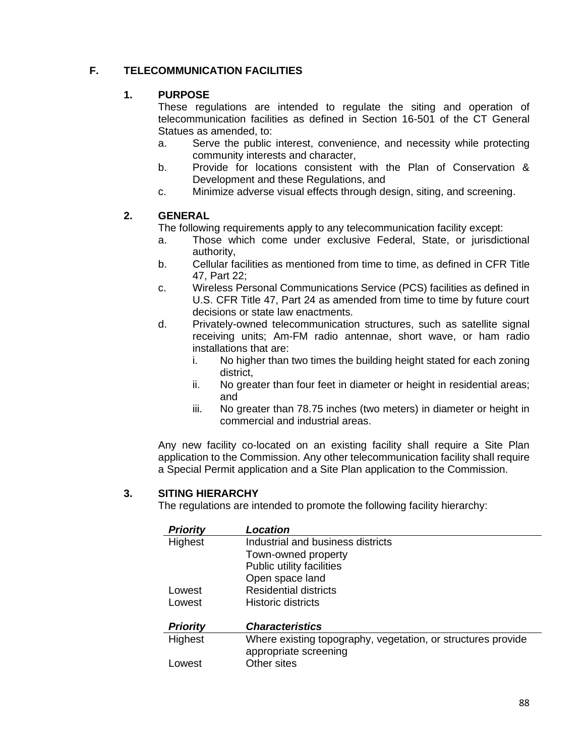## F. TELECOMMUNICATION FACILITIES

### 1. PURPOSE

These regulations are intended to regulate the siting and operation of telecommunication facilities as defined in Section 16-501 of the CT General Statues as amended, to:

a. Serve the public interest, convenience, and necessity while protecting community interests and character,
b. Provide for locations consistent with the Plan of Conservation & Development and these Regulations, and
c. Minimize adverse visual effects through design, siting, and screening.

### 2. GENERAL

The following requirements apply to any telecommunication facility except:

a. Those which come under exclusive Federal, State, or jurisdictional authority,
b. Cellular facilities as mentioned from time to time, as defined in CFR Title 47, Part 22;
c. Wireless Personal Communications Service (PCS) facilities as defined in U.S. CFR Title 47, Part 24 as amended from time to time by future court decisions or state law enactments.
d. Privately-owned telecommunication structures, such as satellite signal receiving units; Am-FM radio antennae, short wave, or ham radio installations that are:
   i. No higher than two times the building height stated for each zoning district,
   ii. No greater than four feet in diameter or height in residential areas; and
   iii. No greater than 78.75 inches (two meters) in diameter or height in commercial and industrial areas.

Any new facility co-located on an existing facility shall require a Site Plan application to the Commission. Any other telecommunication facility shall require a Special Permit application and a Site Plan application to the Commission.

### 3. SITING HIERARCHY

The regulations are intended to promote the following facility hierarchy:

| ***Priority*** | ***Location*** |
|---|---|
| Highest | Industrial and business districts |
| | Town-owned property |
| | Public utility facilities |
| | Open space land |
| Lowest | Residential districts |
| Lowest | Historic districts |

| ***Priority*** | ***Characteristics*** |
|---|---|
| Highest | Where existing topography, vegetation, or structures provide appropriate screening |
| Lowest | Other sites |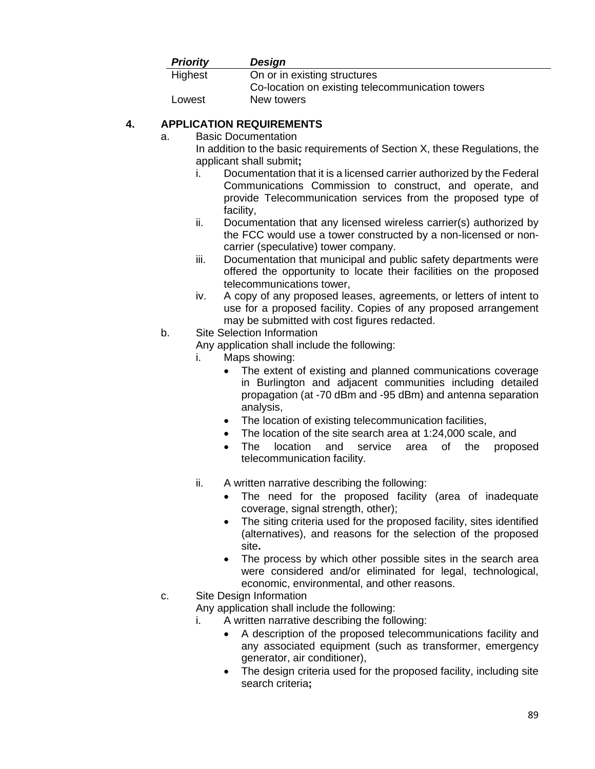| *Priority* | *Design* |
|---|---|
| Highest | On or in existing structures |
| | Co-location on existing telecommunication towers |
| Lowest | New towers |

## 4. APPLICATION REQUIREMENTS

a. Basic Documentation

In addition to the basic requirements of Section X, these Regulations, the applicant shall submit**;**

i. Documentation that it is a licensed carrier authorized by the Federal Communications Commission to construct, and operate, and provide Telecommunication services from the proposed type of facility,

ii. Documentation that any licensed wireless carrier(s) authorized by the FCC would use a tower constructed by a non-licensed or non-carrier (speculative) tower company.

iii. Documentation that municipal and public safety departments were offered the opportunity to locate their facilities on the proposed telecommunications tower,

iv. A copy of any proposed leases, agreements, or letters of intent to use for a proposed facility. Copies of any proposed arrangement may be submitted with cost figures redacted.

b. Site Selection Information

Any application shall include the following:

i. Maps showing:
   - The extent of existing and planned communications coverage in Burlington and adjacent communities including detailed propagation (at -70 dBm and -95 dBm) and antenna separation analysis,
   - The location of existing telecommunication facilities,
   - The location of the site search area at 1:24,000 scale, and
   - The location and service area of the proposed telecommunication facility.

ii. A written narrative describing the following:
   - The need for the proposed facility (area of inadequate coverage, signal strength, other);
   - The siting criteria used for the proposed facility, sites identified (alternatives), and reasons for the selection of the proposed site**.**
   - The process by which other possible sites in the search area were considered and/or eliminated for legal, technological, economic, environmental, and other reasons.

c. Site Design Information

Any application shall include the following:

i. A written narrative describing the following:
   - A description of the proposed telecommunications facility and any associated equipment (such as transformer, emergency generator, air conditioner),
   - The design criteria used for the proposed facility, including site search criteria**;**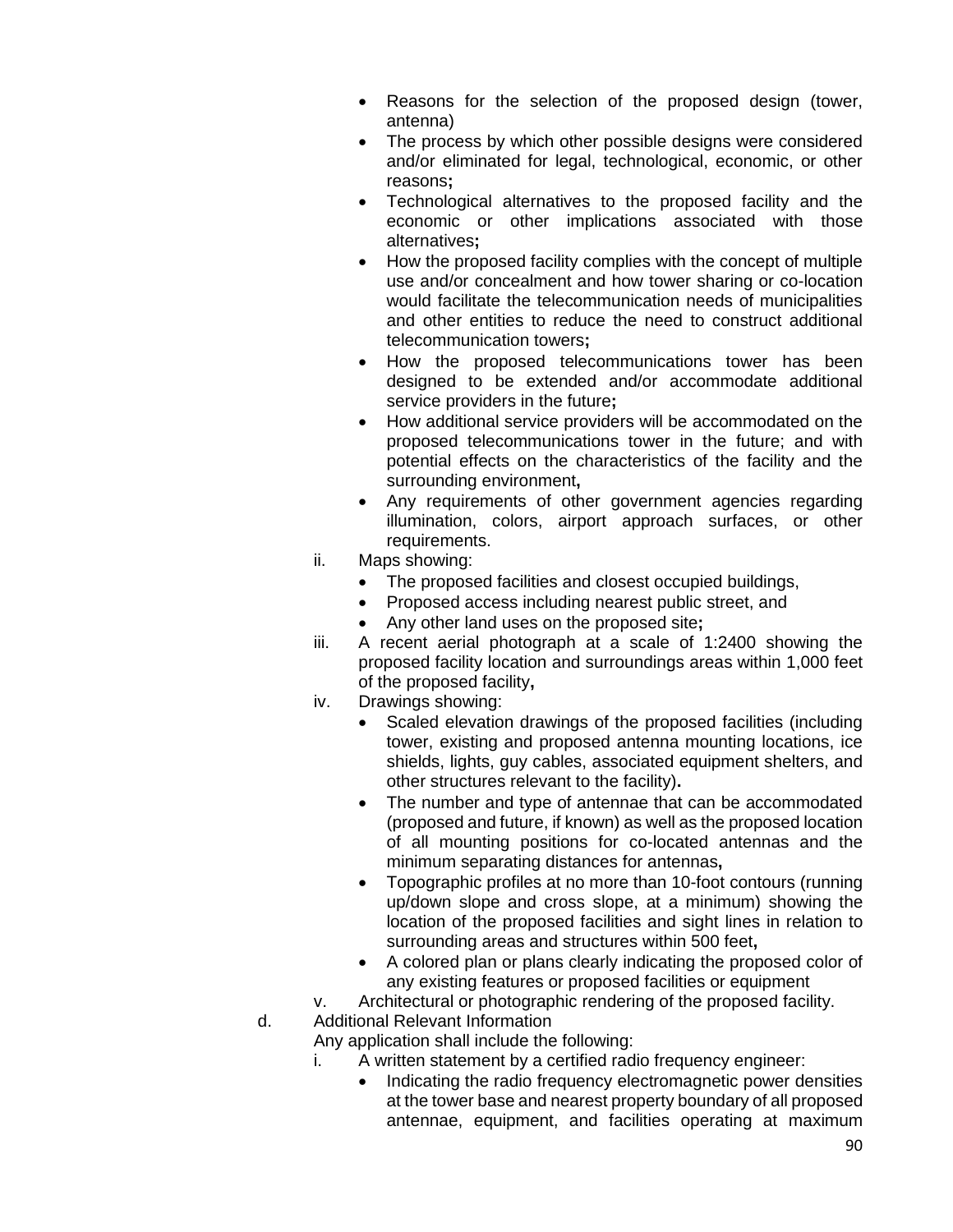- Reasons for the selection of the proposed design (tower, antenna)
- The process by which other possible designs were considered and/or eliminated for legal, technological, economic, or other reasons**;**
- Technological alternatives to the proposed facility and the economic or other implications associated with those alternatives**;**
- How the proposed facility complies with the concept of multiple use and/or concealment and how tower sharing or co-location would facilitate the telecommunication needs of municipalities and other entities to reduce the need to construct additional telecommunication towers**;**
- How the proposed telecommunications tower has been designed to be extended and/or accommodate additional service providers in the future**;**
- How additional service providers will be accommodated on the proposed telecommunications tower in the future; and with potential effects on the characteristics of the facility and the surrounding environment**,**
- Any requirements of other government agencies regarding illumination, colors, airport approach surfaces, or other requirements.

ii. Maps showing:
- The proposed facilities and closest occupied buildings,
- Proposed access including nearest public street, and
- Any other land uses on the proposed site**;**

iii. A recent aerial photograph at a scale of 1:2400 showing the proposed facility location and surroundings areas within 1,000 feet of the proposed facility**,**

iv. Drawings showing:
- Scaled elevation drawings of the proposed facilities (including tower, existing and proposed antenna mounting locations, ice shields, lights, guy cables, associated equipment shelters, and other structures relevant to the facility)**.**
- The number and type of antennae that can be accommodated (proposed and future, if known) as well as the proposed location of all mounting positions for co-located antennas and the minimum separating distances for antennas**,**
- Topographic profiles at no more than 10-foot contours (running up/down slope and cross slope, at a minimum) showing the location of the proposed facilities and sight lines in relation to surrounding areas and structures within 500 feet**,**
- A colored plan or plans clearly indicating the proposed color of any existing features or proposed facilities or equipment

v. Architectural or photographic rendering of the proposed facility.

d. Additional Relevant Information

Any application shall include the following:

i. A written statement by a certified radio frequency engineer:
- Indicating the radio frequency electromagnetic power densities at the tower base and nearest property boundary of all proposed antennae, equipment, and facilities operating at maximum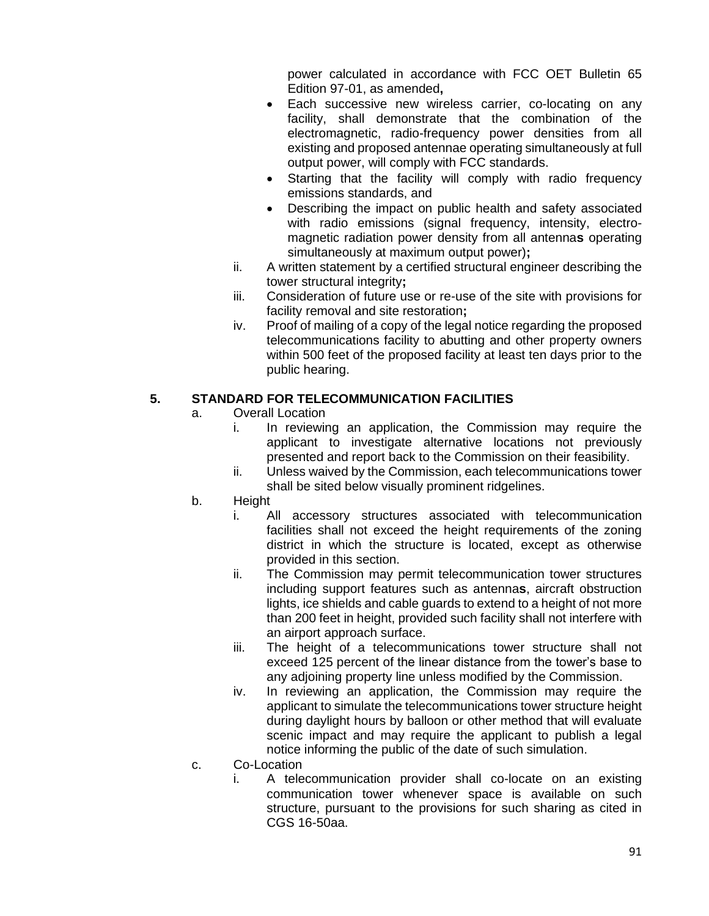power calculated in accordance with FCC OET Bulletin 65 Edition 97-01, as amended**,**

- Each successive new wireless carrier, co-locating on any facility, shall demonstrate that the combination of the electromagnetic, radio-frequency power densities from all existing and proposed antennae operating simultaneously at full output power, will comply with FCC standards.
- Starting that the facility will comply with radio frequency emissions standards, and
- Describing the impact on public health and safety associated with radio emissions (signal frequency, intensity, electro-magnetic radiation power density from all antenna**s** operating simultaneously at maximum output power)**;**

ii. A written statement by a certified structural engineer describing the tower structural integrity**;**

iii. Consideration of future use or re-use of the site with provisions for facility removal and site restoration**;**

iv. Proof of mailing of a copy of the legal notice regarding the proposed telecommunications facility to abutting and other property owners within 500 feet of the proposed facility at least ten days prior to the public hearing.

**5. STANDARD FOR TELECOMMUNICATION FACILITIES**

a. Overall Location

i. In reviewing an application, the Commission may require the applicant to investigate alternative locations not previously presented and report back to the Commission on their feasibility.

ii. Unless waived by the Commission, each telecommunications tower shall be sited below visually prominent ridgelines.

b. Height

i. All accessory structures associated with telecommunication facilities shall not exceed the height requirements of the zoning district in which the structure is located, except as otherwise provided in this section.

ii. The Commission may permit telecommunication tower structures including support features such as antenna**s**, aircraft obstruction lights, ice shields and cable guards to extend to a height of not more than 200 feet in height, provided such facility shall not interfere with an airport approach surface.

iii. The height of a telecommunications tower structure shall not exceed 125 percent of the linear distance from the tower's base to any adjoining property line unless modified by the Commission.

iv. In reviewing an application, the Commission may require the applicant to simulate the telecommunications tower structure height during daylight hours by balloon or other method that will evaluate scenic impact and may require the applicant to publish a legal notice informing the public of the date of such simulation.

c. Co-Location

i. A telecommunication provider shall co-locate on an existing communication tower whenever space is available on such structure, pursuant to the provisions for such sharing as cited in CGS 16-50aa.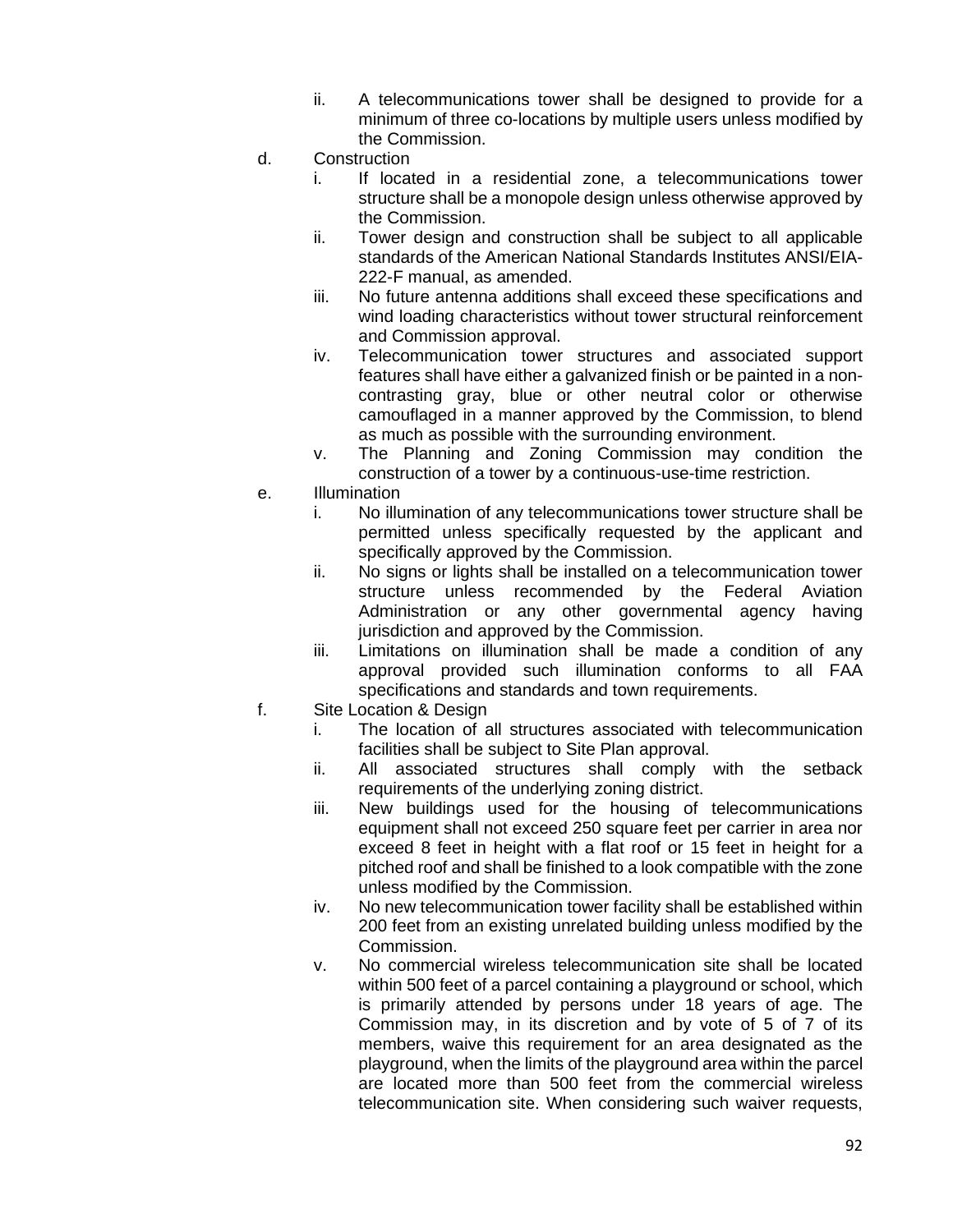ii. A telecommunications tower shall be designed to provide for a minimum of three co-locations by multiple users unless modified by the Commission.

d. Construction

i. If located in a residential zone, a telecommunications tower structure shall be a monopole design unless otherwise approved by the Commission.

ii. Tower design and construction shall be subject to all applicable standards of the American National Standards Institutes ANSI/EIA-222-F manual, as amended.

iii. No future antenna additions shall exceed these specifications and wind loading characteristics without tower structural reinforcement and Commission approval.

iv. Telecommunication tower structures and associated support features shall have either a galvanized finish or be painted in a non-contrasting gray, blue or other neutral color or otherwise camouflaged in a manner approved by the Commission, to blend as much as possible with the surrounding environment.

v. The Planning and Zoning Commission may condition the construction of a tower by a continuous-use-time restriction.

e. Illumination

i. No illumination of any telecommunications tower structure shall be permitted unless specifically requested by the applicant and specifically approved by the Commission.

ii. No signs or lights shall be installed on a telecommunication tower structure unless recommended by the Federal Aviation Administration or any other governmental agency having jurisdiction and approved by the Commission.

iii. Limitations on illumination shall be made a condition of any approval provided such illumination conforms to all FAA specifications and standards and town requirements.

f. Site Location & Design

i. The location of all structures associated with telecommunication facilities shall be subject to Site Plan approval.

ii. All associated structures shall comply with the setback requirements of the underlying zoning district.

iii. New buildings used for the housing of telecommunications equipment shall not exceed 250 square feet per carrier in area nor exceed 8 feet in height with a flat roof or 15 feet in height for a pitched roof and shall be finished to a look compatible with the zone unless modified by the Commission.

iv. No new telecommunication tower facility shall be established within 200 feet from an existing unrelated building unless modified by the Commission.

v. No commercial wireless telecommunication site shall be located within 500 feet of a parcel containing a playground or school, which is primarily attended by persons under 18 years of age. The Commission may, in its discretion and by vote of 5 of 7 of its members, waive this requirement for an area designated as the playground, when the limits of the playground area within the parcel are located more than 500 feet from the commercial wireless telecommunication site. When considering such waiver requests,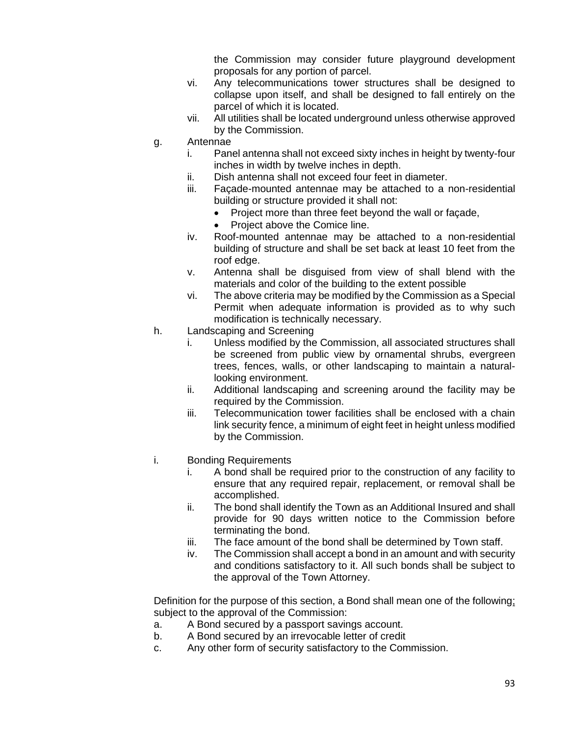the Commission may consider future playground development proposals for any portion of parcel.

vi. Any telecommunications tower structures shall be designed to collapse upon itself, and shall be designed to fall entirely on the parcel of which it is located.

vii. All utilities shall be located underground unless otherwise approved by the Commission.

g. Antennae

i. Panel antenna shall not exceed sixty inches in height by twenty-four inches in width by twelve inches in depth.

ii. Dish antenna shall not exceed four feet in diameter.

iii. Façade-mounted antennae may be attached to a non-residential building or structure provided it shall not:

- Project more than three feet beyond the wall or façade,
- Project above the Comice line.

iv. Roof-mounted antennae may be attached to a non-residential building of structure and shall be set back at least 10 feet from the roof edge.

v. Antenna shall be disguised from view of shall blend with the materials and color of the building to the extent possible

vi. The above criteria may be modified by the Commission as a Special Permit when adequate information is provided as to why such modification is technically necessary.

h. Landscaping and Screening

i. Unless modified by the Commission, all associated structures shall be screened from public view by ornamental shrubs, evergreen trees, fences, walls, or other landscaping to maintain a natural-looking environment.

ii. Additional landscaping and screening around the facility may be required by the Commission.

iii. Telecommunication tower facilities shall be enclosed with a chain link security fence, a minimum of eight feet in height unless modified by the Commission.

i. Bonding Requirements

i. A bond shall be required prior to the construction of any facility to ensure that any required repair, replacement, or removal shall be accomplished.

ii. The bond shall identify the Town as an Additional Insured and shall provide for 90 days written notice to the Commission before terminating the bond.

iii. The face amount of the bond shall be determined by Town staff.

iv. The Commission shall accept a bond in an amount and with security and conditions satisfactory to it. All such bonds shall be subject to the approval of the Town Attorney.

Definition for the purpose of this section, a Bond shall mean one of the following; subject to the approval of the Commission:

a. A Bond secured by a passport savings account.

b. A Bond secured by an irrevocable letter of credit

c. Any other form of security satisfactory to the Commission.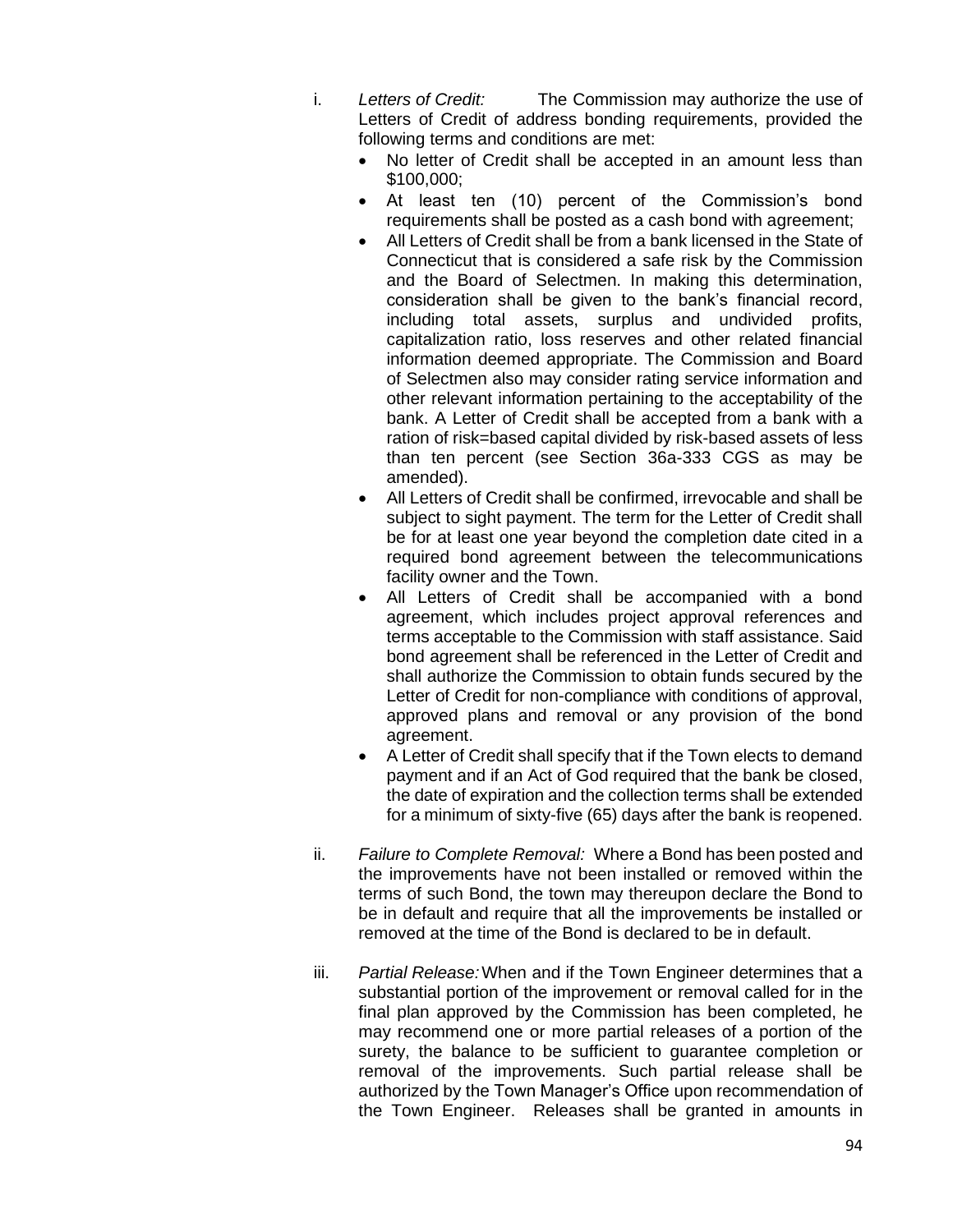i. *Letters of Credit:* The Commission may authorize the use of Letters of Credit of address bonding requirements, provided the following terms and conditions are met:

- No letter of Credit shall be accepted in an amount less than $100,000;
- At least ten (10) percent of the Commission's bond requirements shall be posted as a cash bond with agreement;
- All Letters of Credit shall be from a bank licensed in the State of Connecticut that is considered a safe risk by the Commission and the Board of Selectmen. In making this determination, consideration shall be given to the bank's financial record, including total assets, surplus and undivided profits, capitalization ratio, loss reserves and other related financial information deemed appropriate. The Commission and Board of Selectmen also may consider rating service information and other relevant information pertaining to the acceptability of the bank. A Letter of Credit shall be accepted from a bank with a ration of risk=based capital divided by risk-based assets of less than ten percent (see Section 36a-333 CGS as may be amended).
- All Letters of Credit shall be confirmed, irrevocable and shall be subject to sight payment. The term for the Letter of Credit shall be for at least one year beyond the completion date cited in a required bond agreement between the telecommunications facility owner and the Town.
- All Letters of Credit shall be accompanied with a bond agreement, which includes project approval references and terms acceptable to the Commission with staff assistance. Said bond agreement shall be referenced in the Letter of Credit and shall authorize the Commission to obtain funds secured by the Letter of Credit for non-compliance with conditions of approval, approved plans and removal or any provision of the bond agreement.
- A Letter of Credit shall specify that if the Town elects to demand payment and if an Act of God required that the bank be closed, the date of expiration and the collection terms shall be extended for a minimum of sixty-five (65) days after the bank is reopened.

ii. *Failure to Complete Removal:* Where a Bond has been posted and the improvements have not been installed or removed within the terms of such Bond, the town may thereupon declare the Bond to be in default and require that all the improvements be installed or removed at the time of the Bond is declared to be in default.

iii. *Partial Release:* When and if the Town Engineer determines that a substantial portion of the improvement or removal called for in the final plan approved by the Commission has been completed, he may recommend one or more partial releases of a portion of the surety, the balance to be sufficient to guarantee completion or removal of the improvements. Such partial release shall be authorized by the Town Manager's Office upon recommendation of the Town Engineer. Releases shall be granted in amounts in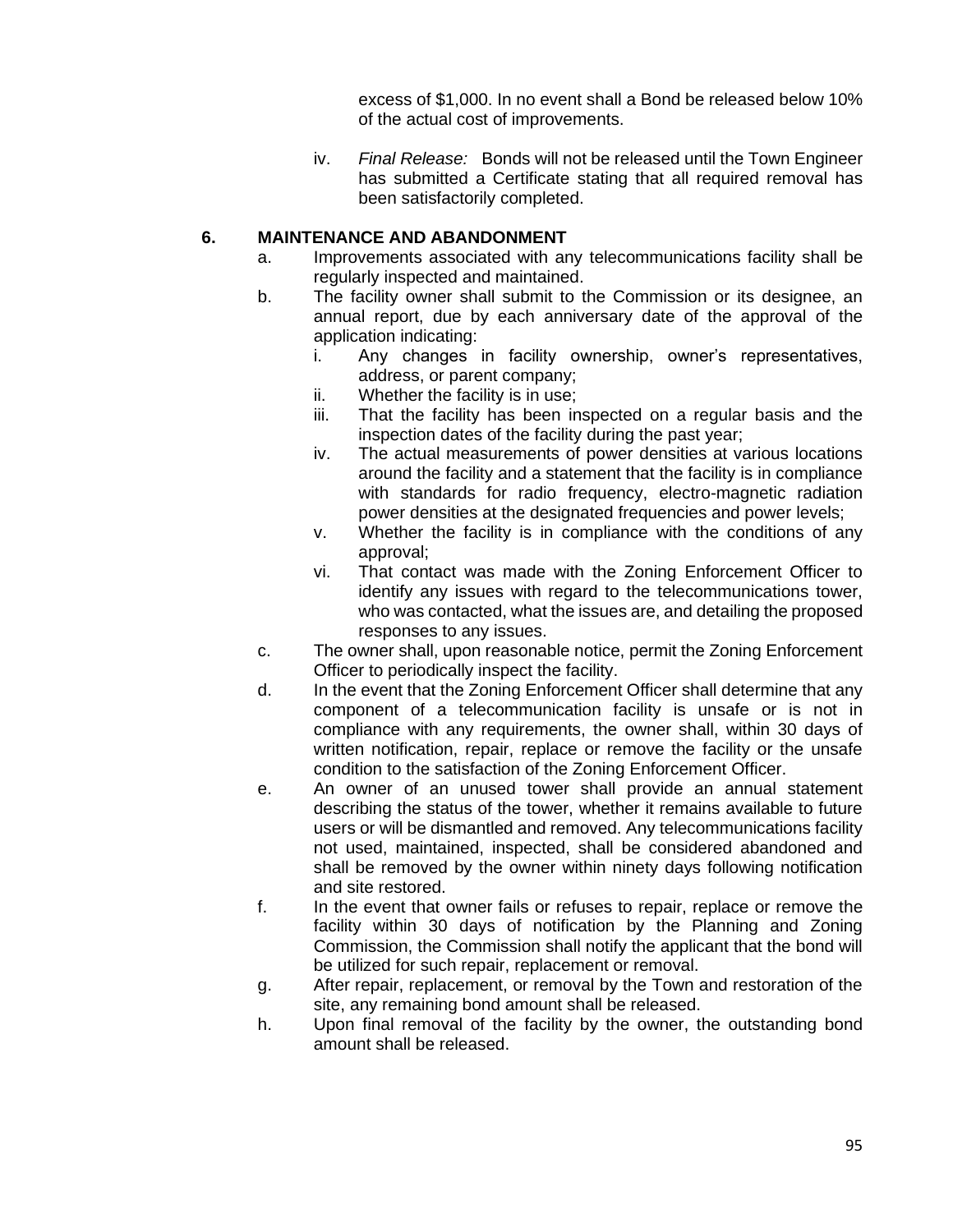excess of $1,000. In no event shall a Bond be released below 10% of the actual cost of improvements.

iv. *Final Release:* Bonds will not be released until the Town Engineer has submitted a Certificate stating that all required removal has been satisfactorily completed.

### 6. MAINTENANCE AND ABANDONMENT

a. Improvements associated with any telecommunications facility shall be regularly inspected and maintained.

b. The facility owner shall submit to the Commission or its designee, an annual report, due by each anniversary date of the approval of the application indicating:

   i. Any changes in facility ownership, owner's representatives, address, or parent company;
   
   ii. Whether the facility is in use;
   
   iii. That the facility has been inspected on a regular basis and the inspection dates of the facility during the past year;
   
   iv. The actual measurements of power densities at various locations around the facility and a statement that the facility is in compliance with standards for radio frequency, electro-magnetic radiation power densities at the designated frequencies and power levels;
   
   v. Whether the facility is in compliance with the conditions of any approval;
   
   vi. That contact was made with the Zoning Enforcement Officer to identify any issues with regard to the telecommunications tower, who was contacted, what the issues are, and detailing the proposed responses to any issues.

c. The owner shall, upon reasonable notice, permit the Zoning Enforcement Officer to periodically inspect the facility.

d. In the event that the Zoning Enforcement Officer shall determine that any component of a telecommunication facility is unsafe or is not in compliance with any requirements, the owner shall, within 30 days of written notification, repair, replace or remove the facility or the unsafe condition to the satisfaction of the Zoning Enforcement Officer.

e. An owner of an unused tower shall provide an annual statement describing the status of the tower, whether it remains available to future users or will be dismantled and removed. Any telecommunications facility not used, maintained, inspected, shall be considered abandoned and shall be removed by the owner within ninety days following notification and site restored.

f. In the event that owner fails or refuses to repair, replace or remove the facility within 30 days of notification by the Planning and Zoning Commission, the Commission shall notify the applicant that the bond will be utilized for such repair, replacement or removal.

g. After repair, replacement, or removal by the Town and restoration of the site, any remaining bond amount shall be released.

h. Upon final removal of the facility by the owner, the outstanding bond amount shall be released.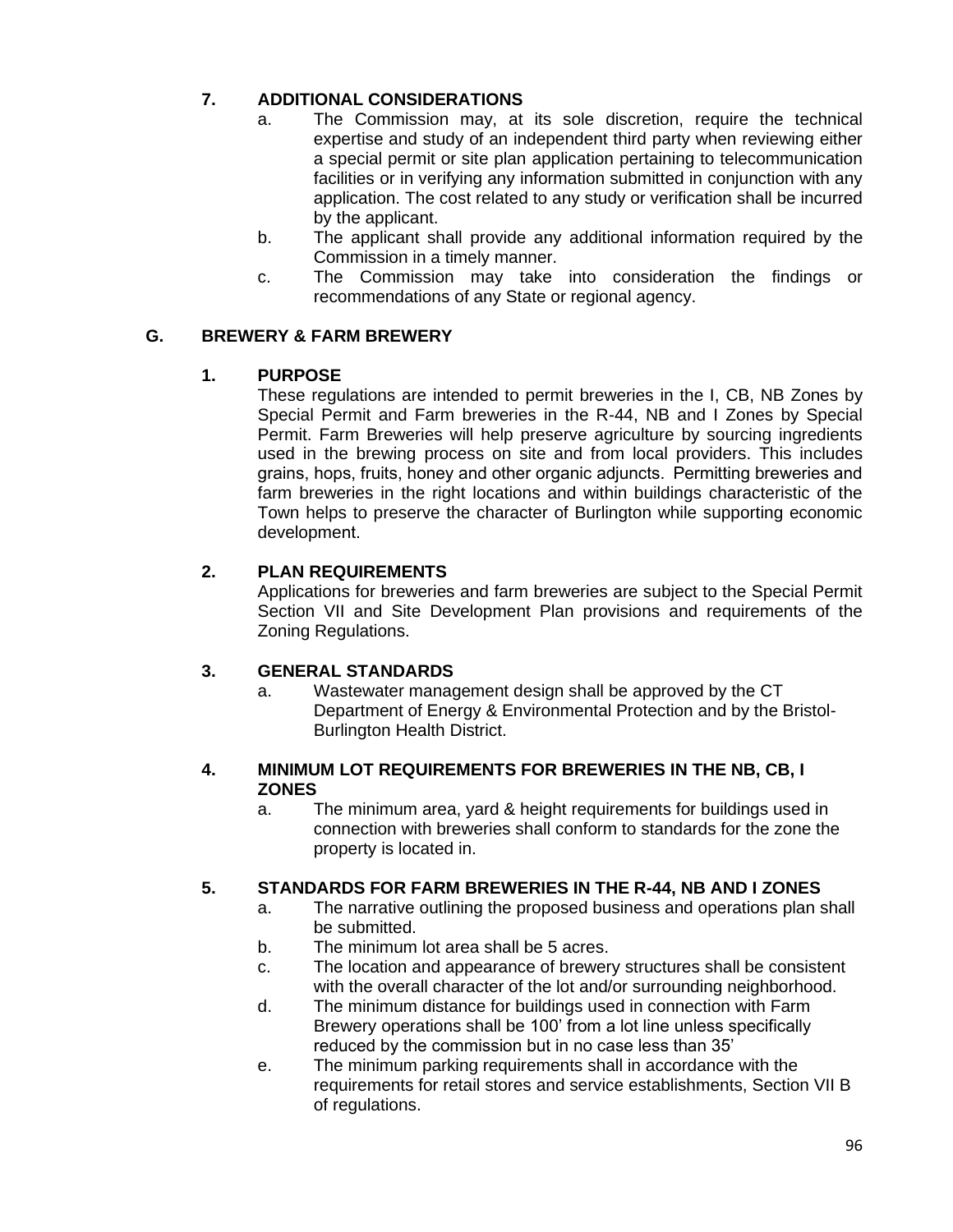### 7. ADDITIONAL CONSIDERATIONS

a. The Commission may, at its sole discretion, require the technical expertise and study of an independent third party when reviewing either a special permit or site plan application pertaining to telecommunication facilities or in verifying any information submitted in conjunction with any application. The cost related to any study or verification shall be incurred by the applicant.

b. The applicant shall provide any additional information required by the Commission in a timely manner.

c. The Commission may take into consideration the findings or recommendations of any State or regional agency.

## G. BREWERY & FARM BREWERY

### 1. PURPOSE

These regulations are intended to permit breweries in the I, CB, NB Zones by Special Permit and Farm breweries in the R-44, NB and I Zones by Special Permit. Farm Breweries will help preserve agriculture by sourcing ingredients used in the brewing process on site and from local providers. This includes grains, hops, fruits, honey and other organic adjuncts. Permitting breweries and farm breweries in the right locations and within buildings characteristic of the Town helps to preserve the character of Burlington while supporting economic development.

### 2. PLAN REQUIREMENTS

Applications for breweries and farm breweries are subject to the Special Permit Section VII and Site Development Plan provisions and requirements of the Zoning Regulations.

### 3. GENERAL STANDARDS

a. Wastewater management design shall be approved by the CT Department of Energy & Environmental Protection and by the Bristol-Burlington Health District.

### 4. MINIMUM LOT REQUIREMENTS FOR BREWERIES IN THE NB, CB, I ZONES

a. The minimum area, yard & height requirements for buildings used in connection with breweries shall conform to standards for the zone the property is located in.

### 5. STANDARDS FOR FARM BREWERIES IN THE R-44, NB AND I ZONES

a. The narrative outlining the proposed business and operations plan shall be submitted.

b. The minimum lot area shall be 5 acres.

c. The location and appearance of brewery structures shall be consistent with the overall character of the lot and/or surrounding neighborhood.

d. The minimum distance for buildings used in connection with Farm Brewery operations shall be 100' from a lot line unless specifically reduced by the commission but in no case less than 35'

e. The minimum parking requirements shall in accordance with the requirements for retail stores and service establishments, Section VII B of regulations.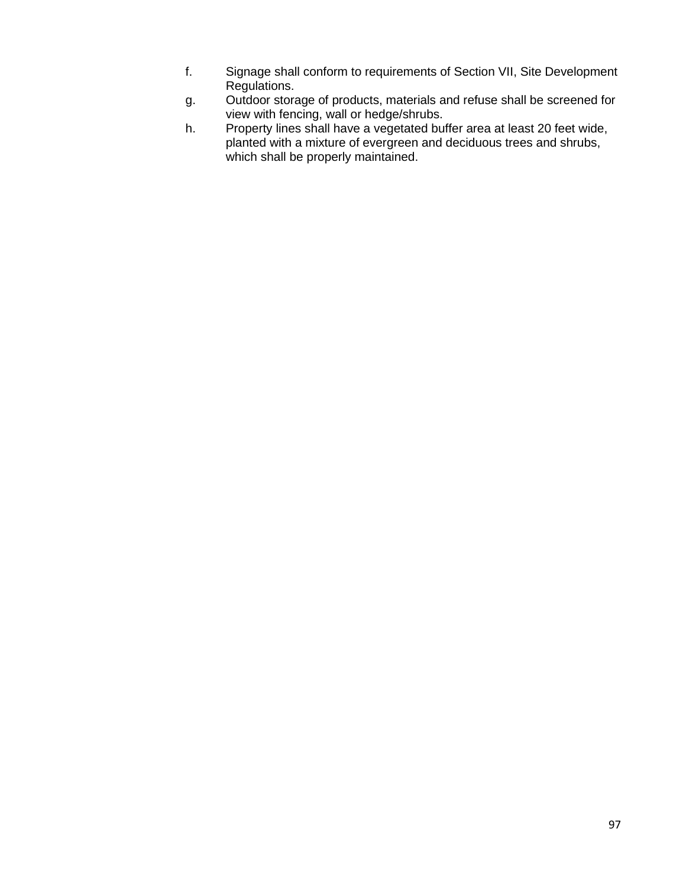f. Signage shall conform to requirements of Section VII, Site Development Regulations.

g. Outdoor storage of products, materials and refuse shall be screened for view with fencing, wall or hedge/shrubs.

h. Property lines shall have a vegetated buffer area at least 20 feet wide, planted with a mixture of evergreen and deciduous trees and shrubs, which shall be properly maintained.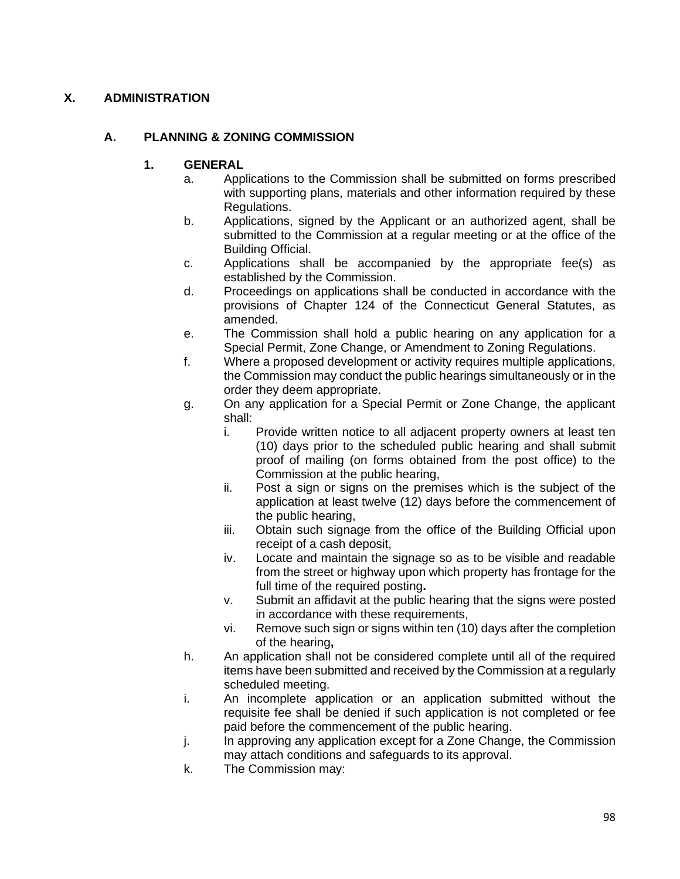# X. ADMINISTRATION

## A. PLANNING & ZONING COMMISSION

### 1. GENERAL

a. Applications to the Commission shall be submitted on forms prescribed with supporting plans, materials and other information required by these Regulations.

b. Applications, signed by the Applicant or an authorized agent, shall be submitted to the Commission at a regular meeting or at the office of the Building Official.

c. Applications shall be accompanied by the appropriate fee(s) as established by the Commission.

d. Proceedings on applications shall be conducted in accordance with the provisions of Chapter 124 of the Connecticut General Statutes, as amended.

e. The Commission shall hold a public hearing on any application for a Special Permit, Zone Change, or Amendment to Zoning Regulations.

f. Where a proposed development or activity requires multiple applications, the Commission may conduct the public hearings simultaneously or in the order they deem appropriate.

g. On any application for a Special Permit or Zone Change, the applicant shall:

   i. Provide written notice to all adjacent property owners at least ten (10) days prior to the scheduled public hearing and shall submit proof of mailing (on forms obtained from the post office) to the Commission at the public hearing,

   ii. Post a sign or signs on the premises which is the subject of the application at least twelve (12) days before the commencement of the public hearing,

   iii. Obtain such signage from the office of the Building Official upon receipt of a cash deposit,

   iv. Locate and maintain the signage so as to be visible and readable from the street or highway upon which property has frontage for the full time of the required posting**.**

   v. Submit an affidavit at the public hearing that the signs were posted in accordance with these requirements,

   vi. Remove such sign or signs within ten (10) days after the completion of the hearing**,**

h. An application shall not be considered complete until all of the required items have been submitted and received by the Commission at a regularly scheduled meeting.

i. An incomplete application or an application submitted without the requisite fee shall be denied if such application is not completed or fee paid before the commencement of the public hearing.

j. In approving any application except for a Zone Change, the Commission may attach conditions and safeguards to its approval.

k. The Commission may: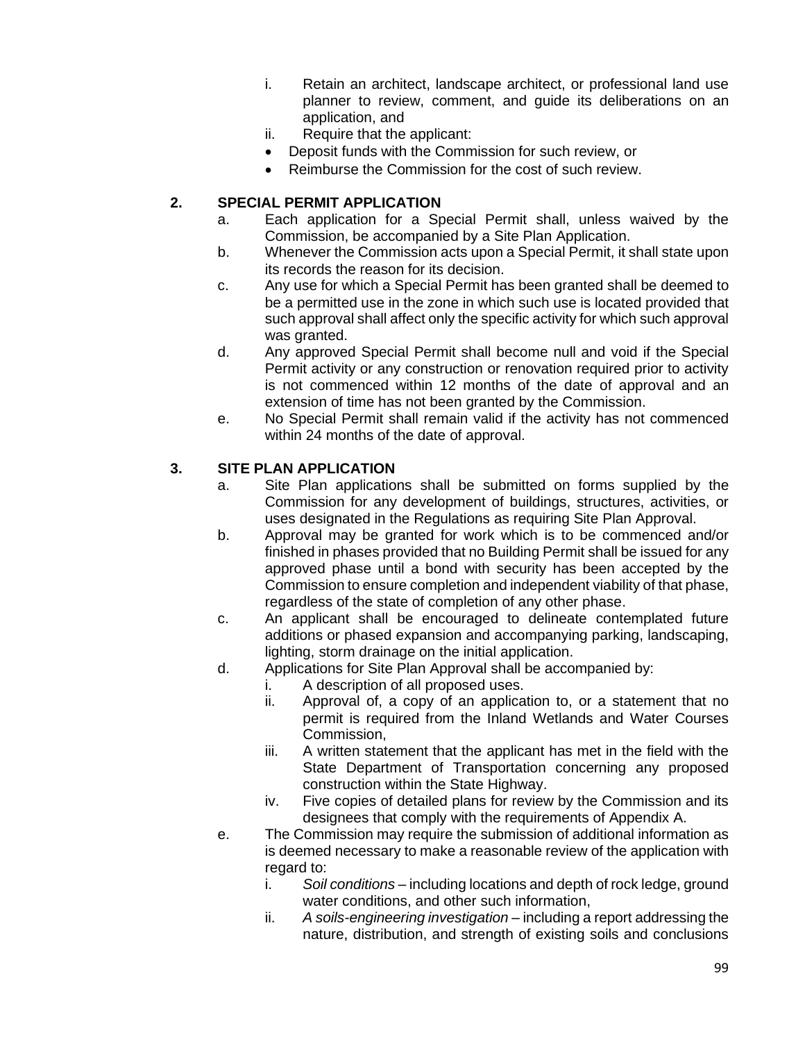i. Retain an architect, landscape architect, or professional land use planner to review, comment, and guide its deliberations on an application, and
ii. Require that the applicant:
- Deposit funds with the Commission for such review, or
- Reimburse the Commission for the cost of such review.

## 2. SPECIAL PERMIT APPLICATION

a. Each application for a Special Permit shall, unless waived by the Commission, be accompanied by a Site Plan Application.

b. Whenever the Commission acts upon a Special Permit, it shall state upon its records the reason for its decision.

c. Any use for which a Special Permit has been granted shall be deemed to be a permitted use in the zone in which such use is located provided that such approval shall affect only the specific activity for which such approval was granted.

d. Any approved Special Permit shall become null and void if the Special Permit activity or any construction or renovation required prior to activity is not commenced within 12 months of the date of approval and an extension of time has not been granted by the Commission.

e. No Special Permit shall remain valid if the activity has not commenced within 24 months of the date of approval.

## 3. SITE PLAN APPLICATION

a. Site Plan applications shall be submitted on forms supplied by the Commission for any development of buildings, structures, activities, or uses designated in the Regulations as requiring Site Plan Approval.

b. Approval may be granted for work which is to be commenced and/or finished in phases provided that no Building Permit shall be issued for any approved phase until a bond with security has been accepted by the Commission to ensure completion and independent viability of that phase, regardless of the state of completion of any other phase.

c. An applicant shall be encouraged to delineate contemplated future additions or phased expansion and accompanying parking, landscaping, lighting, storm drainage on the initial application.

d. Applications for Site Plan Approval shall be accompanied by:
   i. A description of all proposed uses.
   ii. Approval of, a copy of an application to, or a statement that no permit is required from the Inland Wetlands and Water Courses Commission,
   iii. A written statement that the applicant has met in the field with the State Department of Transportation concerning any proposed construction within the State Highway.
   iv. Five copies of detailed plans for review by the Commission and its designees that comply with the requirements of Appendix A.

e. The Commission may require the submission of additional information as is deemed necessary to make a reasonable review of the application with regard to:
   i. *Soil conditions* – including locations and depth of rock ledge, ground water conditions, and other such information,
   ii. *A soils-engineering investigation* – including a report addressing the nature, distribution, and strength of existing soils and conclusions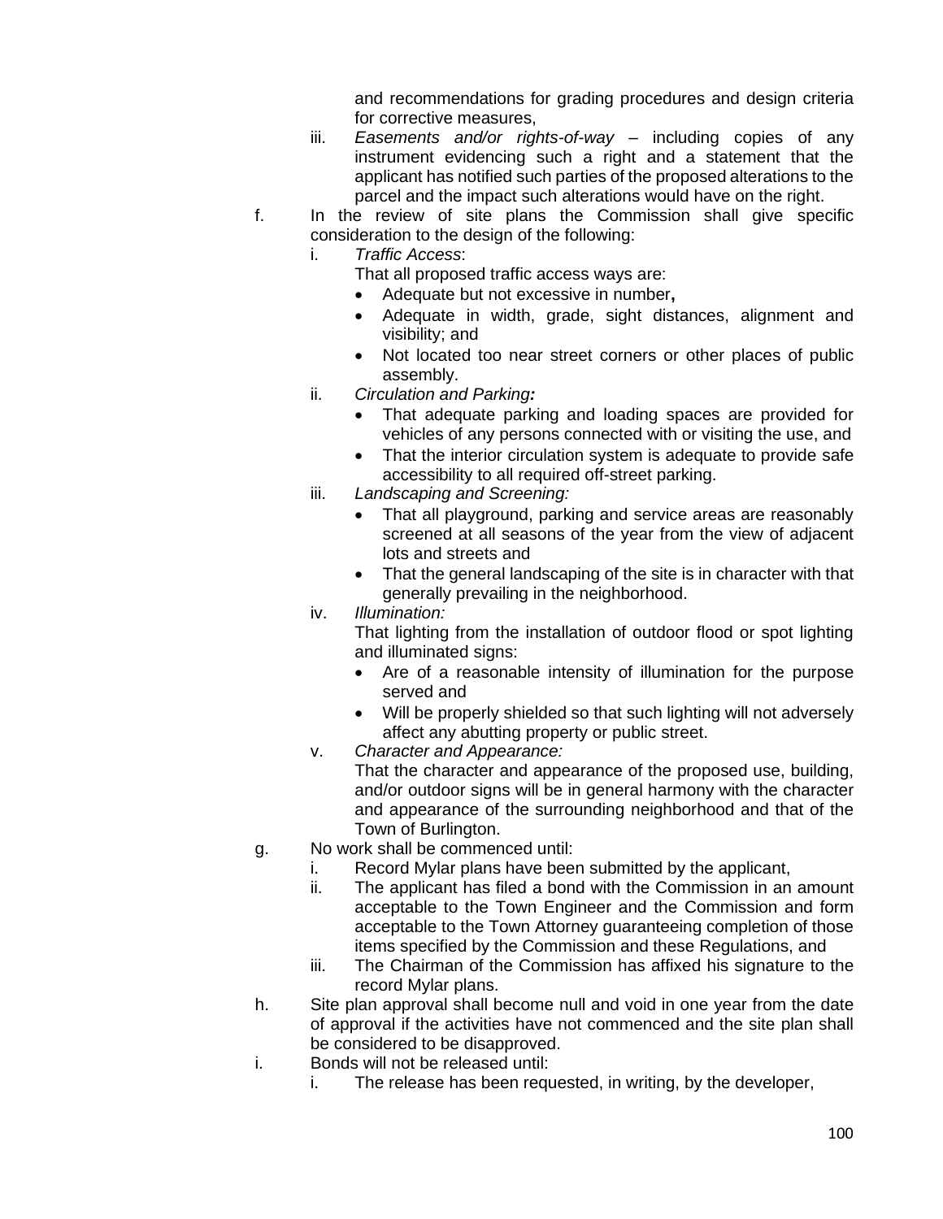and recommendations for grading procedures and design criteria for corrective measures,

iii. *Easements and/or rights-of-way* – including copies of any instrument evidencing such a right and a statement that the applicant has notified such parties of the proposed alterations to the parcel and the impact such alterations would have on the right.

f. In the review of site plans the Commission shall give specific consideration to the design of the following:

   i. *Traffic Access*:
      That all proposed traffic access ways are:
      - Adequate but not excessive in number**,**
      - Adequate in width, grade, sight distances, alignment and visibility; and
      - Not located too near street corners or other places of public assembly.

   ii. *Circulation and Parking**:***
      - That adequate parking and loading spaces are provided for vehicles of any persons connected with or visiting the use, and
      - That the interior circulation system is adequate to provide safe accessibility to all required off-street parking.

   iii. *Landscaping and Screening:*
      - That all playground, parking and service areas are reasonably screened at all seasons of the year from the view of adjacent lots and streets and
      - That the general landscaping of the site is in character with that generally prevailing in the neighborhood.

   iv. *Illumination:*
      That lighting from the installation of outdoor flood or spot lighting and illuminated signs:
      - Are of a reasonable intensity of illumination for the purpose served and
      - Will be properly shielded so that such lighting will not adversely affect any abutting property or public street.

   v. *Character and Appearance:*
      That the character and appearance of the proposed use, building, and/or outdoor signs will be in general harmony with the character and appearance of the surrounding neighborhood and that of the Town of Burlington.

g. No work shall be commenced until:

   i. Record Mylar plans have been submitted by the applicant,

   ii. The applicant has filed a bond with the Commission in an amount acceptable to the Town Engineer and the Commission and form acceptable to the Town Attorney guaranteeing completion of those items specified by the Commission and these Regulations, and

   iii. The Chairman of the Commission has affixed his signature to the record Mylar plans.

h. Site plan approval shall become null and void in one year from the date of approval if the activities have not commenced and the site plan shall be considered to be disapproved.

i. Bonds will not be released until:

   i. The release has been requested, in writing, by the developer,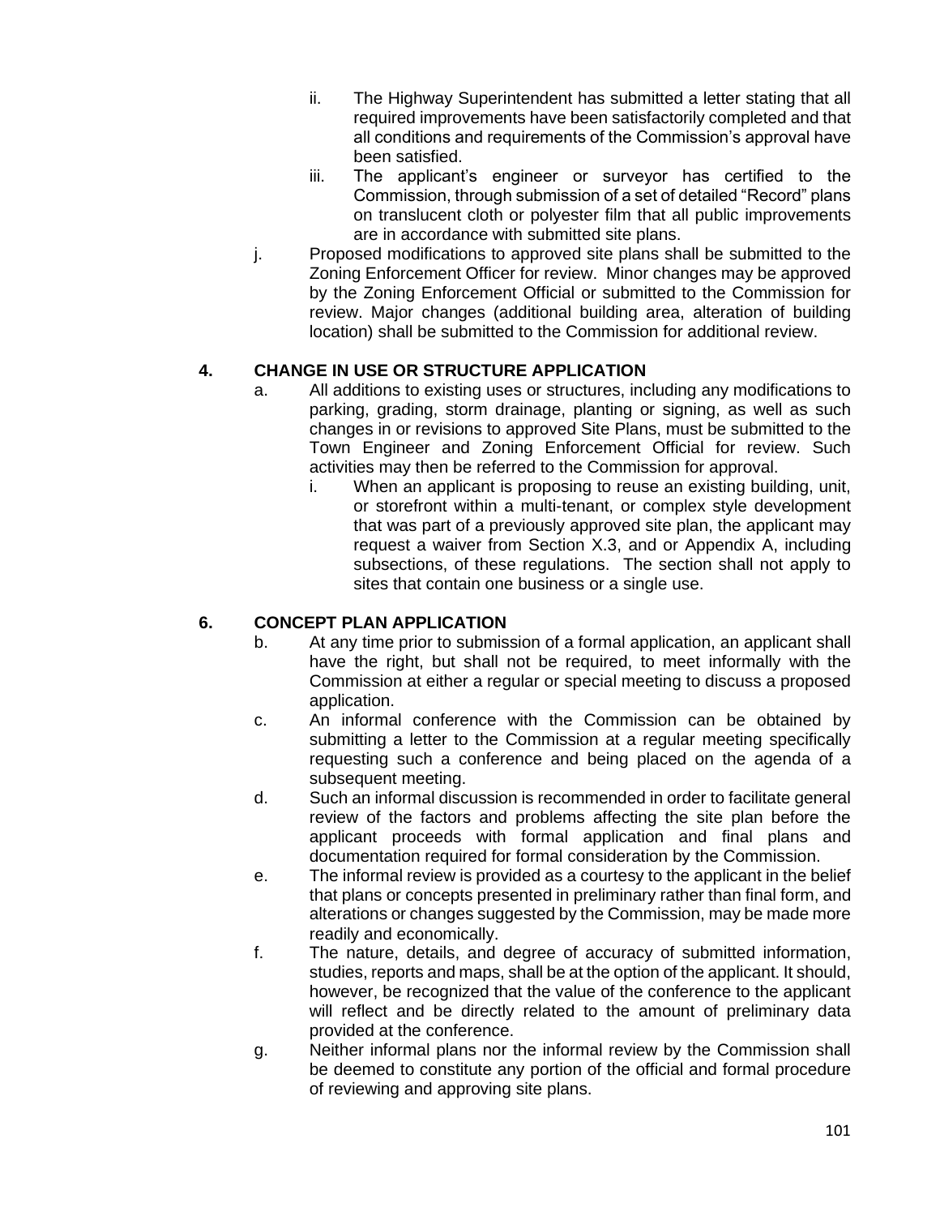- ii. The Highway Superintendent has submitted a letter stating that all required improvements have been satisfactorily completed and that all conditions and requirements of the Commission's approval have been satisfied.
- iii. The applicant's engineer or surveyor has certified to the Commission, through submission of a set of detailed "Record" plans on translucent cloth or polyester film that all public improvements are in accordance with submitted site plans.

j. Proposed modifications to approved site plans shall be submitted to the Zoning Enforcement Officer for review. Minor changes may be approved by the Zoning Enforcement Official or submitted to the Commission for review. Major changes (additional building area, alteration of building location) shall be submitted to the Commission for additional review.

### 4. CHANGE IN USE OR STRUCTURE APPLICATION

a. All additions to existing uses or structures, including any modifications to parking, grading, storm drainage, planting or signing, as well as such changes in or revisions to approved Site Plans, must be submitted to the Town Engineer and Zoning Enforcement Official for review. Such activities may then be referred to the Commission for approval.

- i. When an applicant is proposing to reuse an existing building, unit, or storefront within a multi-tenant, or complex style development that was part of a previously approved site plan, the applicant may request a waiver from Section X.3, and or Appendix A, including subsections, of these regulations. The section shall not apply to sites that contain one business or a single use.

### 6. CONCEPT PLAN APPLICATION

b. At any time prior to submission of a formal application, an applicant shall have the right, but shall not be required, to meet informally with the Commission at either a regular or special meeting to discuss a proposed application.

c. An informal conference with the Commission can be obtained by submitting a letter to the Commission at a regular meeting specifically requesting such a conference and being placed on the agenda of a subsequent meeting.

d. Such an informal discussion is recommended in order to facilitate general review of the factors and problems affecting the site plan before the applicant proceeds with formal application and final plans and documentation required for formal consideration by the Commission.

e. The informal review is provided as a courtesy to the applicant in the belief that plans or concepts presented in preliminary rather than final form, and alterations or changes suggested by the Commission, may be made more readily and economically.

f. The nature, details, and degree of accuracy of submitted information, studies, reports and maps, shall be at the option of the applicant. It should, however, be recognized that the value of the conference to the applicant will reflect and be directly related to the amount of preliminary data provided at the conference.

g. Neither informal plans nor the informal review by the Commission shall be deemed to constitute any portion of the official and formal procedure of reviewing and approving site plans.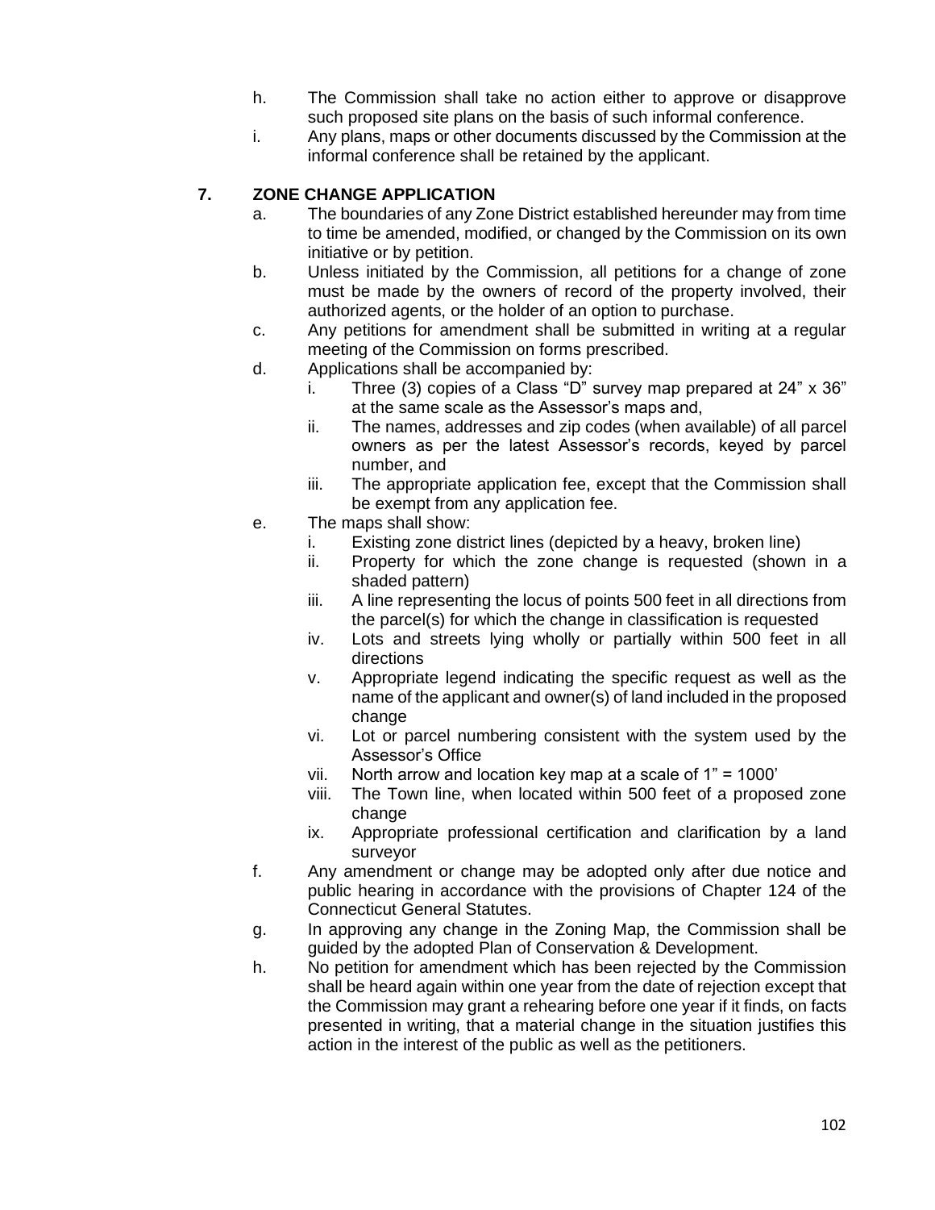h. The Commission shall take no action either to approve or disapprove such proposed site plans on the basis of such informal conference.

i. Any plans, maps or other documents discussed by the Commission at the informal conference shall be retained by the applicant.

## 7. ZONE CHANGE APPLICATION

a. The boundaries of any Zone District established hereunder may from time to time be amended, modified, or changed by the Commission on its own initiative or by petition.

b. Unless initiated by the Commission, all petitions for a change of zone must be made by the owners of record of the property involved, their authorized agents, or the holder of an option to purchase.

c. Any petitions for amendment shall be submitted in writing at a regular meeting of the Commission on forms prescribed.

d. Applications shall be accompanied by:

   i. Three (3) copies of a Class "D" survey map prepared at 24" x 36" at the same scale as the Assessor's maps and,

   ii. The names, addresses and zip codes (when available) of all parcel owners as per the latest Assessor's records, keyed by parcel number, and

   iii. The appropriate application fee, except that the Commission shall be exempt from any application fee.

e. The maps shall show:

   i. Existing zone district lines (depicted by a heavy, broken line)

   ii. Property for which the zone change is requested (shown in a shaded pattern)

   iii. A line representing the locus of points 500 feet in all directions from the parcel(s) for which the change in classification is requested

   iv. Lots and streets lying wholly or partially within 500 feet in all directions

   v. Appropriate legend indicating the specific request as well as the name of the applicant and owner(s) of land included in the proposed change

   vi. Lot or parcel numbering consistent with the system used by the Assessor's Office

   vii. North arrow and location key map at a scale of 1" = 1000'

   viii. The Town line, when located within 500 feet of a proposed zone change

   ix. Appropriate professional certification and clarification by a land surveyor

f. Any amendment or change may be adopted only after due notice and public hearing in accordance with the provisions of Chapter 124 of the Connecticut General Statutes.

g. In approving any change in the Zoning Map, the Commission shall be guided by the adopted Plan of Conservation & Development.

h. No petition for amendment which has been rejected by the Commission shall be heard again within one year from the date of rejection except that the Commission may grant a rehearing before one year if it finds, on facts presented in writing, that a material change in the situation justifies this action in the interest of the public as well as the petitioners.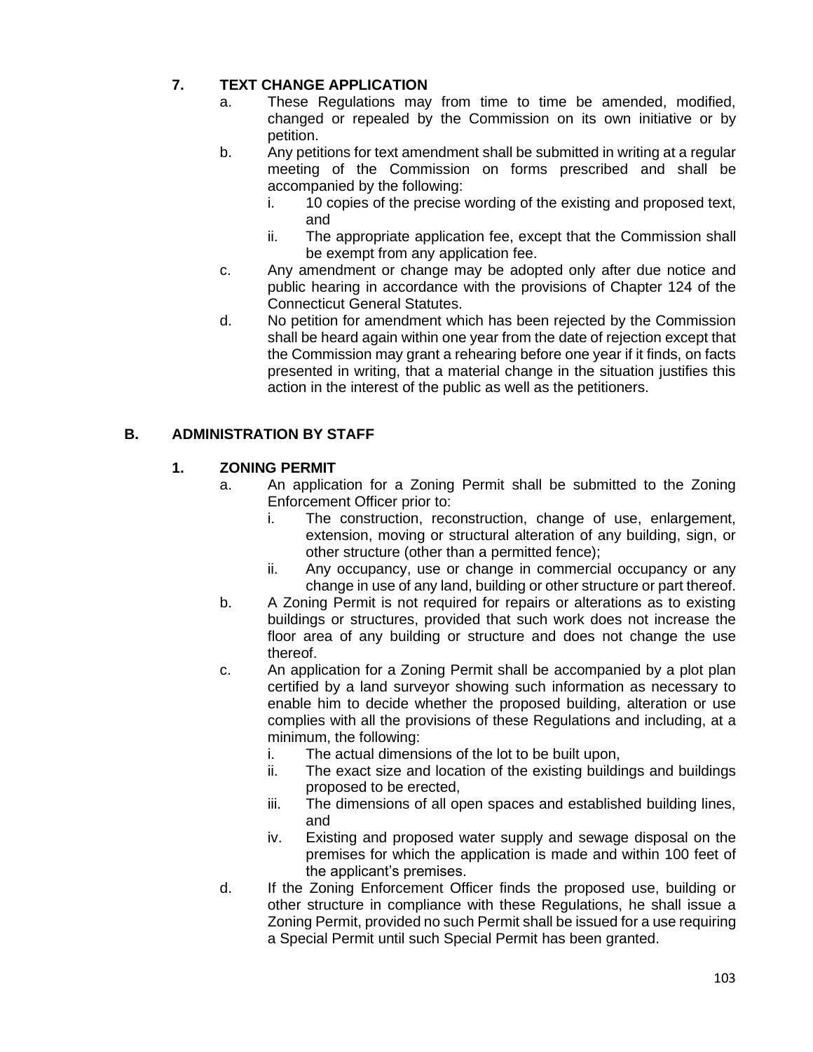### 7. TEXT CHANGE APPLICATION

a. These Regulations may from time to time be amended, modified, changed or repealed by the Commission on its own initiative or by petition.

b. Any petitions for text amendment shall be submitted in writing at a regular meeting of the Commission on forms prescribed and shall be accompanied by the following:

   i. 10 copies of the precise wording of the existing and proposed text, and

   ii. The appropriate application fee, except that the Commission shall be exempt from any application fee.

c. Any amendment or change may be adopted only after due notice and public hearing in accordance with the provisions of Chapter 124 of the Connecticut General Statutes.

d. No petition for amendment which has been rejected by the Commission shall be heard again within one year from the date of rejection except that the Commission may grant a rehearing before one year if it finds, on facts presented in writing, that a material change in the situation justifies this action in the interest of the public as well as the petitioners.

## B. ADMINISTRATION BY STAFF

### 1. ZONING PERMIT

a. An application for a Zoning Permit shall be submitted to the Zoning Enforcement Officer prior to:

   i. The construction, reconstruction, change of use, enlargement, extension, moving or structural alteration of any building, sign, or other structure (other than a permitted fence);

   ii. Any occupancy, use or change in commercial occupancy or any change in use of any land, building or other structure or part thereof.

b. A Zoning Permit is not required for repairs or alterations as to existing buildings or structures, provided that such work does not increase the floor area of any building or structure and does not change the use thereof.

c. An application for a Zoning Permit shall be accompanied by a plot plan certified by a land surveyor showing such information as necessary to enable him to decide whether the proposed building, alteration or use complies with all the provisions of these Regulations and including, at a minimum, the following:

   i. The actual dimensions of the lot to be built upon,

   ii. The exact size and location of the existing buildings and buildings proposed to be erected,

   iii. The dimensions of all open spaces and established building lines, and

   iv. Existing and proposed water supply and sewage disposal on the premises for which the application is made and within 100 feet of the applicant's premises.

d. If the Zoning Enforcement Officer finds the proposed use, building or other structure in compliance with these Regulations, he shall issue a Zoning Permit, provided no such Permit shall be issued for a use requiring a Special Permit until such Special Permit has been granted.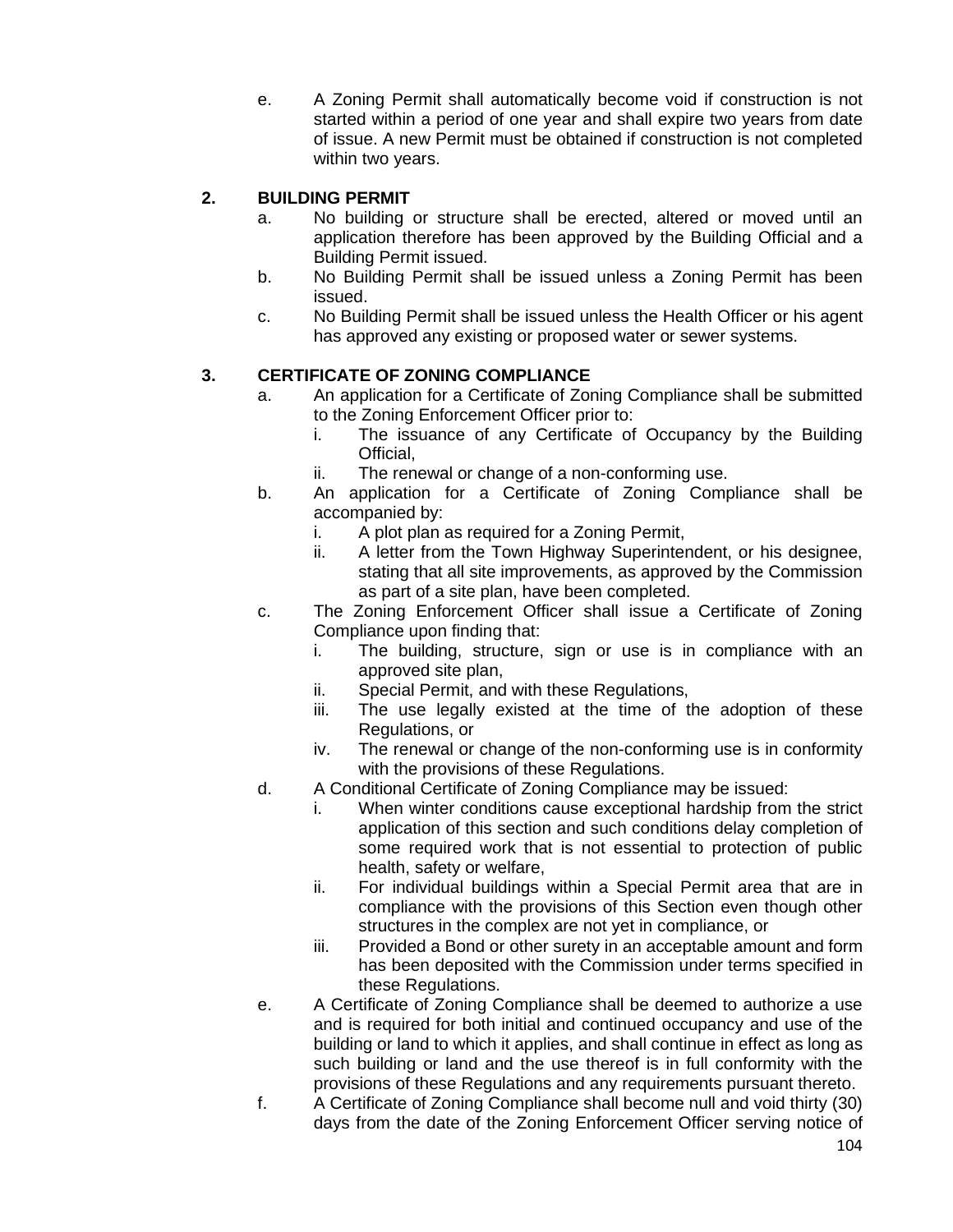e. A Zoning Permit shall automatically become void if construction is not started within a period of one year and shall expire two years from date of issue. A new Permit must be obtained if construction is not completed within two years.

## 2. BUILDING PERMIT

a. No building or structure shall be erected, altered or moved until an application therefore has been approved by the Building Official and a Building Permit issued.

b. No Building Permit shall be issued unless a Zoning Permit has been issued.

c. No Building Permit shall be issued unless the Health Officer or his agent has approved any existing or proposed water or sewer systems.

## 3. CERTIFICATE OF ZONING COMPLIANCE

a. An application for a Certificate of Zoning Compliance shall be submitted to the Zoning Enforcement Officer prior to:
   i. The issuance of any Certificate of Occupancy by the Building Official,
   ii. The renewal or change of a non-conforming use.

b. An application for a Certificate of Zoning Compliance shall be accompanied by:
   i. A plot plan as required for a Zoning Permit,
   ii. A letter from the Town Highway Superintendent, or his designee, stating that all site improvements, as approved by the Commission as part of a site plan, have been completed.

c. The Zoning Enforcement Officer shall issue a Certificate of Zoning Compliance upon finding that:
   i. The building, structure, sign or use is in compliance with an approved site plan,
   ii. Special Permit, and with these Regulations,
   iii. The use legally existed at the time of the adoption of these Regulations, or
   iv. The renewal or change of the non-conforming use is in conformity with the provisions of these Regulations.

d. A Conditional Certificate of Zoning Compliance may be issued:
   i. When winter conditions cause exceptional hardship from the strict application of this section and such conditions delay completion of some required work that is not essential to protection of public health, safety or welfare,
   ii. For individual buildings within a Special Permit area that are in compliance with the provisions of this Section even though other structures in the complex are not yet in compliance, or
   iii. Provided a Bond or other surety in an acceptable amount and form has been deposited with the Commission under terms specified in these Regulations.

e. A Certificate of Zoning Compliance shall be deemed to authorize a use and is required for both initial and continued occupancy and use of the building or land to which it applies, and shall continue in effect as long as such building or land and the use thereof is in full conformity with the provisions of these Regulations and any requirements pursuant thereto.

f. A Certificate of Zoning Compliance shall become null and void thirty (30) days from the date of the Zoning Enforcement Officer serving notice of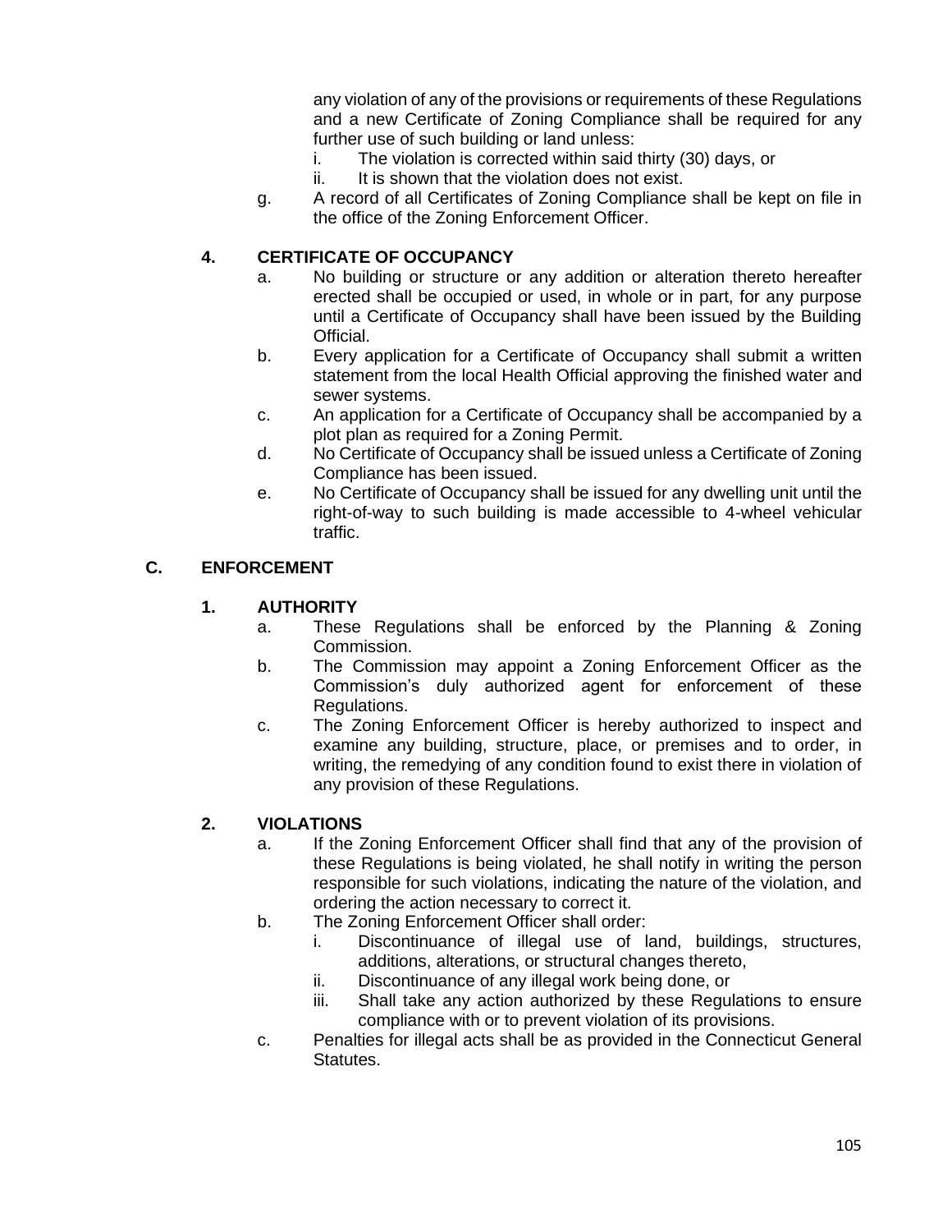any violation of any of the provisions or requirements of these Regulations and a new Certificate of Zoning Compliance shall be required for any further use of such building or land unless:

   i. The violation is corrected within said thirty (30) days, or
   ii. It is shown that the violation does not exist.

g. A record of all Certificates of Zoning Compliance shall be kept on file in the office of the Zoning Enforcement Officer.

### 4. CERTIFICATE OF OCCUPANCY

a. No building or structure or any addition or alteration thereto hereafter erected shall be occupied or used, in whole or in part, for any purpose until a Certificate of Occupancy shall have been issued by the Building Official.

b. Every application for a Certificate of Occupancy shall submit a written statement from the local Health Official approving the finished water and sewer systems.

c. An application for a Certificate of Occupancy shall be accompanied by a plot plan as required for a Zoning Permit.

d. No Certificate of Occupancy shall be issued unless a Certificate of Zoning Compliance has been issued.

e. No Certificate of Occupancy shall be issued for any dwelling unit until the right-of-way to such building is made accessible to 4-wheel vehicular traffic.

## C. ENFORCEMENT

### 1. AUTHORITY

a. These Regulations shall be enforced by the Planning & Zoning Commission.

b. The Commission may appoint a Zoning Enforcement Officer as the Commission's duly authorized agent for enforcement of these Regulations.

c. The Zoning Enforcement Officer is hereby authorized to inspect and examine any building, structure, place, or premises and to order, in writing, the remedying of any condition found to exist there in violation of any provision of these Regulations.

### 2. VIOLATIONS

a. If the Zoning Enforcement Officer shall find that any of the provision of these Regulations is being violated, he shall notify in writing the person responsible for such violations, indicating the nature of the violation, and ordering the action necessary to correct it.

b. The Zoning Enforcement Officer shall order:

   i. Discontinuance of illegal use of land, buildings, structures, additions, alterations, or structural changes thereto,
   ii. Discontinuance of any illegal work being done, or
   iii. Shall take any action authorized by these Regulations to ensure compliance with or to prevent violation of its provisions.

c. Penalties for illegal acts shall be as provided in the Connecticut General Statutes.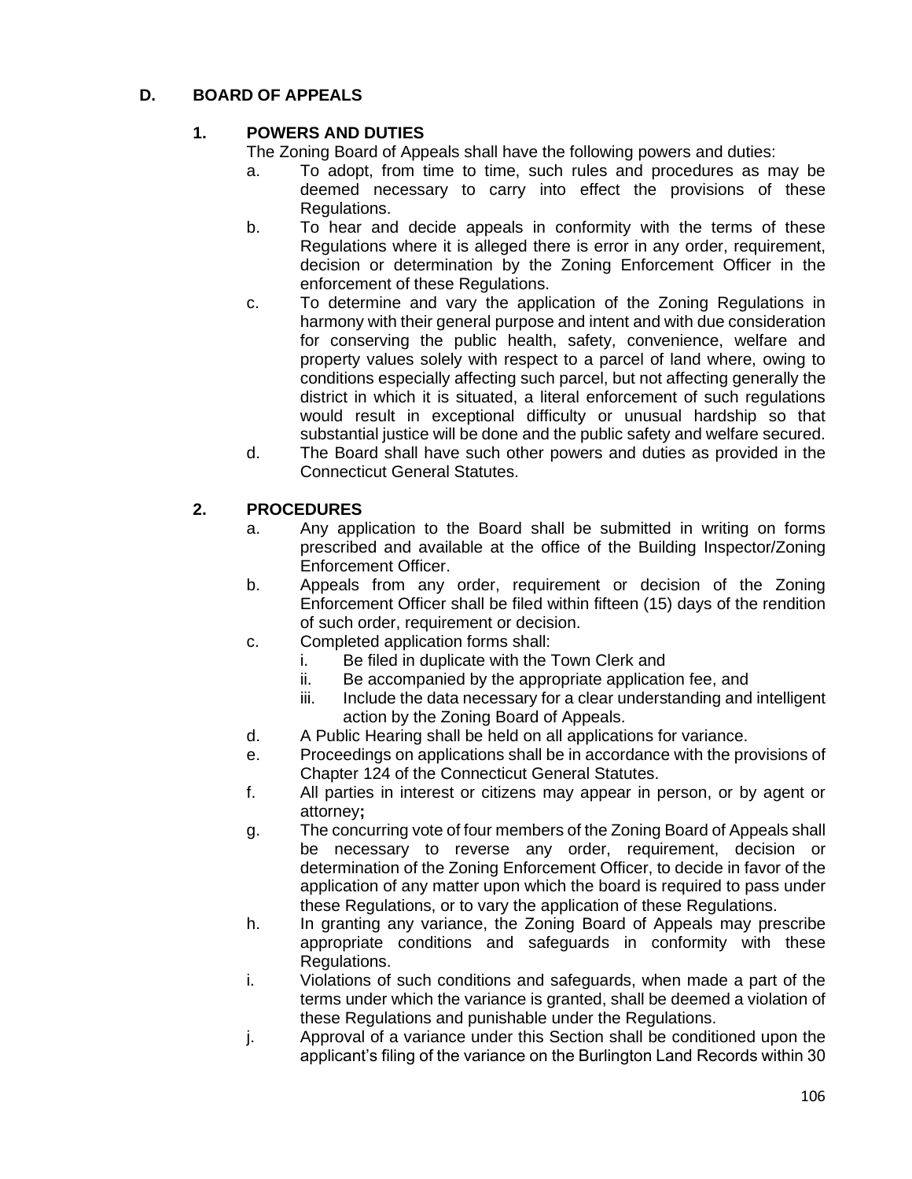## D. BOARD OF APPEALS

### 1. POWERS AND DUTIES

The Zoning Board of Appeals shall have the following powers and duties:

a. To adopt, from time to time, such rules and procedures as may be deemed necessary to carry into effect the provisions of these Regulations.

b. To hear and decide appeals in conformity with the terms of these Regulations where it is alleged there is error in any order, requirement, decision or determination by the Zoning Enforcement Officer in the enforcement of these Regulations.

c. To determine and vary the application of the Zoning Regulations in harmony with their general purpose and intent and with due consideration for conserving the public health, safety, convenience, welfare and property values solely with respect to a parcel of land where, owing to conditions especially affecting such parcel, but not affecting generally the district in which it is situated, a literal enforcement of such regulations would result in exceptional difficulty or unusual hardship so that substantial justice will be done and the public safety and welfare secured.

d. The Board shall have such other powers and duties as provided in the Connecticut General Statutes.

### 2. PROCEDURES

a. Any application to the Board shall be submitted in writing on forms prescribed and available at the office of the Building Inspector/Zoning Enforcement Officer.

b. Appeals from any order, requirement or decision of the Zoning Enforcement Officer shall be filed within fifteen (15) days of the rendition of such order, requirement or decision.

c. Completed application forms shall:
   - i. Be filed in duplicate with the Town Clerk and
   - ii. Be accompanied by the appropriate application fee, and
   - iii. Include the data necessary for a clear understanding and intelligent action by the Zoning Board of Appeals.

d. A Public Hearing shall be held on all applications for variance.

e. Proceedings on applications shall be in accordance with the provisions of Chapter 124 of the Connecticut General Statutes.

f. All parties in interest or citizens may appear in person, or by agent or attorney**;**

g. The concurring vote of four members of the Zoning Board of Appeals shall be necessary to reverse any order, requirement, decision or determination of the Zoning Enforcement Officer, to decide in favor of the application of any matter upon which the board is required to pass under these Regulations, or to vary the application of these Regulations.

h. In granting any variance, the Zoning Board of Appeals may prescribe appropriate conditions and safeguards in conformity with these Regulations.

i. Violations of such conditions and safeguards, when made a part of the terms under which the variance is granted, shall be deemed a violation of these Regulations and punishable under the Regulations.

j. Approval of a variance under this Section shall be conditioned upon the applicant's filing of the variance on the Burlington Land Records within 30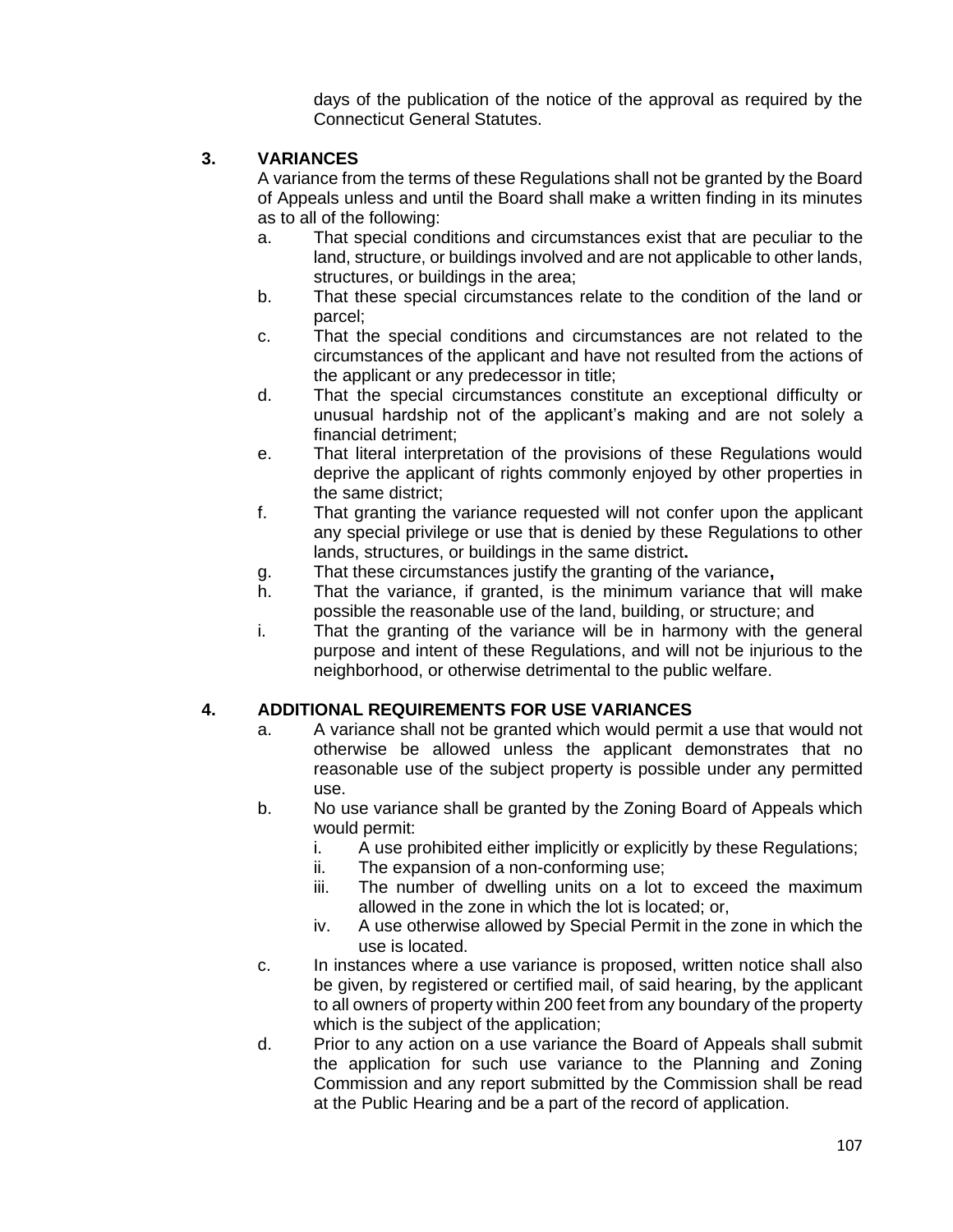days of the publication of the notice of the approval as required by the Connecticut General Statutes.

## 3. VARIANCES

A variance from the terms of these Regulations shall not be granted by the Board of Appeals unless and until the Board shall make a written finding in its minutes as to all of the following:

- a. That special conditions and circumstances exist that are peculiar to the land, structure, or buildings involved and are not applicable to other lands, structures, or buildings in the area;
- b. That these special circumstances relate to the condition of the land or parcel;
- c. That the special conditions and circumstances are not related to the circumstances of the applicant and have not resulted from the actions of the applicant or any predecessor in title;
- d. That the special circumstances constitute an exceptional difficulty or unusual hardship not of the applicant's making and are not solely a financial detriment;
- e. That literal interpretation of the provisions of these Regulations would deprive the applicant of rights commonly enjoyed by other properties in the same district;
- f. That granting the variance requested will not confer upon the applicant any special privilege or use that is denied by these Regulations to other lands, structures, or buildings in the same district**.**
- g. That these circumstances justify the granting of the variance**,**
- h. That the variance, if granted, is the minimum variance that will make possible the reasonable use of the land, building, or structure; and
- i. That the granting of the variance will be in harmony with the general purpose and intent of these Regulations, and will not be injurious to the neighborhood, or otherwise detrimental to the public welfare.

## 4. ADDITIONAL REQUIREMENTS FOR USE VARIANCES

- a. A variance shall not be granted which would permit a use that would not otherwise be allowed unless the applicant demonstrates that no reasonable use of the subject property is possible under any permitted use.
- b. No use variance shall be granted by the Zoning Board of Appeals which would permit:
  - i. A use prohibited either implicitly or explicitly by these Regulations;
  - ii. The expansion of a non-conforming use;
  - iii. The number of dwelling units on a lot to exceed the maximum allowed in the zone in which the lot is located; or,
  - iv. A use otherwise allowed by Special Permit in the zone in which the use is located.
- c. In instances where a use variance is proposed, written notice shall also be given, by registered or certified mail, of said hearing, by the applicant to all owners of property within 200 feet from any boundary of the property which is the subject of the application;
- d. Prior to any action on a use variance the Board of Appeals shall submit the application for such use variance to the Planning and Zoning Commission and any report submitted by the Commission shall be read at the Public Hearing and be a part of the record of application.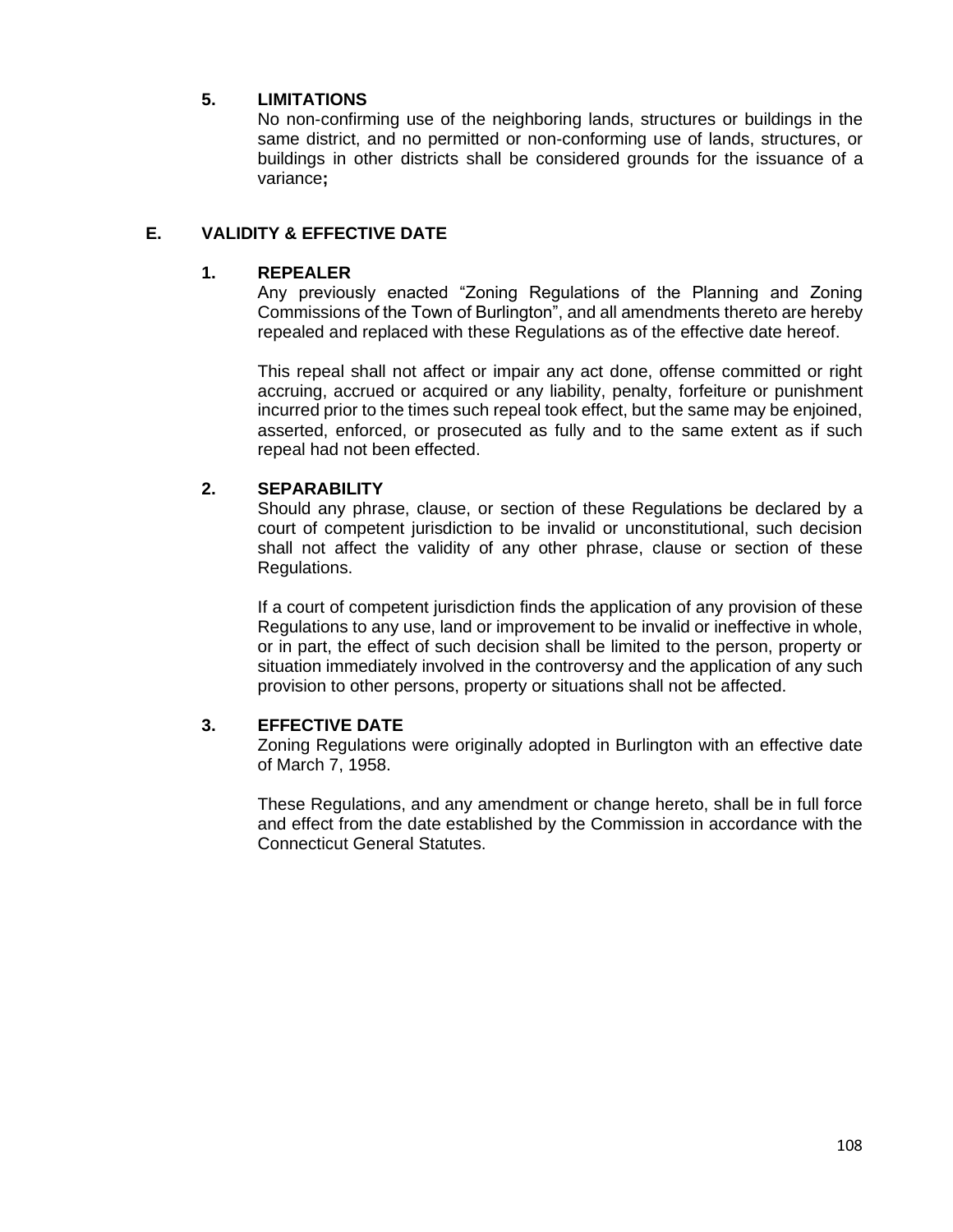### 5. LIMITATIONS

No non-confirming use of the neighboring lands, structures or buildings in the same district, and no permitted or non-conforming use of lands, structures, or buildings in other districts shall be considered grounds for the issuance of a variance**;**

## E. VALIDITY & EFFECTIVE DATE

### 1. REPEALER

Any previously enacted "Zoning Regulations of the Planning and Zoning Commissions of the Town of Burlington", and all amendments thereto are hereby repealed and replaced with these Regulations as of the effective date hereof.

This repeal shall not affect or impair any act done, offense committed or right accruing, accrued or acquired or any liability, penalty, forfeiture or punishment incurred prior to the times such repeal took effect, but the same may be enjoined, asserted, enforced, or prosecuted as fully and to the same extent as if such repeal had not been effected.

### 2. SEPARABILITY

Should any phrase, clause, or section of these Regulations be declared by a court of competent jurisdiction to be invalid or unconstitutional, such decision shall not affect the validity of any other phrase, clause or section of these Regulations.

If a court of competent jurisdiction finds the application of any provision of these Regulations to any use, land or improvement to be invalid or ineffective in whole, or in part, the effect of such decision shall be limited to the person, property or situation immediately involved in the controversy and the application of any such provision to other persons, property or situations shall not be affected.

### 3. EFFECTIVE DATE

Zoning Regulations were originally adopted in Burlington with an effective date of March 7, 1958.

These Regulations, and any amendment or change hereto, shall be in full force and effect from the date established by the Commission in accordance with the Connecticut General Statutes.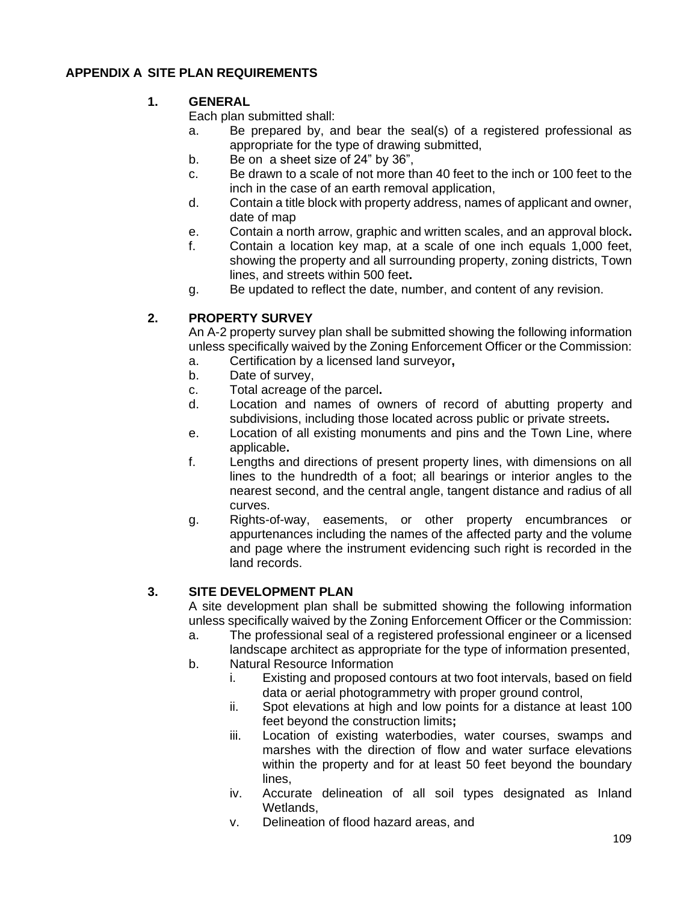## APPENDIX A SITE PLAN REQUIREMENTS

### 1. GENERAL

Each plan submitted shall:

a. Be prepared by, and bear the seal(s) of a registered professional as appropriate for the type of drawing submitted,

b. Be on a sheet size of 24" by 36",

c. Be drawn to a scale of not more than 40 feet to the inch or 100 feet to the inch in the case of an earth removal application,

d. Contain a title block with property address, names of applicant and owner, date of map

e. Contain a north arrow, graphic and written scales, and an approval block**.**

f. Contain a location key map, at a scale of one inch equals 1,000 feet, showing the property and all surrounding property, zoning districts, Town lines, and streets within 500 feet**.**

g. Be updated to reflect the date, number, and content of any revision.

### 2. PROPERTY SURVEY

An A-2 property survey plan shall be submitted showing the following information unless specifically waived by the Zoning Enforcement Officer or the Commission:

a. Certification by a licensed land surveyor**,**

b. Date of survey,

c. Total acreage of the parcel**.**

d. Location and names of owners of record of abutting property and subdivisions, including those located across public or private streets**.**

e. Location of all existing monuments and pins and the Town Line, where applicable**.**

f. Lengths and directions of present property lines, with dimensions on all lines to the hundredth of a foot; all bearings or interior angles to the nearest second, and the central angle, tangent distance and radius of all curves.

g. Rights-of-way, easements, or other property encumbrances or appurtenances including the names of the affected party and the volume and page where the instrument evidencing such right is recorded in the land records.

### 3. SITE DEVELOPMENT PLAN

A site development plan shall be submitted showing the following information unless specifically waived by the Zoning Enforcement Officer or the Commission:

a. The professional seal of a registered professional engineer or a licensed landscape architect as appropriate for the type of information presented,

b. Natural Resource Information

   i. Existing and proposed contours at two foot intervals, based on field data or aerial photogrammetry with proper ground control,

   ii. Spot elevations at high and low points for a distance at least 100 feet beyond the construction limits**;**

   iii. Location of existing waterbodies, water courses, swamps and marshes with the direction of flow and water surface elevations within the property and for at least 50 feet beyond the boundary lines,

   iv. Accurate delineation of all soil types designated as Inland Wetlands,

   v. Delineation of flood hazard areas, and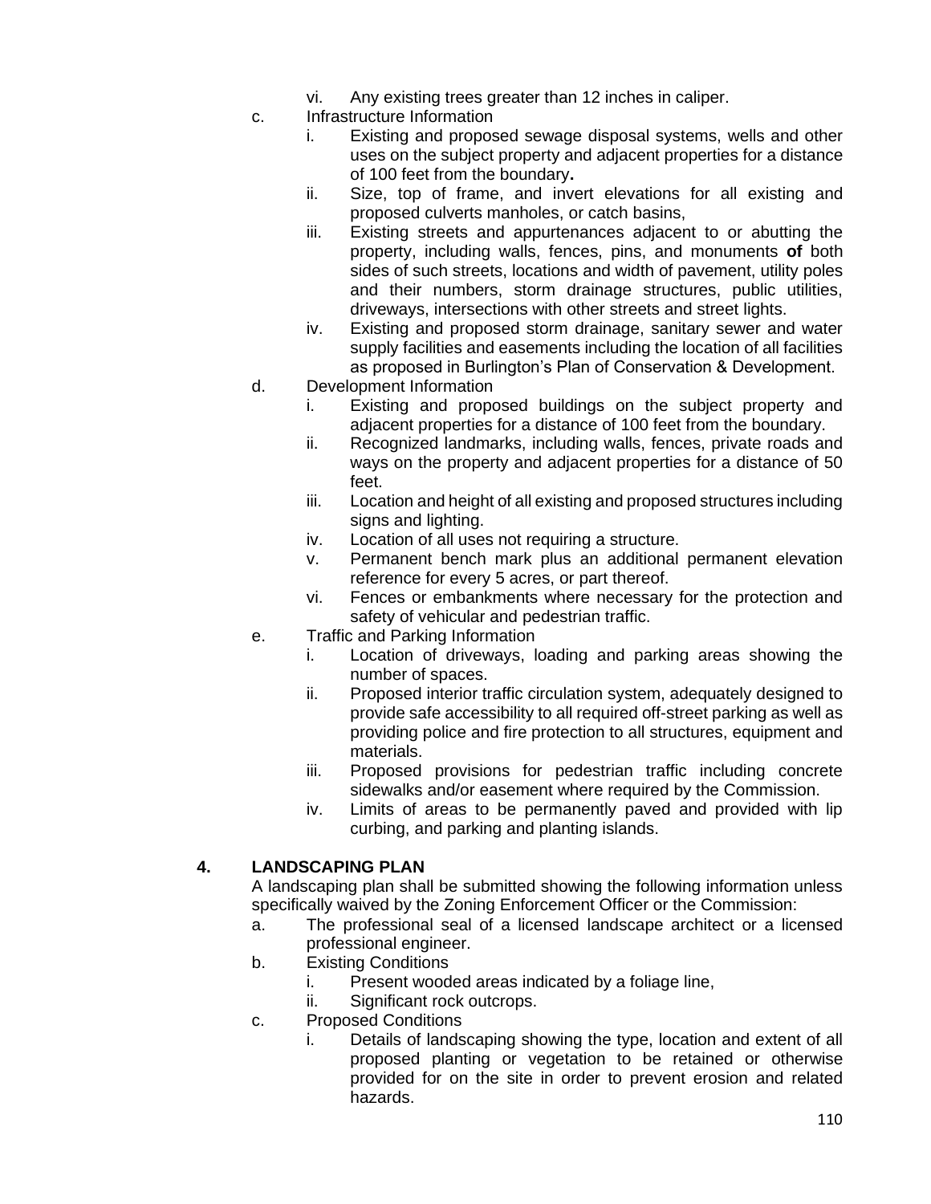- vi. Any existing trees greater than 12 inches in caliper.
- c. Infrastructure Information
   - i. Existing and proposed sewage disposal systems, wells and other uses on the subject property and adjacent properties for a distance of 100 feet from the boundary**.**
   - ii. Size, top of frame, and invert elevations for all existing and proposed culverts manholes, or catch basins,
   - iii. Existing streets and appurtenances adjacent to or abutting the property, including walls, fences, pins, and monuments **of** both sides of such streets, locations and width of pavement, utility poles and their numbers, storm drainage structures, public utilities, driveways, intersections with other streets and street lights.
   - iv. Existing and proposed storm drainage, sanitary sewer and water supply facilities and easements including the location of all facilities as proposed in Burlington's Plan of Conservation & Development.
- d. Development Information
   - i. Existing and proposed buildings on the subject property and adjacent properties for a distance of 100 feet from the boundary.
   - ii. Recognized landmarks, including walls, fences, private roads and ways on the property and adjacent properties for a distance of 50 feet.
   - iii. Location and height of all existing and proposed structures including signs and lighting.
   - iv. Location of all uses not requiring a structure.
   - v. Permanent bench mark plus an additional permanent elevation reference for every 5 acres, or part thereof.
   - vi. Fences or embankments where necessary for the protection and safety of vehicular and pedestrian traffic.
- e. Traffic and Parking Information
   - i. Location of driveways, loading and parking areas showing the number of spaces.
   - ii. Proposed interior traffic circulation system, adequately designed to provide safe accessibility to all required off-street parking as well as providing police and fire protection to all structures, equipment and materials.
   - iii. Proposed provisions for pedestrian traffic including concrete sidewalks and/or easement where required by the Commission.
   - iv. Limits of areas to be permanently paved and provided with lip curbing, and parking and planting islands.

**4. LANDSCAPING PLAN**

A landscaping plan shall be submitted showing the following information unless specifically waived by the Zoning Enforcement Officer or the Commission:

- a. The professional seal of a licensed landscape architect or a licensed professional engineer.
- b. Existing Conditions
   - i. Present wooded areas indicated by a foliage line,
   - ii. Significant rock outcrops.
- c. Proposed Conditions
   - i. Details of landscaping showing the type, location and extent of all proposed planting or vegetation to be retained or otherwise provided for on the site in order to prevent erosion and related hazards.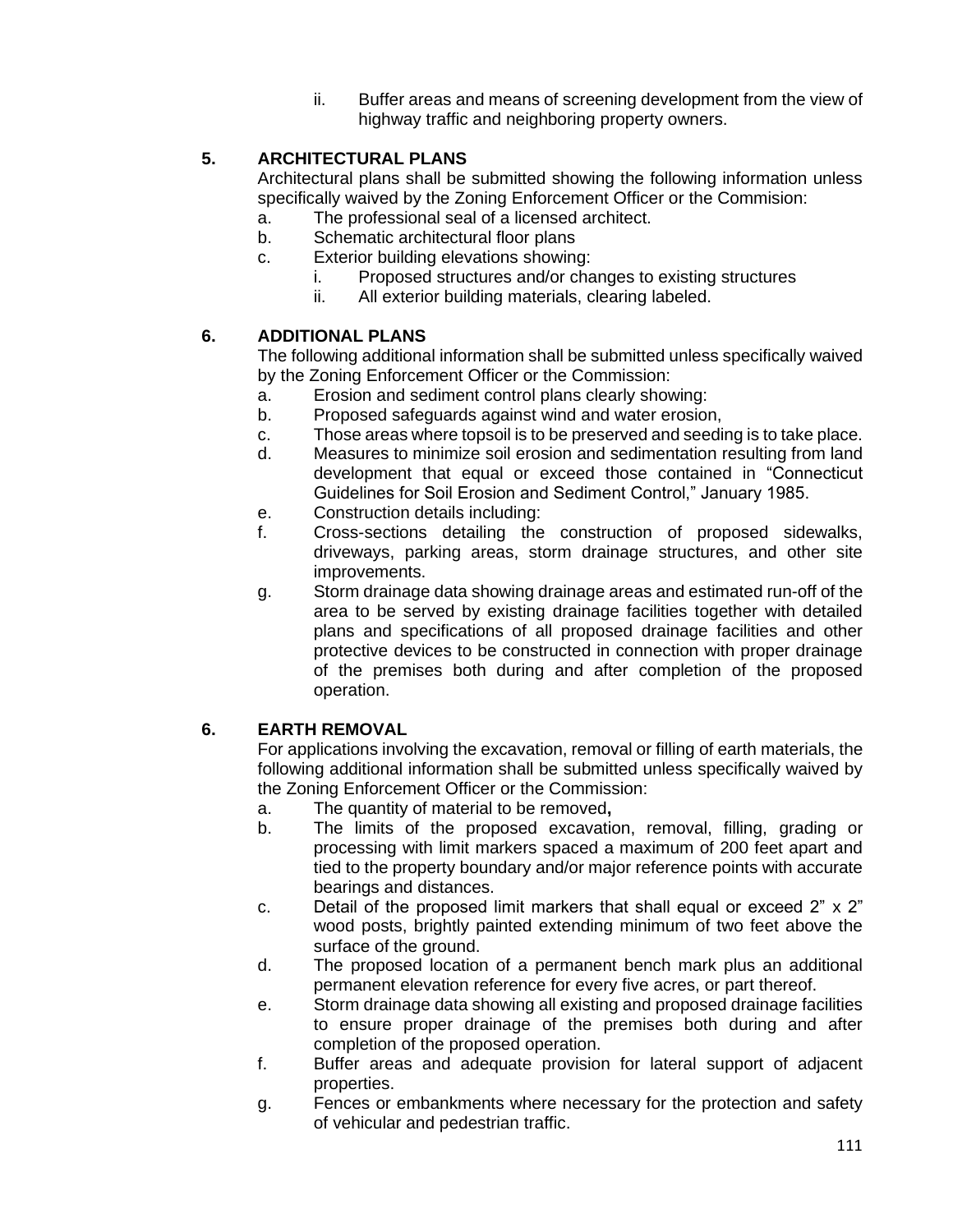ii. Buffer areas and means of screening development from the view of highway traffic and neighboring property owners.

### 5. ARCHITECTURAL PLANS

Architectural plans shall be submitted showing the following information unless specifically waived by the Zoning Enforcement Officer or the Commision:

a. The professional seal of a licensed architect.
b. Schematic architectural floor plans
c. Exterior building elevations showing:
   i. Proposed structures and/or changes to existing structures
   ii. All exterior building materials, clearing labeled.

### 6. ADDITIONAL PLANS

The following additional information shall be submitted unless specifically waived by the Zoning Enforcement Officer or the Commission:

a. Erosion and sediment control plans clearly showing:
b. Proposed safeguards against wind and water erosion,
c. Those areas where topsoil is to be preserved and seeding is to take place.
d. Measures to minimize soil erosion and sedimentation resulting from land development that equal or exceed those contained in "Connecticut Guidelines for Soil Erosion and Sediment Control," January 1985.
e. Construction details including:
f. Cross-sections detailing the construction of proposed sidewalks, driveways, parking areas, storm drainage structures, and other site improvements.
g. Storm drainage data showing drainage areas and estimated run-off of the area to be served by existing drainage facilities together with detailed plans and specifications of all proposed drainage facilities and other protective devices to be constructed in connection with proper drainage of the premises both during and after completion of the proposed operation.

### 6. EARTH REMOVAL

For applications involving the excavation, removal or filling of earth materials, the following additional information shall be submitted unless specifically waived by the Zoning Enforcement Officer or the Commission:

a. The quantity of material to be removed**,**
b. The limits of the proposed excavation, removal, filling, grading or processing with limit markers spaced a maximum of 200 feet apart and tied to the property boundary and/or major reference points with accurate bearings and distances.
c. Detail of the proposed limit markers that shall equal or exceed 2" x 2" wood posts, brightly painted extending minimum of two feet above the surface of the ground.
d. The proposed location of a permanent bench mark plus an additional permanent elevation reference for every five acres, or part thereof.
e. Storm drainage data showing all existing and proposed drainage facilities to ensure proper drainage of the premises both during and after completion of the proposed operation.
f. Buffer areas and adequate provision for lateral support of adjacent properties.
g. Fences or embankments where necessary for the protection and safety of vehicular and pedestrian traffic.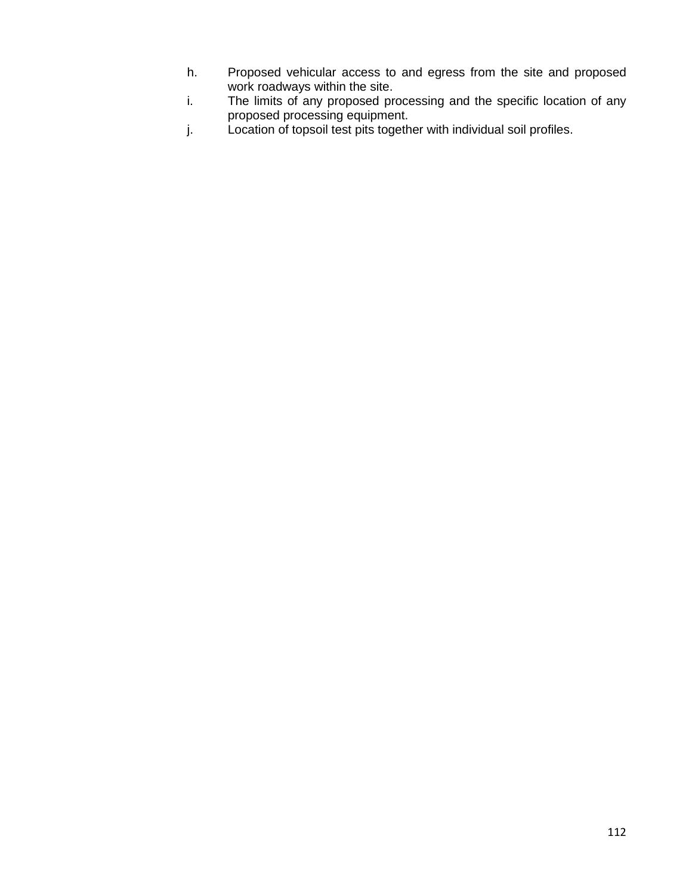h. Proposed vehicular access to and egress from the site and proposed work roadways within the site.
i. The limits of any proposed processing and the specific location of any proposed processing equipment.
j. Location of topsoil test pits together with individual soil profiles.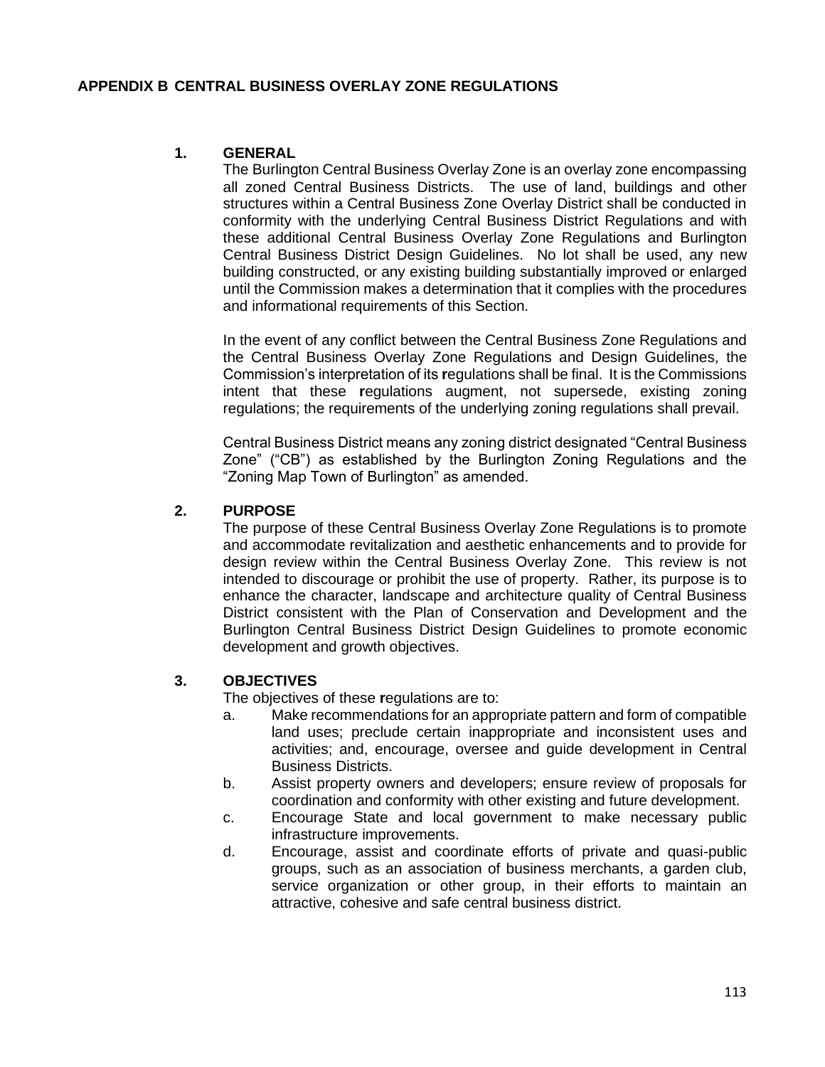# APPENDIX B CENTRAL BUSINESS OVERLAY ZONE REGULATIONS

## 1. GENERAL

The Burlington Central Business Overlay Zone is an overlay zone encompassing all zoned Central Business Districts. The use of land, buildings and other structures within a Central Business Zone Overlay District shall be conducted in conformity with the underlying Central Business District Regulations and with these additional Central Business Overlay Zone Regulations and Burlington Central Business District Design Guidelines. No lot shall be used, any new building constructed, or any existing building substantially improved or enlarged until the Commission makes a determination that it complies with the procedures and informational requirements of this Section.

In the event of any conflict between the Central Business Zone Regulations and the Central Business Overlay Zone Regulations and Design Guidelines, the Commission's interpretation of its regulations shall be final. It is the Commissions intent that these regulations augment, not supersede, existing zoning regulations; the requirements of the underlying zoning regulations shall prevail.

Central Business District means any zoning district designated "Central Business Zone" ("CB") as established by the Burlington Zoning Regulations and the "Zoning Map Town of Burlington" as amended.

## 2. PURPOSE

The purpose of these Central Business Overlay Zone Regulations is to promote and accommodate revitalization and aesthetic enhancements and to provide for design review within the Central Business Overlay Zone. This review is not intended to discourage or prohibit the use of property. Rather, its purpose is to enhance the character, landscape and architecture quality of Central Business District consistent with the Plan of Conservation and Development and the Burlington Central Business District Design Guidelines to promote economic development and growth objectives.

## 3. OBJECTIVES

The objectives of these regulations are to:

a. Make recommendations for an appropriate pattern and form of compatible land uses; preclude certain inappropriate and inconsistent uses and activities; and, encourage, oversee and guide development in Central Business Districts.

b. Assist property owners and developers; ensure review of proposals for coordination and conformity with other existing and future development.

c. Encourage State and local government to make necessary public infrastructure improvements.

d. Encourage, assist and coordinate efforts of private and quasi-public groups, such as an association of business merchants, a garden club, service organization or other group, in their efforts to maintain an attractive, cohesive and safe central business district.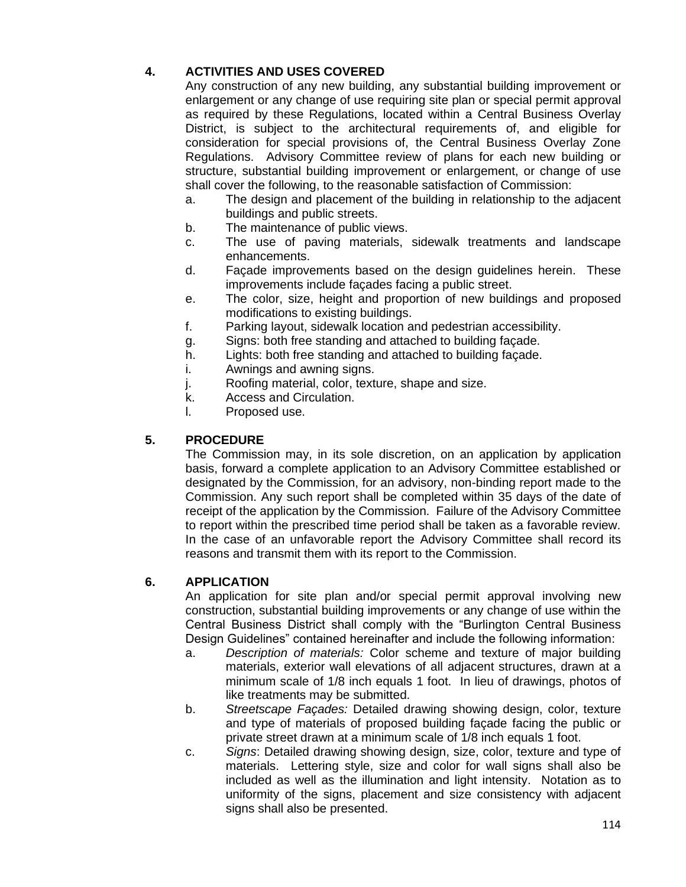## 4. ACTIVITIES AND USES COVERED

Any construction of any new building, any substantial building improvement or enlargement or any change of use requiring site plan or special permit approval as required by these Regulations, located within a Central Business Overlay District, is subject to the architectural requirements of, and eligible for consideration for special provisions of, the Central Business Overlay Zone Regulations. Advisory Committee review of plans for each new building or structure, substantial building improvement or enlargement, or change of use shall cover the following, to the reasonable satisfaction of Commission:

a. The design and placement of the building in relationship to the adjacent buildings and public streets.
b. The maintenance of public views.
c. The use of paving materials, sidewalk treatments and landscape enhancements.
d. Façade improvements based on the design guidelines herein. These improvements include façades facing a public street.
e. The color, size, height and proportion of new buildings and proposed modifications to existing buildings.
f. Parking layout, sidewalk location and pedestrian accessibility.
g. Signs: both free standing and attached to building façade.
h. Lights: both free standing and attached to building façade.
i. Awnings and awning signs.
j. Roofing material, color, texture, shape and size.
k. Access and Circulation.
l. Proposed use.

## 5. PROCEDURE

The Commission may, in its sole discretion, on an application by application basis, forward a complete application to an Advisory Committee established or designated by the Commission, for an advisory, non-binding report made to the Commission. Any such report shall be completed within 35 days of the date of receipt of the application by the Commission. Failure of the Advisory Committee to report within the prescribed time period shall be taken as a favorable review. In the case of an unfavorable report the Advisory Committee shall record its reasons and transmit them with its report to the Commission.

## 6. APPLICATION

An application for site plan and/or special permit approval involving new construction, substantial building improvements or any change of use within the Central Business District shall comply with the "Burlington Central Business Design Guidelines" contained hereinafter and include the following information:

a. *Description of materials:* Color scheme and texture of major building materials, exterior wall elevations of all adjacent structures, drawn at a minimum scale of 1/8 inch equals 1 foot. In lieu of drawings, photos of like treatments may be submitted.
b. *Streetscape Façades:* Detailed drawing showing design, color, texture and type of materials of proposed building façade facing the public or private street drawn at a minimum scale of 1/8 inch equals 1 foot.
c. *Signs*: Detailed drawing showing design, size, color, texture and type of materials. Lettering style, size and color for wall signs shall also be included as well as the illumination and light intensity. Notation as to uniformity of the signs, placement and size consistency with adjacent signs shall also be presented.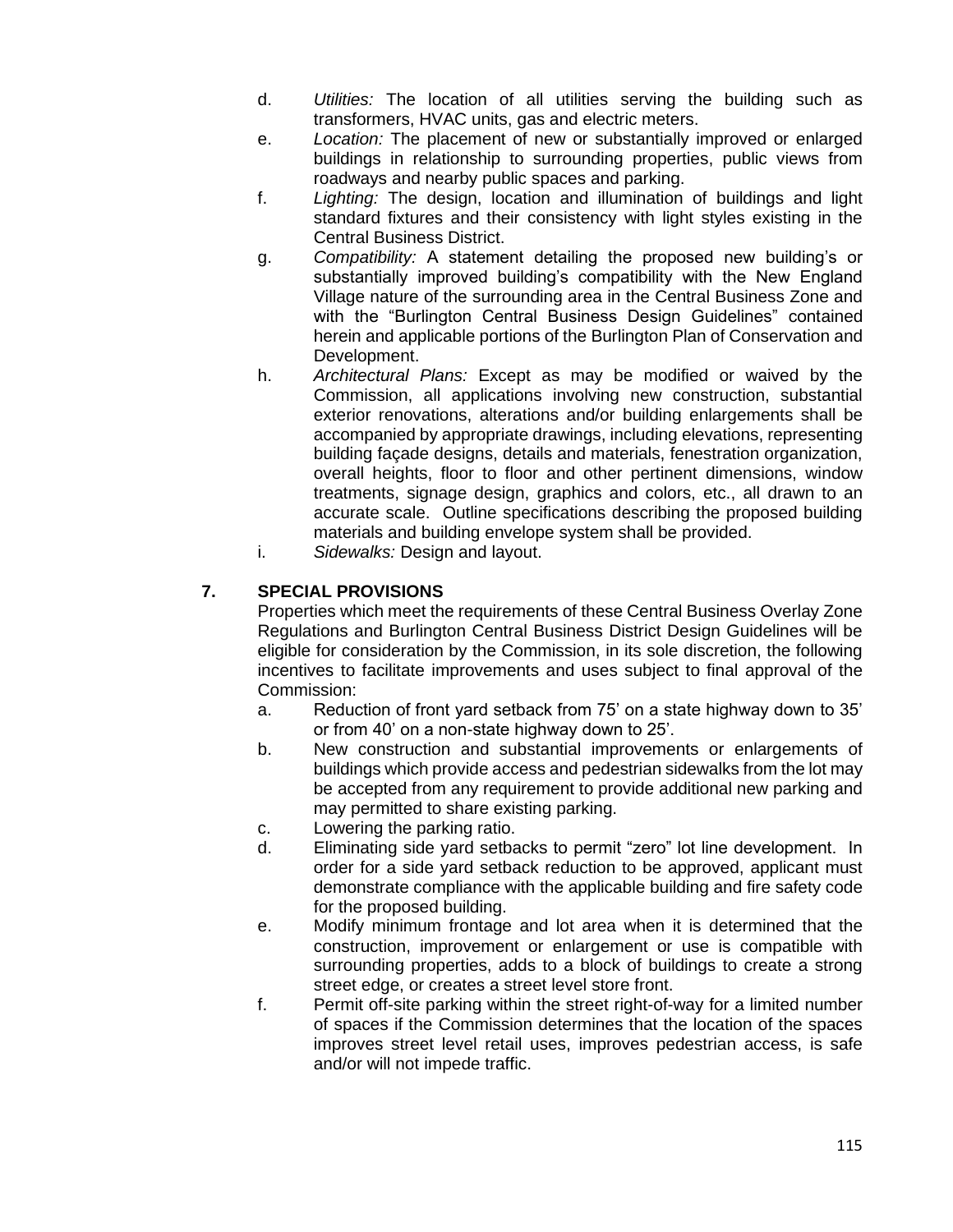d. *Utilities:* The location of all utilities serving the building such as transformers, HVAC units, gas and electric meters.

e. *Location:* The placement of new or substantially improved or enlarged buildings in relationship to surrounding properties, public views from roadways and nearby public spaces and parking.

f. *Lighting:* The design, location and illumination of buildings and light standard fixtures and their consistency with light styles existing in the Central Business District.

g. *Compatibility:* A statement detailing the proposed new building's or substantially improved building's compatibility with the New England Village nature of the surrounding area in the Central Business Zone and with the "Burlington Central Business Design Guidelines" contained herein and applicable portions of the Burlington Plan of Conservation and Development.

h. *Architectural Plans:* Except as may be modified or waived by the Commission, all applications involving new construction, substantial exterior renovations, alterations and/or building enlargements shall be accompanied by appropriate drawings, including elevations, representing building façade designs, details and materials, fenestration organization, overall heights, floor to floor and other pertinent dimensions, window treatments, signage design, graphics and colors, etc., all drawn to an accurate scale. Outline specifications describing the proposed building materials and building envelope system shall be provided.

i. *Sidewalks:* Design and layout.

## 7. SPECIAL PROVISIONS

Properties which meet the requirements of these Central Business Overlay Zone Regulations and Burlington Central Business District Design Guidelines will be eligible for consideration by the Commission, in its sole discretion, the following incentives to facilitate improvements and uses subject to final approval of the Commission:

a. Reduction of front yard setback from 75' on a state highway down to 35' or from 40' on a non-state highway down to 25'.

b. New construction and substantial improvements or enlargements of buildings which provide access and pedestrian sidewalks from the lot may be accepted from any requirement to provide additional new parking and may permitted to share existing parking.

c. Lowering the parking ratio.

d. Eliminating side yard setbacks to permit "zero" lot line development. In order for a side yard setback reduction to be approved, applicant must demonstrate compliance with the applicable building and fire safety code for the proposed building.

e. Modify minimum frontage and lot area when it is determined that the construction, improvement or enlargement or use is compatible with surrounding properties, adds to a block of buildings to create a strong street edge, or creates a street level store front.

f. Permit off-site parking within the street right-of-way for a limited number of spaces if the Commission determines that the location of the spaces improves street level retail uses, improves pedestrian access, is safe and/or will not impede traffic.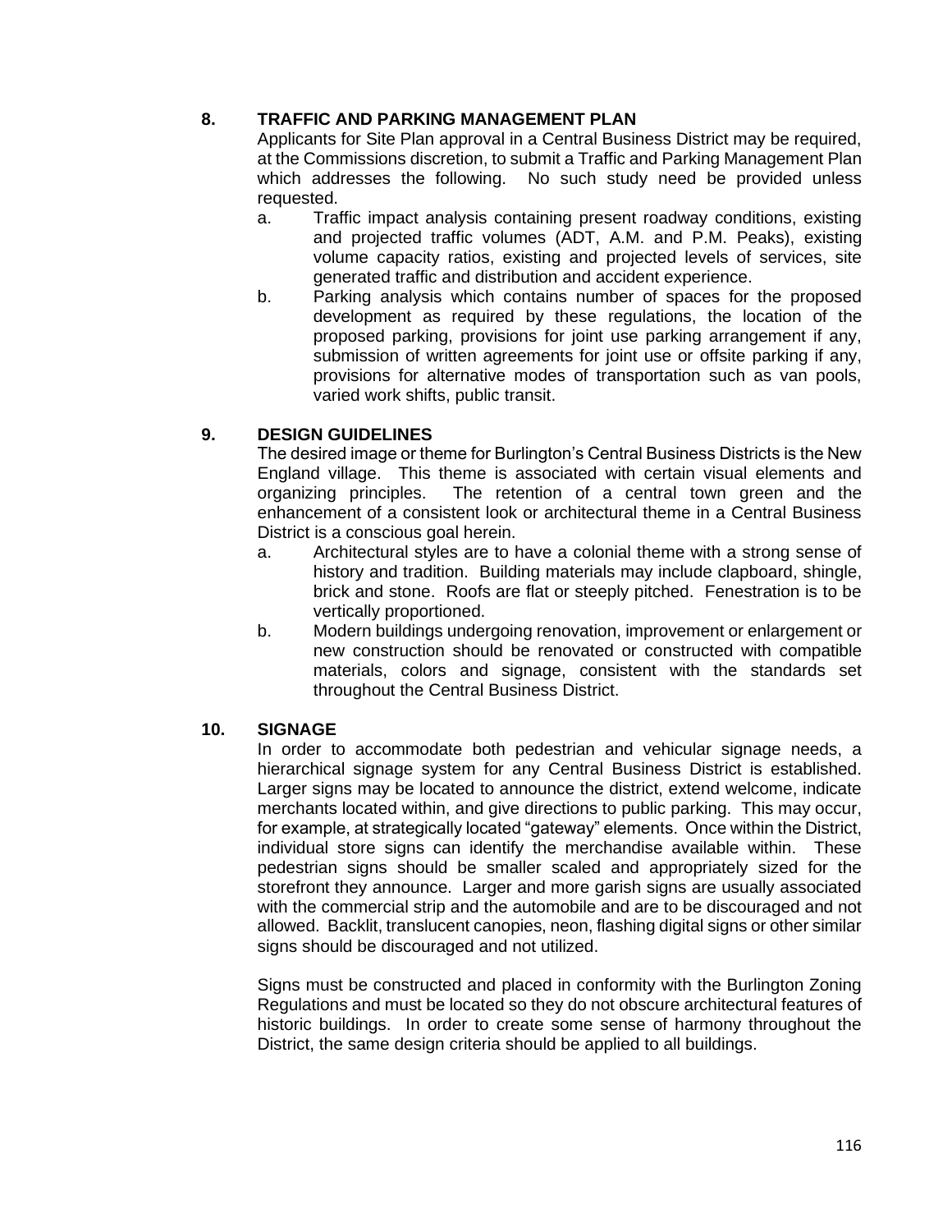## 8. TRAFFIC AND PARKING MANAGEMENT PLAN

Applicants for Site Plan approval in a Central Business District may be required, at the Commissions discretion, to submit a Traffic and Parking Management Plan which addresses the following. No such study need be provided unless requested.

a. Traffic impact analysis containing present roadway conditions, existing and projected traffic volumes (ADT, A.M. and P.M. Peaks), existing volume capacity ratios, existing and projected levels of services, site generated traffic and distribution and accident experience.

b. Parking analysis which contains number of spaces for the proposed development as required by these regulations, the location of the proposed parking, provisions for joint use parking arrangement if any, submission of written agreements for joint use or offsite parking if any, provisions for alternative modes of transportation such as van pools, varied work shifts, public transit.

## 9. DESIGN GUIDELINES

The desired image or theme for Burlington's Central Business Districts is the New England village. This theme is associated with certain visual elements and organizing principles. The retention of a central town green and the enhancement of a consistent look or architectural theme in a Central Business District is a conscious goal herein.

a. Architectural styles are to have a colonial theme with a strong sense of history and tradition. Building materials may include clapboard, shingle, brick and stone. Roofs are flat or steeply pitched. Fenestration is to be vertically proportioned.

b. Modern buildings undergoing renovation, improvement or enlargement or new construction should be renovated or constructed with compatible materials, colors and signage, consistent with the standards set throughout the Central Business District.

## 10. SIGNAGE

In order to accommodate both pedestrian and vehicular signage needs, a hierarchical signage system for any Central Business District is established. Larger signs may be located to announce the district, extend welcome, indicate merchants located within, and give directions to public parking. This may occur, for example, at strategically located "gateway" elements. Once within the District, individual store signs can identify the merchandise available within. These pedestrian signs should be smaller scaled and appropriately sized for the storefront they announce. Larger and more garish signs are usually associated with the commercial strip and the automobile and are to be discouraged and not allowed. Backlit, translucent canopies, neon, flashing digital signs or other similar signs should be discouraged and not utilized.

Signs must be constructed and placed in conformity with the Burlington Zoning Regulations and must be located so they do not obscure architectural features of historic buildings. In order to create some sense of harmony throughout the District, the same design criteria should be applied to all buildings.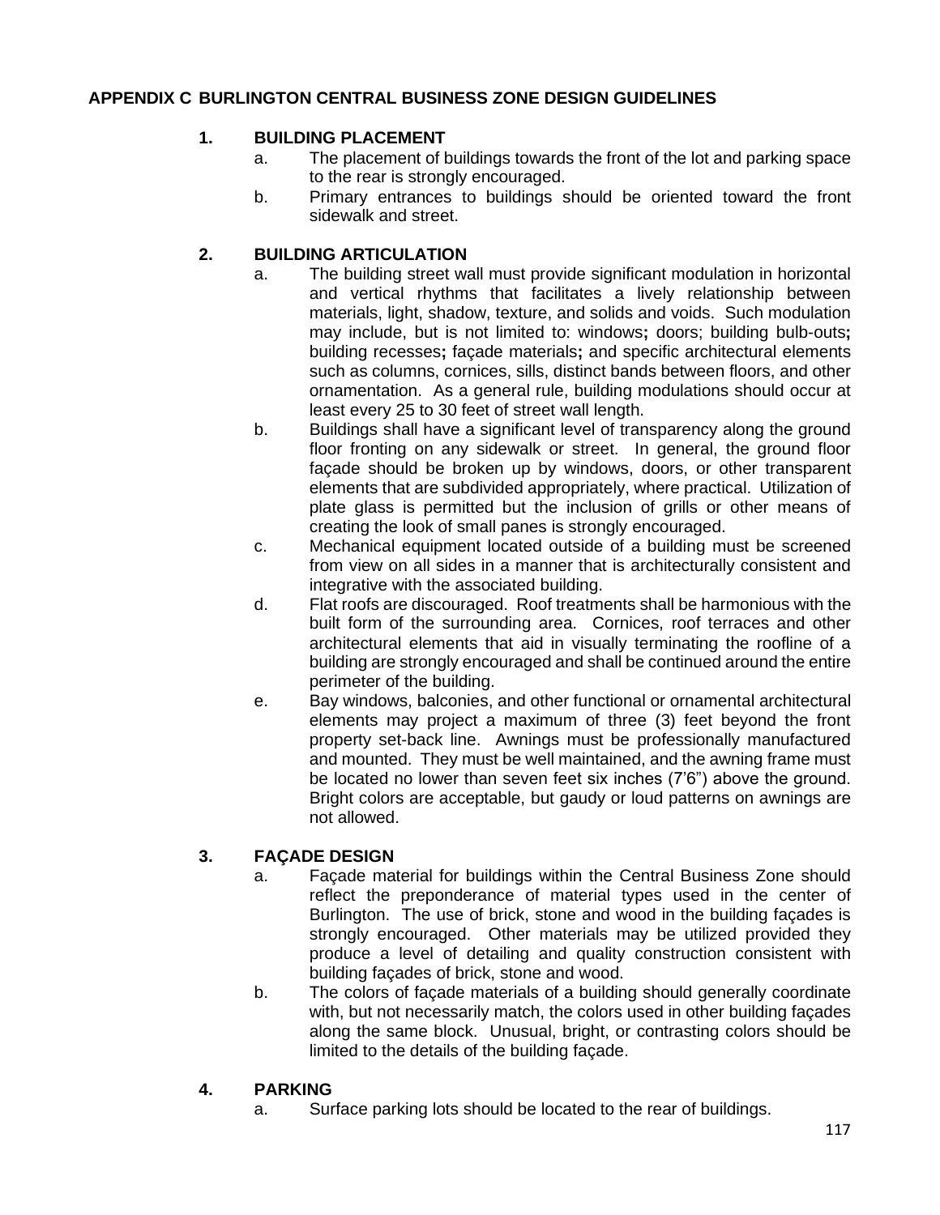# APPENDIX C BURLINGTON CENTRAL BUSINESS ZONE DESIGN GUIDELINES

## 1. BUILDING PLACEMENT

a. The placement of buildings towards the front of the lot and parking space to the rear is strongly encouraged.

b. Primary entrances to buildings should be oriented toward the front sidewalk and street.

## 2. BUILDING ARTICULATION

a. The building street wall must provide significant modulation in horizontal and vertical rhythms that facilitates a lively relationship between materials, light, shadow, texture, and solids and voids. Such modulation may include, but is not limited to: windows**;** doors; building bulb-outs**;** building recesses**;** façade materials**;** and specific architectural elements such as columns, cornices, sills, distinct bands between floors, and other ornamentation. As a general rule, building modulations should occur at least every 25 to 30 feet of street wall length.

b. Buildings shall have a significant level of transparency along the ground floor fronting on any sidewalk or street. In general, the ground floor façade should be broken up by windows, doors, or other transparent elements that are subdivided appropriately, where practical. Utilization of plate glass is permitted but the inclusion of grills or other means of creating the look of small panes is strongly encouraged.

c. Mechanical equipment located outside of a building must be screened from view on all sides in a manner that is architecturally consistent and integrative with the associated building.

d. Flat roofs are discouraged. Roof treatments shall be harmonious with the built form of the surrounding area. Cornices, roof terraces and other architectural elements that aid in visually terminating the roofline of a building are strongly encouraged and shall be continued around the entire perimeter of the building.

e. Bay windows, balconies, and other functional or ornamental architectural elements may project a maximum of three (3) feet beyond the front property set-back line. Awnings must be professionally manufactured and mounted. They must be well maintained, and the awning frame must be located no lower than seven feet six inches (7'6") above the ground. Bright colors are acceptable, but gaudy or loud patterns on awnings are not allowed.

## 3. FAÇADE DESIGN

a. Façade material for buildings within the Central Business Zone should reflect the preponderance of material types used in the center of Burlington. The use of brick, stone and wood in the building façades is strongly encouraged. Other materials may be utilized provided they produce a level of detailing and quality construction consistent with building façades of brick, stone and wood.

b. The colors of façade materials of a building should generally coordinate with, but not necessarily match, the colors used in other building façades along the same block. Unusual, bright, or contrasting colors should be limited to the details of the building façade.

## 4. PARKING

a. Surface parking lots should be located to the rear of buildings.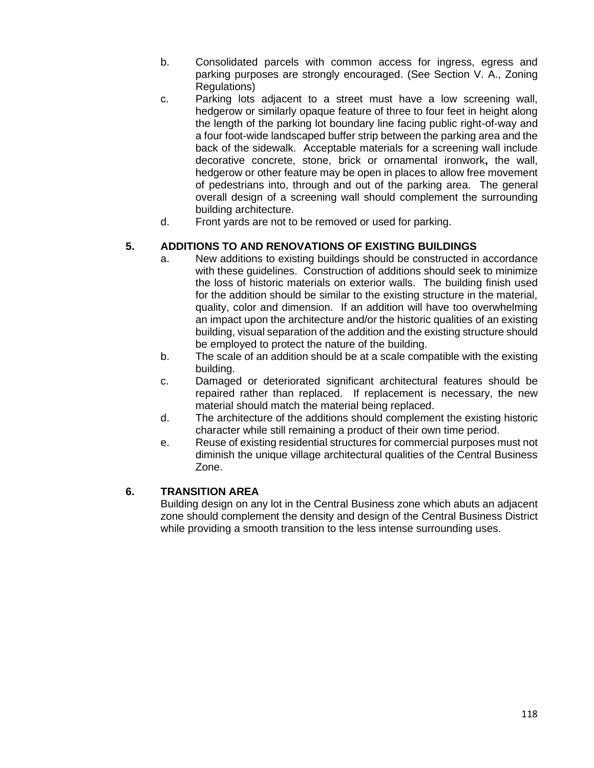b. Consolidated parcels with common access for ingress, egress and parking purposes are strongly encouraged. (See Section V. A., Zoning Regulations)

c. Parking lots adjacent to a street must have a low screening wall, hedgerow or similarly opaque feature of three to four feet in height along the length of the parking lot boundary line facing public right-of-way and a four foot-wide landscaped buffer strip between the parking area and the back of the sidewalk. Acceptable materials for a screening wall include decorative concrete, stone, brick or ornamental ironwork**,** the wall, hedgerow or other feature may be open in places to allow free movement of pedestrians into, through and out of the parking area. The general overall design of a screening wall should complement the surrounding building architecture.

d. Front yards are not to be removed or used for parking.

### 5. ADDITIONS TO AND RENOVATIONS OF EXISTING BUILDINGS

a. New additions to existing buildings should be constructed in accordance with these guidelines. Construction of additions should seek to minimize the loss of historic materials on exterior walls. The building finish used for the addition should be similar to the existing structure in the material, quality, color and dimension. If an addition will have too overwhelming an impact upon the architecture and/or the historic qualities of an existing building, visual separation of the addition and the existing structure should be employed to protect the nature of the building.

b. The scale of an addition should be at a scale compatible with the existing building.

c. Damaged or deteriorated significant architectural features should be repaired rather than replaced. If replacement is necessary, the new material should match the material being replaced.

d. The architecture of the additions should complement the existing historic character while still remaining a product of their own time period.

e. Reuse of existing residential structures for commercial purposes must not diminish the unique village architectural qualities of the Central Business Zone.

### 6. TRANSITION AREA

Building design on any lot in the Central Business zone which abuts an adjacent zone should complement the density and design of the Central Business District while providing a smooth transition to the less intense surrounding uses.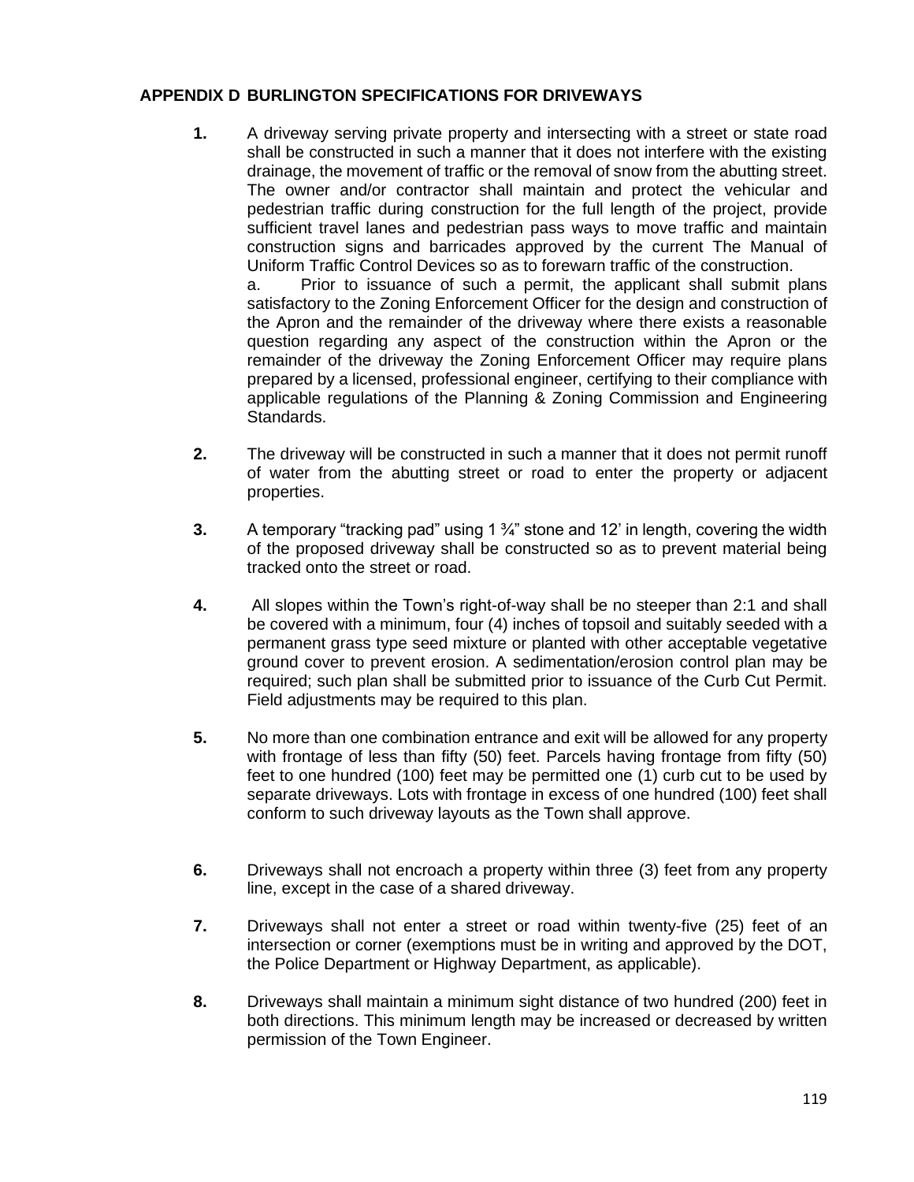## APPENDIX D BURLINGTON SPECIFICATIONS FOR DRIVEWAYS

**1.** A driveway serving private property and intersecting with a street or state road shall be constructed in such a manner that it does not interfere with the existing drainage, the movement of traffic or the removal of snow from the abutting street. The owner and/or contractor shall maintain and protect the vehicular and pedestrian traffic during construction for the full length of the project, provide sufficient travel lanes and pedestrian pass ways to move traffic and maintain construction signs and barricades approved by the current The Manual of Uniform Traffic Control Devices so as to forewarn traffic of the construction.

a. Prior to issuance of such a permit, the applicant shall submit plans satisfactory to the Zoning Enforcement Officer for the design and construction of the Apron and the remainder of the driveway where there exists a reasonable question regarding any aspect of the construction within the Apron or the remainder of the driveway the Zoning Enforcement Officer may require plans prepared by a licensed, professional engineer, certifying to their compliance with applicable regulations of the Planning & Zoning Commission and Engineering Standards.

**2.** The driveway will be constructed in such a manner that it does not permit runoff of water from the abutting street or road to enter the property or adjacent properties.

**3.** A temporary "tracking pad" using 1 ¾" stone and 12' in length, covering the width of the proposed driveway shall be constructed so as to prevent material being tracked onto the street or road.

**4.** All slopes within the Town's right-of-way shall be no steeper than 2:1 and shall be covered with a minimum, four (4) inches of topsoil and suitably seeded with a permanent grass type seed mixture or planted with other acceptable vegetative ground cover to prevent erosion. A sedimentation/erosion control plan may be required; such plan shall be submitted prior to issuance of the Curb Cut Permit. Field adjustments may be required to this plan.

**5.** No more than one combination entrance and exit will be allowed for any property with frontage of less than fifty (50) feet. Parcels having frontage from fifty (50) feet to one hundred (100) feet may be permitted one (1) curb cut to be used by separate driveways. Lots with frontage in excess of one hundred (100) feet shall conform to such driveway layouts as the Town shall approve.

**6.** Driveways shall not encroach a property within three (3) feet from any property line, except in the case of a shared driveway.

**7.** Driveways shall not enter a street or road within twenty-five (25) feet of an intersection or corner (exemptions must be in writing and approved by the DOT, the Police Department or Highway Department, as applicable).

**8.** Driveways shall maintain a minimum sight distance of two hundred (200) feet in both directions. This minimum length may be increased or decreased by written permission of the Town Engineer.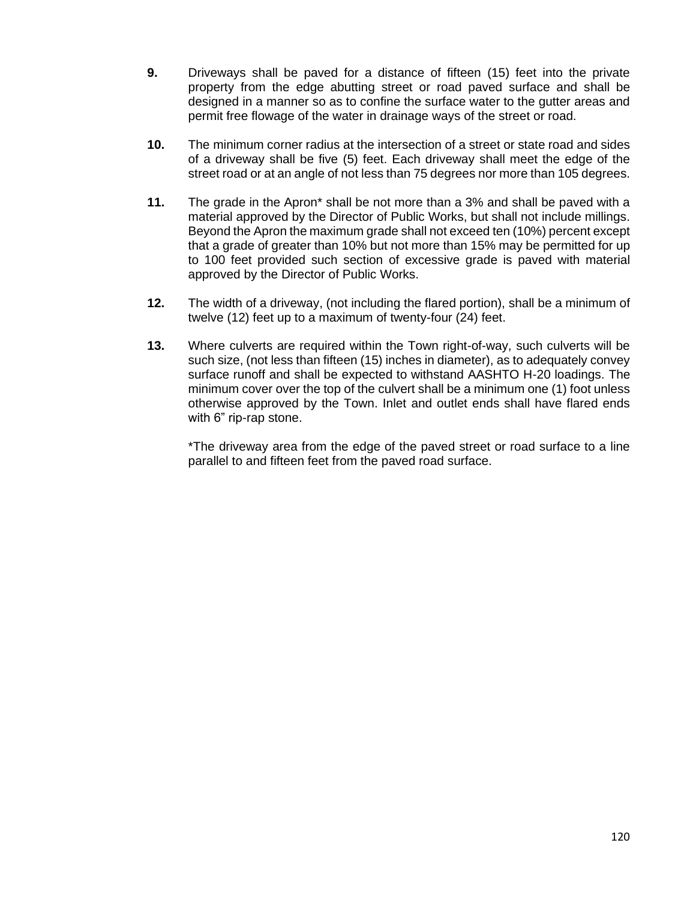**9.** Driveways shall be paved for a distance of fifteen (15) feet into the private property from the edge abutting street or road paved surface and shall be designed in a manner so as to confine the surface water to the gutter areas and permit free flowage of the water in drainage ways of the street or road.

**10.** The minimum corner radius at the intersection of a street or state road and sides of a driveway shall be five (5) feet. Each driveway shall meet the edge of the street road or at an angle of not less than 75 degrees nor more than 105 degrees.

**11.** The grade in the Apron* shall be not more than a 3% and shall be paved with a material approved by the Director of Public Works, but shall not include millings. Beyond the Apron the maximum grade shall not exceed ten (10%) percent except that a grade of greater than 10% but not more than 15% may be permitted for up to 100 feet provided such section of excessive grade is paved with material approved by the Director of Public Works.

**12.** The width of a driveway, (not including the flared portion), shall be a minimum of twelve (12) feet up to a maximum of twenty-four (24) feet.

**13.** Where culverts are required within the Town right-of-way, such culverts will be such size, (not less than fifteen (15) inches in diameter), as to adequately convey surface runoff and shall be expected to withstand AASHTO H-20 loadings. The minimum cover over the top of the culvert shall be a minimum one (1) foot unless otherwise approved by the Town. Inlet and outlet ends shall have flared ends with 6" rip-rap stone.

*The driveway area from the edge of the paved street or road surface to a line parallel to and fifteen feet from the paved road surface.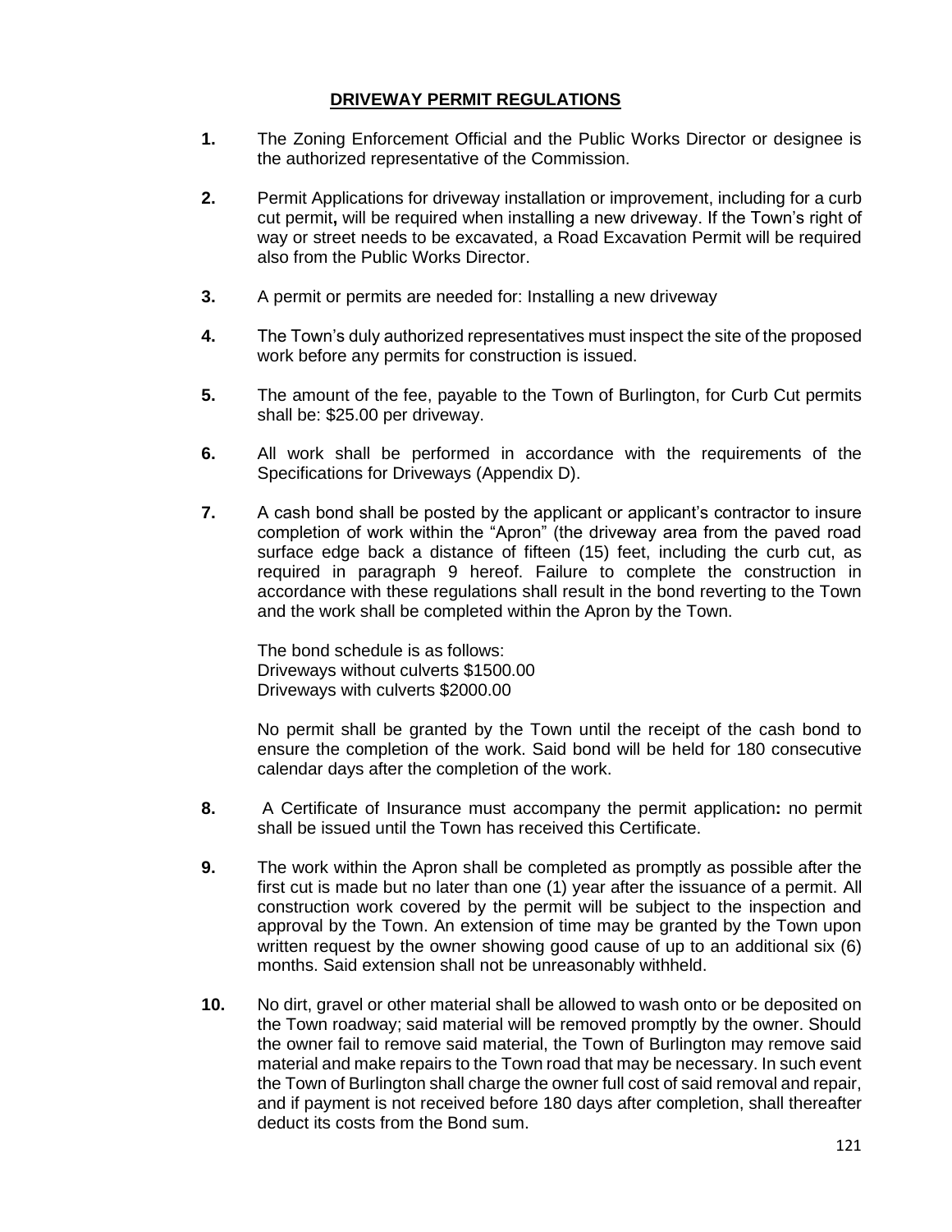## DRIVEWAY PERMIT REGULATIONS

**1.** The Zoning Enforcement Official and the Public Works Director or designee is the authorized representative of the Commission.

**2.** Permit Applications for driveway installation or improvement, including for a curb cut permit**,** will be required when installing a new driveway. If the Town's right of way or street needs to be excavated, a Road Excavation Permit will be required also from the Public Works Director.

**3.** A permit or permits are needed for: Installing a new driveway

**4.** The Town's duly authorized representatives must inspect the site of the proposed work before any permits for construction is issued.

**5.** The amount of the fee, payable to the Town of Burlington, for Curb Cut permits shall be: $25.00 per driveway.

**6.** All work shall be performed in accordance with the requirements of the Specifications for Driveways (Appendix D).

**7.** A cash bond shall be posted by the applicant or applicant's contractor to insure completion of work within the "Apron" (the driveway area from the paved road surface edge back a distance of fifteen (15) feet, including the curb cut, as required in paragraph 9 hereof. Failure to complete the construction in accordance with these regulations shall result in the bond reverting to the Town and the work shall be completed within the Apron by the Town.

The bond schedule is as follows:
Driveways without culverts $1500.00
Driveways with culverts $2000.00

No permit shall be granted by the Town until the receipt of the cash bond to ensure the completion of the work. Said bond will be held for 180 consecutive calendar days after the completion of the work.

**8.** A Certificate of Insurance must accompany the permit application**:** no permit shall be issued until the Town has received this Certificate.

**9.** The work within the Apron shall be completed as promptly as possible after the first cut is made but no later than one (1) year after the issuance of a permit. All construction work covered by the permit will be subject to the inspection and approval by the Town. An extension of time may be granted by the Town upon written request by the owner showing good cause of up to an additional six (6) months. Said extension shall not be unreasonably withheld.

**10.** No dirt, gravel or other material shall be allowed to wash onto or be deposited on the Town roadway; said material will be removed promptly by the owner. Should the owner fail to remove said material, the Town of Burlington may remove said material and make repairs to the Town road that may be necessary. In such event the Town of Burlington shall charge the owner full cost of said removal and repair, and if payment is not received before 180 days after completion, shall thereafter deduct its costs from the Bond sum.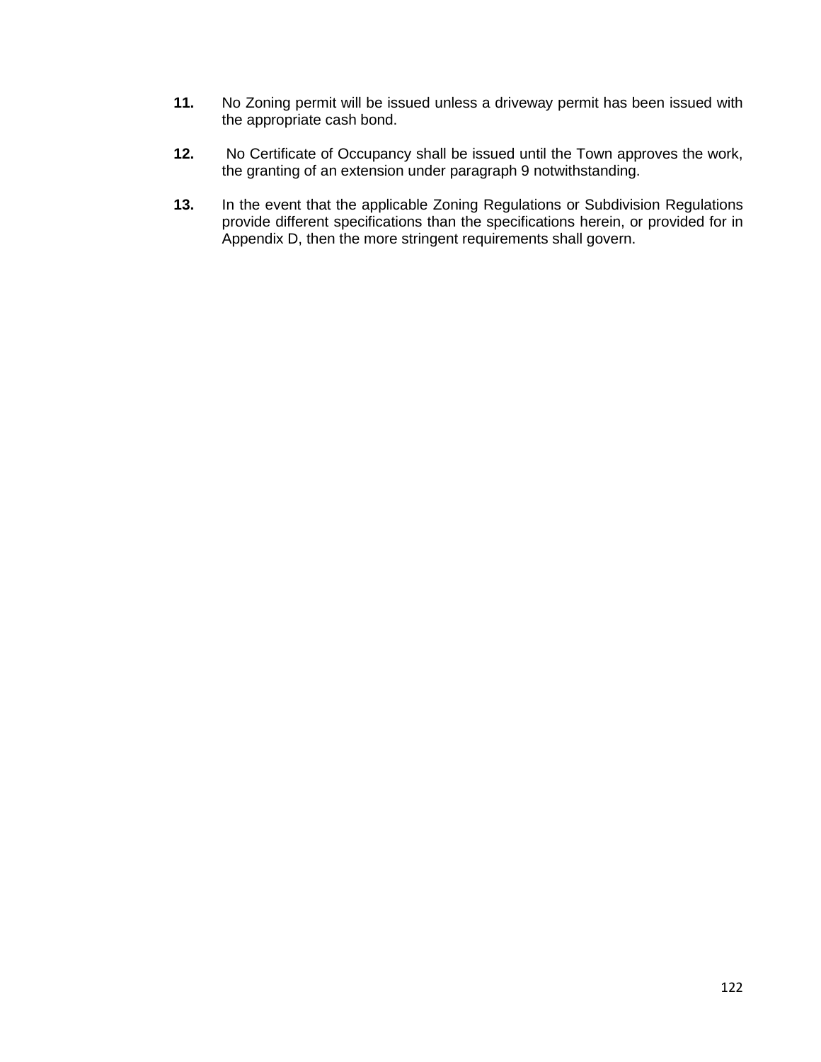**11.** No Zoning permit will be issued unless a driveway permit has been issued with the appropriate cash bond.

**12.** No Certificate of Occupancy shall be issued until the Town approves the work, the granting of an extension under paragraph 9 notwithstanding.

**13.** In the event that the applicable Zoning Regulations or Subdivision Regulations provide different specifications than the specifications herein, or provided for in Appendix D, then the more stringent requirements shall govern.